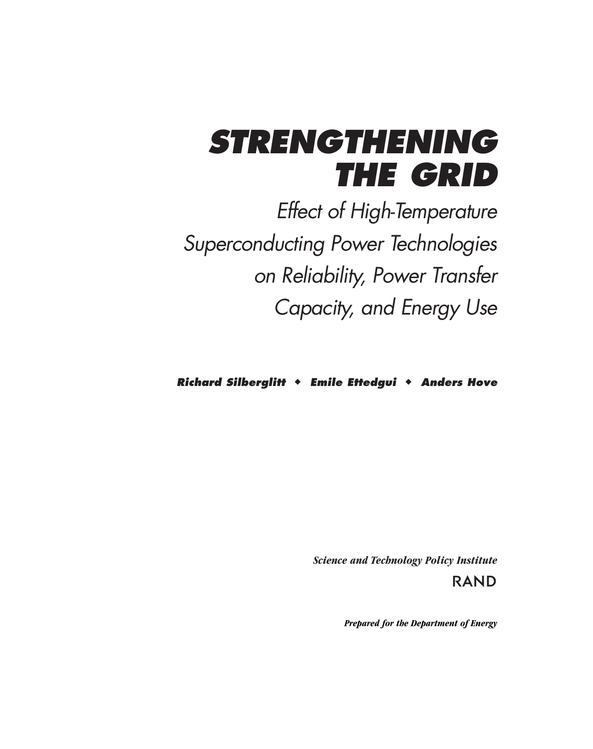# STRENGTHENING THE GRID

## *Effect of High-Temperature Superconducting Power Technologies on Reliability, Power Transfer Capacity, and Energy Use*

**Richard Silberglitt ◆ Emile Ettedgui ◆ Anders Hove**

*Science and Technology Policy Institute*

RAND

*Prepared for the Department of Energy*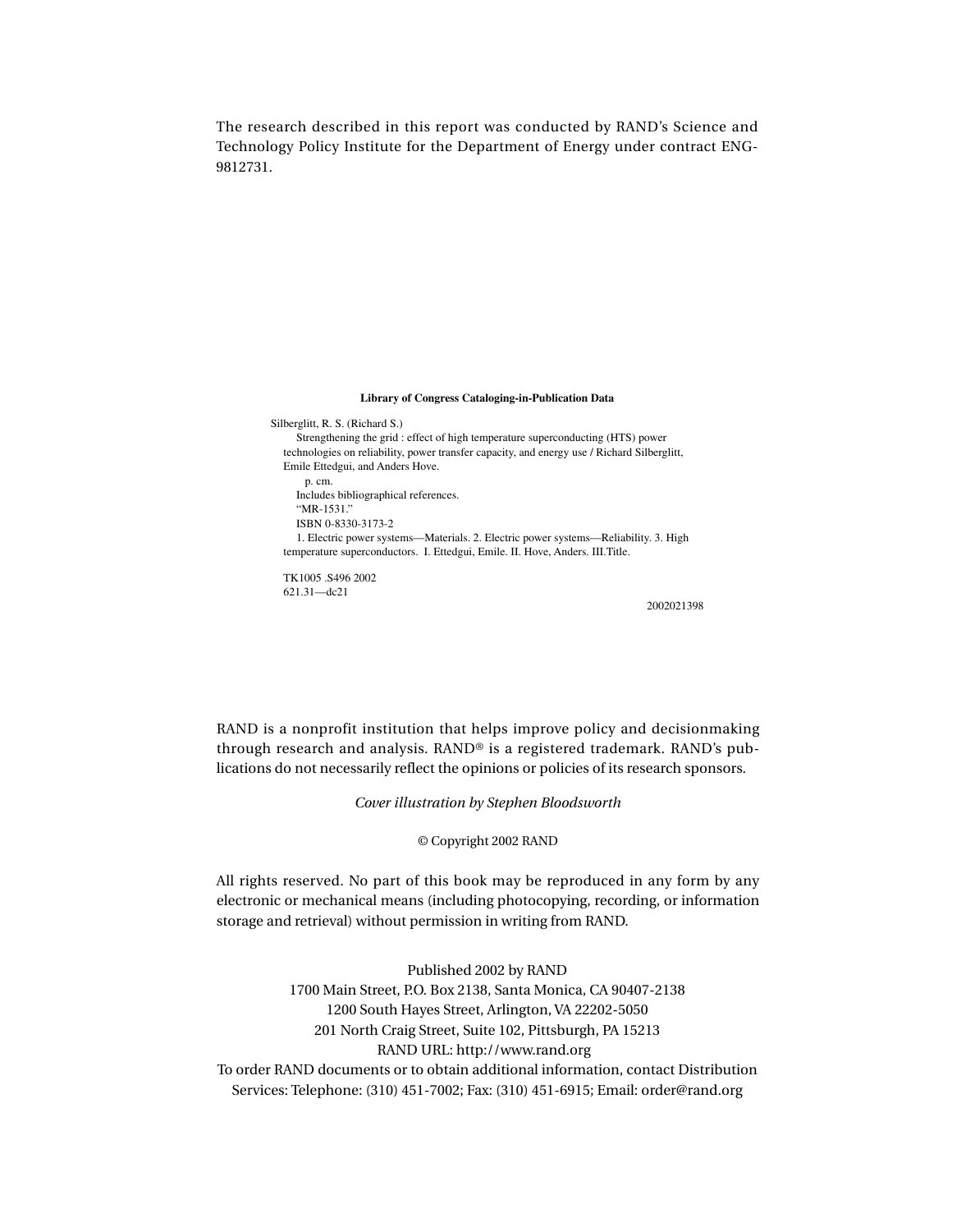The research described in this report was conducted by RAND's Science and Technology Policy Institute for the Department of Energy under contract ENG-9812731.

**Library of Congress Cataloging-in-Publication Data**

Silberglitt, R. S. (Richard S.)
Strengthening the grid : effect of high temperature superconducting (HTS) power technologies on reliability, power transfer capacity, and energy use / Richard Silberglitt, Emile Ettedgui, and Anders Hove.
p. cm.
Includes bibliographical references.
"MR-1531."
ISBN 0-8330-3173-2
1. Electric power systems—Materials. 2. Electric power systems—Reliability. 3. High temperature superconductors. I. Ettedgui, Emile. II. Hove, Anders. III.Title.

TK1005 .S496 2002
621.31—dc21

2002021398

RAND is a nonprofit institution that helps improve policy and decisionmaking through research and analysis. RAND® is a registered trademark. RAND's publications do not necessarily reflect the opinions or policies of its research sponsors.

*Cover illustration by Stephen Bloodsworth*

© Copyright 2002 RAND

All rights reserved. No part of this book may be reproduced in any form by any electronic or mechanical means (including photocopying, recording, or information storage and retrieval) without permission in writing from RAND.

Published 2002 by RAND
1700 Main Street, P.O. Box 2138, Santa Monica, CA 90407-2138
1200 South Hayes Street, Arlington, VA 22202-5050
201 North Craig Street, Suite 102, Pittsburgh, PA 15213
RAND URL: http://www.rand.org
To order RAND documents or to obtain additional information, contact Distribution Services: Telephone: (310) 451-7002; Fax: (310) 451-6915; Email: order@rand.org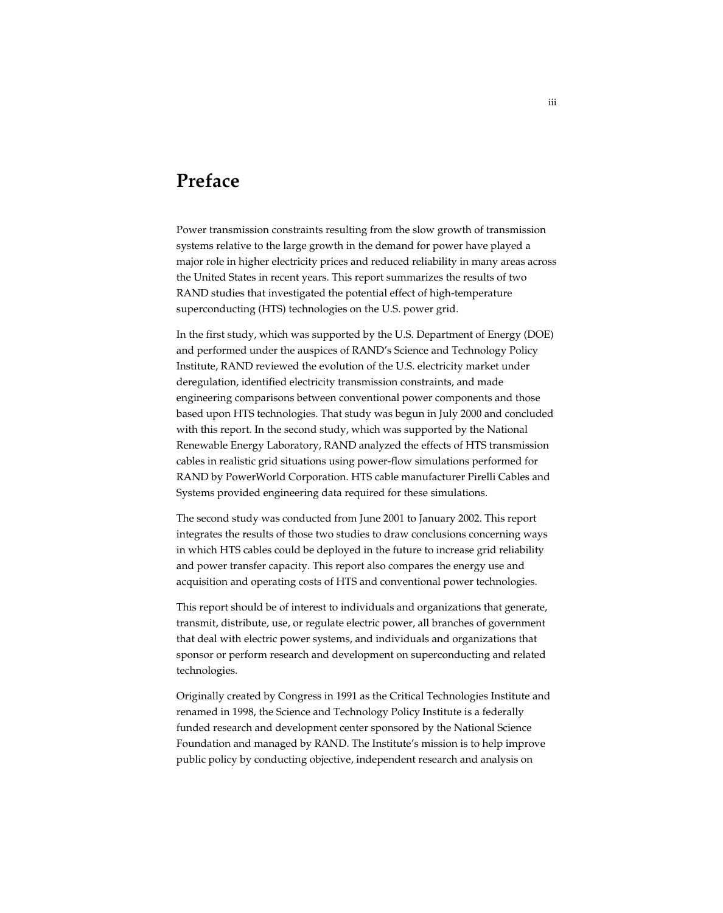# Preface

Power transmission constraints resulting from the slow growth of transmission systems relative to the large growth in the demand for power have played a major role in higher electricity prices and reduced reliability in many areas across the United States in recent years. This report summarizes the results of two RAND studies that investigated the potential effect of high-temperature superconducting (HTS) technologies on the U.S. power grid.

In the first study, which was supported by the U.S. Department of Energy (DOE) and performed under the auspices of RAND's Science and Technology Policy Institute, RAND reviewed the evolution of the U.S. electricity market under deregulation, identified electricity transmission constraints, and made engineering comparisons between conventional power components and those based upon HTS technologies. That study was begun in July 2000 and concluded with this report. In the second study, which was supported by the National Renewable Energy Laboratory, RAND analyzed the effects of HTS transmission cables in realistic grid situations using power-flow simulations performed for RAND by PowerWorld Corporation. HTS cable manufacturer Pirelli Cables and Systems provided engineering data required for these simulations.

The second study was conducted from June 2001 to January 2002. This report integrates the results of those two studies to draw conclusions concerning ways in which HTS cables could be deployed in the future to increase grid reliability and power transfer capacity. This report also compares the energy use and acquisition and operating costs of HTS and conventional power technologies.

This report should be of interest to individuals and organizations that generate, transmit, distribute, use, or regulate electric power, all branches of government that deal with electric power systems, and individuals and organizations that sponsor or perform research and development on superconducting and related technologies.

Originally created by Congress in 1991 as the Critical Technologies Institute and renamed in 1998, the Science and Technology Policy Institute is a federally funded research and development center sponsored by the National Science Foundation and managed by RAND. The Institute's mission is to help improve public policy by conducting objective, independent research and analysis on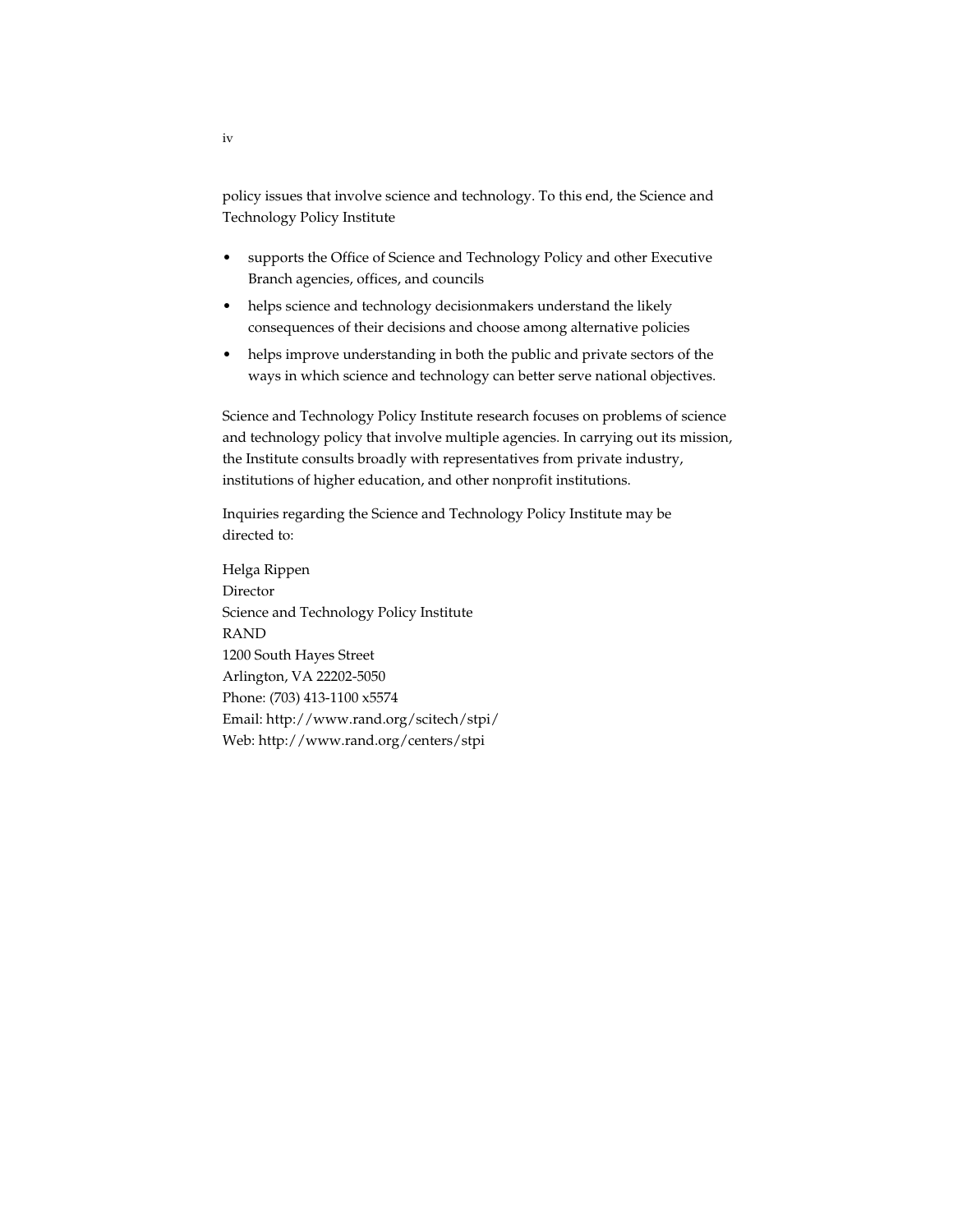policy issues that involve science and technology. To this end, the Science and Technology Policy Institute

- supports the Office of Science and Technology Policy and other Executive Branch agencies, offices, and councils
- helps science and technology decisionmakers understand the likely consequences of their decisions and choose among alternative policies
- helps improve understanding in both the public and private sectors of the ways in which science and technology can better serve national objectives.

Science and Technology Policy Institute research focuses on problems of science and technology policy that involve multiple agencies. In carrying out its mission, the Institute consults broadly with representatives from private industry, institutions of higher education, and other nonprofit institutions.

Inquiries regarding the Science and Technology Policy Institute may be directed to:

Helga Rippen
Director
Science and Technology Policy Institute
RAND
1200 South Hayes Street
Arlington, VA 22202-5050
Phone: (703) 413-1100 x5574
Email: http://www.rand.org/scitech/stpi/
Web: http://www.rand.org/centers/stpi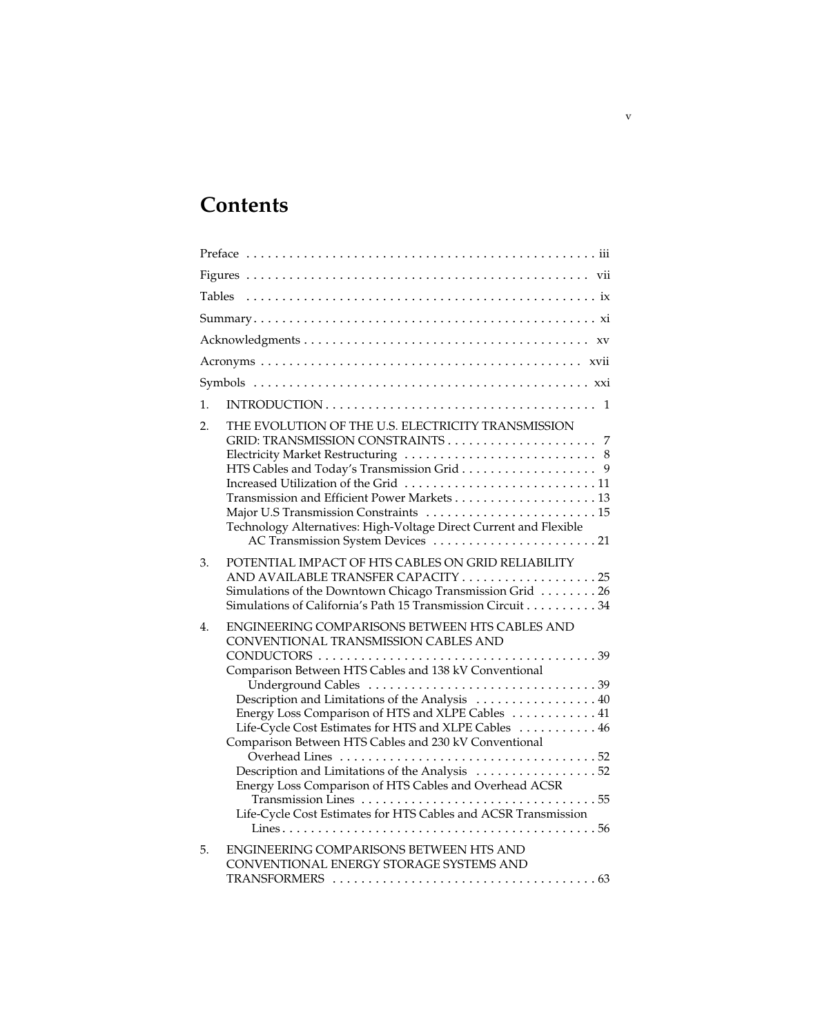# Contents

Preface . . . . . . . . . . . . . . . . . . . . . . . . . . . . . . . . . . . . . . . . . . . . . . . . iii

Figures . . . . . . . . . . . . . . . . . . . . . . . . . . . . . . . . . . . . . . . . . . . . . . . . vii

Tables . . . . . . . . . . . . . . . . . . . . . . . . . . . . . . . . . . . . . . . . . . . . . . . . ix

Summary . . . . . . . . . . . . . . . . . . . . . . . . . . . . . . . . . . . . . . . . . . . . . . . . xi

Acknowledgments . . . . . . . . . . . . . . . . . . . . . . . . . . . . . . . . . . . . . . . . xv

Acronyms . . . . . . . . . . . . . . . . . . . . . . . . . . . . . . . . . . . . . . . . . . . . . xvii

Symbols . . . . . . . . . . . . . . . . . . . . . . . . . . . . . . . . . . . . . . . . . . . . . . xxi

1. INTRODUCTION . . . . . . . . . . . . . . . . . . . . . . . . . . . . . . . . . . . . . . 1

2. THE EVOLUTION OF THE U.S. ELECTRICITY TRANSMISSION GRID: TRANSMISSION CONSTRAINTS . . . . . . . . . . . . . . . . . . . . . 7
   - Electricity Market Restructuring . . . . . . . . . . . . . . . . . . . . . . . . . . 8
   - HTS Cables and Today's Transmission Grid . . . . . . . . . . . . . . . . . . . 9
   - Increased Utilization of the Grid . . . . . . . . . . . . . . . . . . . . . . . . . . 11
   - Transmission and Efficient Power Markets . . . . . . . . . . . . . . . . . . . . 13
   - Major U.S Transmission Constraints . . . . . . . . . . . . . . . . . . . . . . . . 15
   - Technology Alternatives: High-Voltage Direct Current and Flexible AC Transmission System Devices . . . . . . . . . . . . . . . . . . . . . . . 21

3. POTENTIAL IMPACT OF HTS CABLES ON GRID RELIABILITY AND AVAILABLE TRANSFER CAPACITY . . . . . . . . . . . . . . . . . . . 25
   - Simulations of the Downtown Chicago Transmission Grid . . . . . . . . 26
   - Simulations of California's Path 15 Transmission Circuit . . . . . . . . . . 34

4. ENGINEERING COMPARISONS BETWEEN HTS CABLES AND CONVENTIONAL TRANSMISSION CABLES AND CONDUCTORS . . . . . . . . . . . . . . . . . . . . . . . . . . . . . . . . . . . . . . . 39
   - Comparison Between HTS Cables and 138 kV Conventional Underground Cables . . . . . . . . . . . . . . . . . . . . . . . . . . . . . . . . 39
     - Description and Limitations of the Analysis . . . . . . . . . . . . . . . . . 40
     - Energy Loss Comparison of HTS and XLPE Cables . . . . . . . . . . . . 41
     - Life-Cycle Cost Estimates for HTS and XLPE Cables . . . . . . . . . . . 46
   - Comparison Between HTS Cables and 230 kV Conventional Overhead Lines . . . . . . . . . . . . . . . . . . . . . . . . . . . . . . . . . . . . 52
     - Description and Limitations of the Analysis . . . . . . . . . . . . . . . . . 52
     - Energy Loss Comparison of HTS Cables and Overhead ACSR Transmission Lines . . . . . . . . . . . . . . . . . . . . . . . . . . . . . . . . . 55
     - Life-Cycle Cost Estimates for HTS Cables and ACSR Transmission Lines . . . . . . . . . . . . . . . . . . . . . . . . . . . . . . . . . . . . . . . . . . . 56

5. ENGINEERING COMPARISONS BETWEEN HTS AND CONVENTIONAL ENERGY STORAGE SYSTEMS AND TRANSFORMERS . . . . . . . . . . . . . . . . . . . . . . . . . . . . . . . . . . . . . 63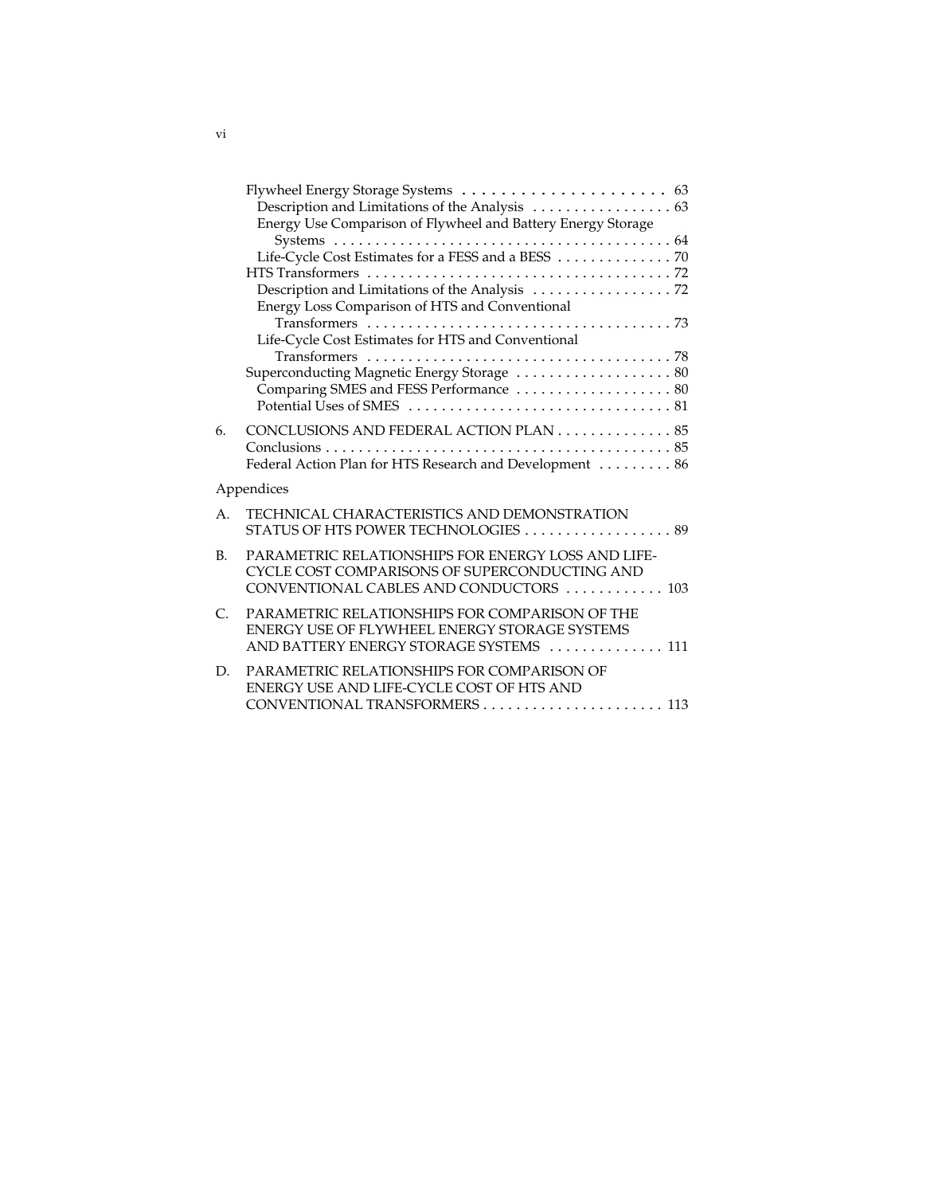Flywheel Energy Storage Systems . . . . . . . . . . . . . . . . . . . . . . 63
  Description and Limitations of the Analysis . . . . . . . . . . . . . . . . . 63
  Energy Use Comparison of Flywheel and Battery Energy Storage Systems . . . . . . . . . . . . . . . . . . . . . . . . . . . . . . . . . . . . . . . . . . 64
  Life-Cycle Cost Estimates for a FESS and a BESS . . . . . . . . . . . . . 70
HTS Transformers . . . . . . . . . . . . . . . . . . . . . . . . . . . . . . . . . . . . . 72
  Description and Limitations of the Analysis . . . . . . . . . . . . . . . . . 72
  Energy Loss Comparison of HTS and Conventional Transformers . . . . . . . . . . . . . . . . . . . . . . . . . . . . . . . . . . . . . 73
  Life-Cycle Cost Estimates for HTS and Conventional Transformers . . . . . . . . . . . . . . . . . . . . . . . . . . . . . . . . . . . . . 78
Superconducting Magnetic Energy Storage . . . . . . . . . . . . . . . . . . . 80
  Comparing SMES and FESS Performance . . . . . . . . . . . . . . . . . . . 80
  Potential Uses of SMES . . . . . . . . . . . . . . . . . . . . . . . . . . . . . . . . 81

6. CONCLUSIONS AND FEDERAL ACTION PLAN . . . . . . . . . . . . . . 85
   Conclusions . . . . . . . . . . . . . . . . . . . . . . . . . . . . . . . . . . . . . . . . . . . 85
   Federal Action Plan for HTS Research and Development . . . . . . . . . 86

Appendices

A. TECHNICAL CHARACTERISTICS AND DEMONSTRATION STATUS OF HTS POWER TECHNOLOGIES . . . . . . . . . . . . . . . . . . 89

B. PARAMETRIC RELATIONSHIPS FOR ENERGY LOSS AND LIFE-CYCLE COST COMPARISONS OF SUPERCONDUCTING AND CONVENTIONAL CABLES AND CONDUCTORS . . . . . . . . . . . . 103

C. PARAMETRIC RELATIONSHIPS FOR COMPARISON OF THE ENERGY USE OF FLYWHEEL ENERGY STORAGE SYSTEMS AND BATTERY ENERGY STORAGE SYSTEMS . . . . . . . . . . . . . . 111

D. PARAMETRIC RELATIONSHIPS FOR COMPARISON OF ENERGY USE AND LIFE-CYCLE COST OF HTS AND CONVENTIONAL TRANSFORMERS . . . . . . . . . . . . . . . . . . . . . . 113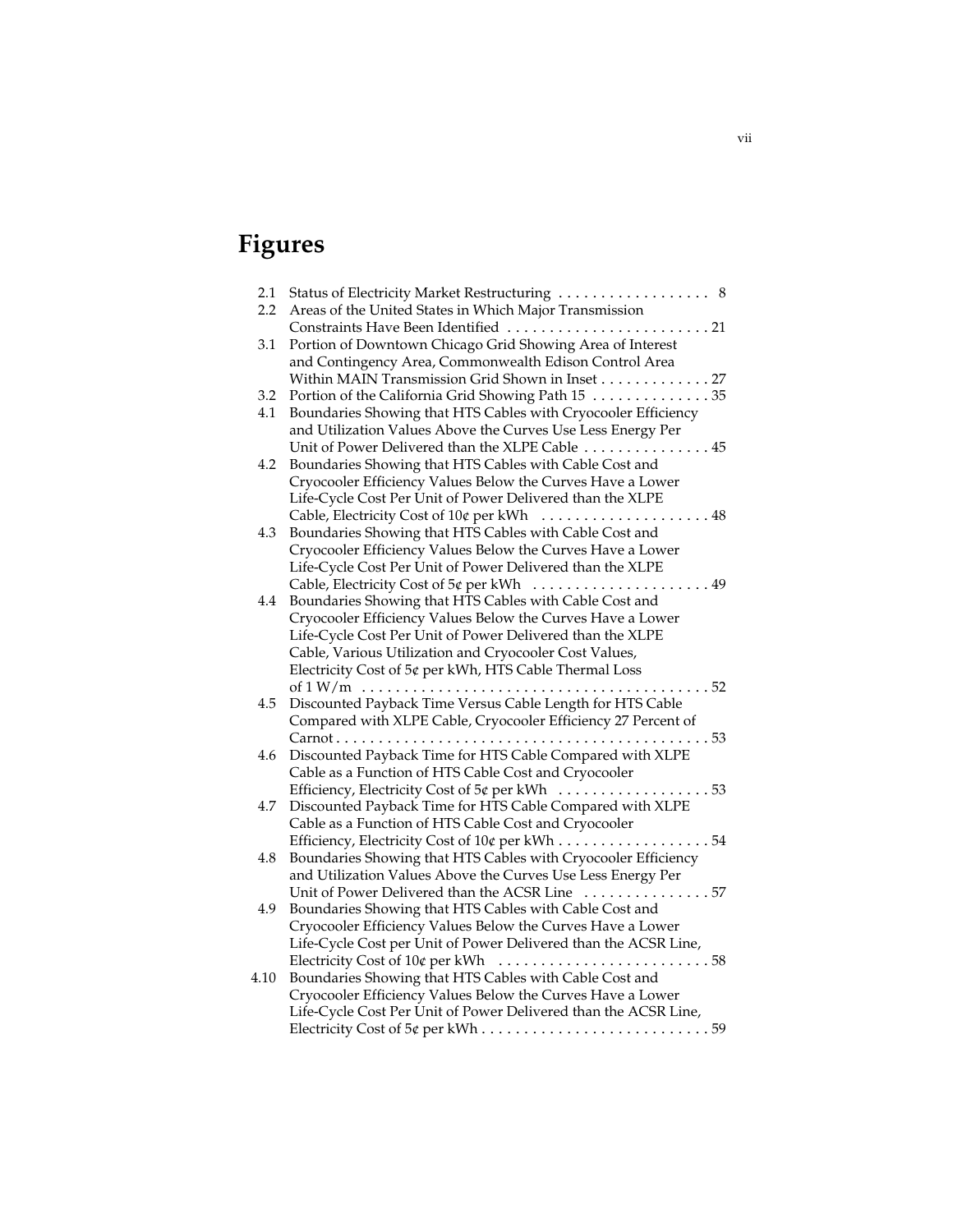# Figures

2.1 Status of Electricity Market Restructuring . . . . . . . . . . . . . . . . . . 8

2.2 Areas of the United States in Which Major Transmission Constraints Have Been Identified . . . . . . . . . . . . . . . . . . . . . . . . 21

3.1 Portion of Downtown Chicago Grid Showing Area of Interest and Contingency Area, Commonwealth Edison Control Area Within MAIN Transmission Grid Shown in Inset . . . . . . . . . . . . 27

3.2 Portion of the California Grid Showing Path 15 . . . . . . . . . . . . . . 35

4.1 Boundaries Showing that HTS Cables with Cryocooler Efficiency and Utilization Values Above the Curves Use Less Energy Per Unit of Power Delivered than the XLPE Cable . . . . . . . . . . . . . . . 45

4.2 Boundaries Showing that HTS Cables with Cable Cost and Cryocooler Efficiency Values Below the Curves Have a Lower Life-Cycle Cost Per Unit of Power Delivered than the XLPE Cable, Electricity Cost of 10¢ per kWh . . . . . . . . . . . . . . . . . . . . 48

4.3 Boundaries Showing that HTS Cables with Cable Cost and Cryocooler Efficiency Values Below the Curves Have a Lower Life-Cycle Cost Per Unit of Power Delivered than the XLPE Cable, Electricity Cost of 5¢ per kWh . . . . . . . . . . . . . . . . . . . . . 49

4.4 Boundaries Showing that HTS Cables with Cable Cost and Cryocooler Efficiency Values Below the Curves Have a Lower Life-Cycle Cost Per Unit of Power Delivered than the XLPE Cable, Various Utilization and Cryocooler Cost Values, Electricity Cost of 5¢ per kWh, HTS Cable Thermal Loss of 1 W/m . . . . . . . . . . . . . . . . . . . . . . . . . . . . . . . . . . . . . . . . . 52

4.5 Discounted Payback Time Versus Cable Length for HTS Cable Compared with XLPE Cable, Cryocooler Efficiency 27 Percent of Carnot . . . . . . . . . . . . . . . . . . . . . . . . . . . . . . . . . . . . . . . . . . . 53

4.6 Discounted Payback Time for HTS Cable Compared with XLPE Cable as a Function of HTS Cable Cost and Cryocooler Efficiency, Electricity Cost of 5¢ per kWh . . . . . . . . . . . . . . . . . . 53

4.7 Discounted Payback Time for HTS Cable Compared with XLPE Cable as a Function of HTS Cable Cost and Cryocooler Efficiency, Electricity Cost of 10¢ per kWh . . . . . . . . . . . . . . . . . . 54

4.8 Boundaries Showing that HTS Cables with Cryocooler Efficiency and Utilization Values Above the Curves Use Less Energy Per Unit of Power Delivered than the ACSR Line . . . . . . . . . . . . . . . 57

4.9 Boundaries Showing that HTS Cables with Cable Cost and Cryocooler Efficiency Values Below the Curves Have a Lower Life-Cycle Cost per Unit of Power Delivered than the ACSR Line, Electricity Cost of 10¢ per kWh . . . . . . . . . . . . . . . . . . . . . . . . . 58

4.10 Boundaries Showing that HTS Cables with Cable Cost and Cryocooler Efficiency Values Below the Curves Have a Lower Life-Cycle Cost Per Unit of Power Delivered than the ACSR Line, Electricity Cost of 5¢ per kWh . . . . . . . . . . . . . . . . . . . . . . . . . . . 59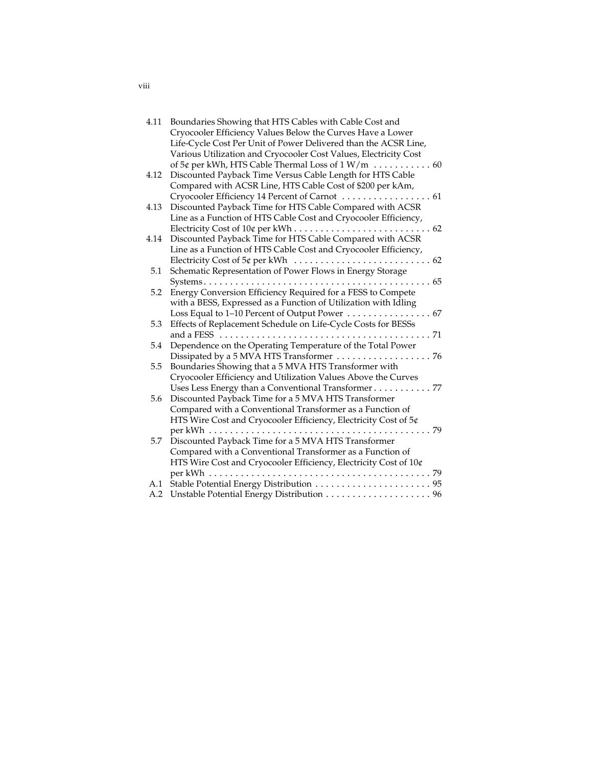| | | |
|---|---|---|
| 4.11 | Boundaries Showing that HTS Cables with Cable Cost and Cryocooler Efficiency Values Below the Curves Have a Lower Life-Cycle Cost Per Unit of Power Delivered than the ACSR Line, Various Utilization and Cryocooler Cost Values, Electricity Cost of 5¢ per kWh, HTS Cable Thermal Loss of 1 W/m | 60 |
| 4.12 | Discounted Payback Time Versus Cable Length for HTS Cable Compared with ACSR Line, HTS Cable Cost of $200 per kAm, Cryocooler Efficiency 14 Percent of Carnot | 61 |
| 4.13 | Discounted Payback Time for HTS Cable Compared with ACSR Line as a Function of HTS Cable Cost and Cryocooler Efficiency, Electricity Cost of 10¢ per kWh | 62 |
| 4.14 | Discounted Payback Time for HTS Cable Compared with ACSR Line as a Function of HTS Cable Cost and Cryocooler Efficiency, Electricity Cost of 5¢ per kWh | 62 |
| 5.1 | Schematic Representation of Power Flows in Energy Storage Systems | 65 |
| 5.2 | Energy Conversion Efficiency Required for a FESS to Compete with a BESS, Expressed as a Function of Utilization with Idling Loss Equal to 1–10 Percent of Output Power | 67 |
| 5.3 | Effects of Replacement Schedule on Life-Cycle Costs for BESSs and a FESS | 71 |
| 5.4 | Dependence on the Operating Temperature of the Total Power Dissipated by a 5 MVA HTS Transformer | 76 |
| 5.5 | Boundaries Showing that a 5 MVA HTS Transformer with Cryocooler Efficiency and Utilization Values Above the Curves Uses Less Energy than a Conventional Transformer | 77 |
| 5.6 | Discounted Payback Time for a 5 MVA HTS Transformer Compared with a Conventional Transformer as a Function of HTS Wire Cost and Cryocooler Efficiency, Electricity Cost of 5¢ per kWh | 79 |
| 5.7 | Discounted Payback Time for a 5 MVA HTS Transformer Compared with a Conventional Transformer as a Function of HTS Wire Cost and Cryocooler Efficiency, Electricity Cost of 10¢ per kWh | 79 |
| A.1 | Stable Potential Energy Distribution | 95 |
| A.2 | Unstable Potential Energy Distribution | 96 |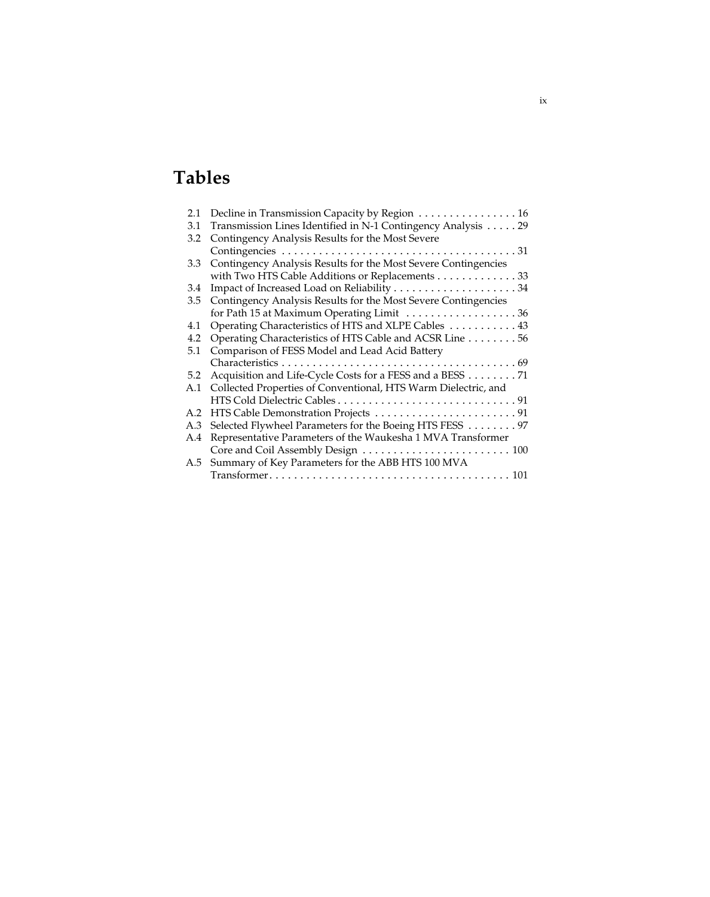# Tables

| | | |
|---|---|---|
| 2.1 | Decline in Transmission Capacity by Region | 16 |
| 3.1 | Transmission Lines Identified in N-1 Contingency Analysis | 29 |
| 3.2 | Contingency Analysis Results for the Most Severe Contingencies | 31 |
| 3.3 | Contingency Analysis Results for the Most Severe Contingencies with Two HTS Cable Additions or Replacements | 33 |
| 3.4 | Impact of Increased Load on Reliability | 34 |
| 3.5 | Contingency Analysis Results for the Most Severe Contingencies for Path 15 at Maximum Operating Limit | 36 |
| 4.1 | Operating Characteristics of HTS and XLPE Cables | 43 |
| 4.2 | Operating Characteristics of HTS Cable and ACSR Line | 56 |
| 5.1 | Comparison of FESS Model and Lead Acid Battery Characteristics | 69 |
| 5.2 | Acquisition and Life-Cycle Costs for a FESS and a BESS | 71 |
| A.1 | Collected Properties of Conventional, HTS Warm Dielectric, and HTS Cold Dielectric Cables | 91 |
| A.2 | HTS Cable Demonstration Projects | 91 |
| A.3 | Selected Flywheel Parameters for the Boeing HTS FESS | 97 |
| A.4 | Representative Parameters of the Waukesha 1 MVA Transformer Core and Coil Assembly Design | 100 |
| A.5 | Summary of Key Parameters for the ABB HTS 100 MVA Transformer | 101 |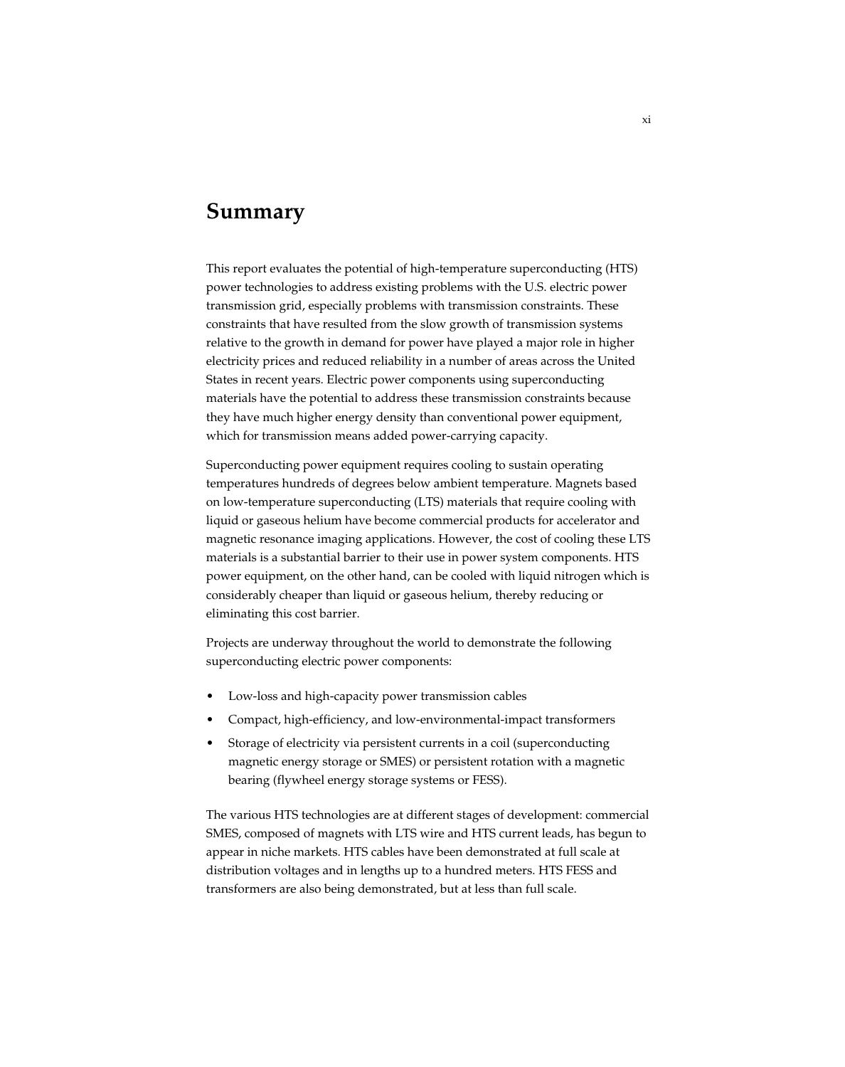# Summary

This report evaluates the potential of high-temperature superconducting (HTS) power technologies to address existing problems with the U.S. electric power transmission grid, especially problems with transmission constraints. These constraints that have resulted from the slow growth of transmission systems relative to the growth in demand for power have played a major role in higher electricity prices and reduced reliability in a number of areas across the United States in recent years. Electric power components using superconducting materials have the potential to address these transmission constraints because they have much higher energy density than conventional power equipment, which for transmission means added power-carrying capacity.

Superconducting power equipment requires cooling to sustain operating temperatures hundreds of degrees below ambient temperature. Magnets based on low-temperature superconducting (LTS) materials that require cooling with liquid or gaseous helium have become commercial products for accelerator and magnetic resonance imaging applications. However, the cost of cooling these LTS materials is a substantial barrier to their use in power system components. HTS power equipment, on the other hand, can be cooled with liquid nitrogen which is considerably cheaper than liquid or gaseous helium, thereby reducing or eliminating this cost barrier.

Projects are underway throughout the world to demonstrate the following superconducting electric power components:

- Low-loss and high-capacity power transmission cables
- Compact, high-efficiency, and low-environmental-impact transformers
- Storage of electricity via persistent currents in a coil (superconducting magnetic energy storage or SMES) or persistent rotation with a magnetic bearing (flywheel energy storage systems or FESS).

The various HTS technologies are at different stages of development: commercial SMES, composed of magnets with LTS wire and HTS current leads, has begun to appear in niche markets. HTS cables have been demonstrated at full scale at distribution voltages and in lengths up to a hundred meters. HTS FESS and transformers are also being demonstrated, but at less than full scale.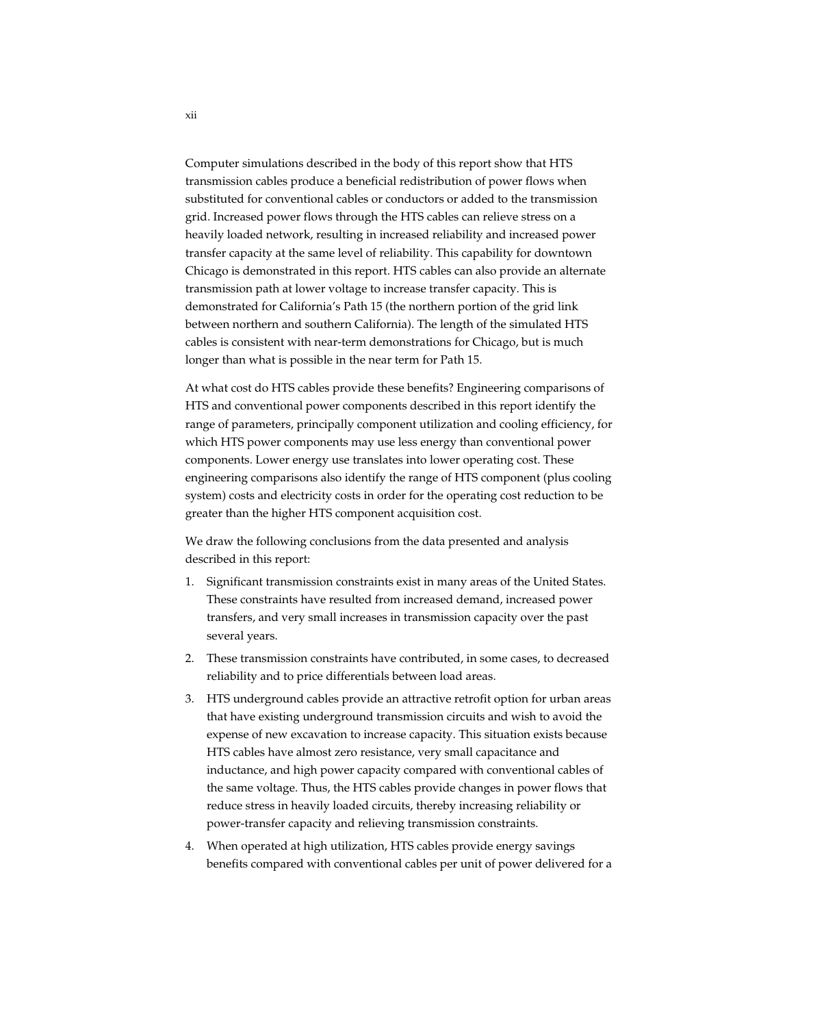Computer simulations described in the body of this report show that HTS transmission cables produce a beneficial redistribution of power flows when substituted for conventional cables or conductors or added to the transmission grid. Increased power flows through the HTS cables can relieve stress on a heavily loaded network, resulting in increased reliability and increased power transfer capacity at the same level of reliability. This capability for downtown Chicago is demonstrated in this report. HTS cables can also provide an alternate transmission path at lower voltage to increase transfer capacity. This is demonstrated for California's Path 15 (the northern portion of the grid link between northern and southern California). The length of the simulated HTS cables is consistent with near-term demonstrations for Chicago, but is much longer than what is possible in the near term for Path 15.

At what cost do HTS cables provide these benefits? Engineering comparisons of HTS and conventional power components described in this report identify the range of parameters, principally component utilization and cooling efficiency, for which HTS power components may use less energy than conventional power components. Lower energy use translates into lower operating cost. These engineering comparisons also identify the range of HTS component (plus cooling system) costs and electricity costs in order for the operating cost reduction to be greater than the higher HTS component acquisition cost.

We draw the following conclusions from the data presented and analysis described in this report:

1. Significant transmission constraints exist in many areas of the United States. These constraints have resulted from increased demand, increased power transfers, and very small increases in transmission capacity over the past several years.
2. These transmission constraints have contributed, in some cases, to decreased reliability and to price differentials between load areas.
3. HTS underground cables provide an attractive retrofit option for urban areas that have existing underground transmission circuits and wish to avoid the expense of new excavation to increase capacity. This situation exists because HTS cables have almost zero resistance, very small capacitance and inductance, and high power capacity compared with conventional cables of the same voltage. Thus, the HTS cables provide changes in power flows that reduce stress in heavily loaded circuits, thereby increasing reliability or power-transfer capacity and relieving transmission constraints.
4. When operated at high utilization, HTS cables provide energy savings benefits compared with conventional cables per unit of power delivered for a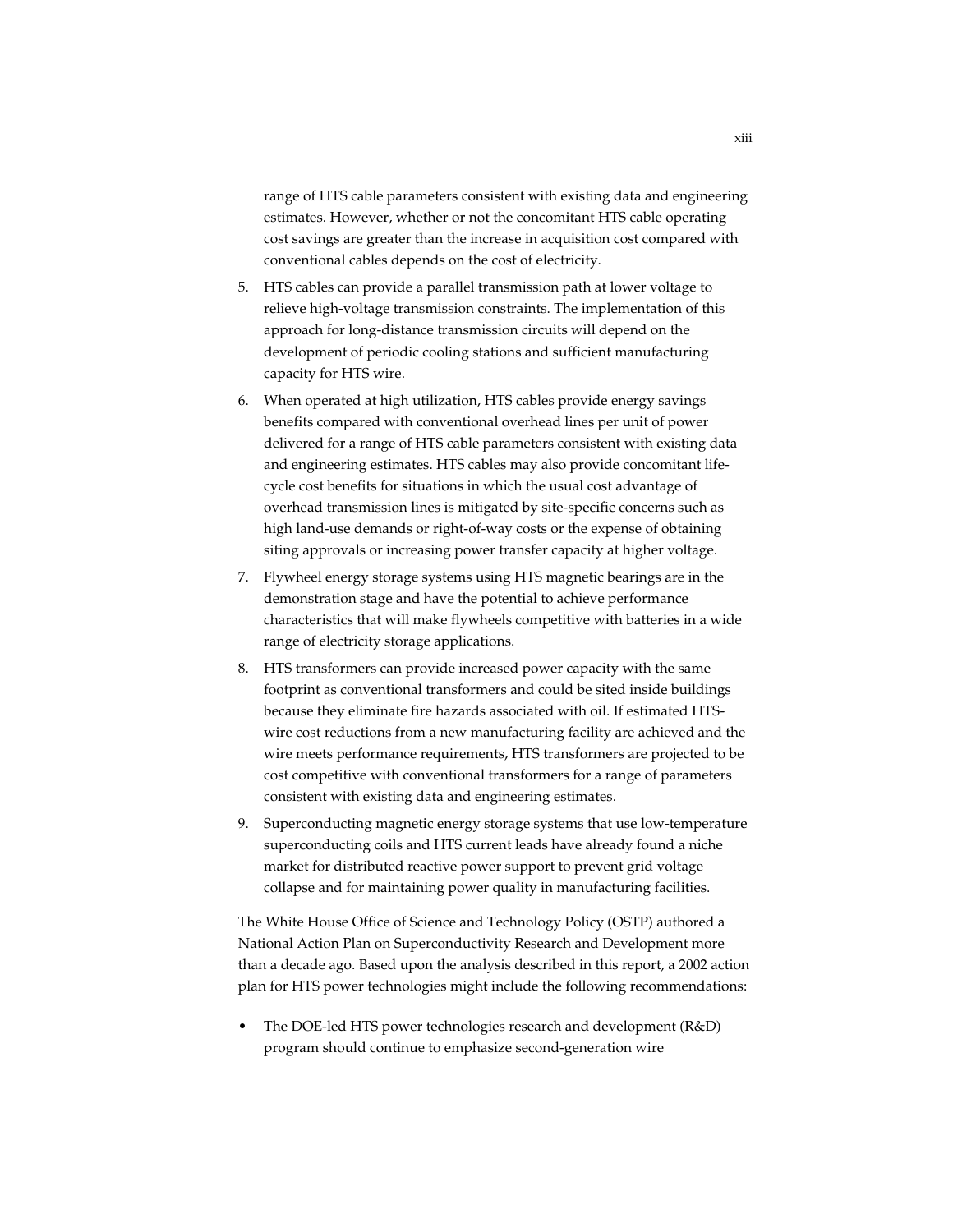range of HTS cable parameters consistent with existing data and engineering estimates. However, whether or not the concomitant HTS cable operating cost savings are greater than the increase in acquisition cost compared with conventional cables depends on the cost of electricity.

5. HTS cables can provide a parallel transmission path at lower voltage to relieve high-voltage transmission constraints. The implementation of this approach for long-distance transmission circuits will depend on the development of periodic cooling stations and sufficient manufacturing capacity for HTS wire.
6. When operated at high utilization, HTS cables provide energy savings benefits compared with conventional overhead lines per unit of power delivered for a range of HTS cable parameters consistent with existing data and engineering estimates. HTS cables may also provide concomitant life-cycle cost benefits for situations in which the usual cost advantage of overhead transmission lines is mitigated by site-specific concerns such as high land-use demands or right-of-way costs or the expense of obtaining siting approvals or increasing power transfer capacity at higher voltage.
7. Flywheel energy storage systems using HTS magnetic bearings are in the demonstration stage and have the potential to achieve performance characteristics that will make flywheels competitive with batteries in a wide range of electricity storage applications.
8. HTS transformers can provide increased power capacity with the same footprint as conventional transformers and could be sited inside buildings because they eliminate fire hazards associated with oil. If estimated HTS-wire cost reductions from a new manufacturing facility are achieved and the wire meets performance requirements, HTS transformers are projected to be cost competitive with conventional transformers for a range of parameters consistent with existing data and engineering estimates.
9. Superconducting magnetic energy storage systems that use low-temperature superconducting coils and HTS current leads have already found a niche market for distributed reactive power support to prevent grid voltage collapse and for maintaining power quality in manufacturing facilities.

The White House Office of Science and Technology Policy (OSTP) authored a National Action Plan on Superconductivity Research and Development more than a decade ago. Based upon the analysis described in this report, a 2002 action plan for HTS power technologies might include the following recommendations:

- The DOE-led HTS power technologies research and development (R&D) program should continue to emphasize second-generation wire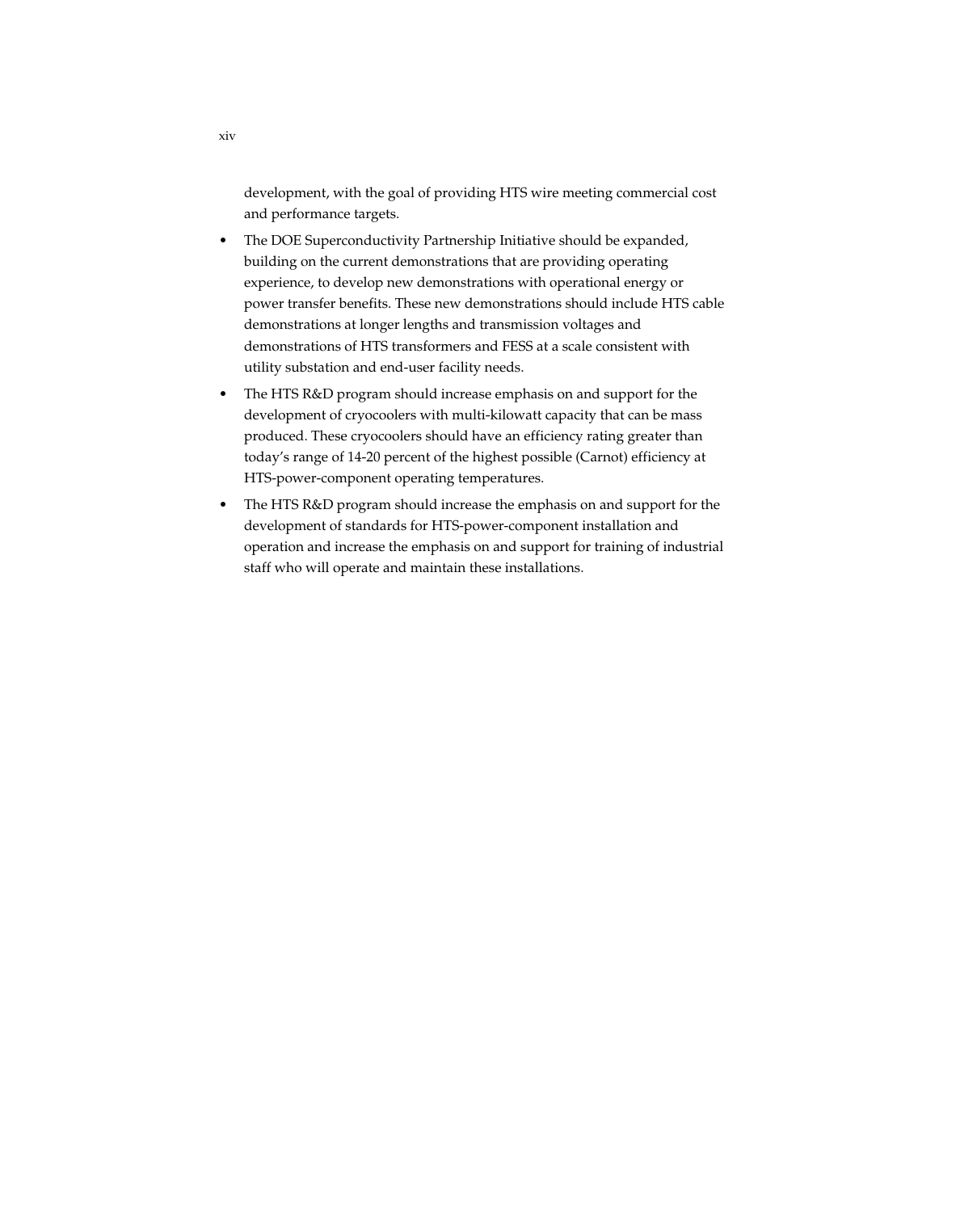development, with the goal of providing HTS wire meeting commercial cost and performance targets.

- The DOE Superconductivity Partnership Initiative should be expanded, building on the current demonstrations that are providing operating experience, to develop new demonstrations with operational energy or power transfer benefits. These new demonstrations should include HTS cable demonstrations at longer lengths and transmission voltages and demonstrations of HTS transformers and FESS at a scale consistent with utility substation and end-user facility needs.
- The HTS R&D program should increase emphasis on and support for the development of cryocoolers with multi-kilowatt capacity that can be mass produced. These cryocoolers should have an efficiency rating greater than today's range of 14-20 percent of the highest possible (Carnot) efficiency at HTS-power-component operating temperatures.
- The HTS R&D program should increase the emphasis on and support for the development of standards for HTS-power-component installation and operation and increase the emphasis on and support for training of industrial staff who will operate and maintain these installations.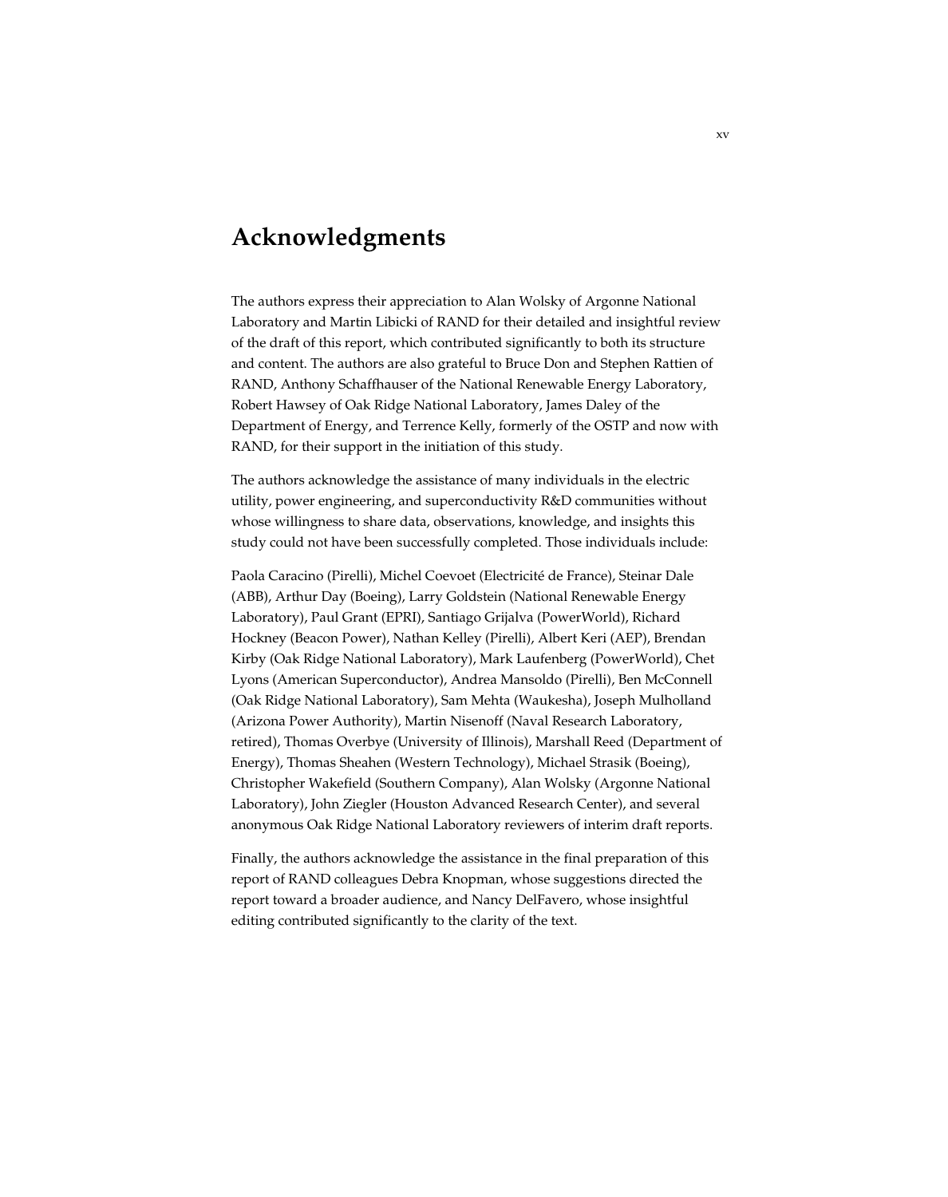# Acknowledgments

The authors express their appreciation to Alan Wolsky of Argonne National Laboratory and Martin Libicki of RAND for their detailed and insightful review of the draft of this report, which contributed significantly to both its structure and content. The authors are also grateful to Bruce Don and Stephen Rattien of RAND, Anthony Schaffhauser of the National Renewable Energy Laboratory, Robert Hawsey of Oak Ridge National Laboratory, James Daley of the Department of Energy, and Terrence Kelly, formerly of the OSTP and now with RAND, for their support in the initiation of this study.

The authors acknowledge the assistance of many individuals in the electric utility, power engineering, and superconductivity R&D communities without whose willingness to share data, observations, knowledge, and insights this study could not have been successfully completed. Those individuals include:

Paola Caracino (Pirelli), Michel Coevoet (Electricité de France), Steinar Dale (ABB), Arthur Day (Boeing), Larry Goldstein (National Renewable Energy Laboratory), Paul Grant (EPRI), Santiago Grijalva (PowerWorld), Richard Hockney (Beacon Power), Nathan Kelley (Pirelli), Albert Keri (AEP), Brendan Kirby (Oak Ridge National Laboratory), Mark Laufenberg (PowerWorld), Chet Lyons (American Superconductor), Andrea Mansoldo (Pirelli), Ben McConnell (Oak Ridge National Laboratory), Sam Mehta (Waukesha), Joseph Mulholland (Arizona Power Authority), Martin Nisenoff (Naval Research Laboratory, retired), Thomas Overbye (University of Illinois), Marshall Reed (Department of Energy), Thomas Sheahen (Western Technology), Michael Strasik (Boeing), Christopher Wakefield (Southern Company), Alan Wolsky (Argonne National Laboratory), John Ziegler (Houston Advanced Research Center), and several anonymous Oak Ridge National Laboratory reviewers of interim draft reports.

Finally, the authors acknowledge the assistance in the final preparation of this report of RAND colleagues Debra Knopman, whose suggestions directed the report toward a broader audience, and Nancy DelFavero, whose insightful editing contributed significantly to the clarity of the text.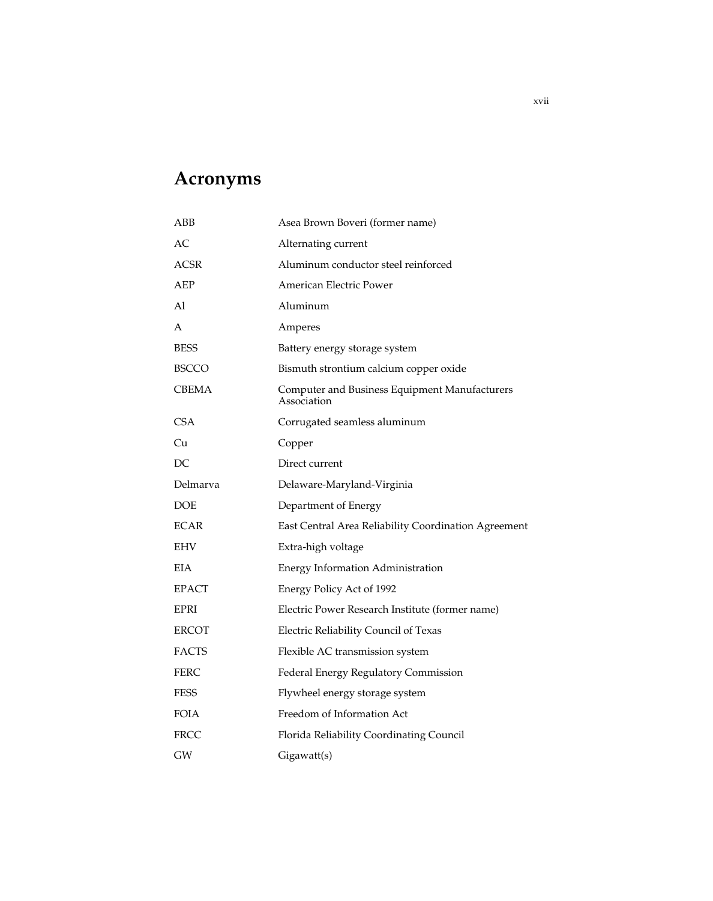# Acronyms

| | |
|---|---|
| ABB | Asea Brown Boveri (former name) |
| AC | Alternating current |
| ACSR | Aluminum conductor steel reinforced |
| AEP | American Electric Power |
| Al | Aluminum |
| A | Amperes |
| BESS | Battery energy storage system |
| BSCCO | Bismuth strontium calcium copper oxide |
| CBEMA | Computer and Business Equipment Manufacturers Association |
| CSA | Corrugated seamless aluminum |
| Cu | Copper |
| DC | Direct current |
| Delmarva | Delaware-Maryland-Virginia |
| DOE | Department of Energy |
| ECAR | East Central Area Reliability Coordination Agreement |
| EHV | Extra-high voltage |
| EIA | Energy Information Administration |
| EPACT | Energy Policy Act of 1992 |
| EPRI | Electric Power Research Institute (former name) |
| ERCOT | Electric Reliability Council of Texas |
| FACTS | Flexible AC transmission system |
| FERC | Federal Energy Regulatory Commission |
| FESS | Flywheel energy storage system |
| FOIA | Freedom of Information Act |
| FRCC | Florida Reliability Coordinating Council |
| GW | Gigawatt(s) |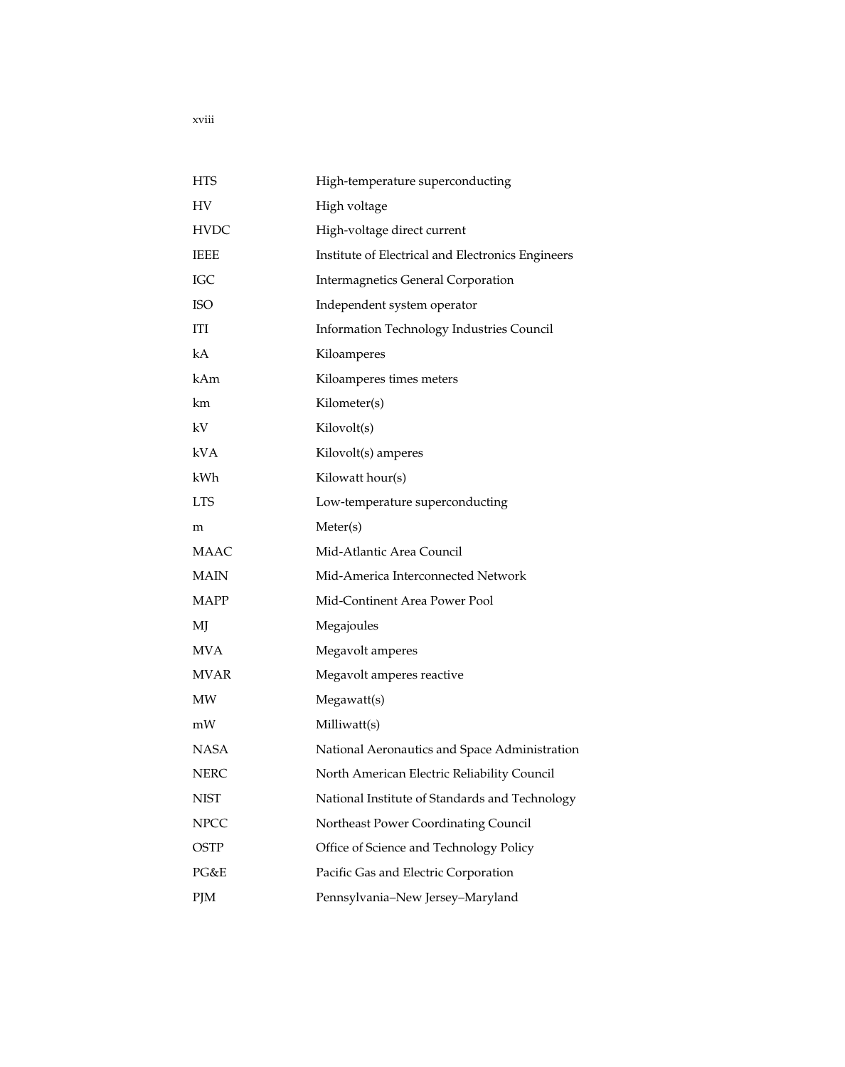| | |
|---|---|
| HTS | High-temperature superconducting |
| HV | High voltage |
| HVDC | High-voltage direct current |
| IEEE | Institute of Electrical and Electronics Engineers |
| IGC | Intermagnetics General Corporation |
| ISO | Independent system operator |
| ITI | Information Technology Industries Council |
| kA | Kiloamperes |
| kAm | Kiloamperes times meters |
| km | Kilometer(s) |
| kV | Kilovolt(s) |
| kVA | Kilovolt(s) amperes |
| kWh | Kilowatt hour(s) |
| LTS | Low-temperature superconducting |
| m | Meter(s) |
| MAAC | Mid-Atlantic Area Council |
| MAIN | Mid-America Interconnected Network |
| MAPP | Mid-Continent Area Power Pool |
| MJ | Megajoules |
| MVA | Megavolt amperes |
| MVAR | Megavolt amperes reactive |
| MW | Megawatt(s) |
| mW | Milliwatt(s) |
| NASA | National Aeronautics and Space Administration |
| NERC | North American Electric Reliability Council |
| NIST | National Institute of Standards and Technology |
| NPCC | Northeast Power Coordinating Council |
| OSTP | Office of Science and Technology Policy |
| PG&E | Pacific Gas and Electric Corporation |
| PJM | Pennsylvania–New Jersey–Maryland |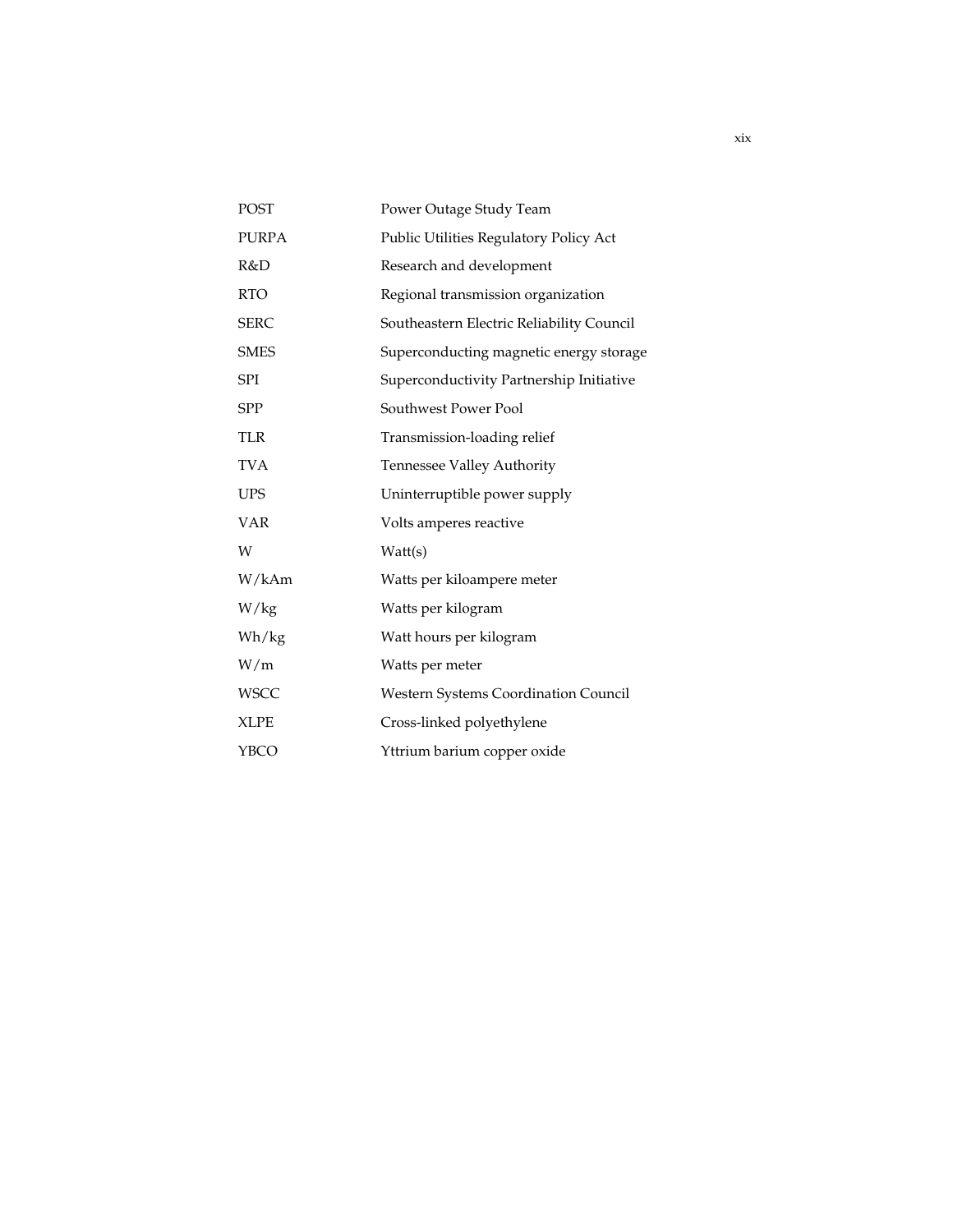| | |
|---|---|
| POST | Power Outage Study Team |
| PURPA | Public Utilities Regulatory Policy Act |
| R&D | Research and development |
| RTO | Regional transmission organization |
| SERC | Southeastern Electric Reliability Council |
| SMES | Superconducting magnetic energy storage |
| SPI | Superconductivity Partnership Initiative |
| SPP | Southwest Power Pool |
| TLR | Transmission-loading relief |
| TVA | Tennessee Valley Authority |
| UPS | Uninterruptible power supply |
| VAR | Volts amperes reactive |
| W | Watt(s) |
| W/kAm | Watts per kiloampere meter |
| W/kg | Watts per kilogram |
| Wh/kg | Watt hours per kilogram |
| W/m | Watts per meter |
| WSCC | Western Systems Coordination Council |
| XLPE | Cross-linked polyethylene |
| YBCO | Yttrium barium copper oxide |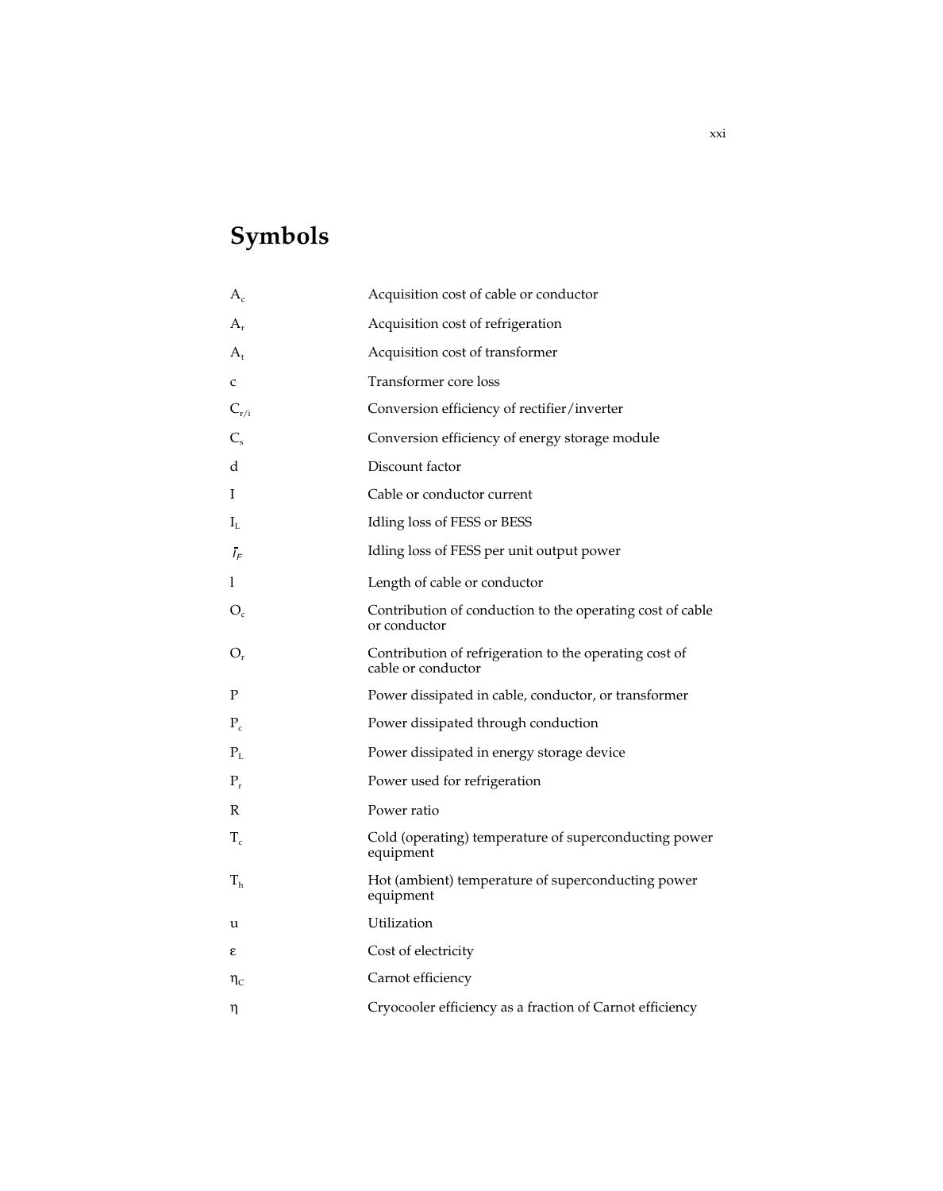# Symbols

| | |
|---|---|
| $A_c$ | Acquisition cost of cable or conductor |
| $A_r$ | Acquisition cost of refrigeration |
| $A_t$ | Acquisition cost of transformer |
| $c$ | Transformer core loss |
| $C_{r/i}$ | Conversion efficiency of rectifier/inverter |
| $C_s$ | Conversion efficiency of energy storage module |
| $d$ | Discount factor |
| $I$ | Cable or conductor current |
| $I_L$ | Idling loss of FESS or BESS |
| $\bar{I}_F$ | Idling loss of FESS per unit output power |
| $l$ | Length of cable or conductor |
| $O_c$ | Contribution of conduction to the operating cost of cable or conductor |
| $O_r$ | Contribution of refrigeration to the operating cost of cable or conductor |
| $P$ | Power dissipated in cable, conductor, or transformer |
| $P_c$ | Power dissipated through conduction |
| $P_L$ | Power dissipated in energy storage device |
| $P_r$ | Power used for refrigeration |
| $R$ | Power ratio |
| $T_c$ | Cold (operating) temperature of superconducting power equipment |
| $T_h$ | Hot (ambient) temperature of superconducting power equipment |
| $u$ | Utilization |
| $\varepsilon$ | Cost of electricity |
| $\eta_C$ | Carnot efficiency |
| $\eta$ | Cryocooler efficiency as a fraction of Carnot efficiency |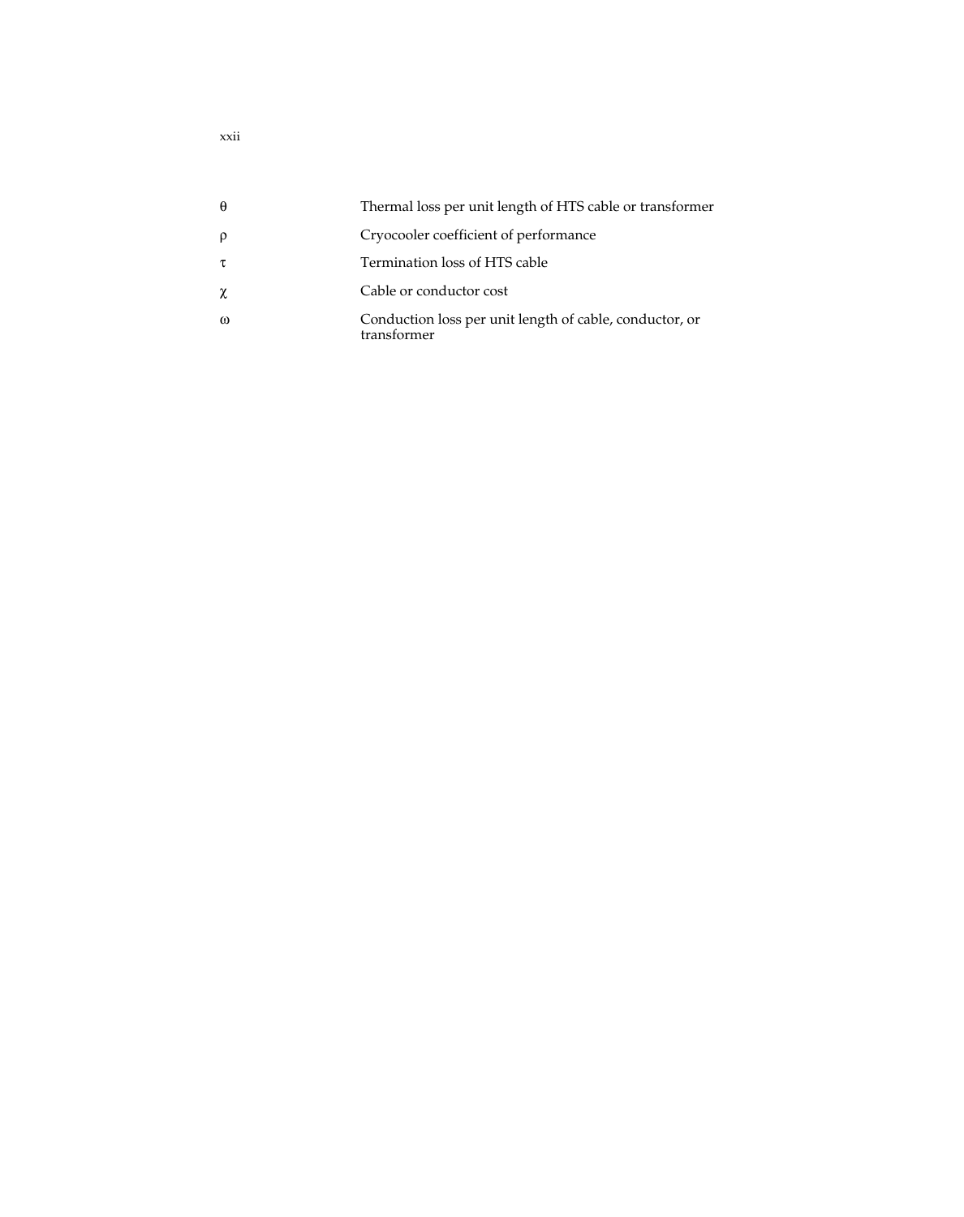| | |
|---|---|
| $\theta$ | Thermal loss per unit length of HTS cable or transformer |
| $\rho$ | Cryocooler coefficient of performance |
| $\tau$ | Termination loss of HTS cable |
| $\chi$ | Cable or conductor cost |
| $\omega$ | Conduction loss per unit length of cable, conductor, or transformer |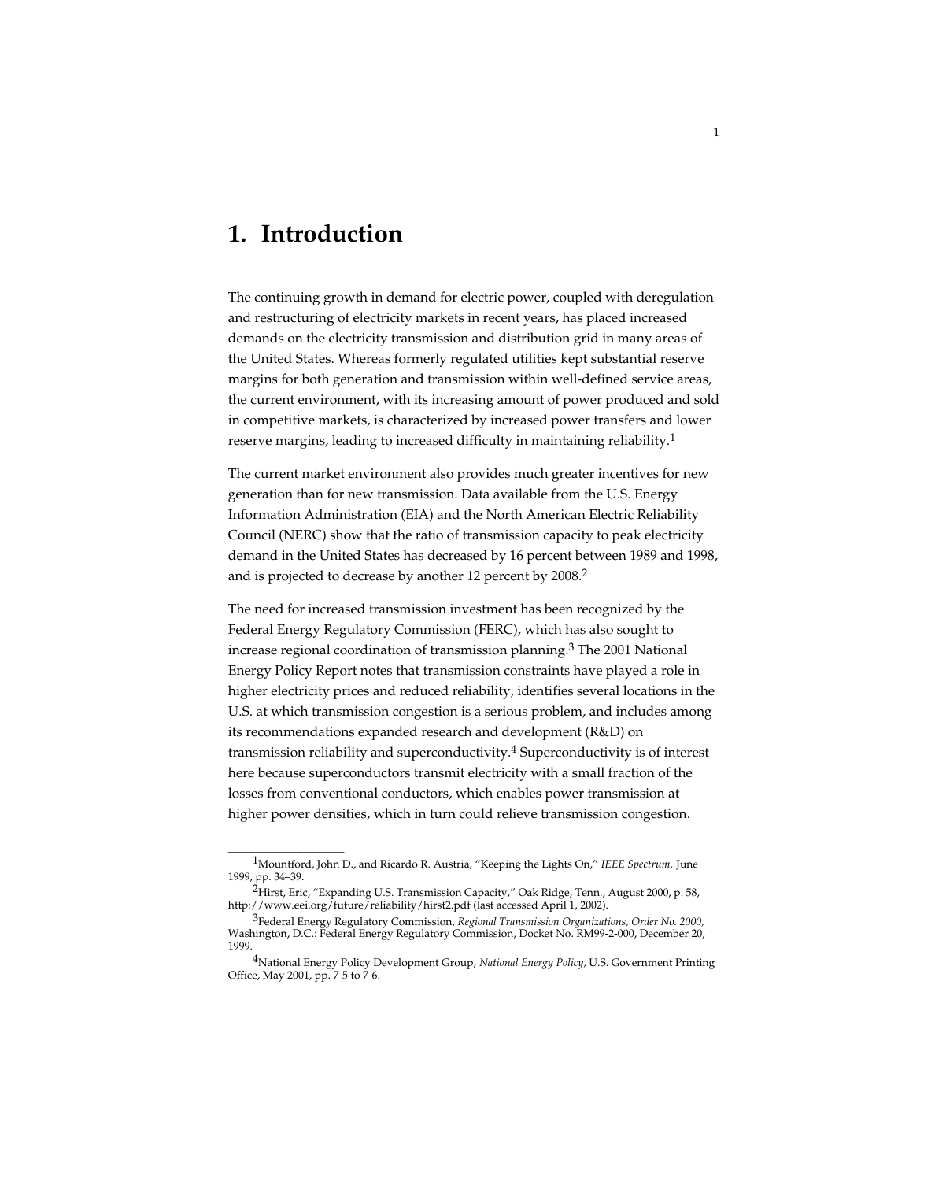# 1. Introduction

The continuing growth in demand for electric power, coupled with deregulation and restructuring of electricity markets in recent years, has placed increased demands on the electricity transmission and distribution grid in many areas of the United States. Whereas formerly regulated utilities kept substantial reserve margins for both generation and transmission within well-defined service areas, the current environment, with its increasing amount of power produced and sold in competitive markets, is characterized by increased power transfers and lower reserve margins, leading to increased difficulty in maintaining reliability.[1]

The current market environment also provides much greater incentives for new generation than for new transmission. Data available from the U.S. Energy Information Administration (EIA) and the North American Electric Reliability Council (NERC) show that the ratio of transmission capacity to peak electricity demand in the United States has decreased by 16 percent between 1989 and 1998, and is projected to decrease by another 12 percent by 2008.[2]

The need for increased transmission investment has been recognized by the Federal Energy Regulatory Commission (FERC), which has also sought to increase regional coordination of transmission planning.[3] The 2001 National Energy Policy Report notes that transmission constraints have played a role in higher electricity prices and reduced reliability, identifies several locations in the U.S. at which transmission congestion is a serious problem, and includes among its recommendations expanded research and development (R&D) on transmission reliability and superconductivity.[4] Superconductivity is of interest here because superconductors transmit electricity with a small fraction of the losses from conventional conductors, which enables power transmission at higher power densities, which in turn could relieve transmission congestion.

---

[1] Mountford, John D., and Ricardo R. Austria, "Keeping the Lights On," *IEEE Spectrum,* June 1999, pp. 34–39.

[2] Hirst, Eric, "Expanding U.S. Transmission Capacity," Oak Ridge, Tenn., August 2000, p. 58, http://www.eei.org/future/reliability/hirst2.pdf (last accessed April 1, 2002).

[3] Federal Energy Regulatory Commission, *Regional Transmission Organizations, Order No. 2000,* Washington, D.C.: Federal Energy Regulatory Commission, Docket No. RM99-2-000, December 20, 1999.

[4] National Energy Policy Development Group, *National Energy Policy,* U.S. Government Printing Office, May 2001, pp. 7-5 to 7-6.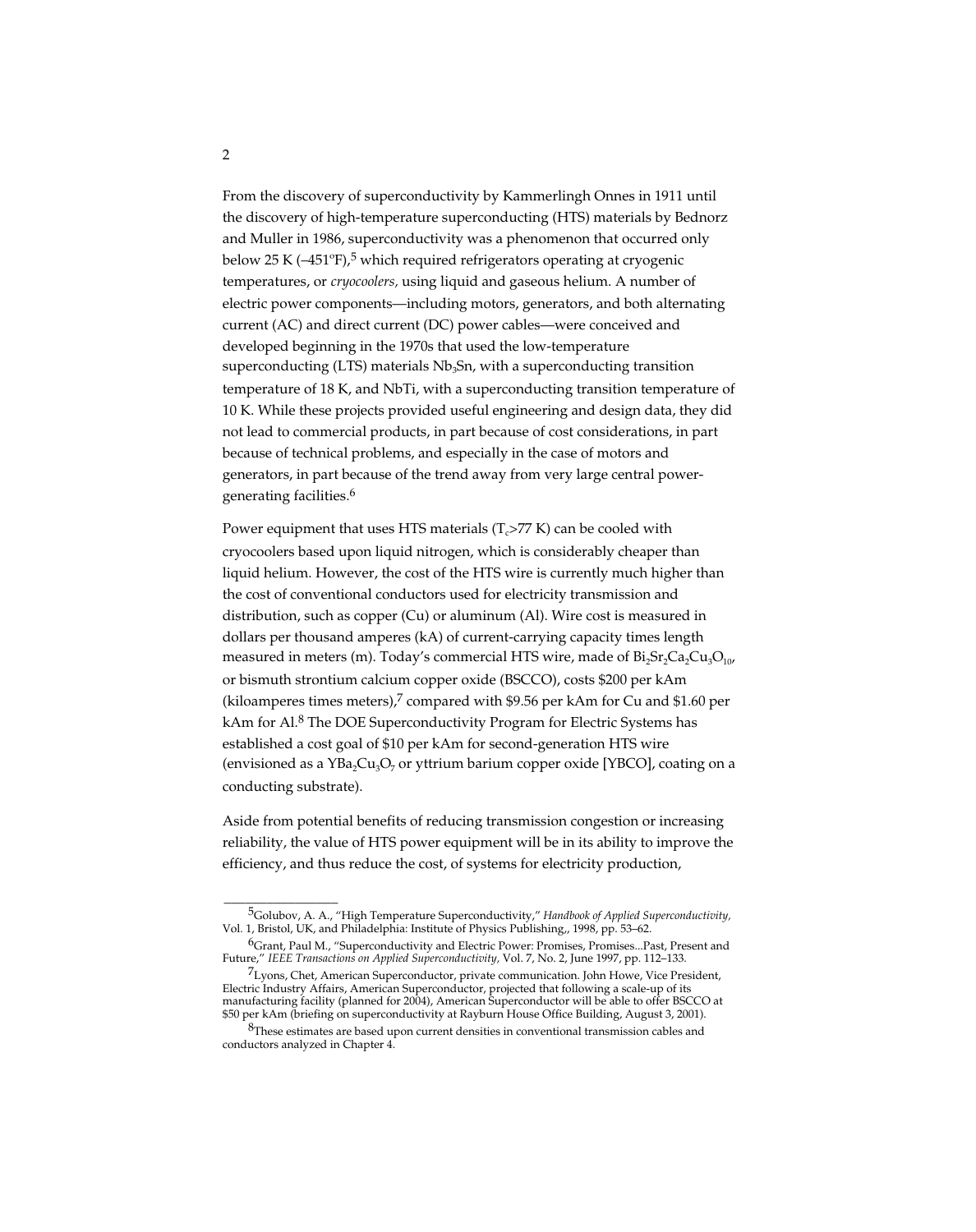From the discovery of superconductivity by Kammerlingh Onnes in 1911 until the discovery of high-temperature superconducting (HTS) materials by Bednorz and Muller in 1986, superconductivity was a phenomenon that occurred only below 25 K (–451°F),[5] which required refrigerators operating at cryogenic temperatures, or *cryocoolers,* using liquid and gaseous helium. A number of electric power components—including motors, generators, and both alternating current (AC) and direct current (DC) power cables—were conceived and developed beginning in the 1970s that used the low-temperature superconducting (LTS) materials $Nb_3Sn$, with a superconducting transition temperature of 18 K, and NbTi, with a superconducting transition temperature of 10 K. While these projects provided useful engineering and design data, they did not lead to commercial products, in part because of cost considerations, in part because of technical problems, and especially in the case of motors and generators, in part because of the trend away from very large central power-generating facilities.[6]

Power equipment that uses HTS materials ($T_c$>77 K) can be cooled with cryocoolers based upon liquid nitrogen, which is considerably cheaper than liquid helium. However, the cost of the HTS wire is currently much higher than the cost of conventional conductors used for electricity transmission and distribution, such as copper (Cu) or aluminum (Al). Wire cost is measured in dollars per thousand amperes (kA) of current-carrying capacity times length measured in meters (m). Today's commercial HTS wire, made of $Bi_2Sr_2Ca_2Cu_3O_{10}$, or bismuth strontium calcium copper oxide (BSCCO), costs $200 per kAm (kiloamperes times meters),[7] compared with $9.56 per kAm for Cu and $1.60 per kAm for Al.[8] The DOE Superconductivity Program for Electric Systems has established a cost goal of $10 per kAm for second-generation HTS wire (envisioned as a $YBa_2Cu_3O_7$ or yttrium barium copper oxide [YBCO], coating on a conducting substrate).

Aside from potential benefits of reducing transmission congestion or increasing reliability, the value of HTS power equipment will be in its ability to improve the efficiency, and thus reduce the cost, of systems for electricity production,

---

[5] Golubov, A. A., "High Temperature Superconductivity," *Handbook of Applied Superconductivity,* Vol. 1, Bristol, UK, and Philadelphia: Institute of Physics Publishing,, 1998, pp. 53–62.

[6] Grant, Paul M., "Superconductivity and Electric Power: Promises, Promises...Past, Present and Future," *IEEE Transactions on Applied Superconductivity,* Vol. 7, No. 2, June 1997, pp. 112–133.

[7] Lyons, Chet, American Superconductor, private communication. John Howe, Vice President, Electric Industry Affairs, American Superconductor, projected that following a scale-up of its manufacturing facility (planned for 2004), American Superconductor will be able to offer BSCCO at $50 per kAm (briefing on superconductivity at Rayburn House Office Building, August 3, 2001).

[8] These estimates are based upon current densities in conventional transmission cables and conductors analyzed in Chapter 4.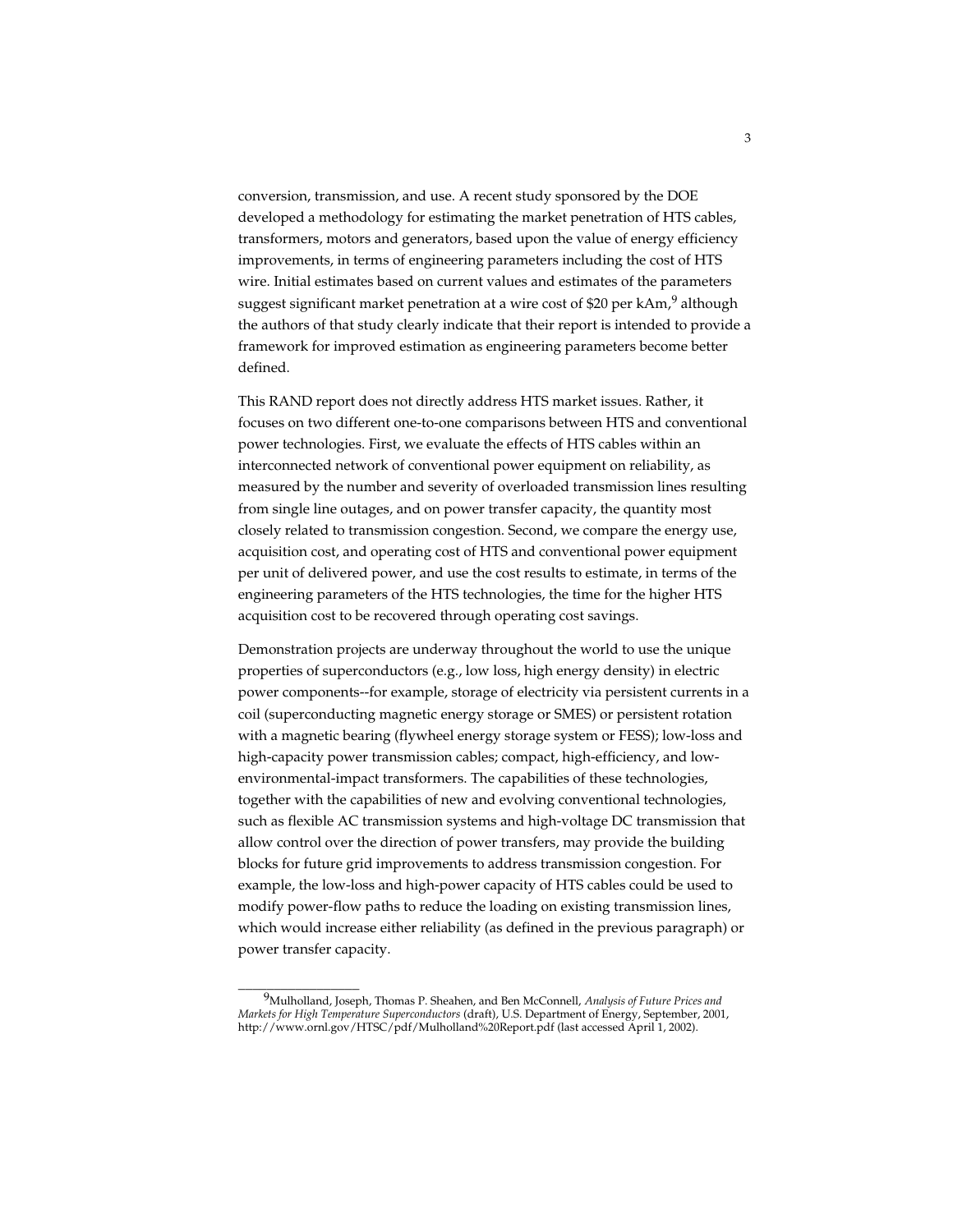conversion, transmission, and use. A recent study sponsored by the DOE developed a methodology for estimating the market penetration of HTS cables, transformers, motors and generators, based upon the value of energy efficiency improvements, in terms of engineering parameters including the cost of HTS wire. Initial estimates based on current values and estimates of the parameters suggest significant market penetration at a wire cost of $20 per kAm,[9] although the authors of that study clearly indicate that their report is intended to provide a framework for improved estimation as engineering parameters become better defined.

This RAND report does not directly address HTS market issues. Rather, it focuses on two different one-to-one comparisons between HTS and conventional power technologies. First, we evaluate the effects of HTS cables within an interconnected network of conventional power equipment on reliability, as measured by the number and severity of overloaded transmission lines resulting from single line outages, and on power transfer capacity, the quantity most closely related to transmission congestion. Second, we compare the energy use, acquisition cost, and operating cost of HTS and conventional power equipment per unit of delivered power, and use the cost results to estimate, in terms of the engineering parameters of the HTS technologies, the time for the higher HTS acquisition cost to be recovered through operating cost savings.

Demonstration projects are underway throughout the world to use the unique properties of superconductors (e.g., low loss, high energy density) in electric power components--for example, storage of electricity via persistent currents in a coil (superconducting magnetic energy storage or SMES) or persistent rotation with a magnetic bearing (flywheel energy storage system or FESS); low-loss and high-capacity power transmission cables; compact, high-efficiency, and low-environmental-impact transformers. The capabilities of these technologies, together with the capabilities of new and evolving conventional technologies, such as flexible AC transmission systems and high-voltage DC transmission that allow control over the direction of power transfers, may provide the building blocks for future grid improvements to address transmission congestion. For example, the low-loss and high-power capacity of HTS cables could be used to modify power-flow paths to reduce the loading on existing transmission lines, which would increase either reliability (as defined in the previous paragraph) or power transfer capacity.

---

[9] Mulholland, Joseph, Thomas P. Sheahen, and Ben McConnell, *Analysis of Future Prices and Markets for High Temperature Superconductors* (draft), U.S. Department of Energy, September, 2001, http://www.ornl.gov/HTSC/pdf/Mulholland%20Report.pdf (last accessed April 1, 2002).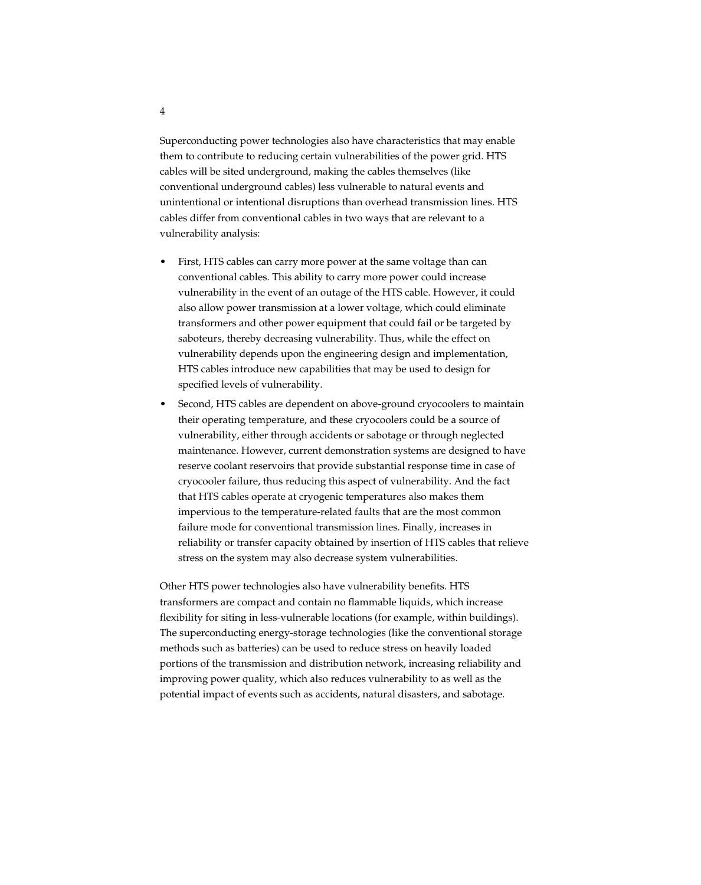Superconducting power technologies also have characteristics that may enable them to contribute to reducing certain vulnerabilities of the power grid. HTS cables will be sited underground, making the cables themselves (like conventional underground cables) less vulnerable to natural events and unintentional or intentional disruptions than overhead transmission lines. HTS cables differ from conventional cables in two ways that are relevant to a vulnerability analysis:

- First, HTS cables can carry more power at the same voltage than can conventional cables. This ability to carry more power could increase vulnerability in the event of an outage of the HTS cable. However, it could also allow power transmission at a lower voltage, which could eliminate transformers and other power equipment that could fail or be targeted by saboteurs, thereby decreasing vulnerability. Thus, while the effect on vulnerability depends upon the engineering design and implementation, HTS cables introduce new capabilities that may be used to design for specified levels of vulnerability.
- Second, HTS cables are dependent on above-ground cryocoolers to maintain their operating temperature, and these cryocoolers could be a source of vulnerability, either through accidents or sabotage or through neglected maintenance. However, current demonstration systems are designed to have reserve coolant reservoirs that provide substantial response time in case of cryocooler failure, thus reducing this aspect of vulnerability. And the fact that HTS cables operate at cryogenic temperatures also makes them impervious to the temperature-related faults that are the most common failure mode for conventional transmission lines. Finally, increases in reliability or transfer capacity obtained by insertion of HTS cables that relieve stress on the system may also decrease system vulnerabilities.

Other HTS power technologies also have vulnerability benefits. HTS transformers are compact and contain no flammable liquids, which increase flexibility for siting in less-vulnerable locations (for example, within buildings). The superconducting energy-storage technologies (like the conventional storage methods such as batteries) can be used to reduce stress on heavily loaded portions of the transmission and distribution network, increasing reliability and improving power quality, which also reduces vulnerability to as well as the potential impact of events such as accidents, natural disasters, and sabotage.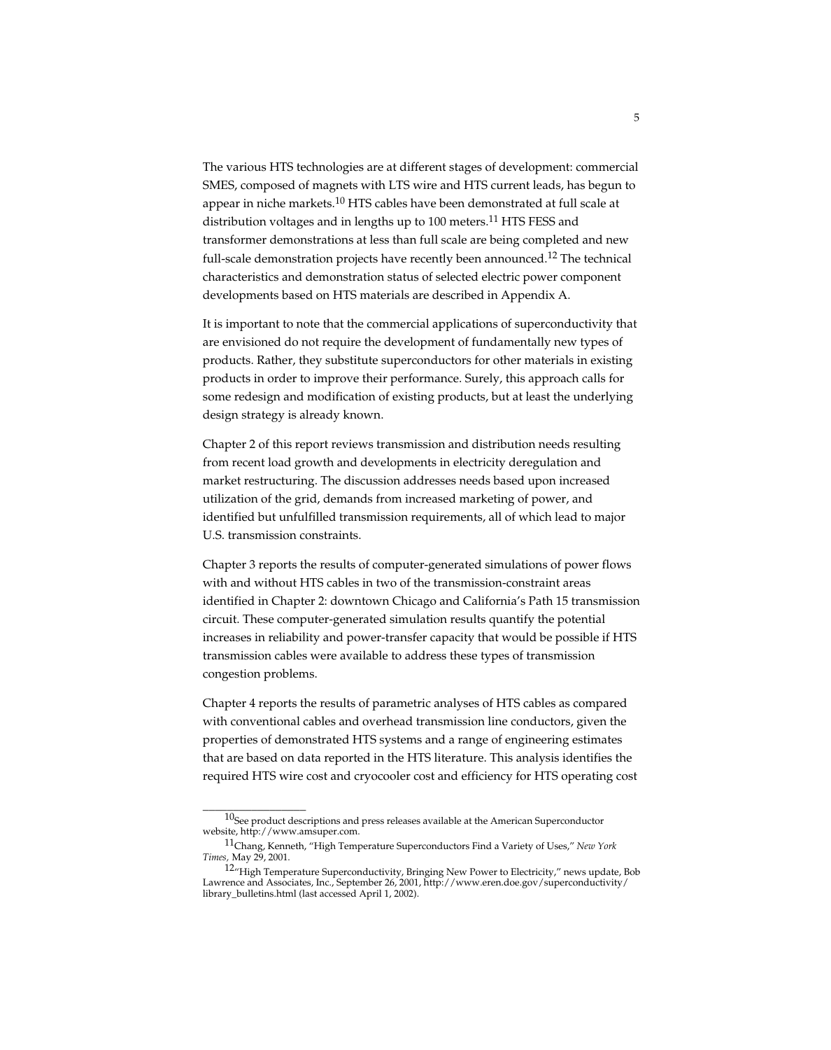The various HTS technologies are at different stages of development: commercial SMES, composed of magnets with LTS wire and HTS current leads, has begun to appear in niche markets.[10] HTS cables have been demonstrated at full scale at distribution voltages and in lengths up to 100 meters.[11] HTS FESS and transformer demonstrations at less than full scale are being completed and new full-scale demonstration projects have recently been announced.[12] The technical characteristics and demonstration status of selected electric power component developments based on HTS materials are described in Appendix A.

It is important to note that the commercial applications of superconductivity that are envisioned do not require the development of fundamentally new types of products. Rather, they substitute superconductors for other materials in existing products in order to improve their performance. Surely, this approach calls for some redesign and modification of existing products, but at least the underlying design strategy is already known.

Chapter 2 of this report reviews transmission and distribution needs resulting from recent load growth and developments in electricity deregulation and market restructuring. The discussion addresses needs based upon increased utilization of the grid, demands from increased marketing of power, and identified but unfulfilled transmission requirements, all of which lead to major U.S. transmission constraints.

Chapter 3 reports the results of computer-generated simulations of power flows with and without HTS cables in two of the transmission-constraint areas identified in Chapter 2: downtown Chicago and California's Path 15 transmission circuit. These computer-generated simulation results quantify the potential increases in reliability and power-transfer capacity that would be possible if HTS transmission cables were available to address these types of transmission congestion problems.

Chapter 4 reports the results of parametric analyses of HTS cables as compared with conventional cables and overhead transmission line conductors, given the properties of demonstrated HTS systems and a range of engineering estimates that are based on data reported in the HTS literature. This analysis identifies the required HTS wire cost and cryocooler cost and efficiency for HTS operating cost

---

[10] See product descriptions and press releases available at the American Superconductor website, http://www.amsuper.com.

[11] Chang, Kenneth, "High Temperature Superconductors Find a Variety of Uses," *New York Times,* May 29, 2001.

[12] "High Temperature Superconductivity, Bringing New Power to Electricity," news update, Bob Lawrence and Associates, Inc., September 26, 2001, http://www.eren.doe.gov/superconductivity/library_bulletins.html (last accessed April 1, 2002).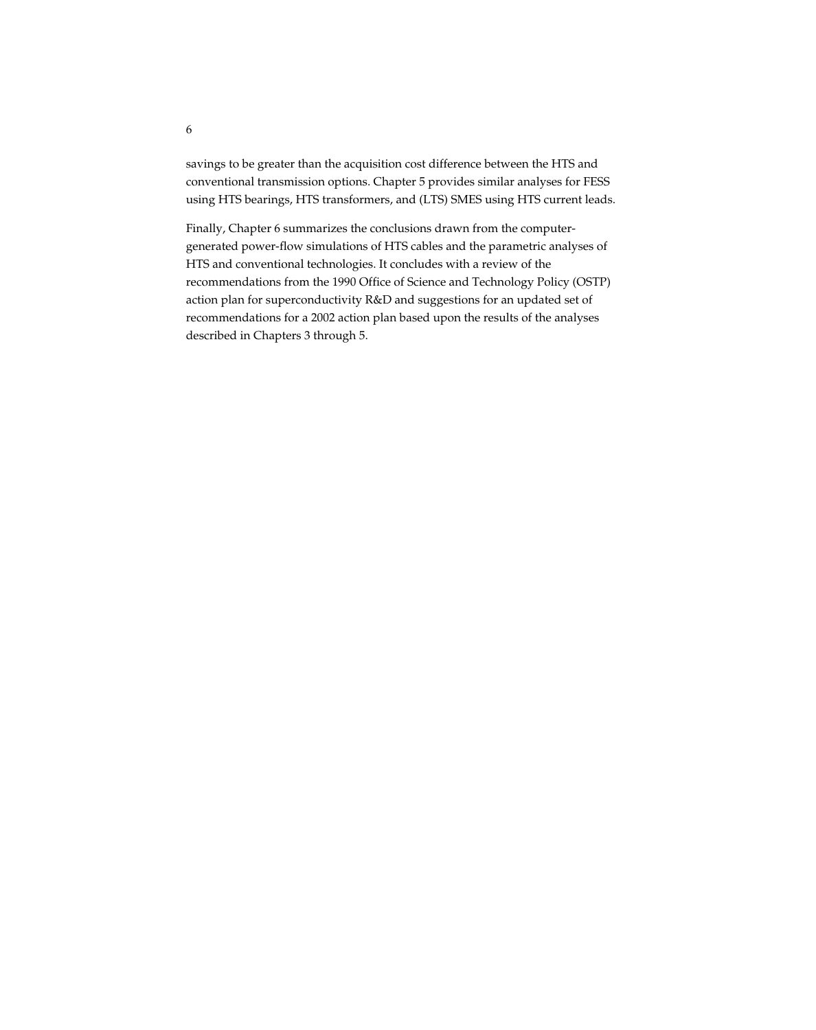savings to be greater than the acquisition cost difference between the HTS and conventional transmission options. Chapter 5 provides similar analyses for FESS using HTS bearings, HTS transformers, and (LTS) SMES using HTS current leads.

Finally, Chapter 6 summarizes the conclusions drawn from the computer-generated power-flow simulations of HTS cables and the parametric analyses of HTS and conventional technologies. It concludes with a review of the recommendations from the 1990 Office of Science and Technology Policy (OSTP) action plan for superconductivity R&D and suggestions for an updated set of recommendations for a 2002 action plan based upon the results of the analyses described in Chapters 3 through 5.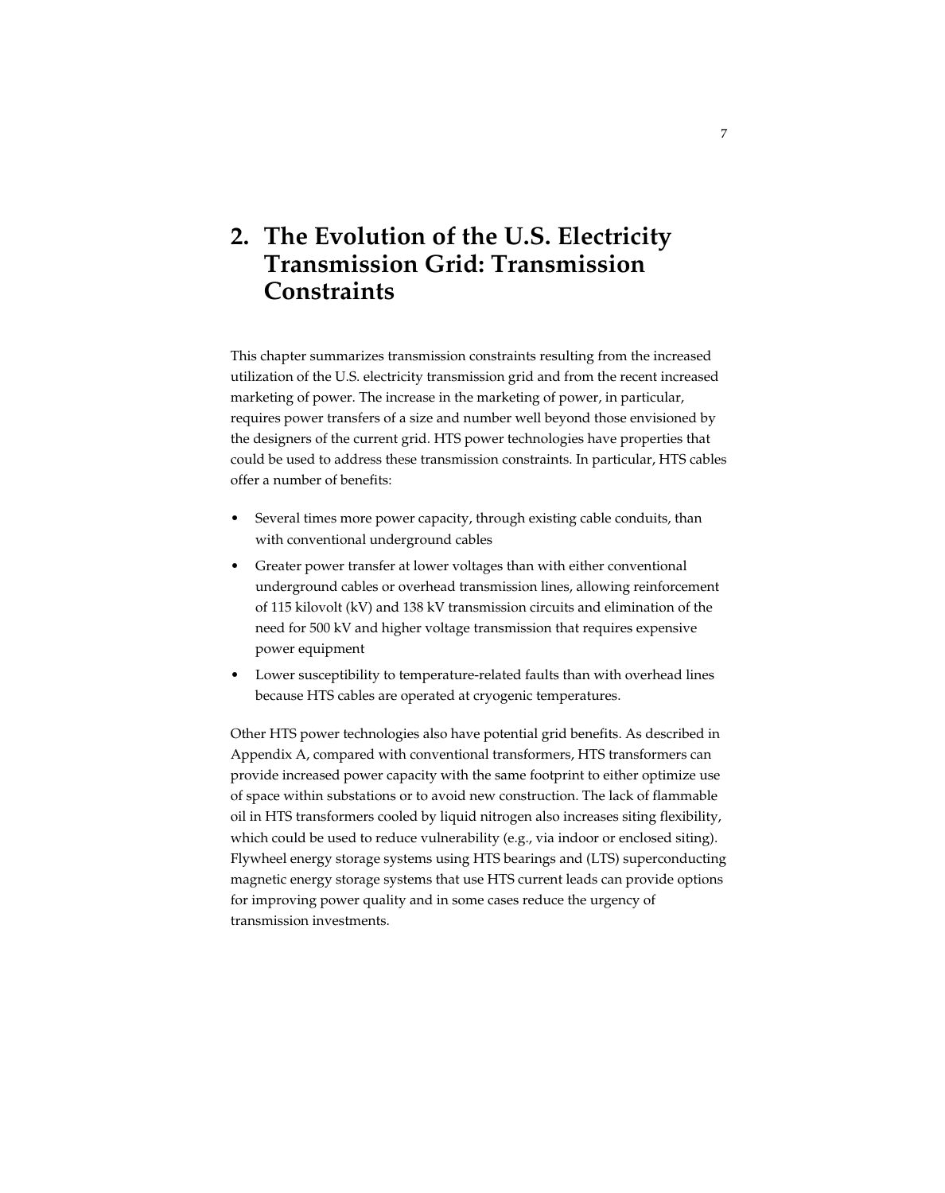# 2. The Evolution of the U.S. Electricity Transmission Grid: Transmission Constraints

This chapter summarizes transmission constraints resulting from the increased utilization of the U.S. electricity transmission grid and from the recent increased marketing of power. The increase in the marketing of power, in particular, requires power transfers of a size and number well beyond those envisioned by the designers of the current grid. HTS power technologies have properties that could be used to address these transmission constraints. In particular, HTS cables offer a number of benefits:

- Several times more power capacity, through existing cable conduits, than with conventional underground cables
- Greater power transfer at lower voltages than with either conventional underground cables or overhead transmission lines, allowing reinforcement of 115 kilovolt (kV) and 138 kV transmission circuits and elimination of the need for 500 kV and higher voltage transmission that requires expensive power equipment
- Lower susceptibility to temperature-related faults than with overhead lines because HTS cables are operated at cryogenic temperatures.

Other HTS power technologies also have potential grid benefits. As described in Appendix A, compared with conventional transformers, HTS transformers can provide increased power capacity with the same footprint to either optimize use of space within substations or to avoid new construction. The lack of flammable oil in HTS transformers cooled by liquid nitrogen also increases siting flexibility, which could be used to reduce vulnerability (e.g., via indoor or enclosed siting). Flywheel energy storage systems using HTS bearings and (LTS) superconducting magnetic energy storage systems that use HTS current leads can provide options for improving power quality and in some cases reduce the urgency of transmission investments.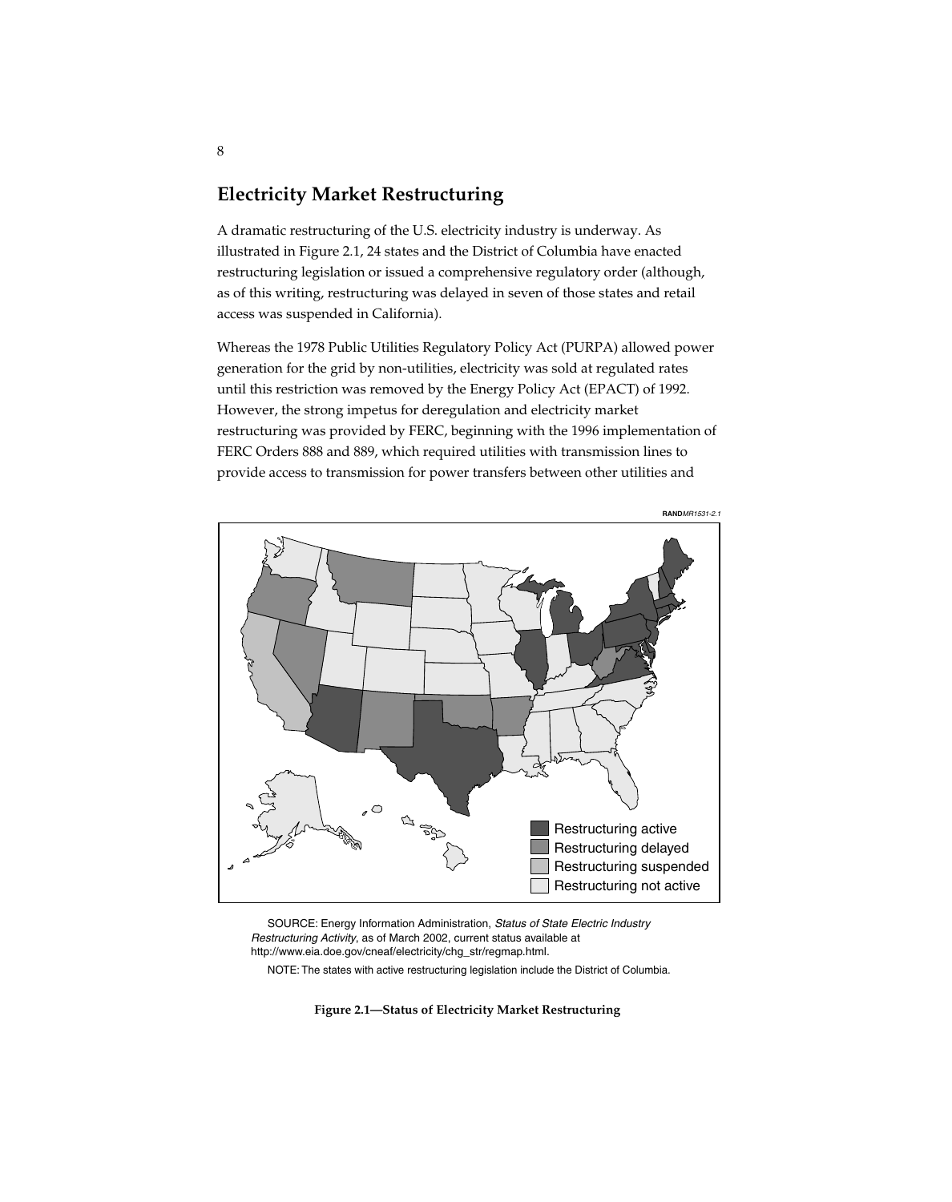## Electricity Market Restructuring

A dramatic restructuring of the U.S. electricity industry is underway. As illustrated in Figure 2.1, 24 states and the District of Columbia have enacted restructuring legislation or issued a comprehensive regulatory order (although, as of this writing, restructuring was delayed in seven of those states and retail access was suspended in California).

Whereas the 1978 Public Utilities Regulatory Policy Act (PURPA) allowed power generation for the grid by non-utilities, electricity was sold at regulated rates until this restriction was removed by the Energy Policy Act (EPACT) of 1992. However, the strong impetus for deregulation and electricity market restructuring was provided by FERC, beginning with the 1996 implementation of FERC Orders 888 and 889, which required utilities with transmission lines to provide access to transmission for power transfers between other utilities and

RAND*MR1531-2.1*

Restructuring active
Restructuring delayed
Restructuring suspended
Restructuring not active

SOURCE: Energy Information Administration, *Status of State Electric Industry Restructuring Activity*, as of March 2002, current status available at http://www.eia.doe.gov/cneaf/electricity/chg_str/regmap.html.

NOTE: The states with active restructuring legislation include the District of Columbia.

**Figure 2.1—Status of Electricity Market Restructuring**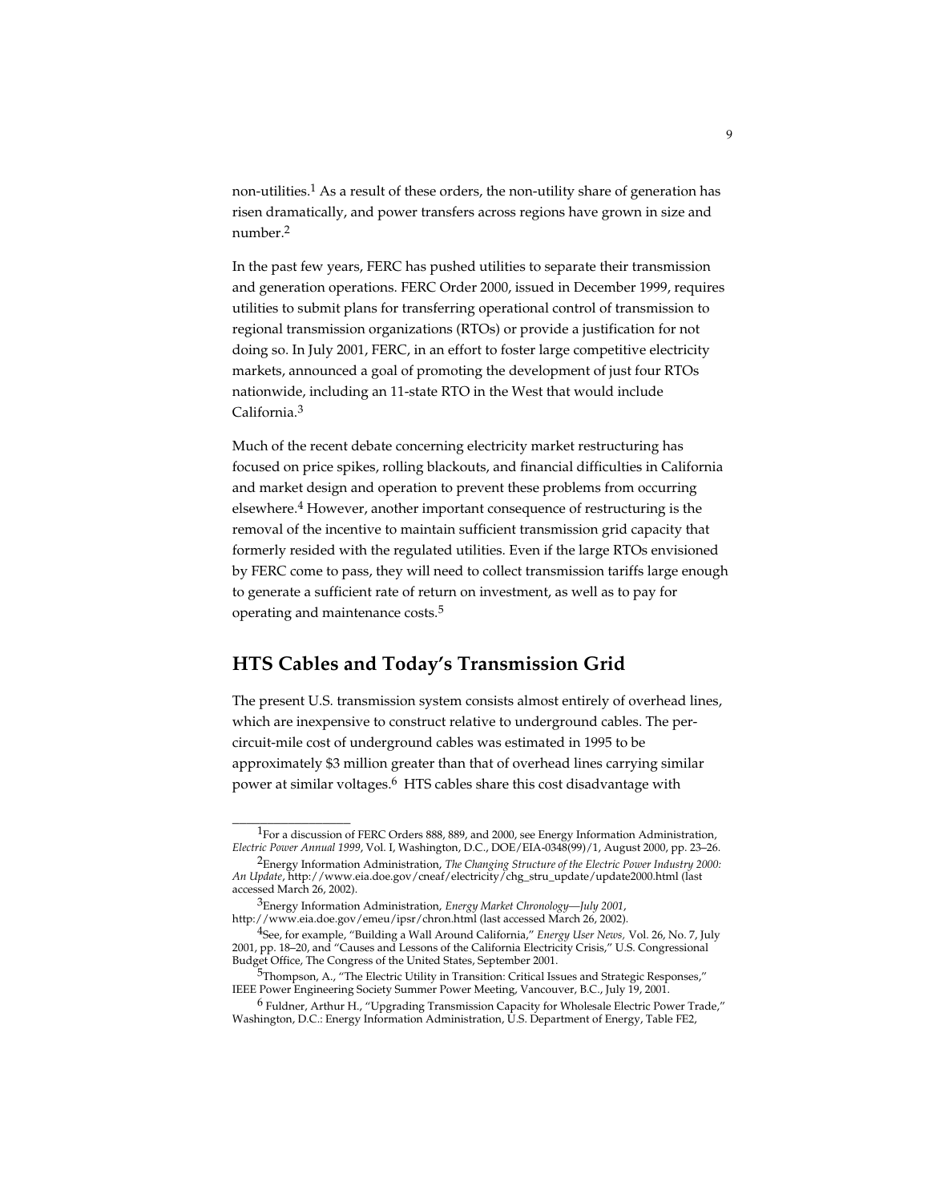non-utilities.[1] As a result of these orders, the non-utility share of generation has risen dramatically, and power transfers across regions have grown in size and number.[2]

In the past few years, FERC has pushed utilities to separate their transmission and generation operations. FERC Order 2000, issued in December 1999, requires utilities to submit plans for transferring operational control of transmission to regional transmission organizations (RTOs) or provide a justification for not doing so. In July 2001, FERC, in an effort to foster large competitive electricity markets, announced a goal of promoting the development of just four RTOs nationwide, including an 11-state RTO in the West that would include California.[3]

Much of the recent debate concerning electricity market restructuring has focused on price spikes, rolling blackouts, and financial difficulties in California and market design and operation to prevent these problems from occurring elsewhere.[4] However, another important consequence of restructuring is the removal of the incentive to maintain sufficient transmission grid capacity that formerly resided with the regulated utilities. Even if the large RTOs envisioned by FERC come to pass, they will need to collect transmission tariffs large enough to generate a sufficient rate of return on investment, as well as to pay for operating and maintenance costs.[5]

## HTS Cables and Today's Transmission Grid

The present U.S. transmission system consists almost entirely of overhead lines, which are inexpensive to construct relative to underground cables. The per-circuit-mile cost of underground cables was estimated in 1995 to be approximately $3 million greater than that of overhead lines carrying similar power at similar voltages.[6] HTS cables share this cost disadvantage with

---

[1] For a discussion of FERC Orders 888, 889, and 2000, see Energy Information Administration, *Electric Power Annual 1999*, Vol. I, Washington, D.C., DOE/EIA-0348(99)/1, August 2000, pp. 23–26.

[2] Energy Information Administration, *The Changing Structure of the Electric Power Industry 2000: An Update*, http://www.eia.doe.gov/cneaf/electricity/chg_stru_update/update2000.html (last accessed March 26, 2002).

[3] Energy Information Administration, *Energy Market Chronology—July 2001*, http://www.eia.doe.gov/emeu/ipsr/chron.html (last accessed March 26, 2002).

[4] See, for example, "Building a Wall Around California," *Energy User News,* Vol. 26, No. 7, July 2001, pp. 18–20, and "Causes and Lessons of the California Electricity Crisis," U.S. Congressional Budget Office, The Congress of the United States, September 2001.

[5] Thompson, A., "The Electric Utility in Transition: Critical Issues and Strategic Responses," IEEE Power Engineering Society Summer Power Meeting, Vancouver, B.C., July 19, 2001.

[6] Fuldner, Arthur H., "Upgrading Transmission Capacity for Wholesale Electric Power Trade," Washington, D.C.: Energy Information Administration, U.S. Department of Energy, Table FE2,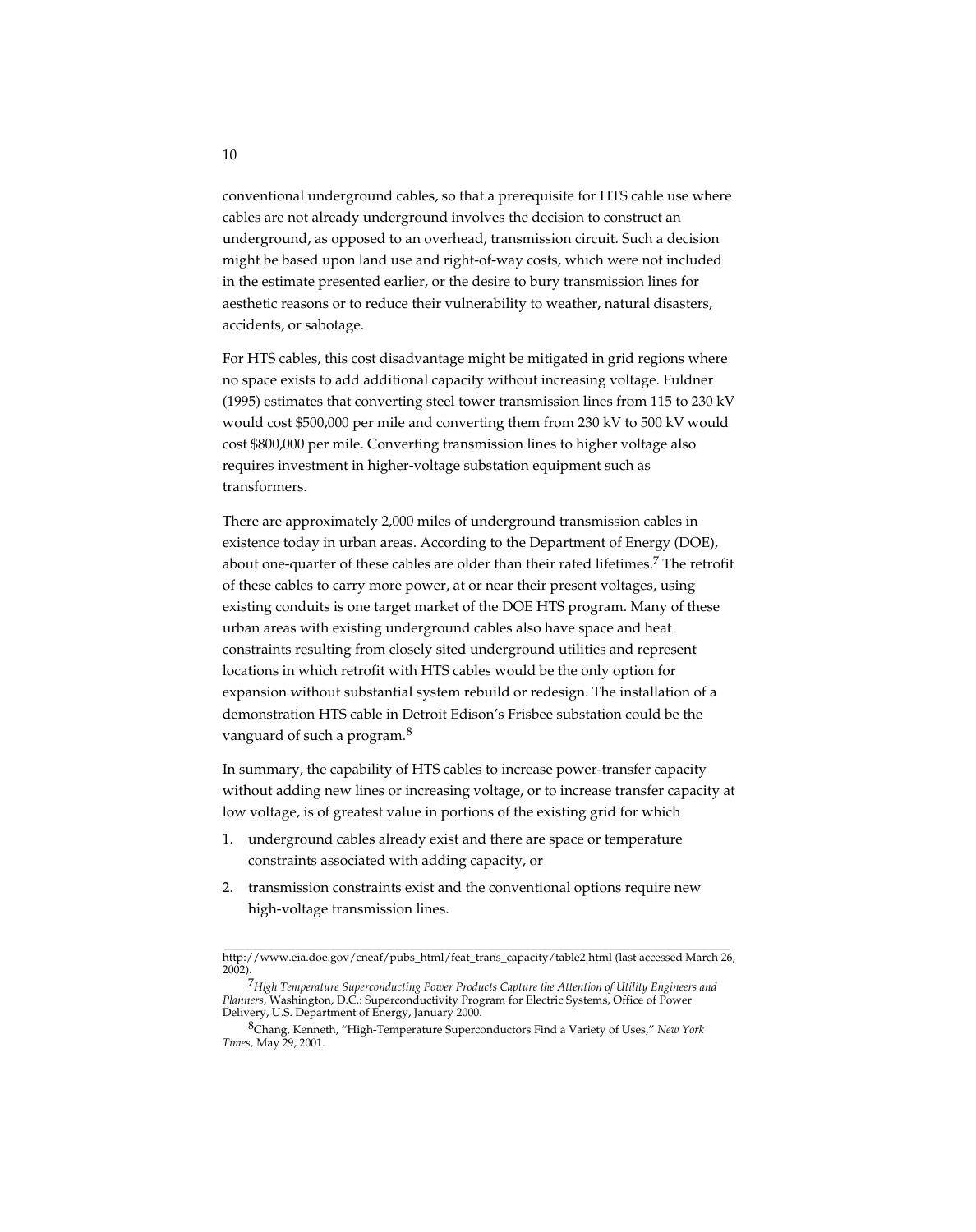conventional underground cables, so that a prerequisite for HTS cable use where cables are not already underground involves the decision to construct an underground, as opposed to an overhead, transmission circuit. Such a decision might be based upon land use and right-of-way costs, which were not included in the estimate presented earlier, or the desire to bury transmission lines for aesthetic reasons or to reduce their vulnerability to weather, natural disasters, accidents, or sabotage.

For HTS cables, this cost disadvantage might be mitigated in grid regions where no space exists to add additional capacity without increasing voltage. Fuldner (1995) estimates that converting steel tower transmission lines from 115 to 230 kV would cost $500,000 per mile and converting them from 230 kV to 500 kV would cost $800,000 per mile. Converting transmission lines to higher voltage also requires investment in higher-voltage substation equipment such as transformers.

There are approximately 2,000 miles of underground transmission cables in existence today in urban areas. According to the Department of Energy (DOE), about one-quarter of these cables are older than their rated lifetimes.[7] The retrofit of these cables to carry more power, at or near their present voltages, using existing conduits is one target market of the DOE HTS program. Many of these urban areas with existing underground cables also have space and heat constraints resulting from closely sited underground utilities and represent locations in which retrofit with HTS cables would be the only option for expansion without substantial system rebuild or redesign. The installation of a demonstration HTS cable in Detroit Edison's Frisbee substation could be the vanguard of such a program.[8]

In summary, the capability of HTS cables to increase power-transfer capacity without adding new lines or increasing voltage, or to increase transfer capacity at low voltage, is of greatest value in portions of the existing grid for which

1. underground cables already exist and there are space or temperature constraints associated with adding capacity, or
2. transmission constraints exist and the conventional options require new high-voltage transmission lines.

---

http://www.eia.doe.gov/cneaf/pubs_html/feat_trans_capacity/table2.html (last accessed March 26, 2002).

[7] *High Temperature Superconducting Power Products Capture the Attention of Utility Engineers and Planners,* Washington, D.C.: Superconductivity Program for Electric Systems, Office of Power Delivery, U.S. Department of Energy, January 2000.

[8] Chang, Kenneth, "High-Temperature Superconductors Find a Variety of Uses," *New York Times,* May 29, 2001.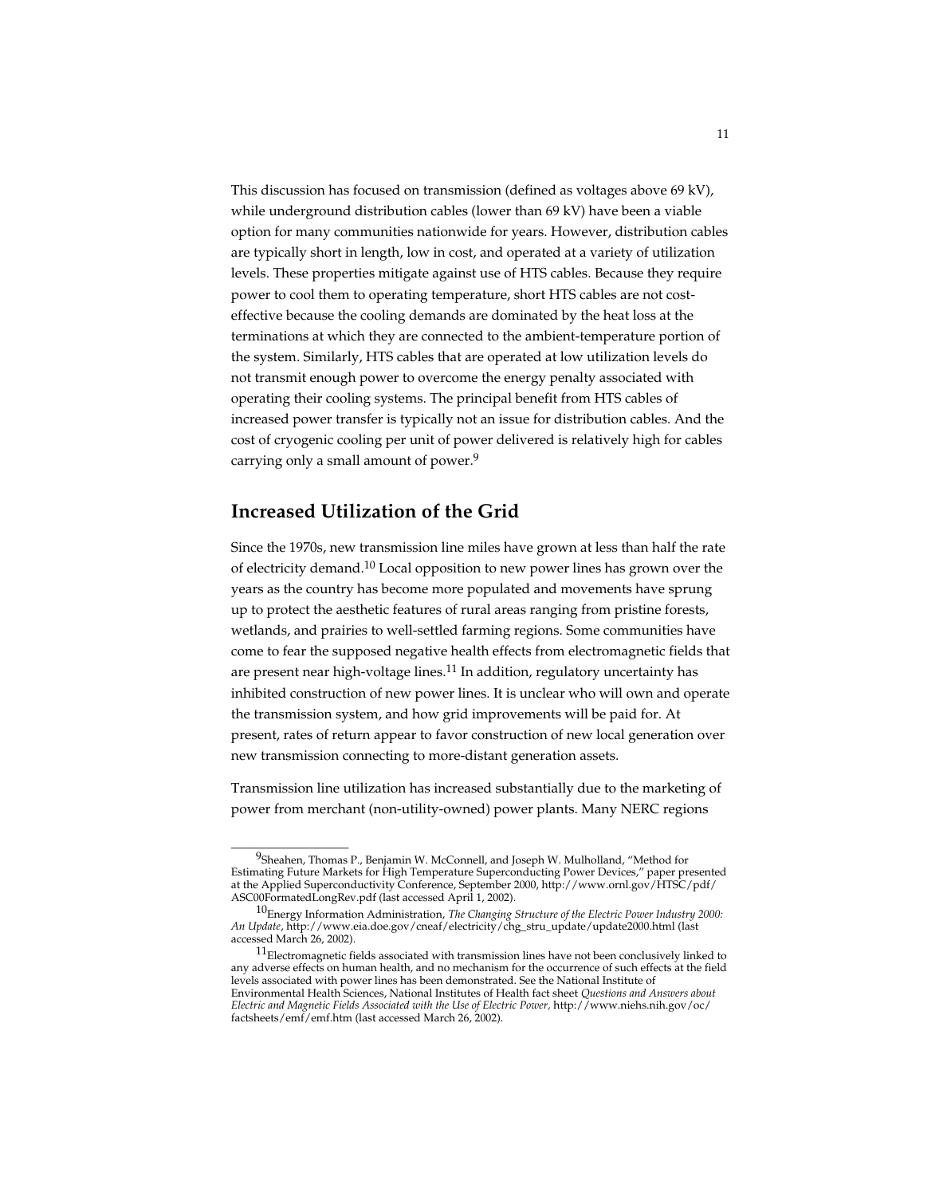This discussion has focused on transmission (defined as voltages above 69 kV), while underground distribution cables (lower than 69 kV) have been a viable option for many communities nationwide for years. However, distribution cables are typically short in length, low in cost, and operated at a variety of utilization levels. These properties mitigate against use of HTS cables. Because they require power to cool them to operating temperature, short HTS cables are not cost-effective because the cooling demands are dominated by the heat loss at the terminations at which they are connected to the ambient-temperature portion of the system. Similarly, HTS cables that are operated at low utilization levels do not transmit enough power to overcome the energy penalty associated with operating their cooling systems. The principal benefit from HTS cables of increased power transfer is typically not an issue for distribution cables. And the cost of cryogenic cooling per unit of power delivered is relatively high for cables carrying only a small amount of power.[9]

## Increased Utilization of the Grid

Since the 1970s, new transmission line miles have grown at less than half the rate of electricity demand.[10] Local opposition to new power lines has grown over the years as the country has become more populated and movements have sprung up to protect the aesthetic features of rural areas ranging from pristine forests, wetlands, and prairies to well-settled farming regions. Some communities have come to fear the supposed negative health effects from electromagnetic fields that are present near high-voltage lines.[11] In addition, regulatory uncertainty has inhibited construction of new power lines. It is unclear who will own and operate the transmission system, and how grid improvements will be paid for. At present, rates of return appear to favor construction of new local generation over new transmission connecting to more-distant generation assets.

Transmission line utilization has increased substantially due to the marketing of power from merchant (non-utility-owned) power plants. Many NERC regions

---

[9] Sheahen, Thomas P., Benjamin W. McConnell, and Joseph W. Mulholland, "Method for Estimating Future Markets for High Temperature Superconducting Power Devices," paper presented at the Applied Superconductivity Conference, September 2000, http://www.ornl.gov/HTSC/pdf/ASC00FormatedLongRev.pdf (last accessed April 1, 2002).

[10] Energy Information Administration, *The Changing Structure of the Electric Power Industry 2000: An Update*, http://www.eia.doe.gov/cneaf/electricity/chg_stru_update/update2000.html (last accessed March 26, 2002).

[11] Electromagnetic fields associated with transmission lines have not been conclusively linked to any adverse effects on human health, and no mechanism for the occurrence of such effects at the field levels associated with power lines has been demonstrated. See the National Institute of Environmental Health Sciences, National Institutes of Health fact sheet *Questions and Answers about Electric and Magnetic Fields Associated with the Use of Electric Power*, http://www.niehs.nih.gov/oc/factsheets/emf/emf.htm (last accessed March 26, 2002).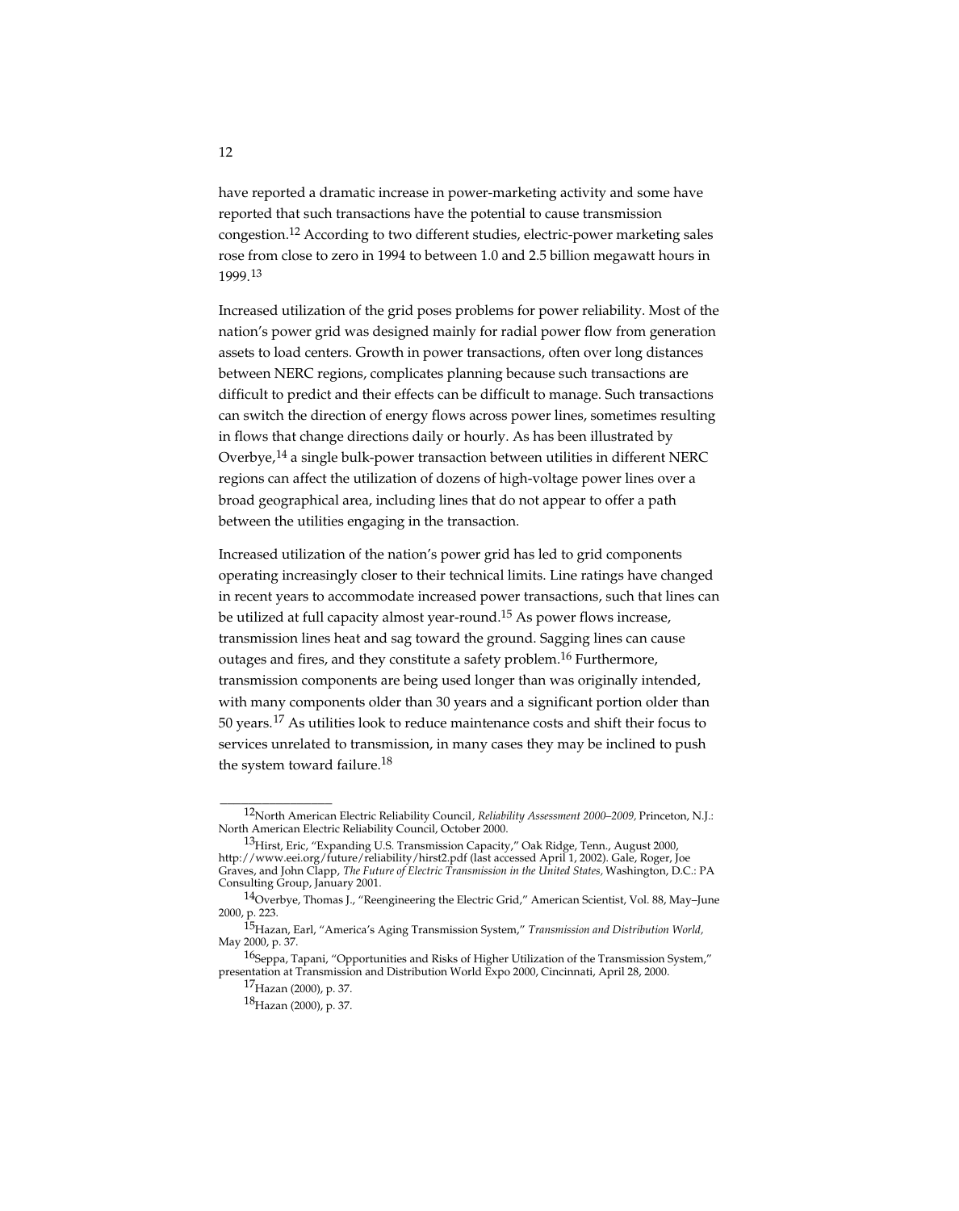have reported a dramatic increase in power-marketing activity and some have reported that such transactions have the potential to cause transmission congestion.[12] According to two different studies, electric-power marketing sales rose from close to zero in 1994 to between 1.0 and 2.5 billion megawatt hours in 1999.[13]

Increased utilization of the grid poses problems for power reliability. Most of the nation's power grid was designed mainly for radial power flow from generation assets to load centers. Growth in power transactions, often over long distances between NERC regions, complicates planning because such transactions are difficult to predict and their effects can be difficult to manage. Such transactions can switch the direction of energy flows across power lines, sometimes resulting in flows that change directions daily or hourly. As has been illustrated by Overbye,[14] a single bulk-power transaction between utilities in different NERC regions can affect the utilization of dozens of high-voltage power lines over a broad geographical area, including lines that do not appear to offer a path between the utilities engaging in the transaction.

Increased utilization of the nation's power grid has led to grid components operating increasingly closer to their technical limits. Line ratings have changed in recent years to accommodate increased power transactions, such that lines can be utilized at full capacity almost year-round.[15] As power flows increase, transmission lines heat and sag toward the ground. Sagging lines can cause outages and fires, and they constitute a safety problem.[16] Furthermore, transmission components are being used longer than was originally intended, with many components older than 30 years and a significant portion older than 50 years.[17] As utilities look to reduce maintenance costs and shift their focus to services unrelated to transmission, in many cases they may be inclined to push the system toward failure.[18]

---

[12] North American Electric Reliability Council, *Reliability Assessment 2000–2009*, Princeton, N.J.: North American Electric Reliability Council, October 2000.

[13] Hirst, Eric, "Expanding U.S. Transmission Capacity," Oak Ridge, Tenn., August 2000, http://www.eei.org/future/reliability/hirst2.pdf (last accessed April 1, 2002). Gale, Roger, Joe Graves, and John Clapp, *The Future of Electric Transmission in the United States*, Washington, D.C.: PA Consulting Group, January 2001.

[14] Overbye, Thomas J., "Reengineering the Electric Grid," American Scientist, Vol. 88, May–June 2000, p. 223.

[15] Hazan, Earl, "America's Aging Transmission System," *Transmission and Distribution World*, May 2000, p. 37.

[16] Seppa, Tapani, "Opportunities and Risks of Higher Utilization of the Transmission System," presentation at Transmission and Distribution World Expo 2000, Cincinnati, April 28, 2000.

[17] Hazan (2000), p. 37.

[18] Hazan (2000), p. 37.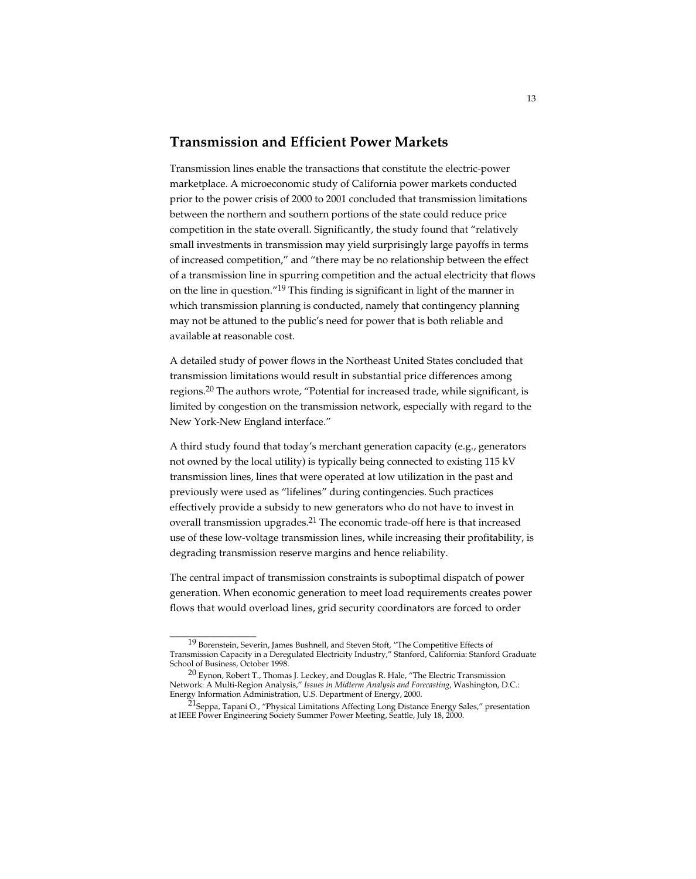## Transmission and Efficient Power Markets

Transmission lines enable the transactions that constitute the electric-power marketplace. A microeconomic study of California power markets conducted prior to the power crisis of 2000 to 2001 concluded that transmission limitations between the northern and southern portions of the state could reduce price competition in the state overall. Significantly, the study found that "relatively small investments in transmission may yield surprisingly large payoffs in terms of increased competition," and "there may be no relationship between the effect of a transmission line in spurring competition and the actual electricity that flows on the line in question."[19] This finding is significant in light of the manner in which transmission planning is conducted, namely that contingency planning may not be attuned to the public's need for power that is both reliable and available at reasonable cost.

A detailed study of power flows in the Northeast United States concluded that transmission limitations would result in substantial price differences among regions.[20] The authors wrote, "Potential for increased trade, while significant, is limited by congestion on the transmission network, especially with regard to the New York-New England interface."

A third study found that today's merchant generation capacity (e.g., generators not owned by the local utility) is typically being connected to existing 115 kV transmission lines, lines that were operated at low utilization in the past and previously were used as "lifelines" during contingencies. Such practices effectively provide a subsidy to new generators who do not have to invest in overall transmission upgrades.[21] The economic trade-off here is that increased use of these low-voltage transmission lines, while increasing their profitability, is degrading transmission reserve margins and hence reliability.

The central impact of transmission constraints is suboptimal dispatch of power generation. When economic generation to meet load requirements creates power flows that would overload lines, grid security coordinators are forced to order

---

[19] Borenstein, Severin, James Bushnell, and Steven Stoft, "The Competitive Effects of Transmission Capacity in a Deregulated Electricity Industry," Stanford, California: Stanford Graduate School of Business, October 1998.

[20] Eynon, Robert T., Thomas J. Leckey, and Douglas R. Hale, "The Electric Transmission Network: A Multi-Region Analysis," *Issues in Midterm Analysis and Forecasting*, Washington, D.C.: Energy Information Administration, U.S. Department of Energy, 2000.

[21] Seppa, Tapani O., "Physical Limitations Affecting Long Distance Energy Sales," presentation at IEEE Power Engineering Society Summer Power Meeting, Seattle, July 18, 2000.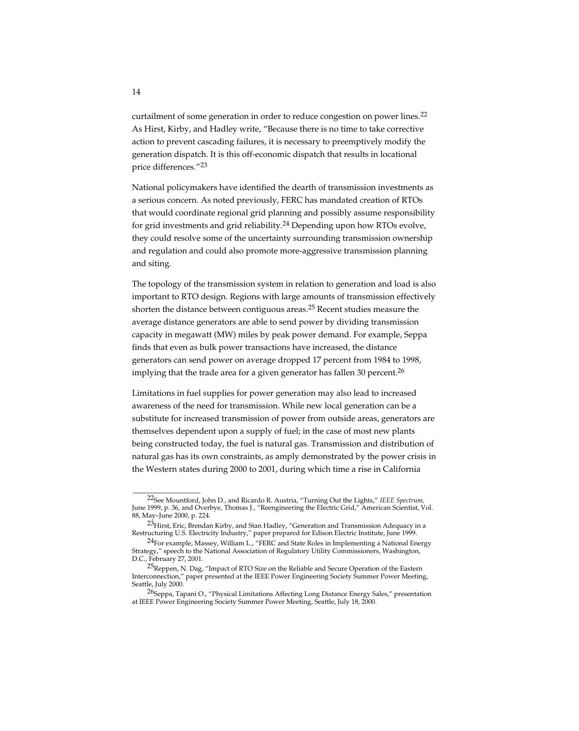curtailment of some generation in order to reduce congestion on power lines.[22] As Hirst, Kirby, and Hadley write, "Because there is no time to take corrective action to prevent cascading failures, it is necessary to preemptively modify the generation dispatch. It is this off-economic dispatch that results in locational price differences."[23]

National policymakers have identified the dearth of transmission investments as a serious concern. As noted previously, FERC has mandated creation of RTOs that would coordinate regional grid planning and possibly assume responsibility for grid investments and grid reliability.[24] Depending upon how RTOs evolve, they could resolve some of the uncertainty surrounding transmission ownership and regulation and could also promote more-aggressive transmission planning and siting.

The topology of the transmission system in relation to generation and load is also important to RTO design. Regions with large amounts of transmission effectively shorten the distance between contiguous areas.[25] Recent studies measure the average distance generators are able to send power by dividing transmission capacity in megawatt (MW) miles by peak power demand. For example, Seppa finds that even as bulk power transactions have increased, the distance generators can send power on average dropped 17 percent from 1984 to 1998, implying that the trade area for a given generator has fallen 30 percent.[26]

Limitations in fuel supplies for power generation may also lead to increased awareness of the need for transmission. While new local generation can be a substitute for increased transmission of power from outside areas, generators are themselves dependent upon a supply of fuel; in the case of most new plants being constructed today, the fuel is natural gas. Transmission and distribution of natural gas has its own constraints, as amply demonstrated by the power crisis in the Western states during 2000 to 2001, during which time a rise in California

---

[22] See Mountford, John D., and Ricardo R. Austria, "Turning Out the Lights," *IEEE Spectrum*, June 1999, p. 36, and Overbye, Thomas J., "Reengineering the Electric Grid," American Scientist, Vol. 88, May–June 2000, p. 224.

[23] Hirst, Eric, Brendan Kirby, and Stan Hadley, "Generation and Transmission Adequacy in a Restructuring U.S. Electricity Industry," paper prepared for Edison Electric Institute, June 1999.

[24] For example, Massey, William L., "FERC and State Roles in Implementing a National Energy Strategy," speech to the National Association of Regulatory Utility Commissioners, Washington, D.C., February 27, 2001.

[25] Reppen, N. Dag, "Impact of RTO Size on the Reliable and Secure Operation of the Eastern Interconnection," paper presented at the IEEE Power Engineering Society Summer Power Meeting, Seattle, July 2000.

[26] Seppa, Tapani O., "Physical Limitations Affecting Long Distance Energy Sales," presentation at IEEE Power Engineering Society Summer Power Meeting, Seattle, July 18, 2000.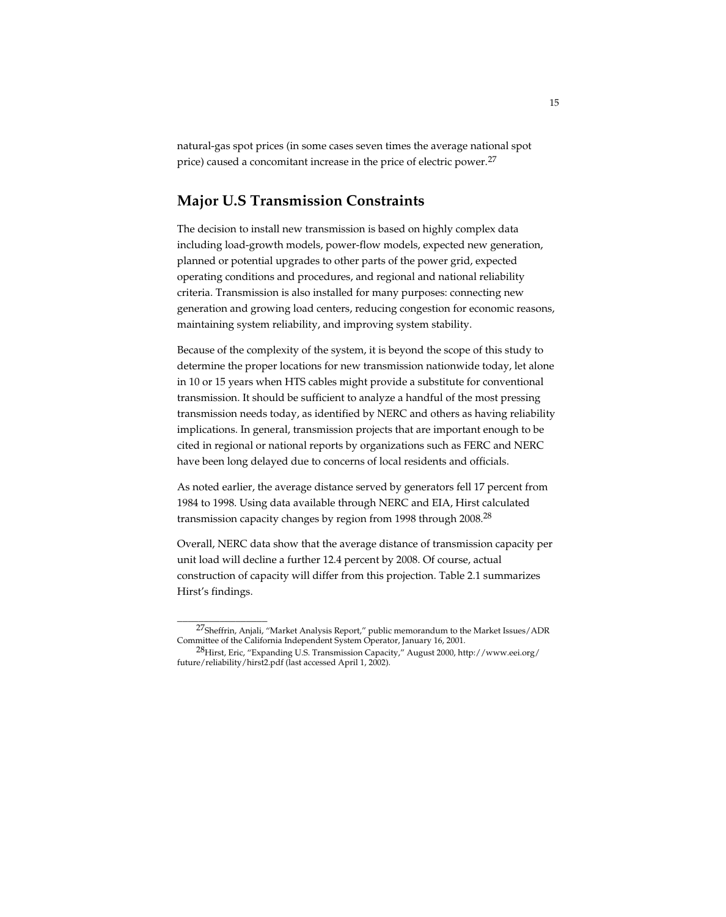natural-gas spot prices (in some cases seven times the average national spot price) caused a concomitant increase in the price of electric power.[27]

## Major U.S Transmission Constraints

The decision to install new transmission is based on highly complex data including load-growth models, power-flow models, expected new generation, planned or potential upgrades to other parts of the power grid, expected operating conditions and procedures, and regional and national reliability criteria. Transmission is also installed for many purposes: connecting new generation and growing load centers, reducing congestion for economic reasons, maintaining system reliability, and improving system stability.

Because of the complexity of the system, it is beyond the scope of this study to determine the proper locations for new transmission nationwide today, let alone in 10 or 15 years when HTS cables might provide a substitute for conventional transmission. It should be sufficient to analyze a handful of the most pressing transmission needs today, as identified by NERC and others as having reliability implications. In general, transmission projects that are important enough to be cited in regional or national reports by organizations such as FERC and NERC have been long delayed due to concerns of local residents and officials.

As noted earlier, the average distance served by generators fell 17 percent from 1984 to 1998. Using data available through NERC and EIA, Hirst calculated transmission capacity changes by region from 1998 through 2008.[28]

Overall, NERC data show that the average distance of transmission capacity per unit load will decline a further 12.4 percent by 2008. Of course, actual construction of capacity will differ from this projection. Table 2.1 summarizes Hirst's findings.

---

[27] Sheffrin, Anjali, "Market Analysis Report," public memorandum to the Market Issues/ADR Committee of the California Independent System Operator, January 16, 2001.

[28] Hirst, Eric, "Expanding U.S. Transmission Capacity," August 2000, http://www.eei.org/future/reliability/hirst2.pdf (last accessed April 1, 2002).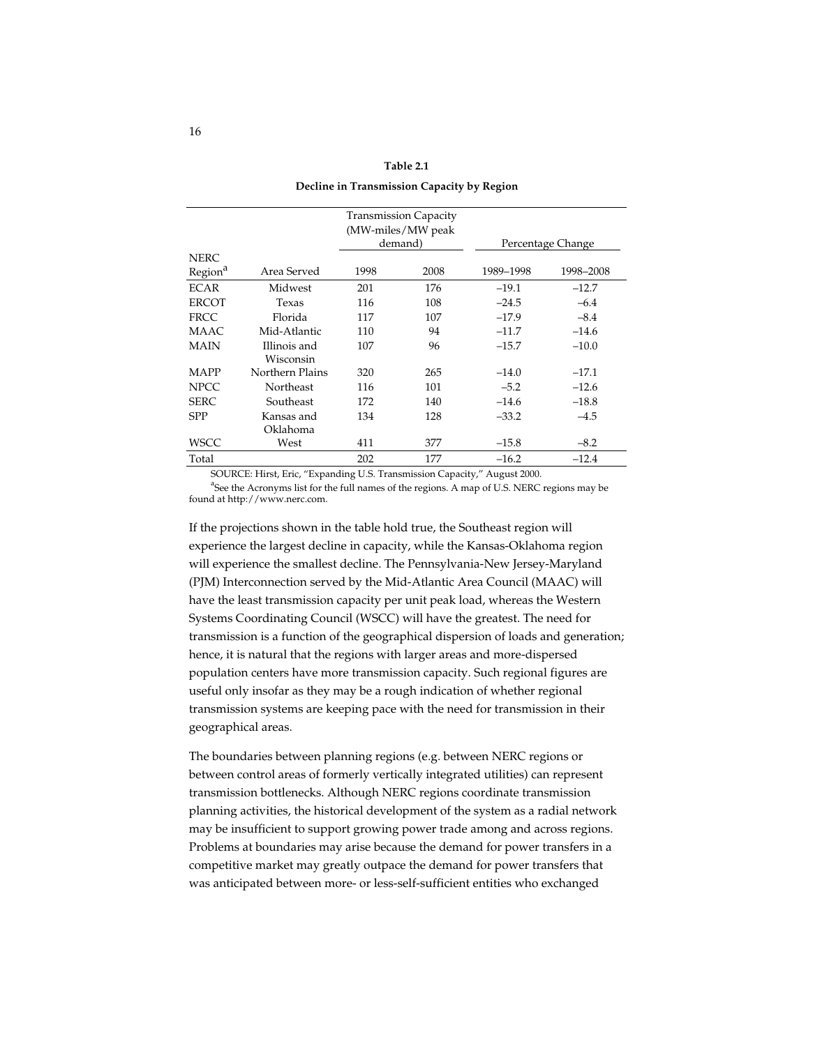**Table 2.1**

**Decline in Transmission Capacity by Region**

| | | Transmission Capacity (MW-miles/MW peak demand) | | Percentage Change | |
|---|---|---|---|---|---|
| NERC Region[a] | Area Served | 1998 | 2008 | 1989–1998 | 1998–2008 |
| ECAR | Midwest | 201 | 176 | –19.1 | –12.7 |
| ERCOT | Texas | 116 | 108 | –24.5 | –6.4 |
| FRCC | Florida | 117 | 107 | –17.9 | –8.4 |
| MAAC | Mid-Atlantic | 110 | 94 | –11.7 | –14.6 |
| MAIN | Illinois and Wisconsin | 107 | 96 | –15.7 | –10.0 |
| MAPP | Northern Plains | 320 | 265 | –14.0 | –17.1 |
| NPCC | Northeast | 116 | 101 | –5.2 | –12.6 |
| SERC | Southeast | 172 | 140 | –14.6 | –18.8 |
| SPP | Kansas and Oklahoma | 134 | 128 | –33.2 | –4.5 |
| WSCC | West | 411 | 377 | –15.8 | –8.2 |
| Total | | 202 | 177 | –16.2 | –12.4 |

SOURCE: Hirst, Eric, "Expanding U.S. Transmission Capacity," August 2000.

[a]See the Acronyms list for the full names of the regions. A map of U.S. NERC regions may be found at http://www.nerc.com.

If the projections shown in the table hold true, the Southeast region will experience the largest decline in capacity, while the Kansas-Oklahoma region will experience the smallest decline. The Pennsylvania-New Jersey-Maryland (PJM) Interconnection served by the Mid-Atlantic Area Council (MAAC) will have the least transmission capacity per unit peak load, whereas the Western Systems Coordinating Council (WSCC) will have the greatest. The need for transmission is a function of the geographical dispersion of loads and generation; hence, it is natural that the regions with larger areas and more-dispersed population centers have more transmission capacity. Such regional figures are useful only insofar as they may be a rough indication of whether regional transmission systems are keeping pace with the need for transmission in their geographical areas.

The boundaries between planning regions (e.g. between NERC regions or between control areas of formerly vertically integrated utilities) can represent transmission bottlenecks. Although NERC regions coordinate transmission planning activities, the historical development of the system as a radial network may be insufficient to support growing power trade among and across regions. Problems at boundaries may arise because the demand for power transfers in a competitive market may greatly outpace the demand for power transfers that was anticipated between more- or less-self-sufficient entities who exchanged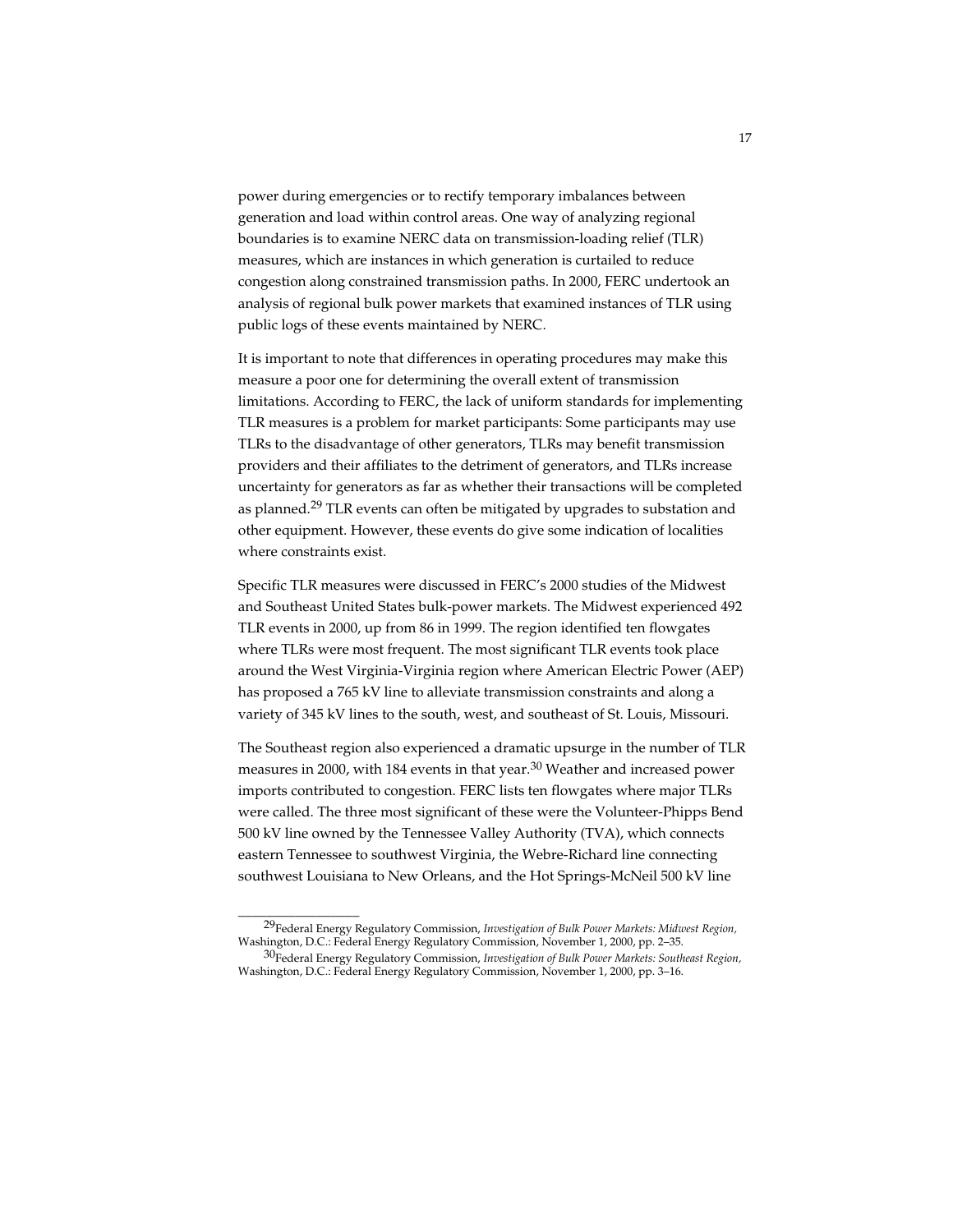power during emergencies or to rectify temporary imbalances between generation and load within control areas. One way of analyzing regional boundaries is to examine NERC data on transmission-loading relief (TLR) measures, which are instances in which generation is curtailed to reduce congestion along constrained transmission paths. In 2000, FERC undertook an analysis of regional bulk power markets that examined instances of TLR using public logs of these events maintained by NERC.

It is important to note that differences in operating procedures may make this measure a poor one for determining the overall extent of transmission limitations. According to FERC, the lack of uniform standards for implementing TLR measures is a problem for market participants: Some participants may use TLRs to the disadvantage of other generators, TLRs may benefit transmission providers and their affiliates to the detriment of generators, and TLRs increase uncertainty for generators as far as whether their transactions will be completed as planned.[29] TLR events can often be mitigated by upgrades to substation and other equipment. However, these events do give some indication of localities where constraints exist.

Specific TLR measures were discussed in FERC's 2000 studies of the Midwest and Southeast United States bulk-power markets. The Midwest experienced 492 TLR events in 2000, up from 86 in 1999. The region identified ten flowgates where TLRs were most frequent. The most significant TLR events took place around the West Virginia-Virginia region where American Electric Power (AEP) has proposed a 765 kV line to alleviate transmission constraints and along a variety of 345 kV lines to the south, west, and southeast of St. Louis, Missouri.

The Southeast region also experienced a dramatic upsurge in the number of TLR measures in 2000, with 184 events in that year.[30] Weather and increased power imports contributed to congestion. FERC lists ten flowgates where major TLRs were called. The three most significant of these were the Volunteer-Phipps Bend 500 kV line owned by the Tennessee Valley Authority (TVA), which connects eastern Tennessee to southwest Virginia, the Webre-Richard line connecting southwest Louisiana to New Orleans, and the Hot Springs-McNeil 500 kV line

---

[29] Federal Energy Regulatory Commission, *Investigation of Bulk Power Markets: Midwest Region*, Washington, D.C.: Federal Energy Regulatory Commission, November 1, 2000, pp. 2–35.

[30] Federal Energy Regulatory Commission, *Investigation of Bulk Power Markets: Southeast Region*, Washington, D.C.: Federal Energy Regulatory Commission, November 1, 2000, pp. 3–16.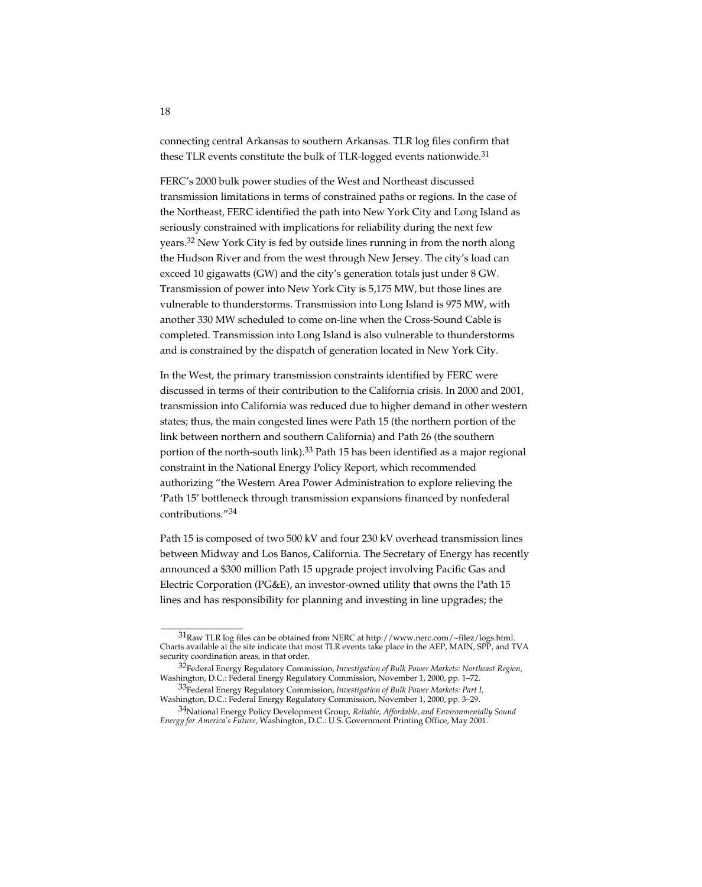connecting central Arkansas to southern Arkansas. TLR log files confirm that these TLR events constitute the bulk of TLR-logged events nationwide.[31]

FERC's 2000 bulk power studies of the West and Northeast discussed transmission limitations in terms of constrained paths or regions. In the case of the Northeast, FERC identified the path into New York City and Long Island as seriously constrained with implications for reliability during the next few years.[32] New York City is fed by outside lines running in from the north along the Hudson River and from the west through New Jersey. The city's load can exceed 10 gigawatts (GW) and the city's generation totals just under 8 GW. Transmission of power into New York City is 5,175 MW, but those lines are vulnerable to thunderstorms. Transmission into Long Island is 975 MW, with another 330 MW scheduled to come on-line when the Cross-Sound Cable is completed. Transmission into Long Island is also vulnerable to thunderstorms and is constrained by the dispatch of generation located in New York City.

In the West, the primary transmission constraints identified by FERC were discussed in terms of their contribution to the California crisis. In 2000 and 2001, transmission into California was reduced due to higher demand in other western states; thus, the main congested lines were Path 15 (the northern portion of the link between northern and southern California) and Path 26 (the southern portion of the north-south link).[33] Path 15 has been identified as a major regional constraint in the National Energy Policy Report, which recommended authorizing "the Western Area Power Administration to explore relieving the 'Path 15' bottleneck through transmission expansions financed by nonfederal contributions."[34]

Path 15 is composed of two 500 kV and four 230 kV overhead transmission lines between Midway and Los Banos, California. The Secretary of Energy has recently announced a $300 million Path 15 upgrade project involving Pacific Gas and Electric Corporation (PG&E), an investor-owned utility that owns the Path 15 lines and has responsibility for planning and investing in line upgrades; the

---

[31]Raw TLR log files can be obtained from NERC at http://www.nerc.com/~filez/logs.html. Charts available at the site indicate that most TLR events take place in the AEP, MAIN, SPP, and TVA security coordination areas, in that order.

[32]Federal Energy Regulatory Commission, *Investigation of Bulk Power Markets: Northeast Region,* Washington, D.C.: Federal Energy Regulatory Commission, November 1, 2000, pp. 1–72.

[33]Federal Energy Regulatory Commission, *Investigation of Bulk Power Markets: Part I,* Washington, D.C.: Federal Energy Regulatory Commission, November 1, 2000, pp. 3–29.

[34]National Energy Policy Development Group, *Reliable, Affordable, and Environmentally Sound Energy for America's Future,* Washington, D.C.: U.S. Government Printing Office, May 2001.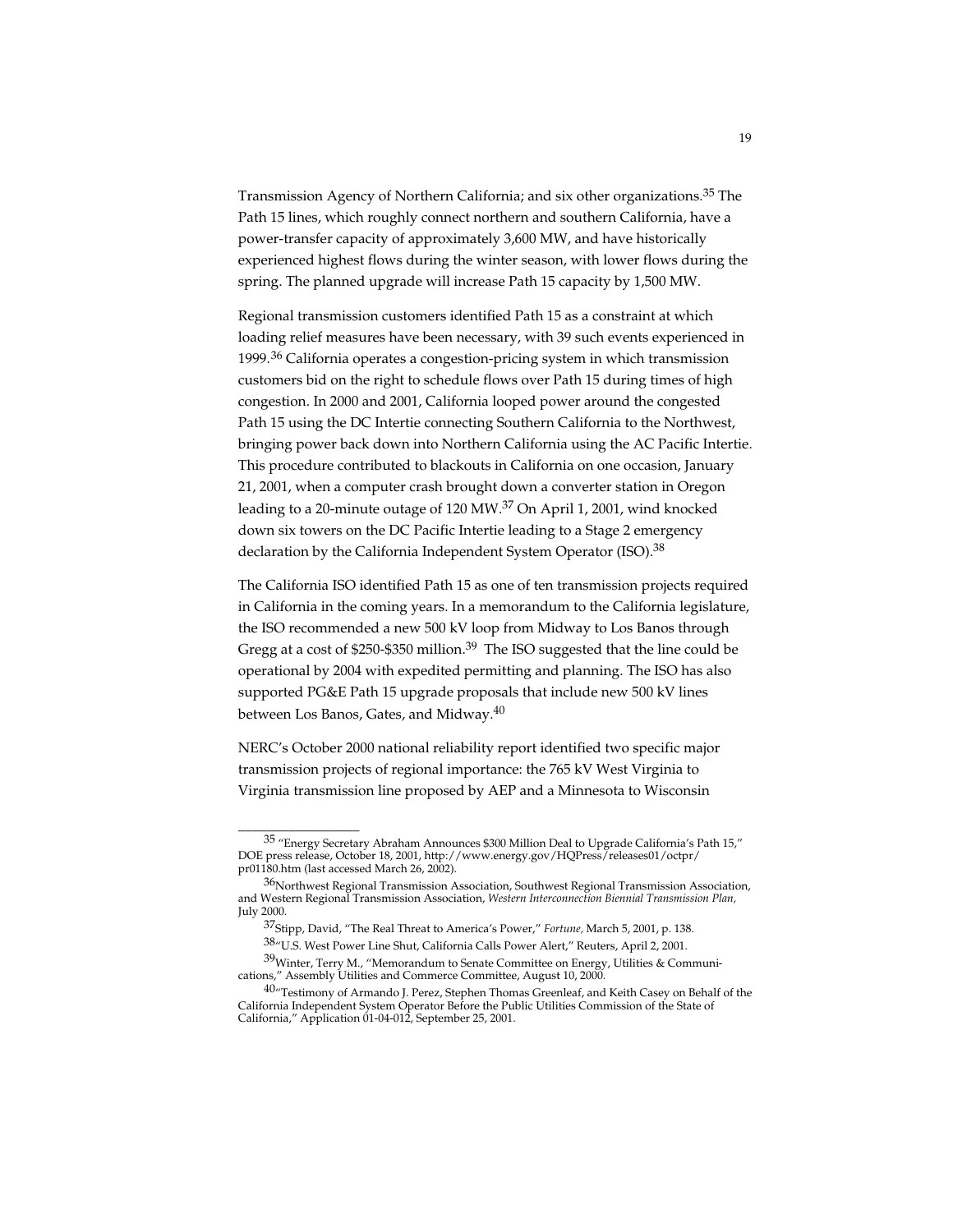Transmission Agency of Northern California; and six other organizations.[35] The Path 15 lines, which roughly connect northern and southern California, have a power-transfer capacity of approximately 3,600 MW, and have historically experienced highest flows during the winter season, with lower flows during the spring. The planned upgrade will increase Path 15 capacity by 1,500 MW.

Regional transmission customers identified Path 15 as a constraint at which loading relief measures have been necessary, with 39 such events experienced in 1999.[36] California operates a congestion-pricing system in which transmission customers bid on the right to schedule flows over Path 15 during times of high congestion. In 2000 and 2001, California looped power around the congested Path 15 using the DC Intertie connecting Southern California to the Northwest, bringing power back down into Northern California using the AC Pacific Intertie. This procedure contributed to blackouts in California on one occasion, January 21, 2001, when a computer crash brought down a converter station in Oregon leading to a 20-minute outage of 120 MW.[37] On April 1, 2001, wind knocked down six towers on the DC Pacific Intertie leading to a Stage 2 emergency declaration by the California Independent System Operator (ISO).[38]

The California ISO identified Path 15 as one of ten transmission projects required in California in the coming years. In a memorandum to the California legislature, the ISO recommended a new 500 kV loop from Midway to Los Banos through Gregg at a cost of $250-$350 million.[39] The ISO suggested that the line could be operational by 2004 with expedited permitting and planning. The ISO has also supported PG&E Path 15 upgrade proposals that include new 500 kV lines between Los Banos, Gates, and Midway.[40]

NERC's October 2000 national reliability report identified two specific major transmission projects of regional importance: the 765 kV West Virginia to Virginia transmission line proposed by AEP and a Minnesota to Wisconsin

---

[35] "Energy Secretary Abraham Announces $300 Million Deal to Upgrade California's Path 15," DOE press release, October 18, 2001, http://www.energy.gov/HQPress/releases01/octpr/pr01180.htm (last accessed March 26, 2002).

[36] Northwest Regional Transmission Association, Southwest Regional Transmission Association, and Western Regional Transmission Association, *Western Interconnection Biennial Transmission Plan,* July 2000.

[37] Stipp, David, "The Real Threat to America's Power," *Fortune,* March 5, 2001, p. 138.

[38] "U.S. West Power Line Shut, California Calls Power Alert," Reuters, April 2, 2001.

[39] Winter, Terry M., "Memorandum to Senate Committee on Energy, Utilities & Communications," Assembly Utilities and Commerce Committee, August 10, 2000.

[40] "Testimony of Armando J. Perez, Stephen Thomas Greenleaf, and Keith Casey on Behalf of the California Independent System Operator Before the Public Utilities Commission of the State of California," Application 01-04-012, September 25, 2001.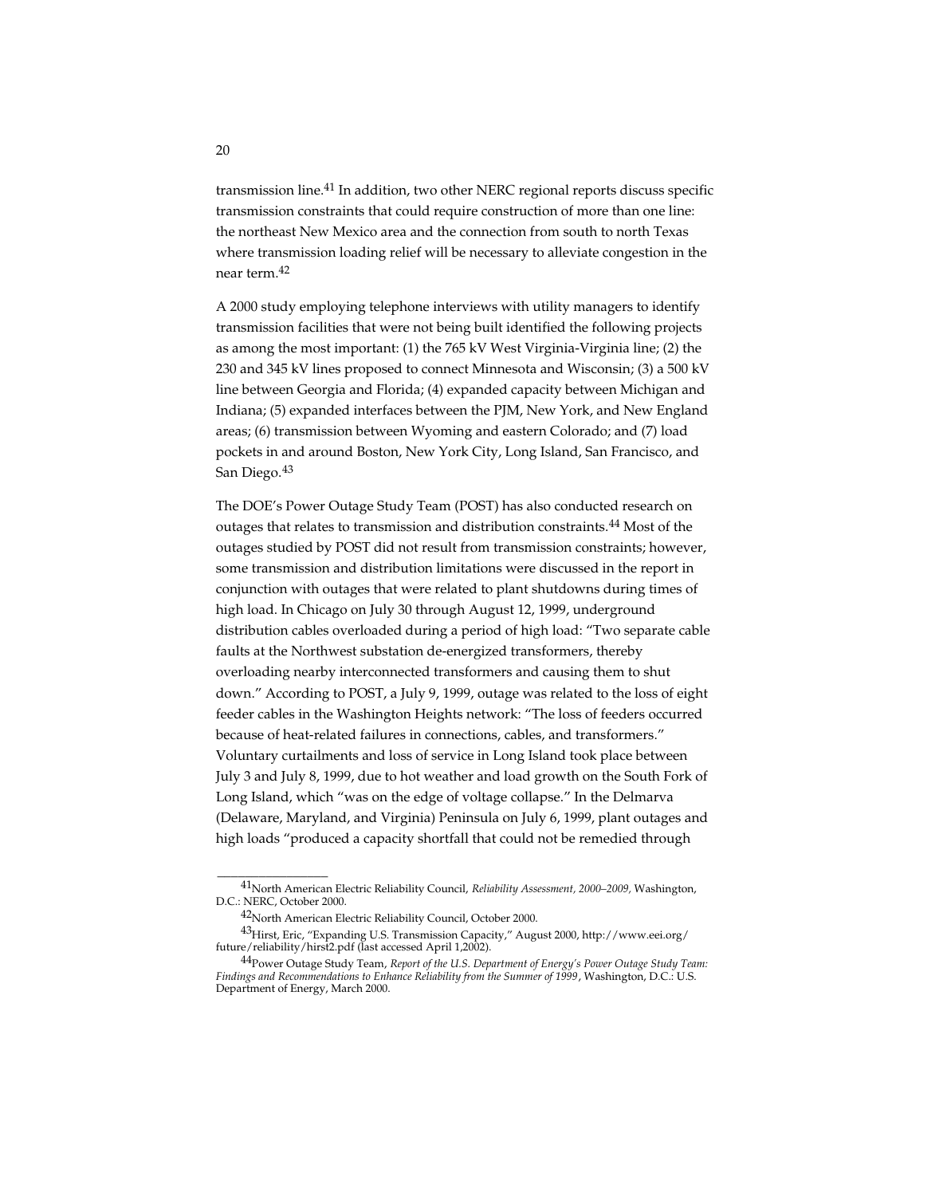transmission line.[41] In addition, two other NERC regional reports discuss specific transmission constraints that could require construction of more than one line: the northeast New Mexico area and the connection from south to north Texas where transmission loading relief will be necessary to alleviate congestion in the near term.[42]

A 2000 study employing telephone interviews with utility managers to identify transmission facilities that were not being built identified the following projects as among the most important: (1) the 765 kV West Virginia-Virginia line; (2) the 230 and 345 kV lines proposed to connect Minnesota and Wisconsin; (3) a 500 kV line between Georgia and Florida; (4) expanded capacity between Michigan and Indiana; (5) expanded interfaces between the PJM, New York, and New England areas; (6) transmission between Wyoming and eastern Colorado; and (7) load pockets in and around Boston, New York City, Long Island, San Francisco, and San Diego.[43]

The DOE's Power Outage Study Team (POST) has also conducted research on outages that relates to transmission and distribution constraints.[44] Most of the outages studied by POST did not result from transmission constraints; however, some transmission and distribution limitations were discussed in the report in conjunction with outages that were related to plant shutdowns during times of high load. In Chicago on July 30 through August 12, 1999, underground distribution cables overloaded during a period of high load: "Two separate cable faults at the Northwest substation de-energized transformers, thereby overloading nearby interconnected transformers and causing them to shut down." According to POST, a July 9, 1999, outage was related to the loss of eight feeder cables in the Washington Heights network: "The loss of feeders occurred because of heat-related failures in connections, cables, and transformers." Voluntary curtailments and loss of service in Long Island took place between July 3 and July 8, 1999, due to hot weather and load growth on the South Fork of Long Island, which "was on the edge of voltage collapse." In the Delmarva (Delaware, Maryland, and Virginia) Peninsula on July 6, 1999, plant outages and high loads "produced a capacity shortfall that could not be remedied through

---

[41] North American Electric Reliability Council, *Reliability Assessment, 2000–2009*, Washington, D.C.: NERC, October 2000.

[42] North American Electric Reliability Council, October 2000.

[43] Hirst, Eric, "Expanding U.S. Transmission Capacity," August 2000, http://www.eei.org/future/reliability/hirst2.pdf (last accessed April 1,2002).

[44] Power Outage Study Team, *Report of the U.S. Department of Energy's Power Outage Study Team: Findings and Recommendations to Enhance Reliability from the Summer of 1999*, Washington, D.C.: U.S. Department of Energy, March 2000.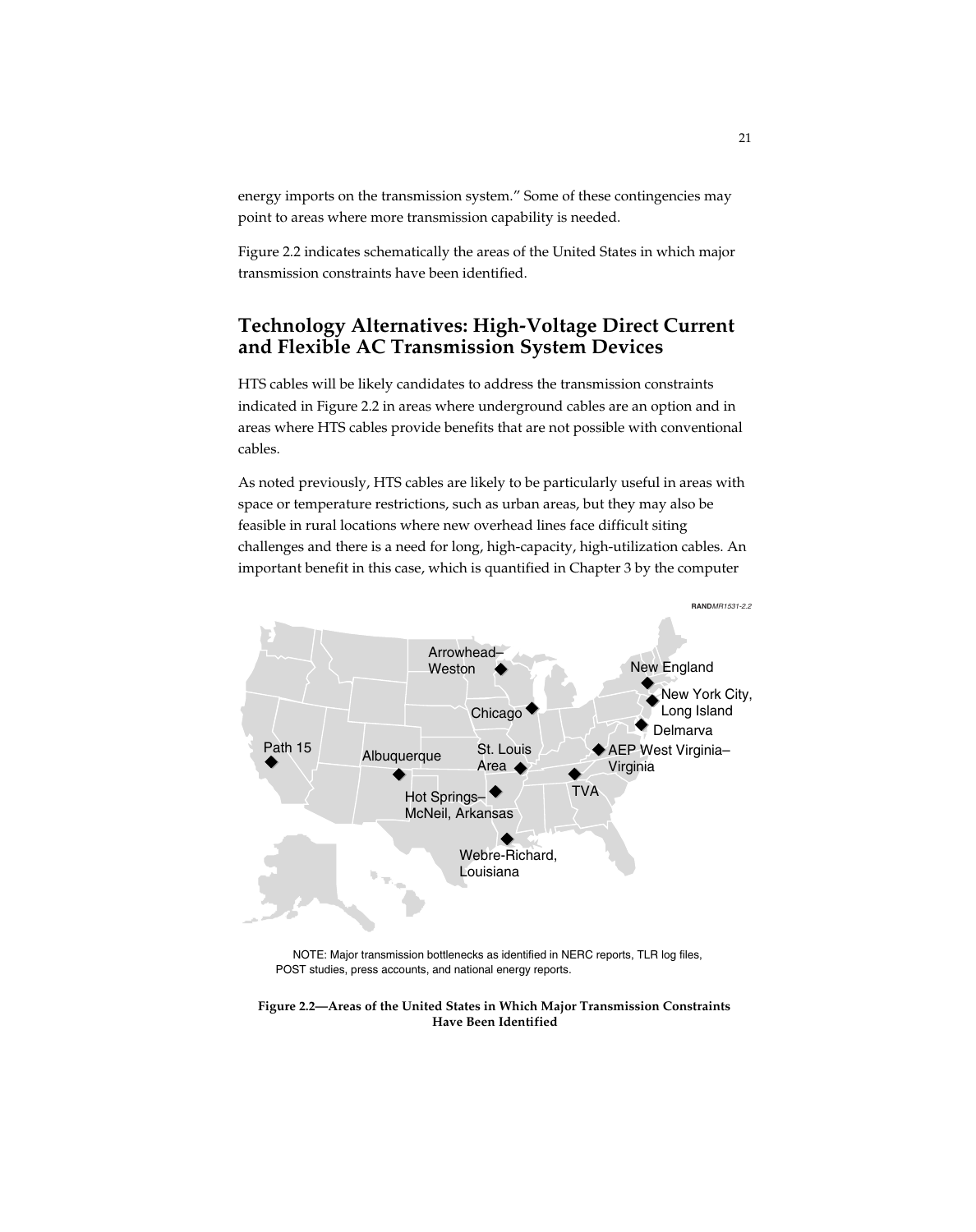energy imports on the transmission system." Some of these contingencies may point to areas where more transmission capability is needed.

Figure 2.2 indicates schematically the areas of the United States in which major transmission constraints have been identified.

## Technology Alternatives: High-Voltage Direct Current and Flexible AC Transmission System Devices

HTS cables will be likely candidates to address the transmission constraints indicated in Figure 2.2 in areas where underground cables are an option and in areas where HTS cables provide benefits that are not possible with conventional cables.

As noted previously, HTS cables are likely to be particularly useful in areas with space or temperature restrictions, such as urban areas, but they may also be feasible in rural locations where new overhead lines face difficult siting challenges and there is a need for long, high-capacity, high-utilization cables. An important benefit in this case, which is quantified in Chapter 3 by the computer

RAND*MR1531-2.2*

Arrowhead–Weston; Chicago; New England; New York City, Long Island; Delmarva; Path 15; Albuquerque; St. Louis Area; AEP West Virginia–Virginia; Hot Springs–McNeil, Arkansas; TVA; Webre-Richard, Louisiana

NOTE: Major transmission bottlenecks as identified in NERC reports, TLR log files, POST studies, press accounts, and national energy reports.

**Figure 2.2—Areas of the United States in Which Major Transmission Constraints Have Been Identified**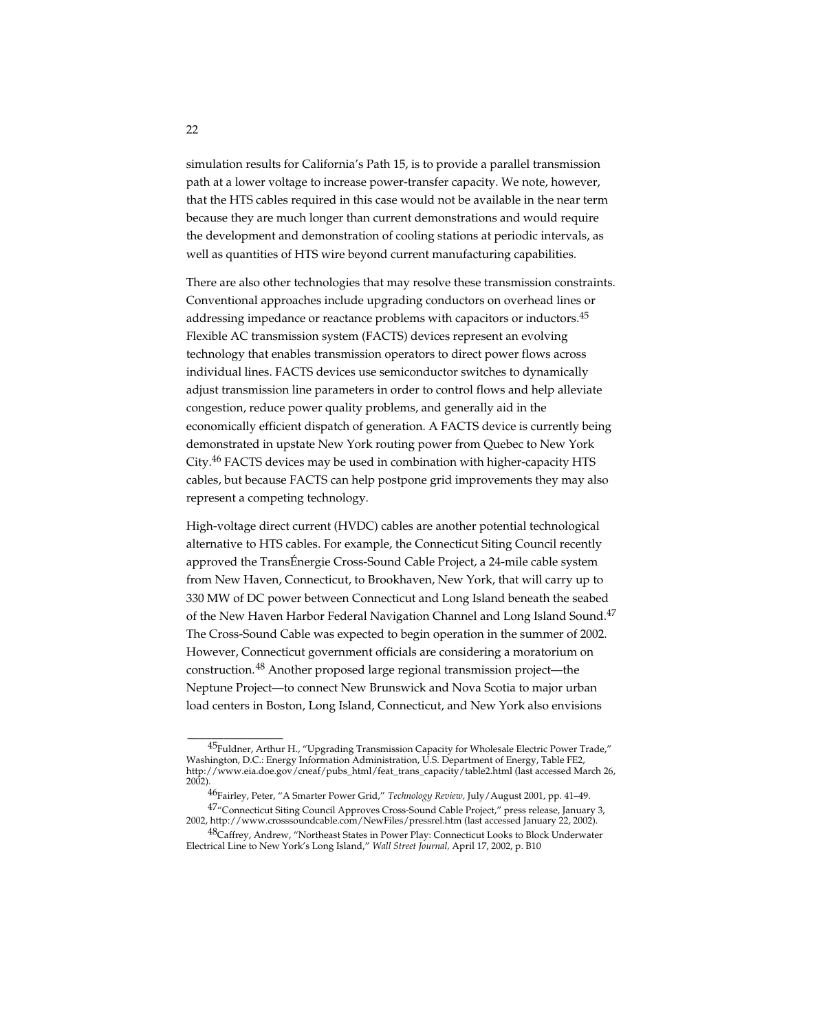simulation results for California's Path 15, is to provide a parallel transmission path at a lower voltage to increase power-transfer capacity. We note, however, that the HTS cables required in this case would not be available in the near term because they are much longer than current demonstrations and would require the development and demonstration of cooling stations at periodic intervals, as well as quantities of HTS wire beyond current manufacturing capabilities.

There are also other technologies that may resolve these transmission constraints. Conventional approaches include upgrading conductors on overhead lines or addressing impedance or reactance problems with capacitors or inductors.[45] Flexible AC transmission system (FACTS) devices represent an evolving technology that enables transmission operators to direct power flows across individual lines. FACTS devices use semiconductor switches to dynamically adjust transmission line parameters in order to control flows and help alleviate congestion, reduce power quality problems, and generally aid in the economically efficient dispatch of generation. A FACTS device is currently being demonstrated in upstate New York routing power from Quebec to New York City.[46] FACTS devices may be used in combination with higher-capacity HTS cables, but because FACTS can help postpone grid improvements they may also represent a competing technology.

High-voltage direct current (HVDC) cables are another potential technological alternative to HTS cables. For example, the Connecticut Siting Council recently approved the TransÉnergie Cross-Sound Cable Project, a 24-mile cable system from New Haven, Connecticut, to Brookhaven, New York, that will carry up to 330 MW of DC power between Connecticut and Long Island beneath the seabed of the New Haven Harbor Federal Navigation Channel and Long Island Sound.[47] The Cross-Sound Cable was expected to begin operation in the summer of 2002. However, Connecticut government officials are considering a moratorium on construction.[48] Another proposed large regional transmission project—the Neptune Project—to connect New Brunswick and Nova Scotia to major urban load centers in Boston, Long Island, Connecticut, and New York also envisions

---

[45] Fuldner, Arthur H., "Upgrading Transmission Capacity for Wholesale Electric Power Trade," Washington, D.C.: Energy Information Administration, U.S. Department of Energy, Table FE2, http://www.eia.doe.gov/cneaf/pubs_html/feat_trans_capacity/table2.html (last accessed March 26, 2002).

[46] Fairley, Peter, "A Smarter Power Grid," *Technology Review*, July/August 2001, pp. 41–49.

[47] "Connecticut Siting Council Approves Cross-Sound Cable Project," press release, January 3, 2002, http://www.crosssoundcable.com/NewFiles/pressrel.htm (last accessed January 22, 2002).

[48] Caffrey, Andrew, "Northeast States in Power Play: Connecticut Looks to Block Underwater Electrical Line to New York's Long Island," *Wall Street Journal*, April 17, 2002, p. B10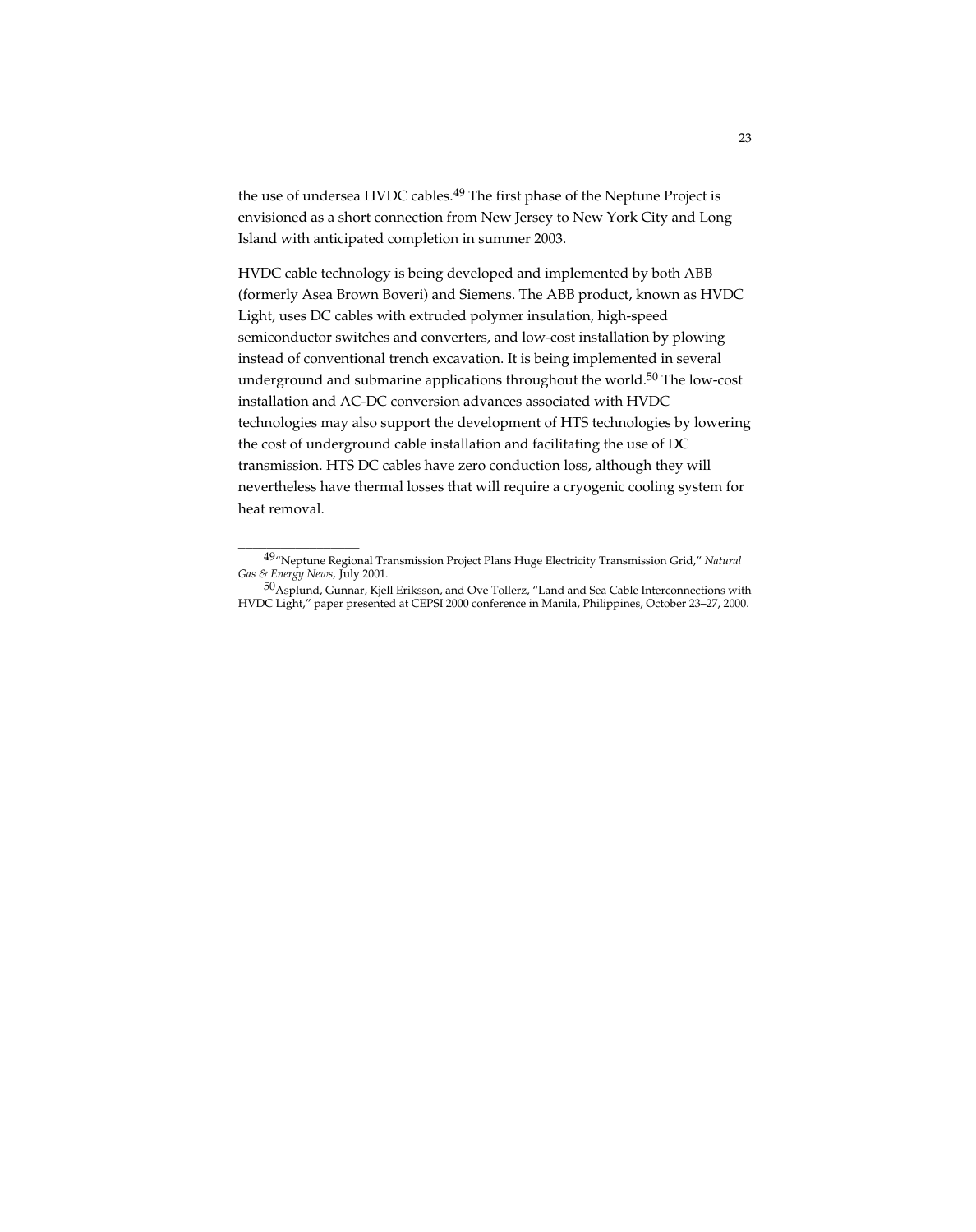the use of undersea HVDC cables.[49] The first phase of the Neptune Project is envisioned as a short connection from New Jersey to New York City and Long Island with anticipated completion in summer 2003.

HVDC cable technology is being developed and implemented by both ABB (formerly Asea Brown Boveri) and Siemens. The ABB product, known as HVDC Light, uses DC cables with extruded polymer insulation, high-speed semiconductor switches and converters, and low-cost installation by plowing instead of conventional trench excavation. It is being implemented in several underground and submarine applications throughout the world.[50] The low-cost installation and AC-DC conversion advances associated with HVDC technologies may also support the development of HTS technologies by lowering the cost of underground cable installation and facilitating the use of DC transmission. HTS DC cables have zero conduction loss, although they will nevertheless have thermal losses that will require a cryogenic cooling system for heat removal.

---

[49] "Neptune Regional Transmission Project Plans Huge Electricity Transmission Grid," *Natural Gas & Energy News,* July 2001.

[50] Asplund, Gunnar, Kjell Eriksson, and Ove Tollerz, "Land and Sea Cable Interconnections with HVDC Light," paper presented at CEPSI 2000 conference in Manila, Philippines, October 23–27, 2000.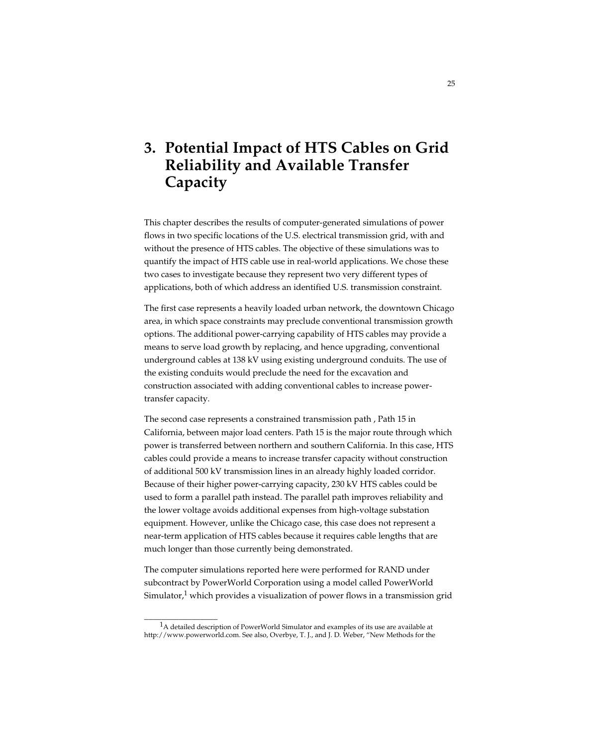# 3. Potential Impact of HTS Cables on Grid Reliability and Available Transfer Capacity

This chapter describes the results of computer-generated simulations of power flows in two specific locations of the U.S. electrical transmission grid, with and without the presence of HTS cables. The objective of these simulations was to quantify the impact of HTS cable use in real-world applications. We chose these two cases to investigate because they represent two very different types of applications, both of which address an identified U.S. transmission constraint.

The first case represents a heavily loaded urban network, the downtown Chicago area, in which space constraints may preclude conventional transmission growth options. The additional power-carrying capability of HTS cables may provide a means to serve load growth by replacing, and hence upgrading, conventional underground cables at 138 kV using existing underground conduits. The use of the existing conduits would preclude the need for the excavation and construction associated with adding conventional cables to increase power-transfer capacity.

The second case represents a constrained transmission path , Path 15 in California, between major load centers. Path 15 is the major route through which power is transferred between northern and southern California. In this case, HTS cables could provide a means to increase transfer capacity without construction of additional 500 kV transmission lines in an already highly loaded corridor. Because of their higher power-carrying capacity, 230 kV HTS cables could be used to form a parallel path instead. The parallel path improves reliability and the lower voltage avoids additional expenses from high-voltage substation equipment. However, unlike the Chicago case, this case does not represent a near-term application of HTS cables because it requires cable lengths that are much longer than those currently being demonstrated.

The computer simulations reported here were performed for RAND under subcontract by PowerWorld Corporation using a model called PowerWorld Simulator,[1] which provides a visualization of power flows in a transmission grid

---

[1] A detailed description of PowerWorld Simulator and examples of its use are available at http://www.powerworld.com. See also, Overbye, T. J., and J. D. Weber, "New Methods for the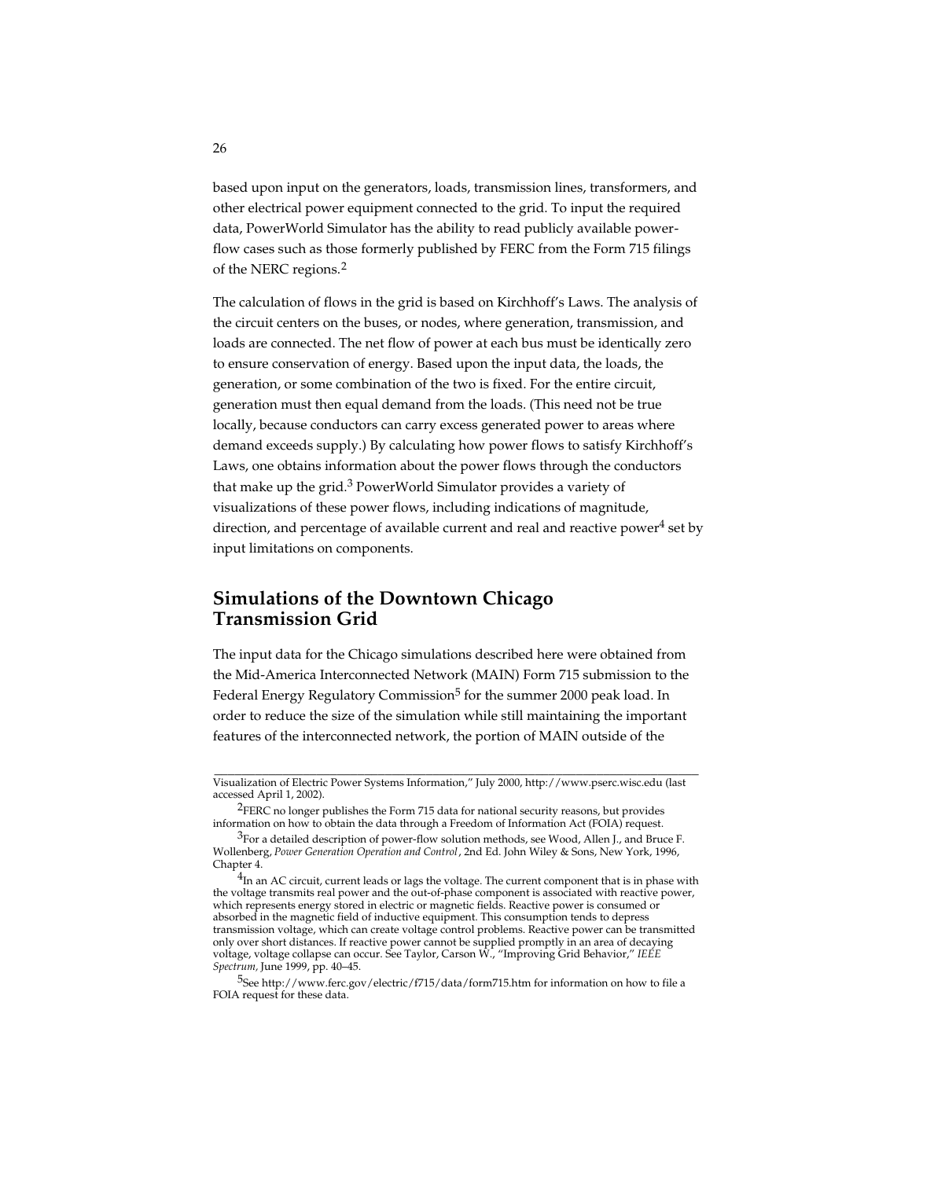based upon input on the generators, loads, transmission lines, transformers, and other electrical power equipment connected to the grid. To input the required data, PowerWorld Simulator has the ability to read publicly available power-flow cases such as those formerly published by FERC from the Form 715 filings of the NERC regions.[2]

The calculation of flows in the grid is based on Kirchhoff's Laws. The analysis of the circuit centers on the buses, or nodes, where generation, transmission, and loads are connected. The net flow of power at each bus must be identically zero to ensure conservation of energy. Based upon the input data, the loads, the generation, or some combination of the two is fixed. For the entire circuit, generation must then equal demand from the loads. (This need not be true locally, because conductors can carry excess generated power to areas where demand exceeds supply.) By calculating how power flows to satisfy Kirchhoff's Laws, one obtains information about the power flows through the conductors that make up the grid.[3] PowerWorld Simulator provides a variety of visualizations of these power flows, including indications of magnitude, direction, and percentage of available current and real and reactive power[4] set by input limitations on components.

## Simulations of the Downtown Chicago Transmission Grid

The input data for the Chicago simulations described here were obtained from the Mid-America Interconnected Network (MAIN) Form 715 submission to the Federal Energy Regulatory Commission[5] for the summer 2000 peak load. In order to reduce the size of the simulation while still maintaining the important features of the interconnected network, the portion of MAIN outside of the

---

Visualization of Electric Power Systems Information," July 2000, http://www.pserc.wisc.edu (last accessed April 1, 2002).

[2] FERC no longer publishes the Form 715 data for national security reasons, but provides information on how to obtain the data through a Freedom of Information Act (FOIA) request.

[3] For a detailed description of power-flow solution methods, see Wood, Allen J., and Bruce F. Wollenberg, *Power Generation Operation and Control*, 2nd Ed. John Wiley & Sons, New York, 1996, Chapter 4.

[4] In an AC circuit, current leads or lags the voltage. The current component that is in phase with the voltage transmits real power and the out-of-phase component is associated with reactive power, which represents energy stored in electric or magnetic fields. Reactive power is consumed or absorbed in the magnetic field of inductive equipment. This consumption tends to depress transmission voltage, which can create voltage control problems. Reactive power can be transmitted only over short distances. If reactive power cannot be supplied promptly in an area of decaying voltage, voltage collapse can occur. See Taylor, Carson W., "Improving Grid Behavior," *IEEE Spectrum*, June 1999, pp. 40–45.

[5] See http://www.ferc.gov/electric/f715/data/form715.htm for information on how to file a FOIA request for these data.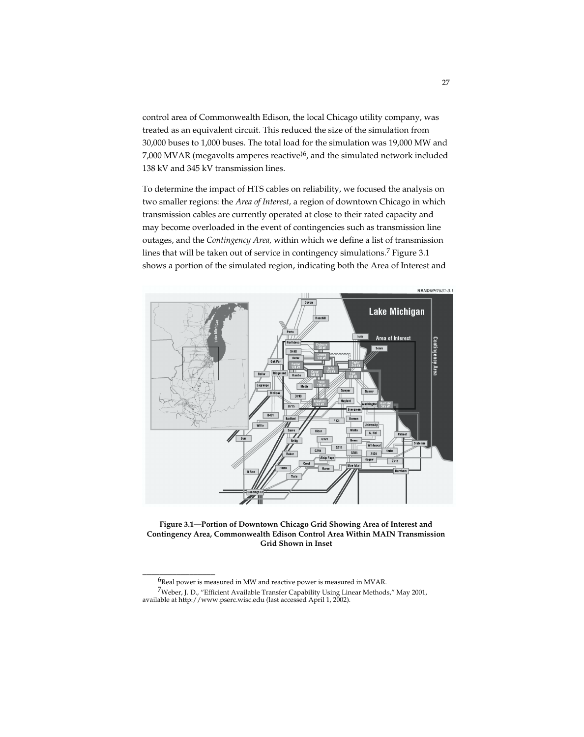control area of Commonwealth Edison, the local Chicago utility company, was treated as an equivalent circuit. This reduced the size of the simulation from 30,000 buses to 1,000 buses. The total load for the simulation was 19,000 MW and 7,000 MVAR (megavolts amperes reactive)[6], and the simulated network included 138 kV and 345 kV transmission lines.

To determine the impact of HTS cables on reliability, we focused the analysis on two smaller regions: the *Area of Interest,* a region of downtown Chicago in which transmission cables are currently operated at close to their rated capacity and may become overloaded in the event of contingencies such as transmission line outages, and the *Contingency Area,* within which we define a list of transmission lines that will be taken out of service in contingency simulations.[7] Figure 3.1 shows a portion of the simulated region, indicating both the Area of Interest and

**Figure 3.1—Portion of Downtown Chicago Grid Showing Area of Interest and Contingency Area, Commonwealth Edison Control Area Within MAIN Transmission Grid Shown in Inset**

---

[6]Real power is measured in MW and reactive power is measured in MVAR.

[7]Weber, J. D., "Efficient Available Transfer Capability Using Linear Methods," May 2001, available at http://www.pserc.wisc.edu (last accessed April 1, 2002).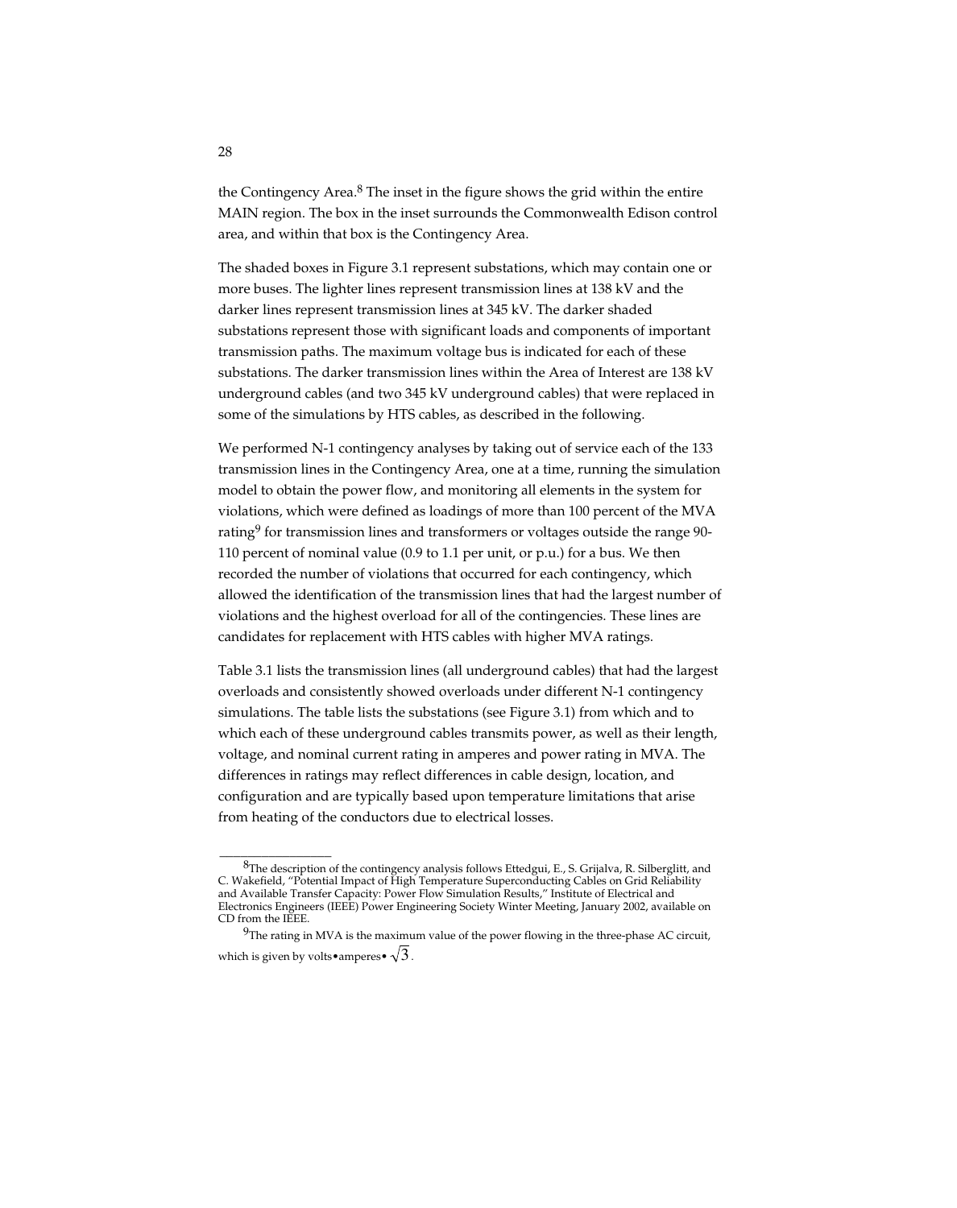the Contingency Area.[8] The inset in the figure shows the grid within the entire MAIN region. The box in the inset surrounds the Commonwealth Edison control area, and within that box is the Contingency Area.

The shaded boxes in Figure 3.1 represent substations, which may contain one or more buses. The lighter lines represent transmission lines at 138 kV and the darker lines represent transmission lines at 345 kV. The darker shaded substations represent those with significant loads and components of important transmission paths. The maximum voltage bus is indicated for each of these substations. The darker transmission lines within the Area of Interest are 138 kV underground cables (and two 345 kV underground cables) that were replaced in some of the simulations by HTS cables, as described in the following.

We performed N-1 contingency analyses by taking out of service each of the 133 transmission lines in the Contingency Area, one at a time, running the simulation model to obtain the power flow, and monitoring all elements in the system for violations, which were defined as loadings of more than 100 percent of the MVA rating[9] for transmission lines and transformers or voltages outside the range 90-110 percent of nominal value (0.9 to 1.1 per unit, or p.u.) for a bus. We then recorded the number of violations that occurred for each contingency, which allowed the identification of the transmission lines that had the largest number of violations and the highest overload for all of the contingencies. These lines are candidates for replacement with HTS cables with higher MVA ratings.

Table 3.1 lists the transmission lines (all underground cables) that had the largest overloads and consistently showed overloads under different N-1 contingency simulations. The table lists the substations (see Figure 3.1) from which and to which each of these underground cables transmits power, as well as their length, voltage, and nominal current rating in amperes and power rating in MVA. The differences in ratings may reflect differences in cable design, location, and configuration and are typically based upon temperature limitations that arise from heating of the conductors due to electrical losses.

---

[8] The description of the contingency analysis follows Ettedgui, E., S. Grijalva, R. Silberglitt, and C. Wakefield, "Potential Impact of High Temperature Superconducting Cables on Grid Reliability and Available Transfer Capacity: Power Flow Simulation Results," Institute of Electrical and Electronics Engineers (IEEE) Power Engineering Society Winter Meeting, January 2002, available on CD from the IEEE.

[9] The rating in MVA is the maximum value of the power flowing in the three-phase AC circuit, which is given by volts•amperes• $\sqrt{3}$.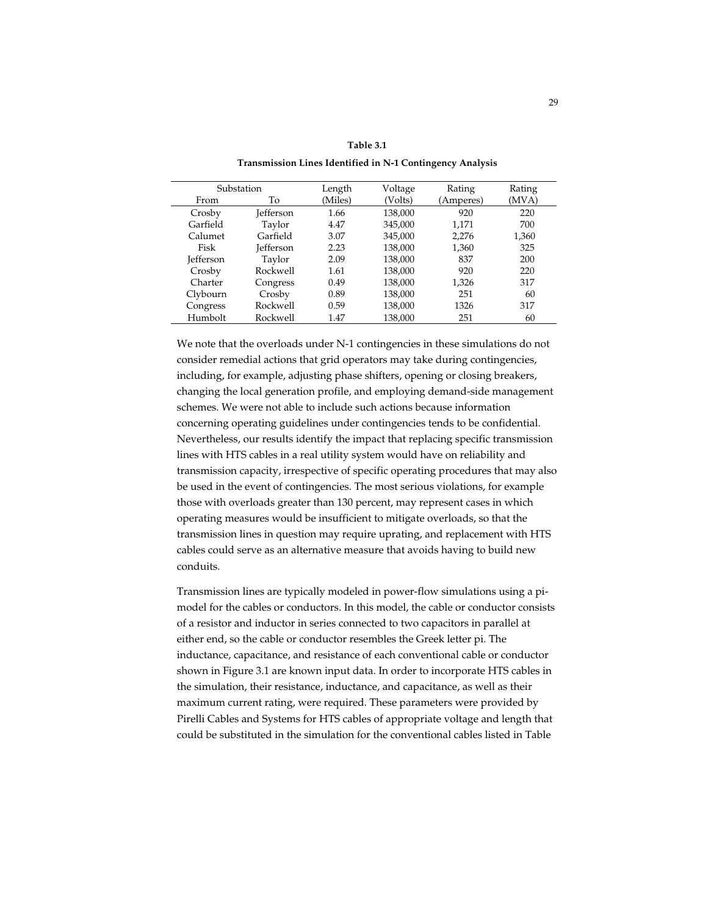**Table 3.1**

**Transmission Lines Identified in N-1 Contingency Analysis**

| Substation | | Length | Voltage | Rating | Rating |
|---|---|---|---|---|---|
| From | To | (Miles) | (Volts) | (Amperes) | (MVA) |
| Crosby | Jefferson | 1.66 | 138,000 | 920 | 220 |
| Garfield | Taylor | 4.47 | 345,000 | 1,171 | 700 |
| Calumet | Garfield | 3.07 | 345,000 | 2,276 | 1,360 |
| Fisk | Jefferson | 2.23 | 138,000 | 1,360 | 325 |
| Jefferson | Taylor | 2.09 | 138,000 | 837 | 200 |
| Crosby | Rockwell | 1.61 | 138,000 | 920 | 220 |
| Charter | Congress | 0.49 | 138,000 | 1,326 | 317 |
| Clybourn | Crosby | 0.89 | 138,000 | 251 | 60 |
| Congress | Rockwell | 0.59 | 138,000 | 1326 | 317 |
| Humbolt | Rockwell | 1.47 | 138,000 | 251 | 60 |

We note that the overloads under N-1 contingencies in these simulations do not consider remedial actions that grid operators may take during contingencies, including, for example, adjusting phase shifters, opening or closing breakers, changing the local generation profile, and employing demand-side management schemes. We were not able to include such actions because information concerning operating guidelines under contingencies tends to be confidential. Nevertheless, our results identify the impact that replacing specific transmission lines with HTS cables in a real utility system would have on reliability and transmission capacity, irrespective of specific operating procedures that may also be used in the event of contingencies. The most serious violations, for example those with overloads greater than 130 percent, may represent cases in which operating measures would be insufficient to mitigate overloads, so that the transmission lines in question may require uprating, and replacement with HTS cables could serve as an alternative measure that avoids having to build new conduits.

Transmission lines are typically modeled in power-flow simulations using a pi-model for the cables or conductors. In this model, the cable or conductor consists of a resistor and inductor in series connected to two capacitors in parallel at either end, so the cable or conductor resembles the Greek letter pi. The inductance, capacitance, and resistance of each conventional cable or conductor shown in Figure 3.1 are known input data. In order to incorporate HTS cables in the simulation, their resistance, inductance, and capacitance, as well as their maximum current rating, were required. These parameters were provided by Pirelli Cables and Systems for HTS cables of appropriate voltage and length that could be substituted in the simulation for the conventional cables listed in Table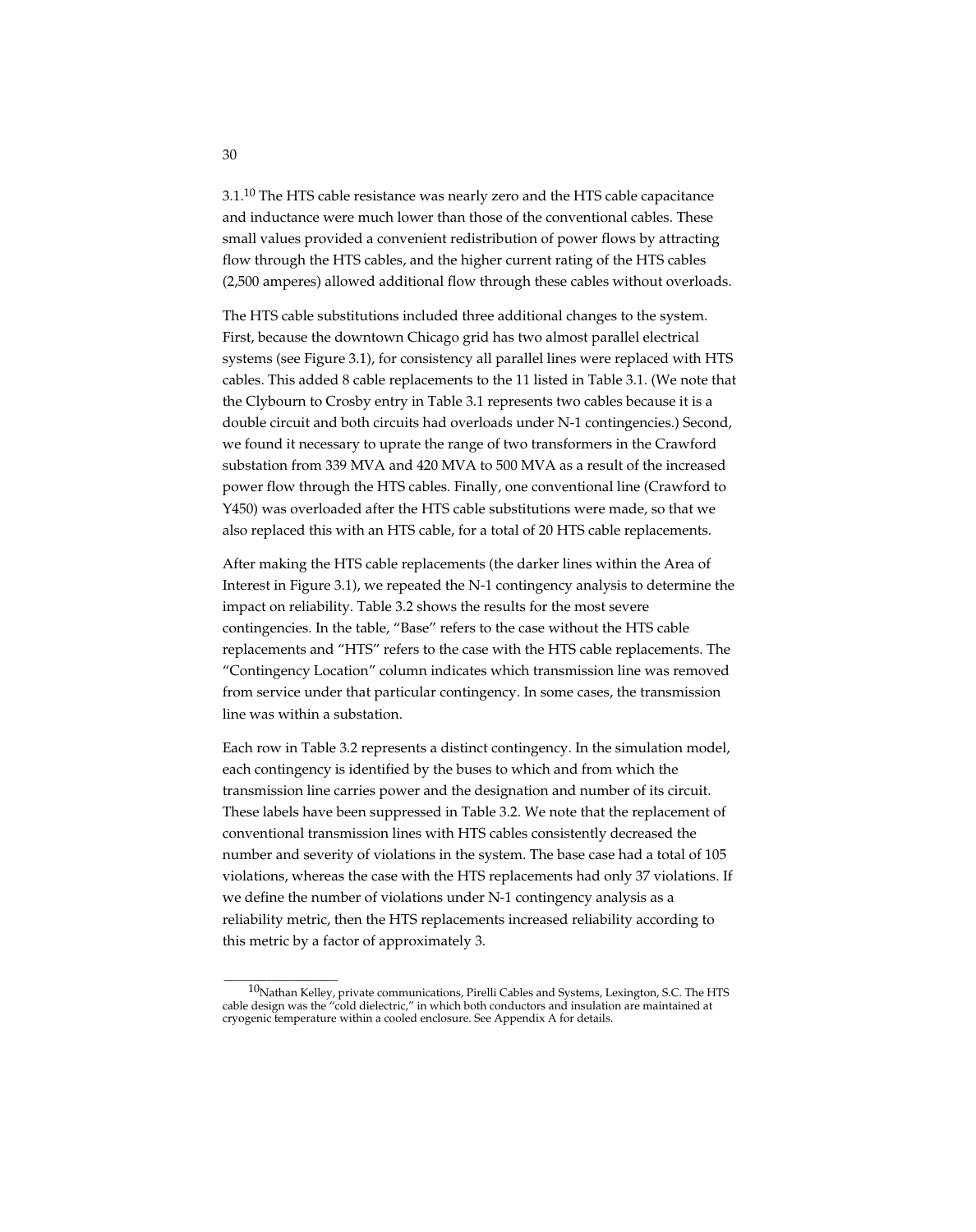3.1.[10] The HTS cable resistance was nearly zero and the HTS cable capacitance and inductance were much lower than those of the conventional cables. These small values provided a convenient redistribution of power flows by attracting flow through the HTS cables, and the higher current rating of the HTS cables (2,500 amperes) allowed additional flow through these cables without overloads.

The HTS cable substitutions included three additional changes to the system. First, because the downtown Chicago grid has two almost parallel electrical systems (see Figure 3.1), for consistency all parallel lines were replaced with HTS cables. This added 8 cable replacements to the 11 listed in Table 3.1. (We note that the Clybourn to Crosby entry in Table 3.1 represents two cables because it is a double circuit and both circuits had overloads under N-1 contingencies.) Second, we found it necessary to uprate the range of two transformers in the Crawford substation from 339 MVA and 420 MVA to 500 MVA as a result of the increased power flow through the HTS cables. Finally, one conventional line (Crawford to Y450) was overloaded after the HTS cable substitutions were made, so that we also replaced this with an HTS cable, for a total of 20 HTS cable replacements.

After making the HTS cable replacements (the darker lines within the Area of Interest in Figure 3.1), we repeated the N-1 contingency analysis to determine the impact on reliability. Table 3.2 shows the results for the most severe contingencies. In the table, "Base" refers to the case without the HTS cable replacements and "HTS" refers to the case with the HTS cable replacements. The "Contingency Location" column indicates which transmission line was removed from service under that particular contingency. In some cases, the transmission line was within a substation.

Each row in Table 3.2 represents a distinct contingency. In the simulation model, each contingency is identified by the buses to which and from which the transmission line carries power and the designation and number of its circuit. These labels have been suppressed in Table 3.2. We note that the replacement of conventional transmission lines with HTS cables consistently decreased the number and severity of violations in the system. The base case had a total of 105 violations, whereas the case with the HTS replacements had only 37 violations. If we define the number of violations under N-1 contingency analysis as a reliability metric, then the HTS replacements increased reliability according to this metric by a factor of approximately 3.

---

[10] Nathan Kelley, private communications, Pirelli Cables and Systems, Lexington, S.C. The HTS cable design was the "cold dielectric," in which both conductors and insulation are maintained at cryogenic temperature within a cooled enclosure. See Appendix A for details.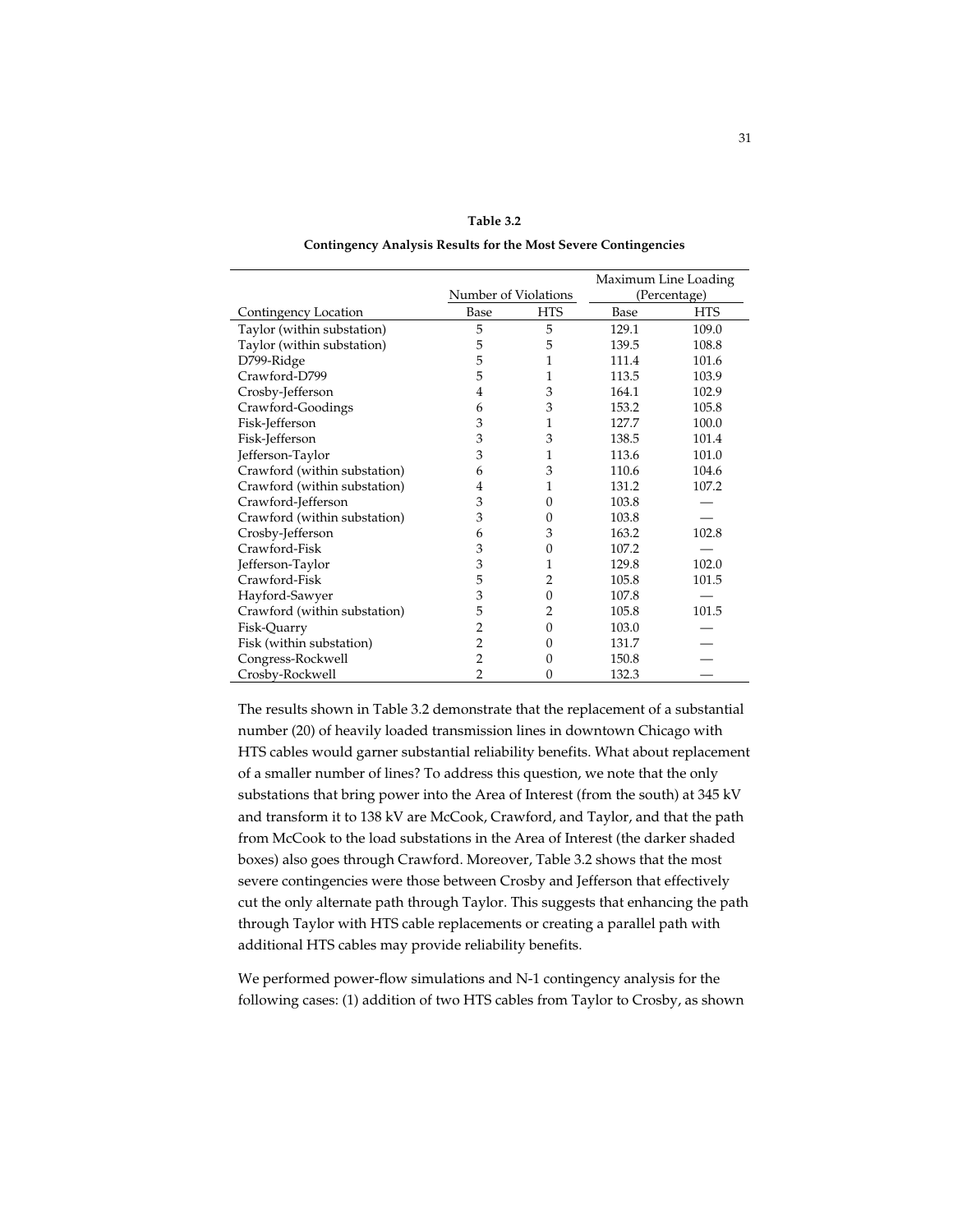**Table 3.2**

**Contingency Analysis Results for the Most Severe Contingencies**

| | Number of Violations | | Maximum Line Loading (Percentage) | |
|---|---|---|---|---|
| Contingency Location | Base | HTS | Base | HTS |
| Taylor (within substation) | 5 | 5 | 129.1 | 109.0 |
| Taylor (within substation) | 5 | 5 | 139.5 | 108.8 |
| D799-Ridge | 5 | 1 | 111.4 | 101.6 |
| Crawford-D799 | 5 | 1 | 113.5 | 103.9 |
| Crosby-Jefferson | 4 | 3 | 164.1 | 102.9 |
| Crawford-Goodings | 6 | 3 | 153.2 | 105.8 |
| Fisk-Jefferson | 3 | 1 | 127.7 | 100.0 |
| Fisk-Jefferson | 3 | 3 | 138.5 | 101.4 |
| Jefferson-Taylor | 3 | 1 | 113.6 | 101.0 |
| Crawford (within substation) | 6 | 3 | 110.6 | 104.6 |
| Crawford (within substation) | 4 | 1 | 131.2 | 107.2 |
| Crawford-Jefferson | 3 | 0 | 103.8 | — |
| Crawford (within substation) | 3 | 0 | 103.8 | — |
| Crosby-Jefferson | 6 | 3 | 163.2 | 102.8 |
| Crawford-Fisk | 3 | 0 | 107.2 | — |
| Jefferson-Taylor | 3 | 1 | 129.8 | 102.0 |
| Crawford-Fisk | 5 | 2 | 105.8 | 101.5 |
| Hayford-Sawyer | 3 | 0 | 107.8 | — |
| Crawford (within substation) | 5 | 2 | 105.8 | 101.5 |
| Fisk-Quarry | 2 | 0 | 103.0 | — |
| Fisk (within substation) | 2 | 0 | 131.7 | — |
| Congress-Rockwell | 2 | 0 | 150.8 | — |
| Crosby-Rockwell | 2 | 0 | 132.3 | — |

The results shown in Table 3.2 demonstrate that the replacement of a substantial number (20) of heavily loaded transmission lines in downtown Chicago with HTS cables would garner substantial reliability benefits. What about replacement of a smaller number of lines? To address this question, we note that the only substations that bring power into the Area of Interest (from the south) at 345 kV and transform it to 138 kV are McCook, Crawford, and Taylor, and that the path from McCook to the load substations in the Area of Interest (the darker shaded boxes) also goes through Crawford. Moreover, Table 3.2 shows that the most severe contingencies were those between Crosby and Jefferson that effectively cut the only alternate path through Taylor. This suggests that enhancing the path through Taylor with HTS cable replacements or creating a parallel path with additional HTS cables may provide reliability benefits.

We performed power-flow simulations and N-1 contingency analysis for the following cases: (1) addition of two HTS cables from Taylor to Crosby, as shown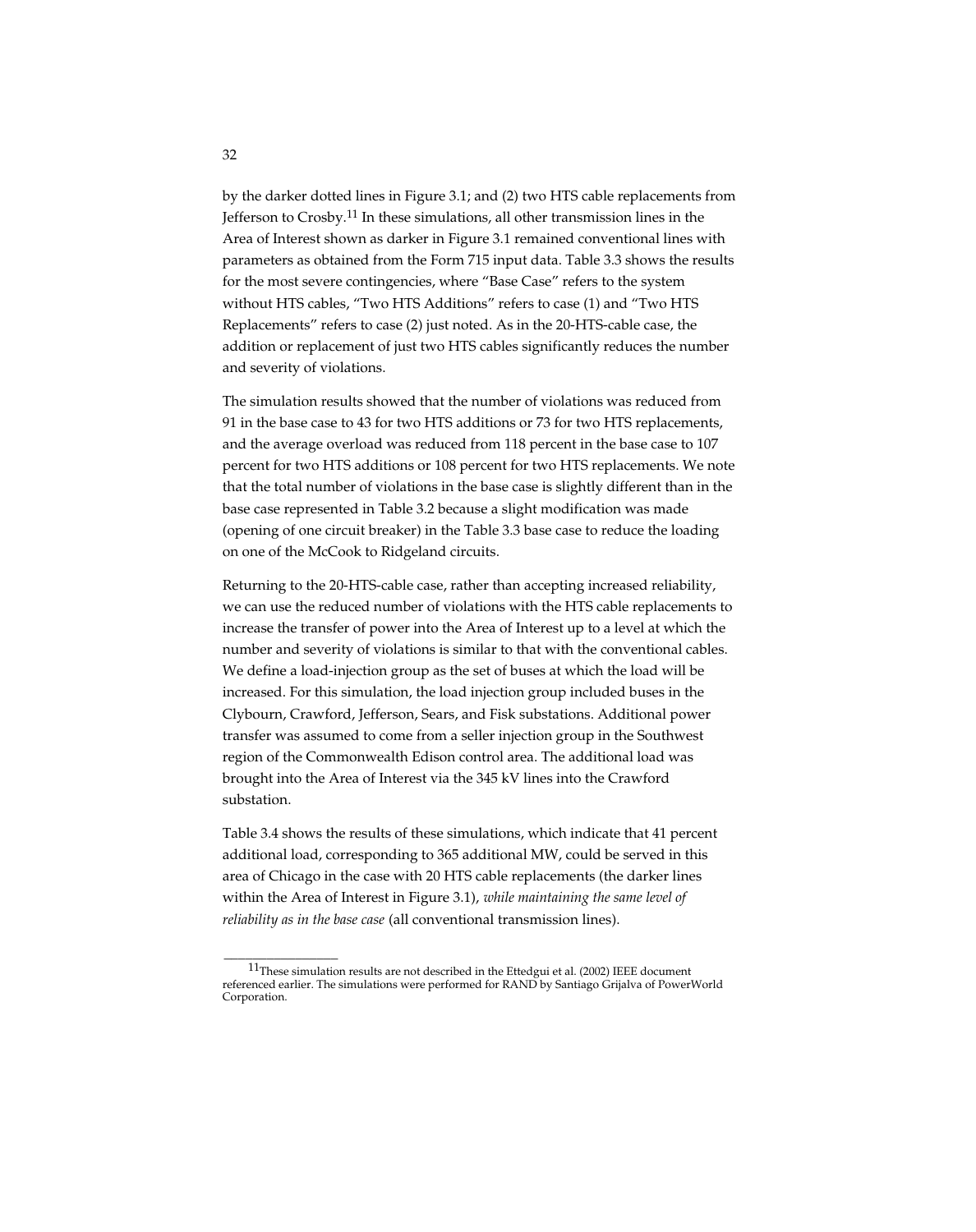by the darker dotted lines in Figure 3.1; and (2) two HTS cable replacements from Jefferson to Crosby.[11] In these simulations, all other transmission lines in the Area of Interest shown as darker in Figure 3.1 remained conventional lines with parameters as obtained from the Form 715 input data. Table 3.3 shows the results for the most severe contingencies, where "Base Case" refers to the system without HTS cables, "Two HTS Additions" refers to case (1) and "Two HTS Replacements" refers to case (2) just noted. As in the 20-HTS-cable case, the addition or replacement of just two HTS cables significantly reduces the number and severity of violations.

The simulation results showed that the number of violations was reduced from 91 in the base case to 43 for two HTS additions or 73 for two HTS replacements, and the average overload was reduced from 118 percent in the base case to 107 percent for two HTS additions or 108 percent for two HTS replacements. We note that the total number of violations in the base case is slightly different than in the base case represented in Table 3.2 because a slight modification was made (opening of one circuit breaker) in the Table 3.3 base case to reduce the loading on one of the McCook to Ridgeland circuits.

Returning to the 20-HTS-cable case, rather than accepting increased reliability, we can use the reduced number of violations with the HTS cable replacements to increase the transfer of power into the Area of Interest up to a level at which the number and severity of violations is similar to that with the conventional cables. We define a load-injection group as the set of buses at which the load will be increased. For this simulation, the load injection group included buses in the Clybourn, Crawford, Jefferson, Sears, and Fisk substations. Additional power transfer was assumed to come from a seller injection group in the Southwest region of the Commonwealth Edison control area. The additional load was brought into the Area of Interest via the 345 kV lines into the Crawford substation.

Table 3.4 shows the results of these simulations, which indicate that 41 percent additional load, corresponding to 365 additional MW, could be served in this area of Chicago in the case with 20 HTS cable replacements (the darker lines within the Area of Interest in Figure 3.1), *while maintaining the same level of reliability as in the base case* (all conventional transmission lines).

---

[11] These simulation results are not described in the Ettedgui et al. (2002) IEEE document referenced earlier. The simulations were performed for RAND by Santiago Grijalva of PowerWorld Corporation.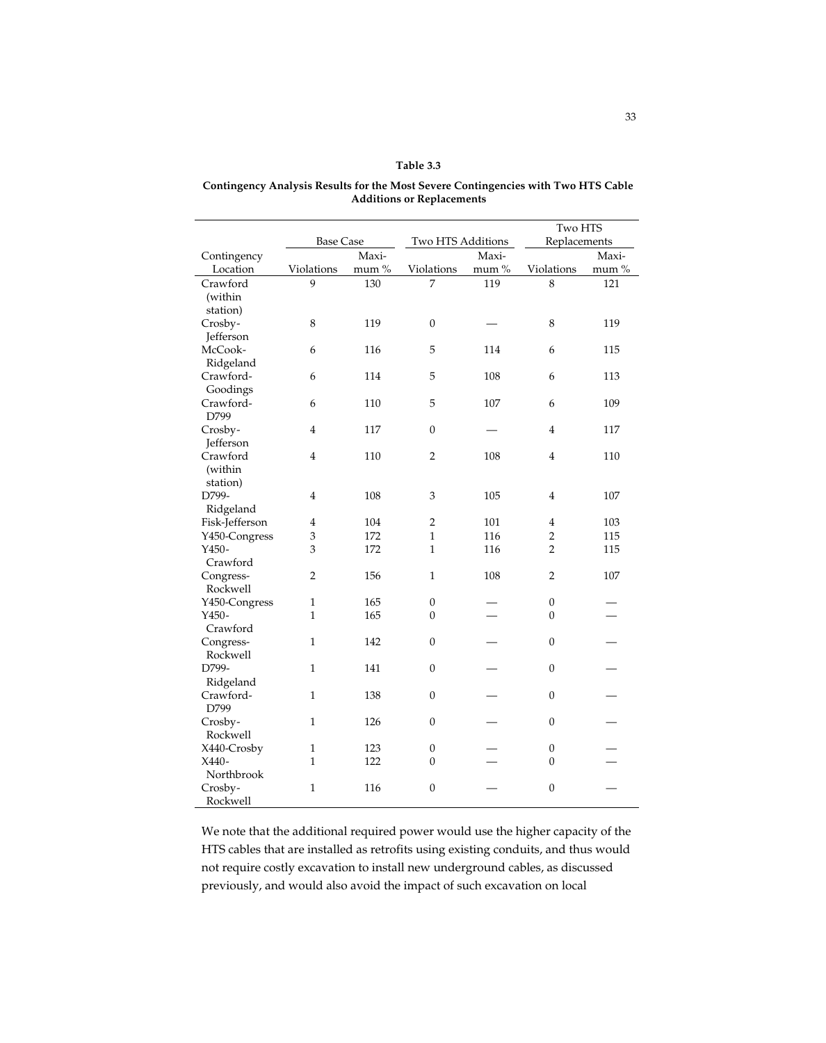**Table 3.3**

**Contingency Analysis Results for the Most Severe Contingencies with Two HTS Cable Additions or Replacements**

| | Base Case | | Two HTS Additions | | Two HTS Replacements | |
|---|---|---|---|---|---|---|
| Contingency Location | Violations | Maximum % | Violations | Maximum % | Violations | Maximum % |
| Crawford (within station) | 9 | 130 | 7 | 119 | 8 | 121 |
| Crosby-Jefferson | 8 | 119 | 0 | — | 8 | 119 |
| McCook-Ridgeland | 6 | 116 | 5 | 114 | 6 | 115 |
| Crawford-Goodings | 6 | 114 | 5 | 108 | 6 | 113 |
| Crawford-D799 | 6 | 110 | 5 | 107 | 6 | 109 |
| Crosby-Jefferson | 4 | 117 | 0 | — | 4 | 117 |
| Crawford (within station) | 4 | 110 | 2 | 108 | 4 | 110 |
| D799-Ridgeland | 4 | 108 | 3 | 105 | 4 | 107 |
| Fisk-Jefferson | 4 | 104 | 2 | 101 | 4 | 103 |
| Y450-Congress | 3 | 172 | 1 | 116 | 2 | 115 |
| Y450-Crawford | 3 | 172 | 1 | 116 | 2 | 115 |
| Congress-Rockwell | 2 | 156 | 1 | 108 | 2 | 107 |
| Y450-Congress | 1 | 165 | 0 | — | 0 | — |
| Y450-Crawford | 1 | 165 | 0 | — | 0 | — |
| Congress-Rockwell | 1 | 142 | 0 | — | 0 | — |
| D799-Ridgeland | 1 | 141 | 0 | — | 0 | — |
| Crawford-D799 | 1 | 138 | 0 | — | 0 | — |
| Crosby-Rockwell | 1 | 126 | 0 | — | 0 | — |
| X440-Crosby | 1 | 123 | 0 | — | 0 | — |
| X440-Northbrook | 1 | 122 | 0 | — | 0 | — |
| Crosby-Rockwell | 1 | 116 | 0 | — | 0 | — |

We note that the additional required power would use the higher capacity of the HTS cables that are installed as retrofits using existing conduits, and thus would not require costly excavation to install new underground cables, as discussed previously, and would also avoid the impact of such excavation on local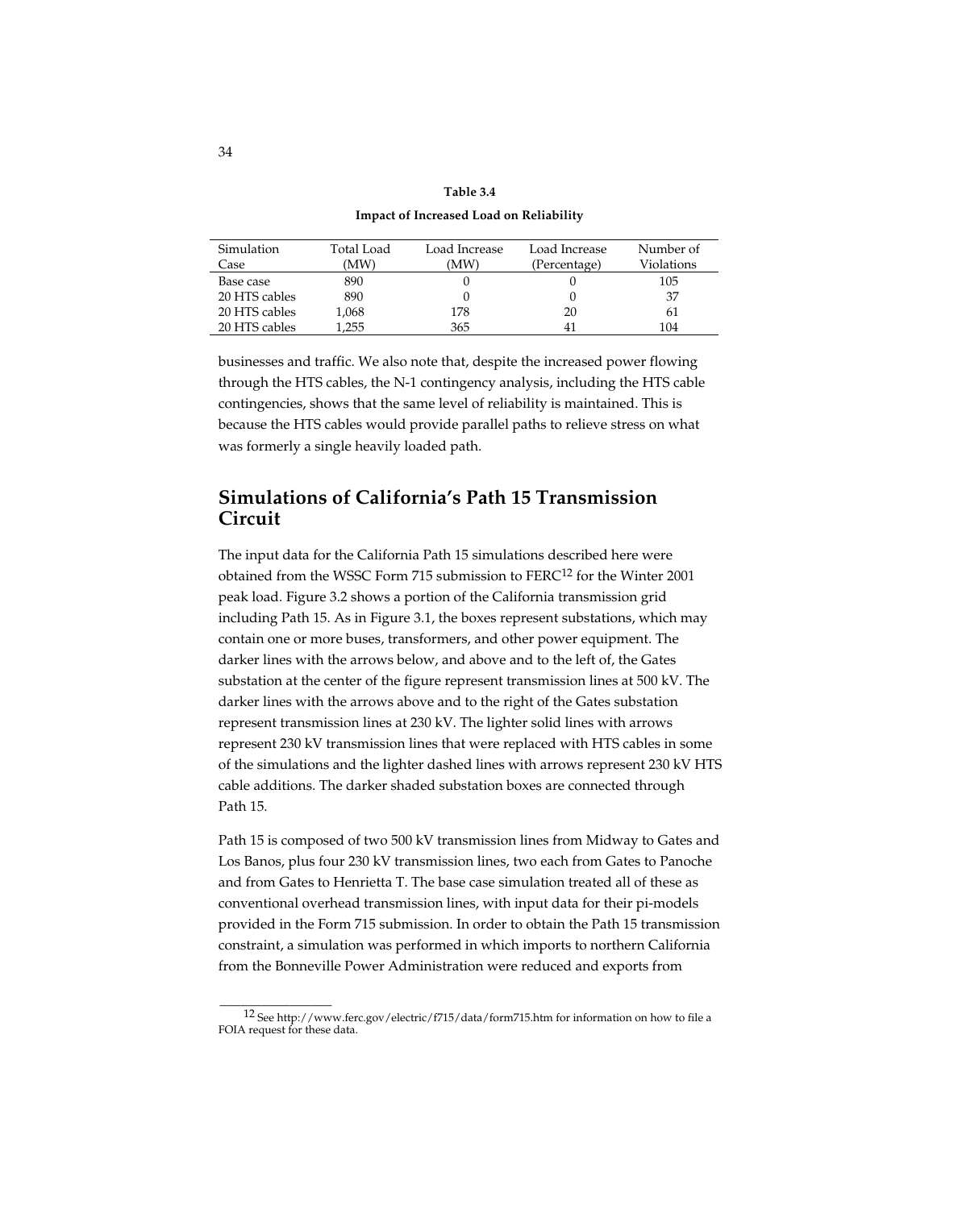**Table 3.4**

**Impact of Increased Load on Reliability**

| Simulation Case | Total Load (MW) | Load Increase (MW) | Load Increase (Percentage) | Number of Violations |
|---|---|---|---|---|
| Base case | 890 | 0 | 0 | 105 |
| 20 HTS cables | 890 | 0 | 0 | 37 |
| 20 HTS cables | 1,068 | 178 | 20 | 61 |
| 20 HTS cables | 1,255 | 365 | 41 | 104 |

businesses and traffic. We also note that, despite the increased power flowing through the HTS cables, the N-1 contingency analysis, including the HTS cable contingencies, shows that the same level of reliability is maintained. This is because the HTS cables would provide parallel paths to relieve stress on what was formerly a single heavily loaded path.

## Simulations of California's Path 15 Transmission Circuit

The input data for the California Path 15 simulations described here were obtained from the WSSC Form 715 submission to FERC[12] for the Winter 2001 peak load. Figure 3.2 shows a portion of the California transmission grid including Path 15. As in Figure 3.1, the boxes represent substations, which may contain one or more buses, transformers, and other power equipment. The darker lines with the arrows below, and above and to the left of, the Gates substation at the center of the figure represent transmission lines at 500 kV. The darker lines with the arrows above and to the right of the Gates substation represent transmission lines at 230 kV. The lighter solid lines with arrows represent 230 kV transmission lines that were replaced with HTS cables in some of the simulations and the lighter dashed lines with arrows represent 230 kV HTS cable additions. The darker shaded substation boxes are connected through Path 15.

Path 15 is composed of two 500 kV transmission lines from Midway to Gates and Los Banos, plus four 230 kV transmission lines, two each from Gates to Panoche and from Gates to Henrietta T. The base case simulation treated all of these as conventional overhead transmission lines, with input data for their pi-models provided in the Form 715 submission. In order to obtain the Path 15 transmission constraint, a simulation was performed in which imports to northern California from the Bonneville Power Administration were reduced and exports from

[12] See http://www.ferc.gov/electric/f715/data/form715.htm for information on how to file a FOIA request for these data.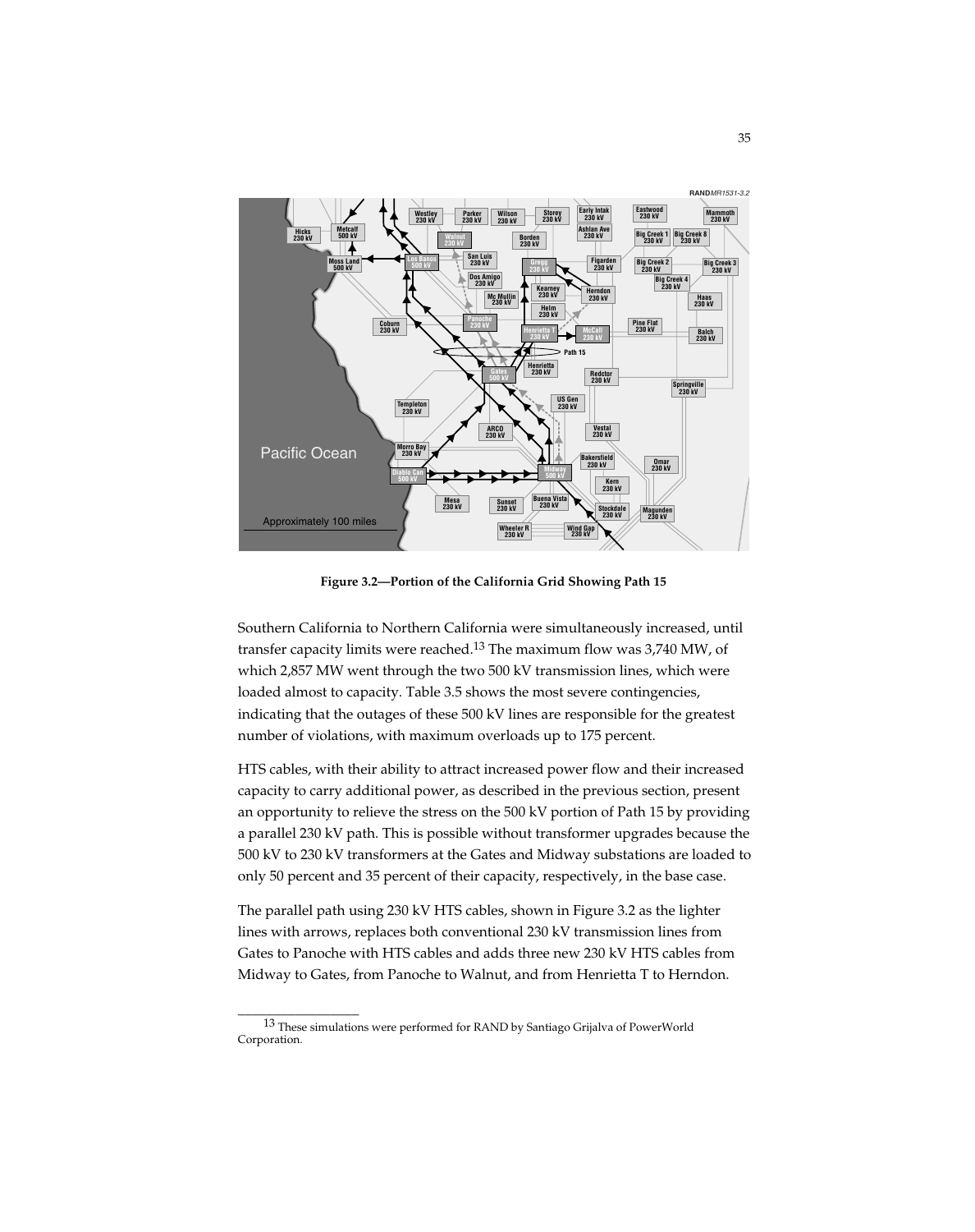**Figure 3.2—Portion of the California Grid Showing Path 15**

Southern California to Northern California were simultaneously increased, until transfer capacity limits were reached.[13] The maximum flow was 3,740 MW, of which 2,857 MW went through the two 500 kV transmission lines, which were loaded almost to capacity. Table 3.5 shows the most severe contingencies, indicating that the outages of these 500 kV lines are responsible for the greatest number of violations, with maximum overloads up to 175 percent.

HTS cables, with their ability to attract increased power flow and their increased capacity to carry additional power, as described in the previous section, present an opportunity to relieve the stress on the 500 kV portion of Path 15 by providing a parallel 230 kV path. This is possible without transformer upgrades because the 500 kV to 230 kV transformers at the Gates and Midway substations are loaded to only 50 percent and 35 percent of their capacity, respectively, in the base case.

The parallel path using 230 kV HTS cables, shown in Figure 3.2 as the lighter lines with arrows, replaces both conventional 230 kV transmission lines from Gates to Panoche with HTS cables and adds three new 230 kV HTS cables from Midway to Gates, from Panoche to Walnut, and from Henrietta T to Herndon.

---

[13] These simulations were performed for RAND by Santiago Grijalva of PowerWorld Corporation.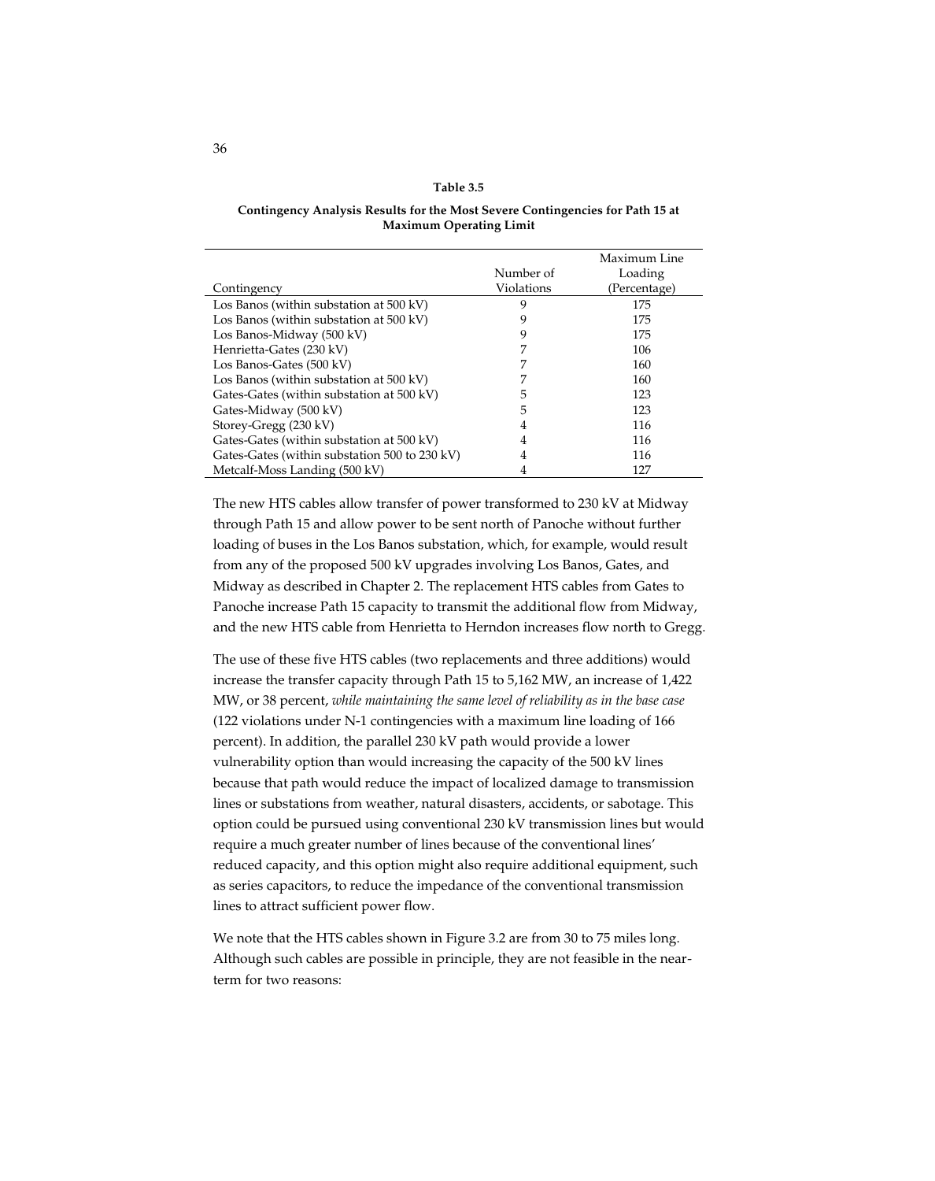**Table 3.5**

**Contingency Analysis Results for the Most Severe Contingencies for Path 15 at Maximum Operating Limit**

| Contingency | Number of Violations | Maximum Line Loading (Percentage) |
|---|---|---|
| Los Banos (within substation at 500 kV) | 9 | 175 |
| Los Banos (within substation at 500 kV) | 9 | 175 |
| Los Banos-Midway (500 kV) | 9 | 175 |
| Henrietta-Gates (230 kV) | 7 | 106 |
| Los Banos-Gates (500 kV) | 7 | 160 |
| Los Banos (within substation at 500 kV) | 7 | 160 |
| Gates-Gates (within substation at 500 kV) | 5 | 123 |
| Gates-Midway (500 kV) | 5 | 123 |
| Storey-Gregg (230 kV) | 4 | 116 |
| Gates-Gates (within substation at 500 kV) | 4 | 116 |
| Gates-Gates (within substation 500 to 230 kV) | 4 | 116 |
| Metcalf-Moss Landing (500 kV) | 4 | 127 |

The new HTS cables allow transfer of power transformed to 230 kV at Midway through Path 15 and allow power to be sent north of Panoche without further loading of buses in the Los Banos substation, which, for example, would result from any of the proposed 500 kV upgrades involving Los Banos, Gates, and Midway as described in Chapter 2. The replacement HTS cables from Gates to Panoche increase Path 15 capacity to transmit the additional flow from Midway, and the new HTS cable from Henrietta to Herndon increases flow north to Gregg.

The use of these five HTS cables (two replacements and three additions) would increase the transfer capacity through Path 15 to 5,162 MW, an increase of 1,422 MW, or 38 percent, *while maintaining the same level of reliability as in the base case* (122 violations under N-1 contingencies with a maximum line loading of 166 percent). In addition, the parallel 230 kV path would provide a lower vulnerability option than would increasing the capacity of the 500 kV lines because that path would reduce the impact of localized damage to transmission lines or substations from weather, natural disasters, accidents, or sabotage. This option could be pursued using conventional 230 kV transmission lines but would require a much greater number of lines because of the conventional lines' reduced capacity, and this option might also require additional equipment, such as series capacitors, to reduce the impedance of the conventional transmission lines to attract sufficient power flow.

We note that the HTS cables shown in Figure 3.2 are from 30 to 75 miles long. Although such cables are possible in principle, they are not feasible in the near-term for two reasons: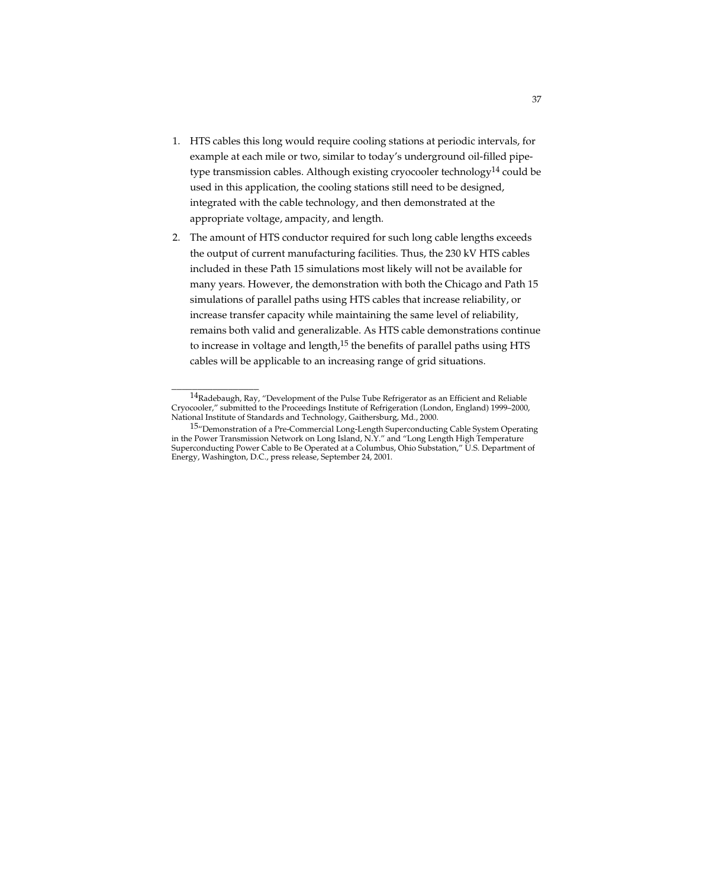1. HTS cables this long would require cooling stations at periodic intervals, for example at each mile or two, similar to today's underground oil-filled pipe-type transmission cables. Although existing cryocooler technology[14] could be used in this application, the cooling stations still need to be designed, integrated with the cable technology, and then demonstrated at the appropriate voltage, ampacity, and length.
2. The amount of HTS conductor required for such long cable lengths exceeds the output of current manufacturing facilities. Thus, the 230 kV HTS cables included in these Path 15 simulations most likely will not be available for many years. However, the demonstration with both the Chicago and Path 15 simulations of parallel paths using HTS cables that increase reliability, or increase transfer capacity while maintaining the same level of reliability, remains both valid and generalizable. As HTS cable demonstrations continue to increase in voltage and length,[15] the benefits of parallel paths using HTS cables will be applicable to an increasing range of grid situations.

---

[14] Radebaugh, Ray, "Development of the Pulse Tube Refrigerator as an Efficient and Reliable Cryocooler," submitted to the Proceedings Institute of Refrigeration (London, England) 1999–2000, National Institute of Standards and Technology, Gaithersburg, Md., 2000.

[15] "Demonstration of a Pre-Commercial Long-Length Superconducting Cable System Operating in the Power Transmission Network on Long Island, N.Y." and "Long Length High Temperature Superconducting Power Cable to Be Operated at a Columbus, Ohio Substation," U.S. Department of Energy, Washington, D.C., press release, September 24, 2001.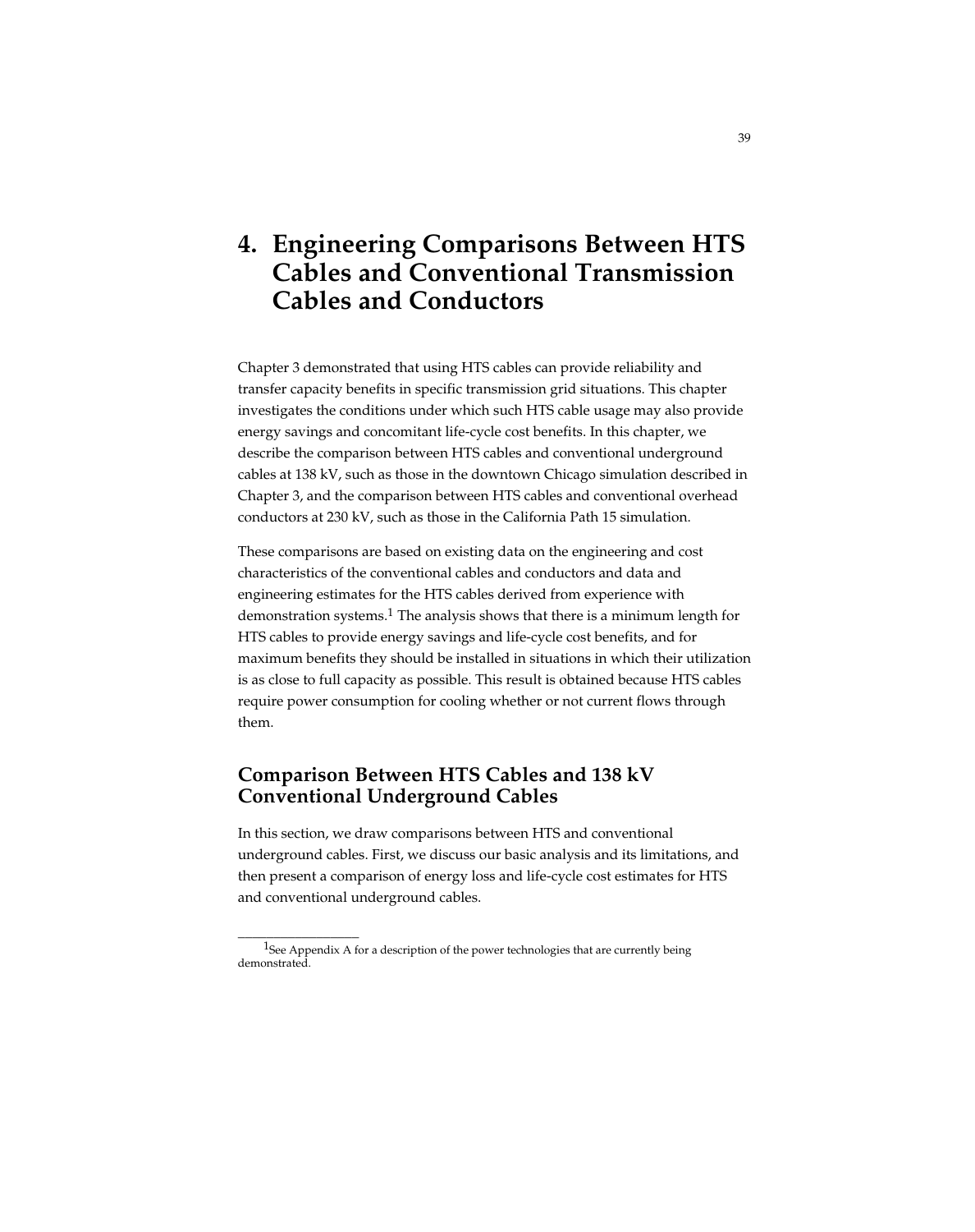# 4. Engineering Comparisons Between HTS Cables and Conventional Transmission Cables and Conductors

Chapter 3 demonstrated that using HTS cables can provide reliability and transfer capacity benefits in specific transmission grid situations. This chapter investigates the conditions under which such HTS cable usage may also provide energy savings and concomitant life-cycle cost benefits. In this chapter, we describe the comparison between HTS cables and conventional underground cables at 138 kV, such as those in the downtown Chicago simulation described in Chapter 3, and the comparison between HTS cables and conventional overhead conductors at 230 kV, such as those in the California Path 15 simulation.

These comparisons are based on existing data on the engineering and cost characteristics of the conventional cables and conductors and data and engineering estimates for the HTS cables derived from experience with demonstration systems.[1] The analysis shows that there is a minimum length for HTS cables to provide energy savings and life-cycle cost benefits, and for maximum benefits they should be installed in situations in which their utilization is as close to full capacity as possible. This result is obtained because HTS cables require power consumption for cooling whether or not current flows through them.

## Comparison Between HTS Cables and 138 kV Conventional Underground Cables

In this section, we draw comparisons between HTS and conventional underground cables. First, we discuss our basic analysis and its limitations, and then present a comparison of energy loss and life-cycle cost estimates for HTS and conventional underground cables.

---

[1] See Appendix A for a description of the power technologies that are currently being demonstrated.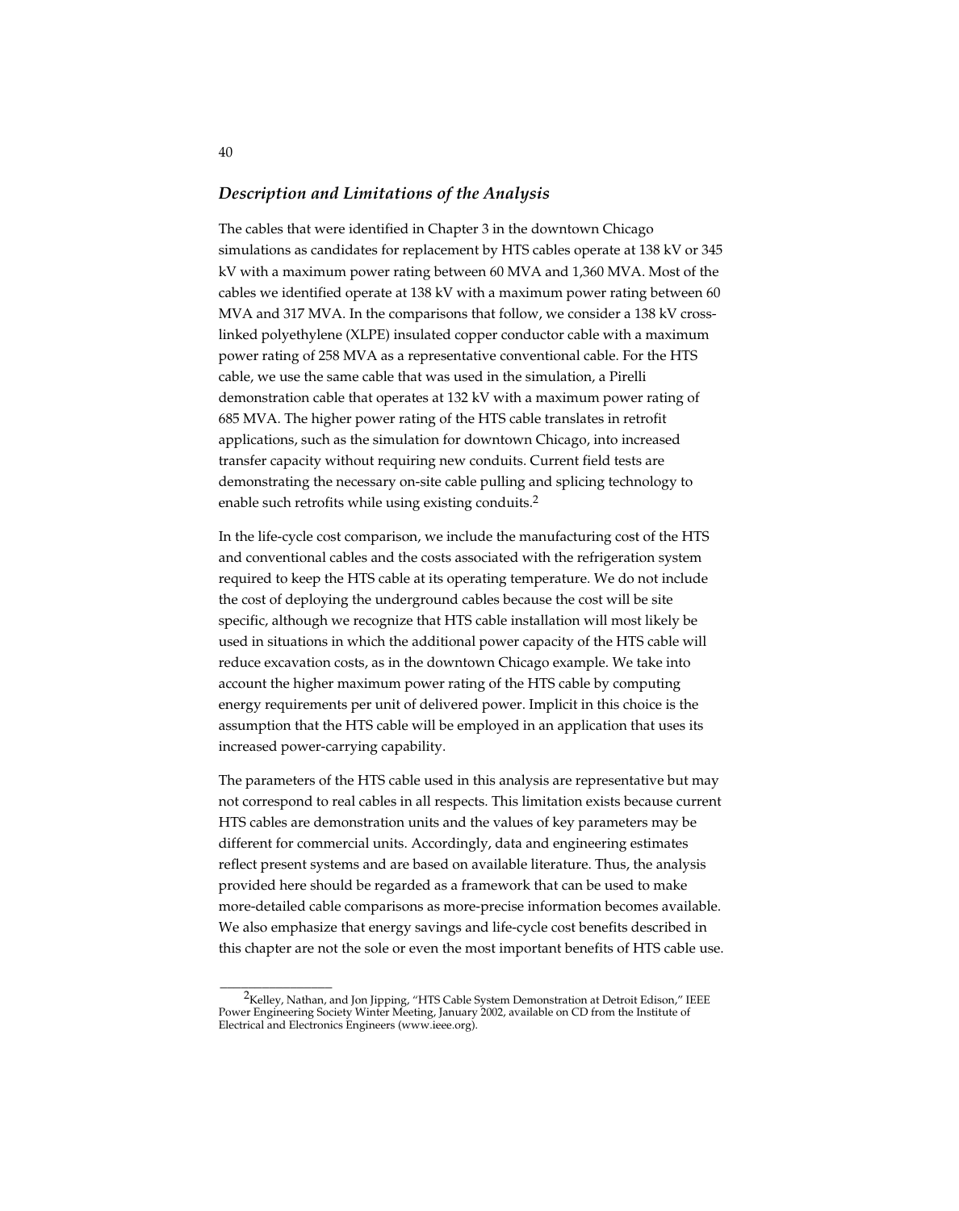### *Description and Limitations of the Analysis*

The cables that were identified in Chapter 3 in the downtown Chicago simulations as candidates for replacement by HTS cables operate at 138 kV or 345 kV with a maximum power rating between 60 MVA and 1,360 MVA. Most of the cables we identified operate at 138 kV with a maximum power rating between 60 MVA and 317 MVA. In the comparisons that follow, we consider a 138 kV cross-linked polyethylene (XLPE) insulated copper conductor cable with a maximum power rating of 258 MVA as a representative conventional cable. For the HTS cable, we use the same cable that was used in the simulation, a Pirelli demonstration cable that operates at 132 kV with a maximum power rating of 685 MVA. The higher power rating of the HTS cable translates in retrofit applications, such as the simulation for downtown Chicago, into increased transfer capacity without requiring new conduits. Current field tests are demonstrating the necessary on-site cable pulling and splicing technology to enable such retrofits while using existing conduits.[2]

In the life-cycle cost comparison, we include the manufacturing cost of the HTS and conventional cables and the costs associated with the refrigeration system required to keep the HTS cable at its operating temperature. We do not include the cost of deploying the underground cables because the cost will be site specific, although we recognize that HTS cable installation will most likely be used in situations in which the additional power capacity of the HTS cable will reduce excavation costs, as in the downtown Chicago example. We take into account the higher maximum power rating of the HTS cable by computing energy requirements per unit of delivered power. Implicit in this choice is the assumption that the HTS cable will be employed in an application that uses its increased power-carrying capability.

The parameters of the HTS cable used in this analysis are representative but may not correspond to real cables in all respects. This limitation exists because current HTS cables are demonstration units and the values of key parameters may be different for commercial units. Accordingly, data and engineering estimates reflect present systems and are based on available literature. Thus, the analysis provided here should be regarded as a framework that can be used to make more-detailed cable comparisons as more-precise information becomes available. We also emphasize that energy savings and life-cycle cost benefits described in this chapter are not the sole or even the most important benefits of HTS cable use.

---

[2] Kelley, Nathan, and Jon Jipping, "HTS Cable System Demonstration at Detroit Edison," IEEE Power Engineering Society Winter Meeting, January 2002, available on CD from the Institute of Electrical and Electronics Engineers (www.ieee.org).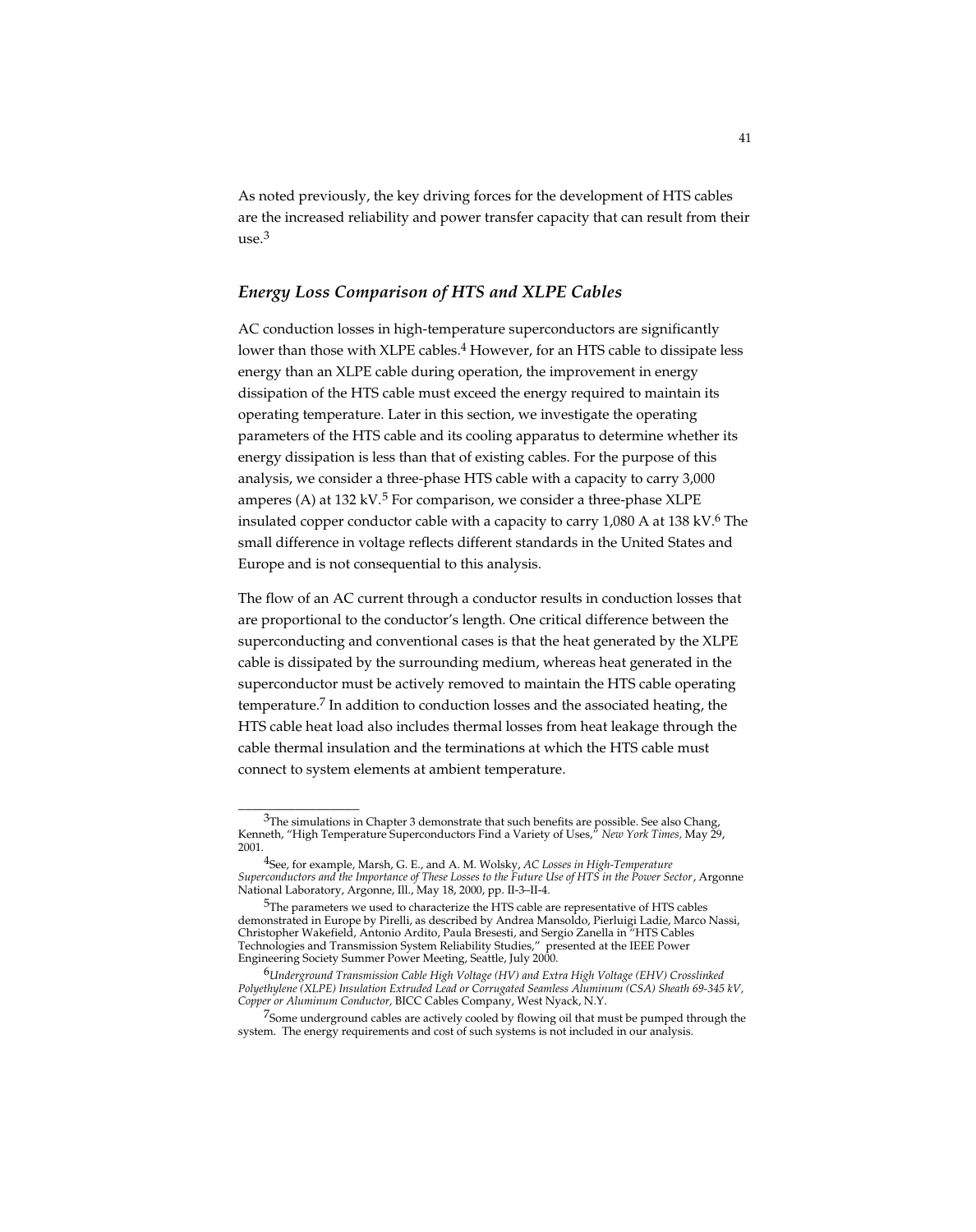As noted previously, the key driving forces for the development of HTS cables are the increased reliability and power transfer capacity that can result from their use.[3]

### *Energy Loss Comparison of HTS and XLPE Cables*

AC conduction losses in high-temperature superconductors are significantly lower than those with XLPE cables.[4] However, for an HTS cable to dissipate less energy than an XLPE cable during operation, the improvement in energy dissipation of the HTS cable must exceed the energy required to maintain its operating temperature. Later in this section, we investigate the operating parameters of the HTS cable and its cooling apparatus to determine whether its energy dissipation is less than that of existing cables. For the purpose of this analysis, we consider a three-phase HTS cable with a capacity to carry 3,000 amperes (A) at 132 kV.[5] For comparison, we consider a three-phase XLPE insulated copper conductor cable with a capacity to carry 1,080 A at 138 kV.[6] The small difference in voltage reflects different standards in the United States and Europe and is not consequential to this analysis.

The flow of an AC current through a conductor results in conduction losses that are proportional to the conductor's length. One critical difference between the superconducting and conventional cases is that the heat generated by the XLPE cable is dissipated by the surrounding medium, whereas heat generated in the superconductor must be actively removed to maintain the HTS cable operating temperature.[7] In addition to conduction losses and the associated heating, the HTS cable heat load also includes thermal losses from heat leakage through the cable thermal insulation and the terminations at which the HTS cable must connect to system elements at ambient temperature.

---

[3]The simulations in Chapter 3 demonstrate that such benefits are possible. See also Chang, Kenneth, "High Temperature Superconductors Find a Variety of Uses," *New York Times,* May 29, 2001.

[4]See, for example, Marsh, G. E., and A. M. Wolsky, *AC Losses in High-Temperature Superconductors and the Importance of These Losses to the Future Use of HTS in the Power Sector*, Argonne National Laboratory, Argonne, Ill., May 18, 2000, pp. II-3–II-4.

[5]The parameters we used to characterize the HTS cable are representative of HTS cables demonstrated in Europe by Pirelli, as described by Andrea Mansoldo, Pierluigi Ladie, Marco Nassi, Christopher Wakefield, Antonio Ardito, Paula Bresesti, and Sergio Zanella in "HTS Cables Technologies and Transmission System Reliability Studies," presented at the IEEE Power Engineering Society Summer Power Meeting, Seattle, July 2000.

[6]*Underground Transmission Cable High Voltage (HV) and Extra High Voltage (EHV) Crosslinked Polyethylene (XLPE) Insulation Extruded Lead or Corrugated Seamless Aluminum (CSA) Sheath 69-345 kV, Copper or Aluminum Conductor,* BICC Cables Company, West Nyack, N.Y.

[7]Some underground cables are actively cooled by flowing oil that must be pumped through the system. The energy requirements and cost of such systems is not included in our analysis.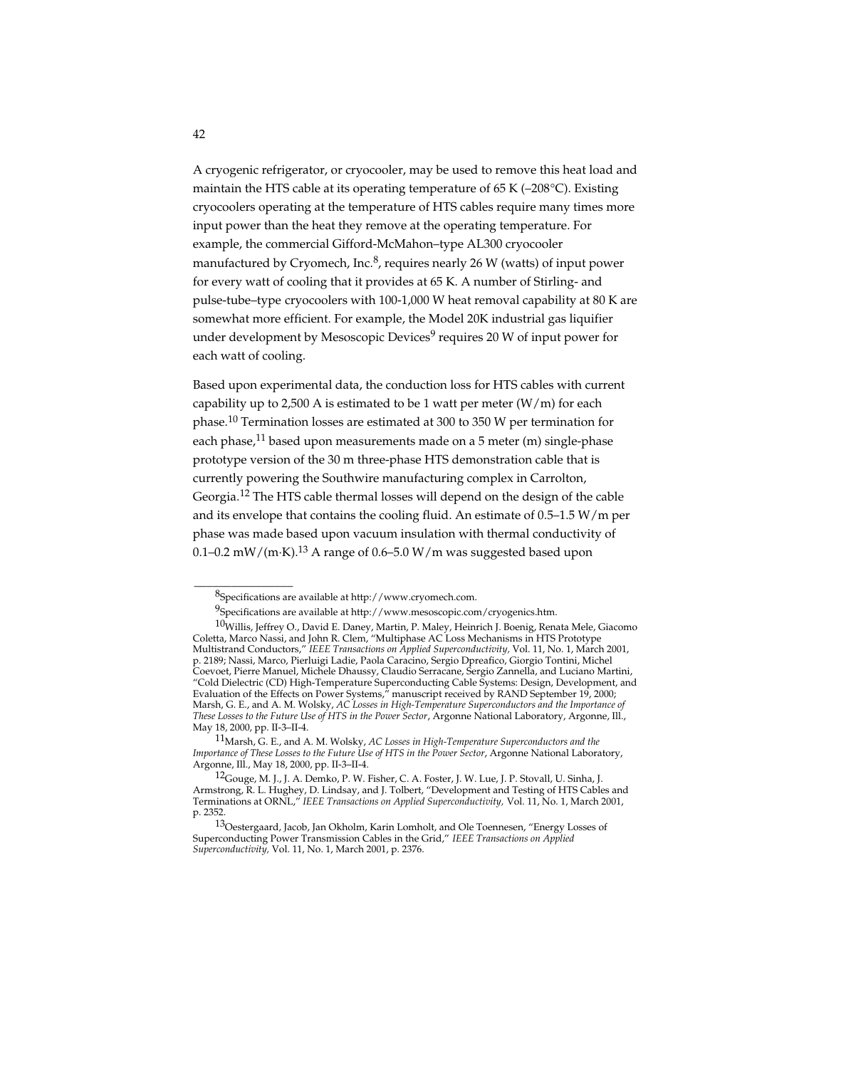A cryogenic refrigerator, or cryocooler, may be used to remove this heat load and maintain the HTS cable at its operating temperature of 65 K (–208°C). Existing cryocoolers operating at the temperature of HTS cables require many times more input power than the heat they remove at the operating temperature. For example, the commercial Gifford-McMahon–type AL300 cryocooler manufactured by Cryomech, Inc.[8], requires nearly 26 W (watts) of input power for every watt of cooling that it provides at 65 K. A number of Stirling- and pulse-tube–type cryocoolers with 100-1,000 W heat removal capability at 80 K are somewhat more efficient. For example, the Model 20K industrial gas liquifier under development by Mesoscopic Devices[9] requires 20 W of input power for each watt of cooling.

Based upon experimental data, the conduction loss for HTS cables with current capability up to 2,500 A is estimated to be 1 watt per meter (W/m) for each phase.[10] Termination losses are estimated at 300 to 350 W per termination for each phase,[11] based upon measurements made on a 5 meter (m) single-phase prototype version of the 30 m three-phase HTS demonstration cable that is currently powering the Southwire manufacturing complex in Carrolton, Georgia.[12] The HTS cable thermal losses will depend on the design of the cable and its envelope that contains the cooling fluid. An estimate of 0.5–1.5 W/m per phase was made based upon vacuum insulation with thermal conductivity of 0.1–0.2 mW/(m·K).[13] A range of 0.6–5.0 W/m was suggested based upon

---

[8] Specifications are available at http://www.cryomech.com.

[9] Specifications are available at http://www.mesoscopic.com/cryogenics.htm.

[10] Willis, Jeffrey O., David E. Daney, Martin, P. Maley, Heinrich J. Boenig, Renata Mele, Giacomo Coletta, Marco Nassi, and John R. Clem, "Multiphase AC Loss Mechanisms in HTS Prototype Multistrand Conductors," *IEEE Transactions on Applied Superconductivity*, Vol. 11, No. 1, March 2001, p. 2189; Nassi, Marco, Pierluigi Ladie, Paola Caracino, Sergio Dpreafico, Giorgio Tontini, Michel Coevoet, Pierre Manuel, Michele Dhaussy, Claudio Serracane, Sergio Zannella, and Luciano Martini, "Cold Dielectric (CD) High-Temperature Superconducting Cable Systems: Design, Development, and Evaluation of the Effects on Power Systems," manuscript received by RAND September 19, 2000; Marsh, G. E., and A. M. Wolsky, *AC Losses in High-Temperature Superconductors and the Importance of These Losses to the Future Use of HTS in the Power Sector*, Argonne National Laboratory, Argonne, Ill., May 18, 2000, pp. II-3–II-4.

[11] Marsh, G. E., and A. M. Wolsky, *AC Losses in High-Temperature Superconductors and the Importance of These Losses to the Future Use of HTS in the Power Sector*, Argonne National Laboratory, Argonne, Ill., May 18, 2000, pp. II-3–II-4.

[12] Gouge, M. J., J. A. Demko, P. W. Fisher, C. A. Foster, J. W. Lue, J. P. Stovall, U. Sinha, J. Armstrong, R. L. Hughey, D. Lindsay, and J. Tolbert, "Development and Testing of HTS Cables and Terminations at ORNL," *IEEE Transactions on Applied Superconductivity,* Vol. 11, No. 1, March 2001, p. 2352.

[13] Oestergaard, Jacob, Jan Okholm, Karin Lomholt, and Ole Toennesen, "Energy Losses of Superconducting Power Transmission Cables in the Grid," *IEEE Transactions on Applied Superconductivity,* Vol. 11, No. 1, March 2001, p. 2376.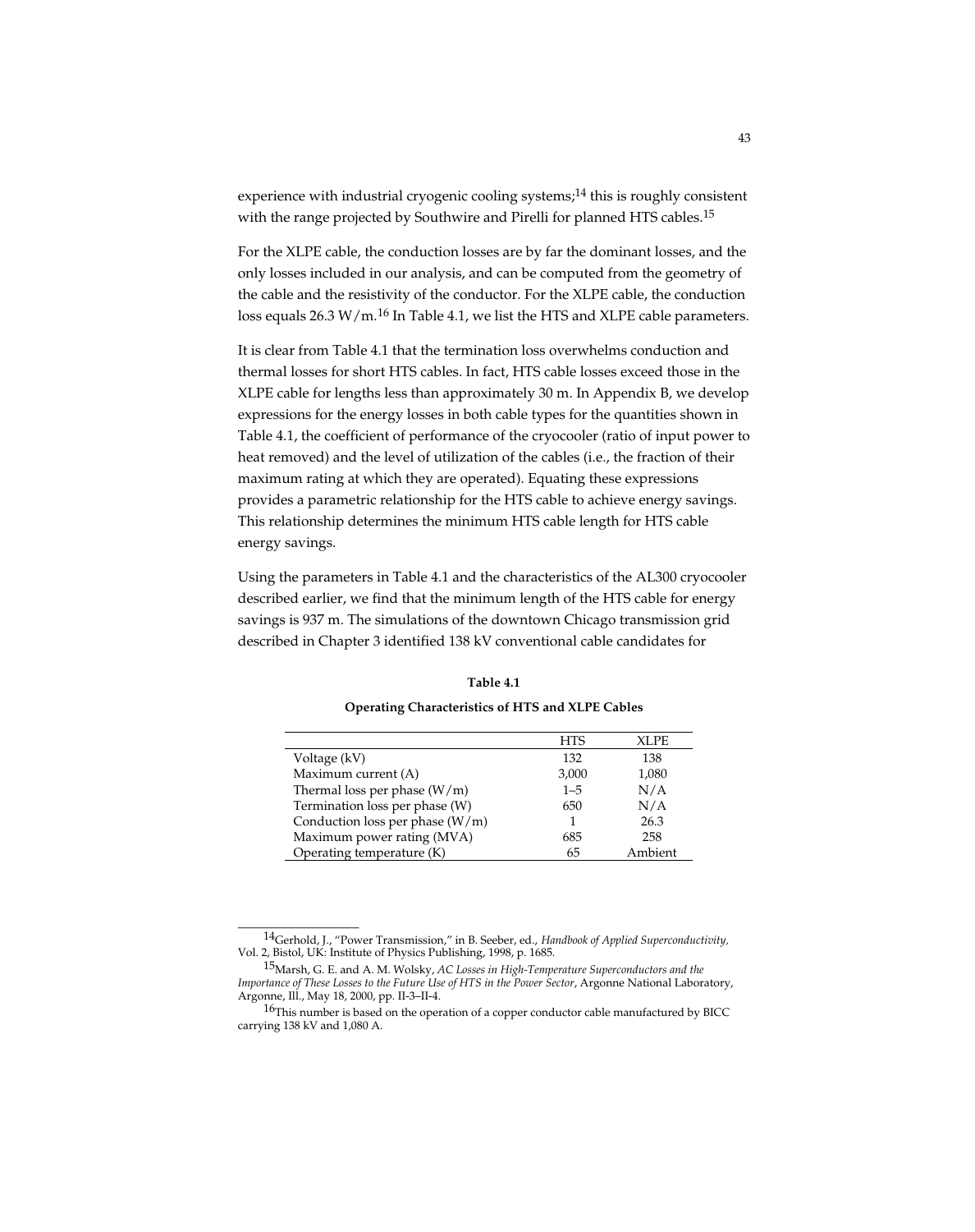experience with industrial cryogenic cooling systems;[14] this is roughly consistent with the range projected by Southwire and Pirelli for planned HTS cables.[15]

For the XLPE cable, the conduction losses are by far the dominant losses, and the only losses included in our analysis, and can be computed from the geometry of the cable and the resistivity of the conductor. For the XLPE cable, the conduction loss equals 26.3 W/m.[16] In Table 4.1, we list the HTS and XLPE cable parameters.

It is clear from Table 4.1 that the termination loss overwhelms conduction and thermal losses for short HTS cables. In fact, HTS cable losses exceed those in the XLPE cable for lengths less than approximately 30 m. In Appendix B, we develop expressions for the energy losses in both cable types for the quantities shown in Table 4.1, the coefficient of performance of the cryocooler (ratio of input power to heat removed) and the level of utilization of the cables (i.e., the fraction of their maximum rating at which they are operated). Equating these expressions provides a parametric relationship for the HTS cable to achieve energy savings. This relationship determines the minimum HTS cable length for HTS cable energy savings.

Using the parameters in Table 4.1 and the characteristics of the AL300 cryocooler described earlier, we find that the minimum length of the HTS cable for energy savings is 937 m. The simulations of the downtown Chicago transmission grid described in Chapter 3 identified 138 kV conventional cable candidates for

**Table 4.1**

**Operating Characteristics of HTS and XLPE Cables**

| | HTS | XLPE |
|---|---|---|
| Voltage (kV) | 132 | 138 |
| Maximum current (A) | 3,000 | 1,080 |
| Thermal loss per phase (W/m) | 1–5 | N/A |
| Termination loss per phase (W) | 650 | N/A |
| Conduction loss per phase (W/m) | 1 | 26.3 |
| Maximum power rating (MVA) | 685 | 258 |
| Operating temperature (K) | 65 | Ambient |

---

[14] Gerhold, J., "Power Transmission," in B. Seeber, ed., *Handbook of Applied Superconductivity,* Vol. 2, Bistol, UK: Institute of Physics Publishing, 1998, p. 1685.

[15] Marsh, G. E. and A. M. Wolsky, *AC Losses in High-Temperature Superconductors and the Importance of These Losses to the Future Use of HTS in the Power Sector*, Argonne National Laboratory, Argonne, Ill., May 18, 2000, pp. II-3–II-4.

[16] This number is based on the operation of a copper conductor cable manufactured by BICC carrying 138 kV and 1,080 A.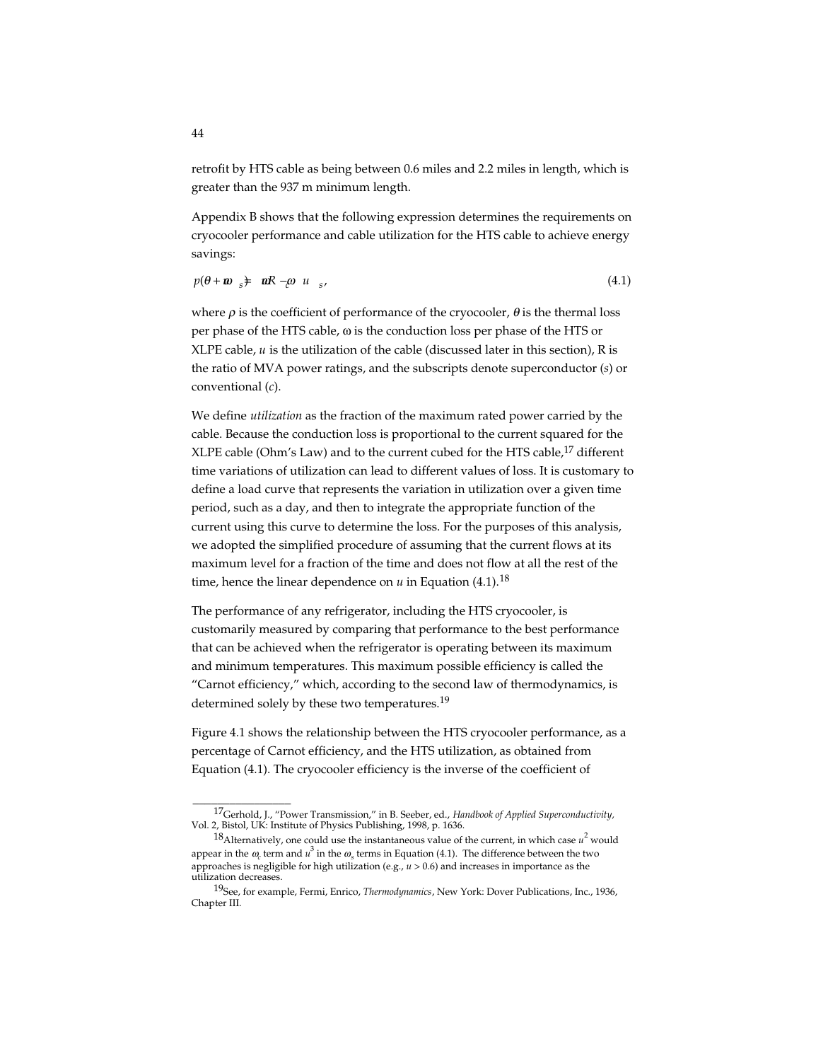retrofit by HTS cable as being between 0.6 miles and 2.2 miles in length, which is greater than the 937 m minimum length.

Appendix B shows that the following expression determines the requirements on cryocooler performance and cable utilization for the HTS cable to achieve energy savings:

$$\rho(\theta + u\omega_s) = uR\omega_c - \omega_s u, \tag{4.1}$$

where $\rho$ is the coefficient of performance of the cryocooler, $\theta$ is the thermal loss per phase of the HTS cable, $\omega$ is the conduction loss per phase of the HTS or XLPE cable, $u$ is the utilization of the cable (discussed later in this section), R is the ratio of MVA power ratings, and the subscripts denote superconductor ($s$) or conventional ($c$).

We define *utilization* as the fraction of the maximum rated power carried by the cable. Because the conduction loss is proportional to the current squared for the XLPE cable (Ohm's Law) and to the current cubed for the HTS cable,[17] different time variations of utilization can lead to different values of loss. It is customary to define a load curve that represents the variation in utilization over a given time period, such as a day, and then to integrate the appropriate function of the current using this curve to determine the loss. For the purposes of this analysis, we adopted the simplified procedure of assuming that the current flows at its maximum level for a fraction of the time and does not flow at all the rest of the time, hence the linear dependence on $u$ in Equation (4.1).[18]

The performance of any refrigerator, including the HTS cryocooler, is customarily measured by comparing that performance to the best performance that can be achieved when the refrigerator is operating between its maximum and minimum temperatures. This maximum possible efficiency is called the "Carnot efficiency," which, according to the second law of thermodynamics, is determined solely by these two temperatures.[19]

Figure 4.1 shows the relationship between the HTS cryocooler performance, as a percentage of Carnot efficiency, and the HTS utilization, as obtained from Equation (4.1). The cryocooler efficiency is the inverse of the coefficient of

---

[17] Gerhold, J., "Power Transmission," in B. Seeber, ed., *Handbook of Applied Superconductivity*, Vol. 2, Bistol, UK: Institute of Physics Publishing, 1998, p. 1636.

[18] Alternatively, one could use the instantaneous value of the current, in which case $u^2$ would appear in the $\omega_c$ term and $u^3$ in the $\omega_s$ terms in Equation (4.1). The difference between the two approaches is negligible for high utilization (e.g., $u > 0.6$) and increases in importance as the utilization decreases.

[19] See, for example, Fermi, Enrico, *Thermodynamics*, New York: Dover Publications, Inc., 1936, Chapter III.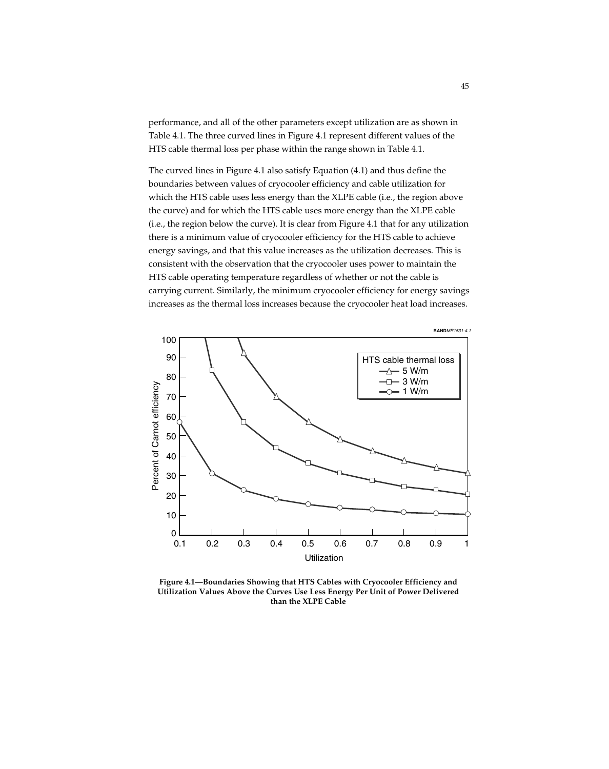performance, and all of the other parameters except utilization are as shown in Table 4.1. The three curved lines in Figure 4.1 represent different values of the HTS cable thermal loss per phase within the range shown in Table 4.1.

The curved lines in Figure 4.1 also satisfy Equation (4.1) and thus define the boundaries between values of cryocooler efficiency and cable utilization for which the HTS cable uses less energy than the XLPE cable (i.e., the region above the curve) and for which the HTS cable uses more energy than the XLPE cable (i.e., the region below the curve). It is clear from Figure 4.1 that for any utilization there is a minimum value of cryocooler efficiency for the HTS cable to achieve energy savings, and that this value increases as the utilization decreases. This is consistent with the observation that the cryocooler uses power to maintain the HTS cable operating temperature regardless of whether or not the cable is carrying current. Similarly, the minimum cryocooler efficiency for energy savings increases as the thermal loss increases because the cryocooler heat load increases.

**Figure 4.1—Boundaries Showing that HTS Cables with Cryocooler Efficiency and Utilization Values Above the Curves Use Less Energy Per Unit of Power Delivered than the XLPE Cable**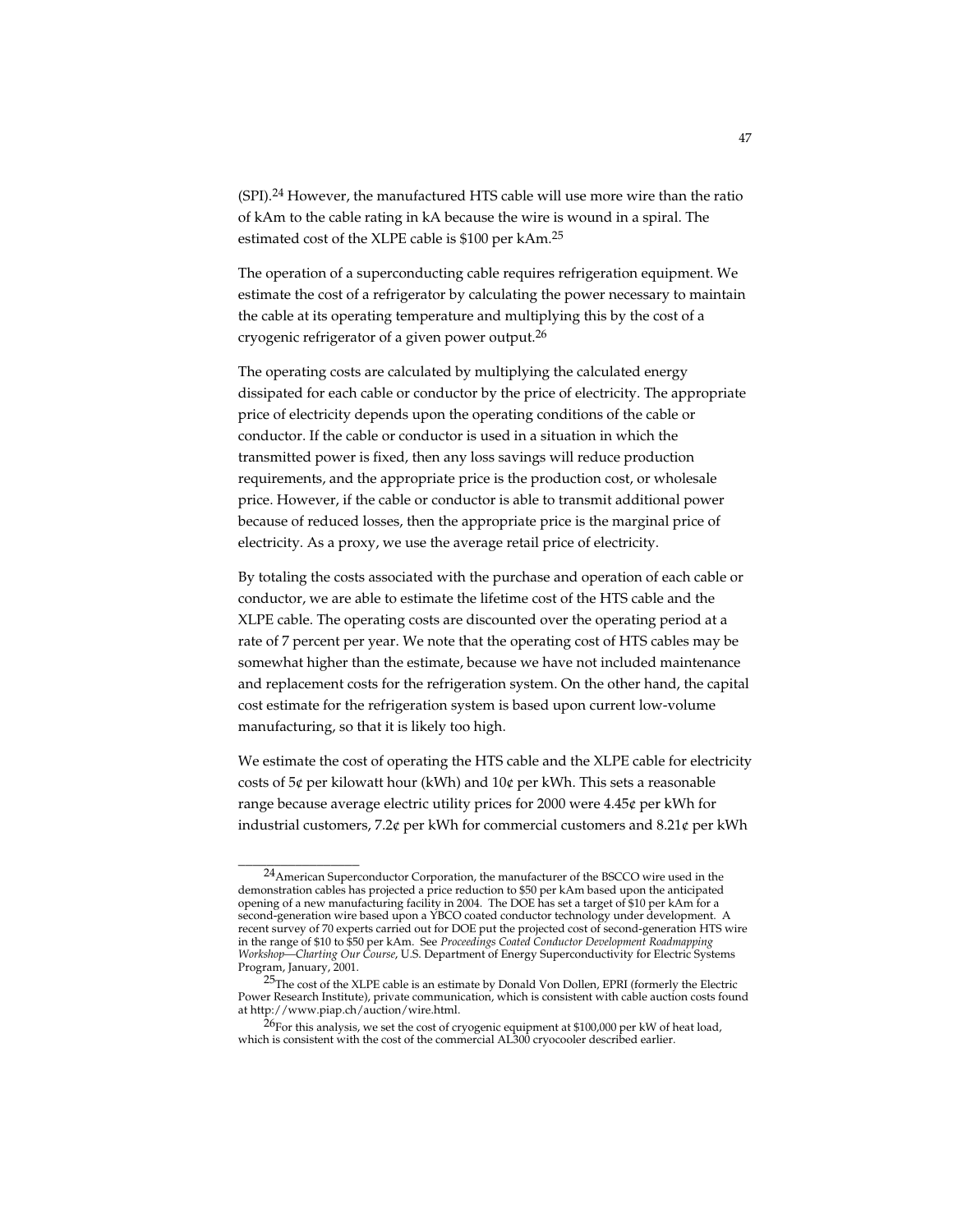(SPI).[24] However, the manufactured HTS cable will use more wire than the ratio of kAm to the cable rating in kA because the wire is wound in a spiral. The estimated cost of the XLPE cable is $100 per kAm.[25]

The operation of a superconducting cable requires refrigeration equipment. We estimate the cost of a refrigerator by calculating the power necessary to maintain the cable at its operating temperature and multiplying this by the cost of a cryogenic refrigerator of a given power output.[26]

The operating costs are calculated by multiplying the calculated energy dissipated for each cable or conductor by the price of electricity. The appropriate price of electricity depends upon the operating conditions of the cable or conductor. If the cable or conductor is used in a situation in which the transmitted power is fixed, then any loss savings will reduce production requirements, and the appropriate price is the production cost, or wholesale price. However, if the cable or conductor is able to transmit additional power because of reduced losses, then the appropriate price is the marginal price of electricity. As a proxy, we use the average retail price of electricity.

By totaling the costs associated with the purchase and operation of each cable or conductor, we are able to estimate the lifetime cost of the HTS cable and the XLPE cable. The operating costs are discounted over the operating period at a rate of 7 percent per year. We note that the operating cost of HTS cables may be somewhat higher than the estimate, because we have not included maintenance and replacement costs for the refrigeration system. On the other hand, the capital cost estimate for the refrigeration system is based upon current low-volume manufacturing, so that it is likely too high.

We estimate the cost of operating the HTS cable and the XLPE cable for electricity costs of 5¢ per kilowatt hour (kWh) and 10¢ per kWh. This sets a reasonable range because average electric utility prices for 2000 were 4.45¢ per kWh for industrial customers, 7.2¢ per kWh for commercial customers and 8.21¢ per kWh

---

[24] American Superconductor Corporation, the manufacturer of the BSCCO wire used in the demonstration cables has projected a price reduction to $50 per kAm based upon the anticipated opening of a new manufacturing facility in 2004. The DOE has set a target of $10 per kAm for a second-generation wire based upon a YBCO coated conductor technology under development. A recent survey of 70 experts carried out for DOE put the projected cost of second-generation HTS wire in the range of $10 to $50 per kAm. See *Proceedings Coated Conductor Development Roadmapping Workshop—Charting Our Course*, U.S. Department of Energy Superconductivity for Electric Systems Program, January, 2001.

[25] The cost of the XLPE cable is an estimate by Donald Von Dollen, EPRI (formerly the Electric Power Research Institute), private communication, which is consistent with cable auction costs found at http://www.piap.ch/auction/wire.html.

[26] For this analysis, we set the cost of cryogenic equipment at $100,000 per kW of heat load, which is consistent with the cost of the commercial AL300 cryocooler described earlier.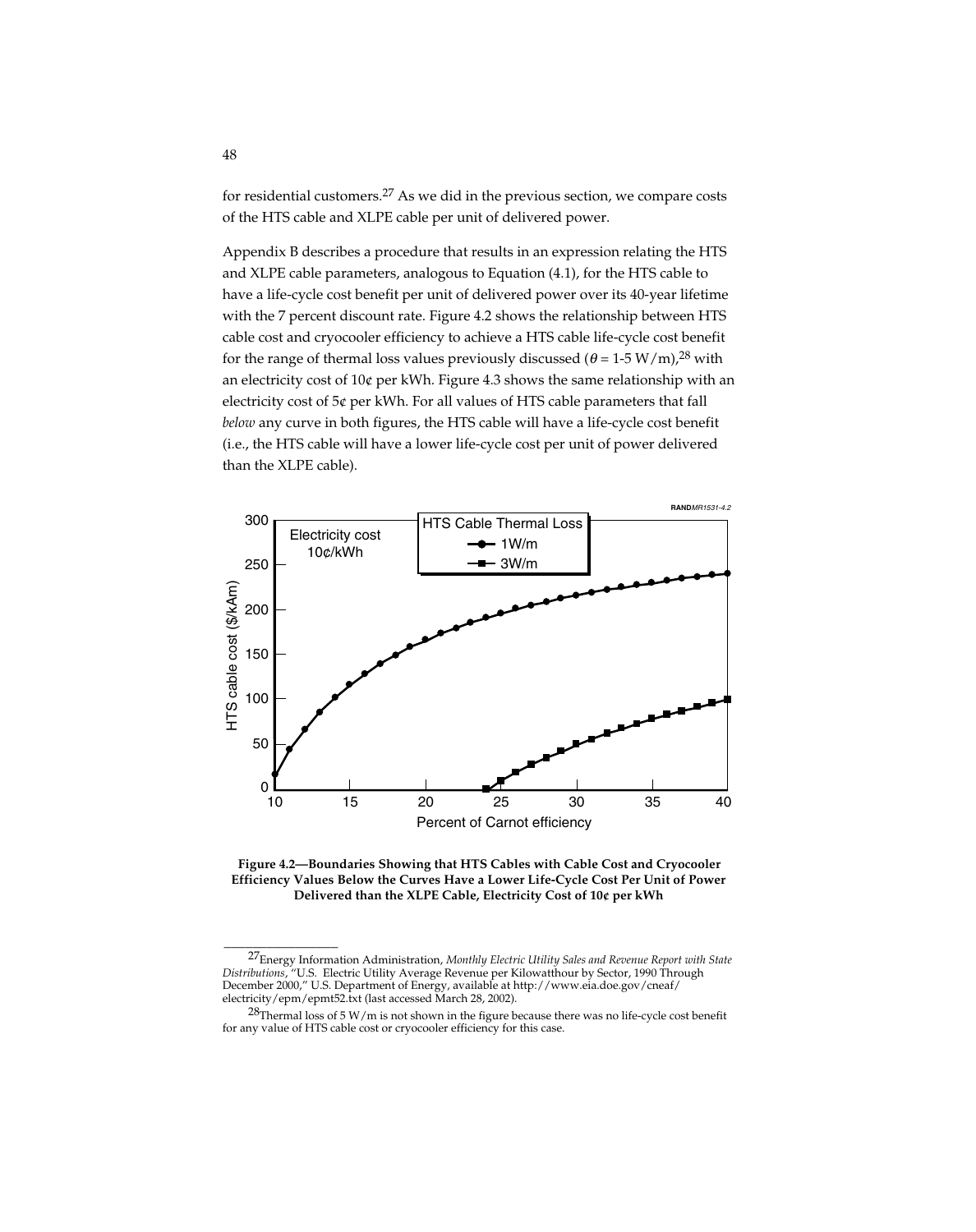for residential customers.[27] As we did in the previous section, we compare costs of the HTS cable and XLPE cable per unit of delivered power.

Appendix B describes a procedure that results in an expression relating the HTS and XLPE cable parameters, analogous to Equation (4.1), for the HTS cable to have a life-cycle cost benefit per unit of delivered power over its 40-year lifetime with the 7 percent discount rate. Figure 4.2 shows the relationship between HTS cable cost and cryocooler efficiency to achieve a HTS cable life-cycle cost benefit for the range of thermal loss values previously discussed ($\theta$ = 1-5 W/m),[28] with an electricity cost of 10¢ per kWh. Figure 4.3 shows the same relationship with an electricity cost of 5¢ per kWh. For all values of HTS cable parameters that fall *below* any curve in both figures, the HTS cable will have a life-cycle cost benefit (i.e., the HTS cable will have a lower life-cycle cost per unit of power delivered than the XLPE cable).

**Figure 4.2—Boundaries Showing that HTS Cables with Cable Cost and Cryocooler Efficiency Values Below the Curves Have a Lower Life-Cycle Cost Per Unit of Power Delivered than the XLPE Cable, Electricity Cost of 10¢ per kWh**

---

[27] Energy Information Administration, *Monthly Electric Utility Sales and Revenue Report with State Distributions*, "U.S. Electric Utility Average Revenue per Kilowatthour by Sector, 1990 Through December 2000," U.S. Department of Energy, available at http://www.eia.doe.gov/cneaf/electricity/epm/epmt52.txt (last accessed March 28, 2002).

[28] Thermal loss of 5 W/m is not shown in the figure because there was no life-cycle cost benefit for any value of HTS cable cost or cryocooler efficiency for this case.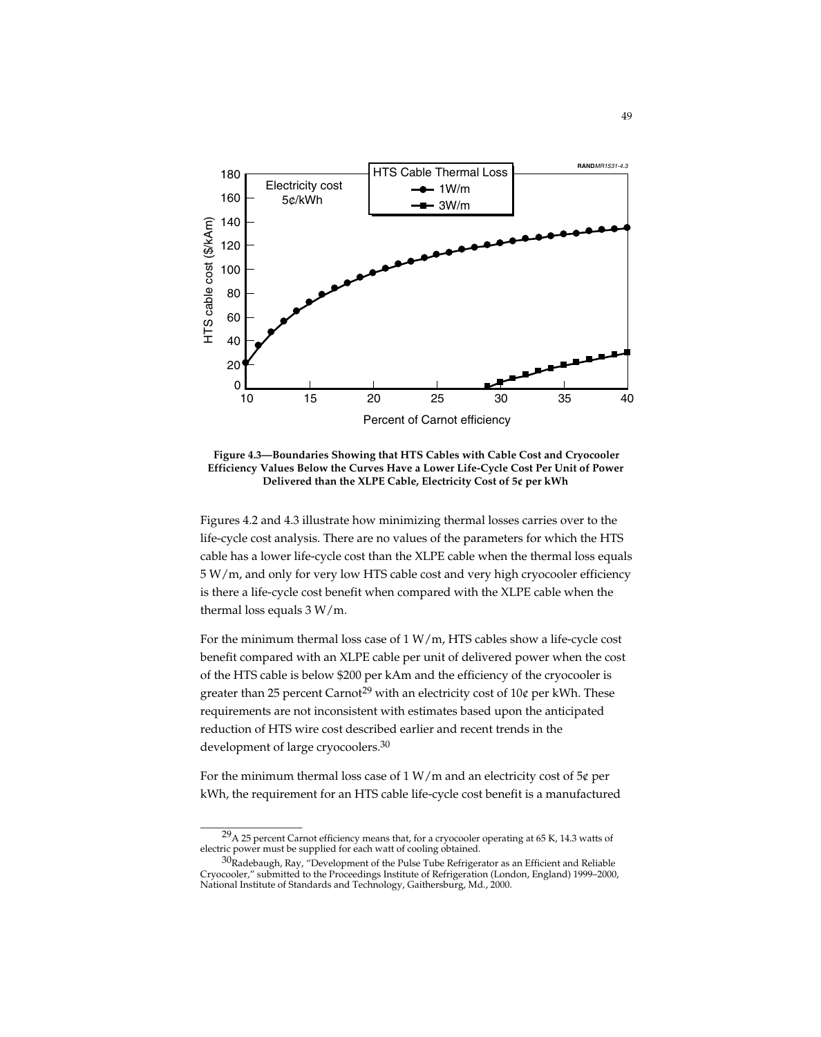**Figure 4.3—Boundaries Showing that HTS Cables with Cable Cost and Cryocooler Efficiency Values Below the Curves Have a Lower Life-Cycle Cost Per Unit of Power Delivered than the XLPE Cable, Electricity Cost of 5¢ per kWh**

Figures 4.2 and 4.3 illustrate how minimizing thermal losses carries over to the life-cycle cost analysis. There are no values of the parameters for which the HTS cable has a lower life-cycle cost than the XLPE cable when the thermal loss equals 5 W/m, and only for very low HTS cable cost and very high cryocooler efficiency is there a life-cycle cost benefit when compared with the XLPE cable when the thermal loss equals 3 W/m.

For the minimum thermal loss case of 1 W/m, HTS cables show a life-cycle cost benefit compared with an XLPE cable per unit of delivered power when the cost of the HTS cable is below $200 per kAm and the efficiency of the cryocooler is greater than 25 percent Carnot[29] with an electricity cost of 10¢ per kWh. These requirements are not inconsistent with estimates based upon the anticipated reduction of HTS wire cost described earlier and recent trends in the development of large cryocoolers.[30]

For the minimum thermal loss case of 1 W/m and an electricity cost of 5¢ per kWh, the requirement for an HTS cable life-cycle cost benefit is a manufactured

---

[29] A 25 percent Carnot efficiency means that, for a cryocooler operating at 65 K, 14.3 watts of electric power must be supplied for each watt of cooling obtained.

[30] Radebaugh, Ray, "Development of the Pulse Tube Refrigerator as an Efficient and Reliable Cryocooler," submitted to the Proceedings Institute of Refrigeration (London, England) 1999–2000, National Institute of Standards and Technology, Gaithersburg, Md., 2000.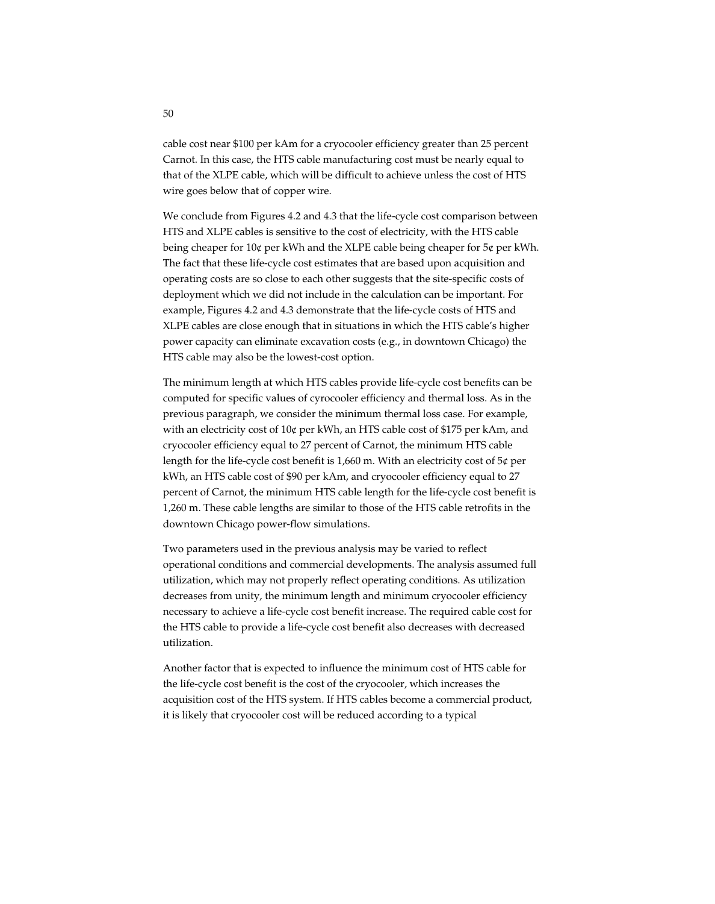cable cost near \$100 per kAm for a cryocooler efficiency greater than 25 percent Carnot. In this case, the HTS cable manufacturing cost must be nearly equal to that of the XLPE cable, which will be difficult to achieve unless the cost of HTS wire goes below that of copper wire.

We conclude from Figures 4.2 and 4.3 that the life-cycle cost comparison between HTS and XLPE cables is sensitive to the cost of electricity, with the HTS cable being cheaper for 10¢ per kWh and the XLPE cable being cheaper for 5¢ per kWh. The fact that these life-cycle cost estimates that are based upon acquisition and operating costs are so close to each other suggests that the site-specific costs of deployment which we did not include in the calculation can be important. For example, Figures 4.2 and 4.3 demonstrate that the life-cycle costs of HTS and XLPE cables are close enough that in situations in which the HTS cable's higher power capacity can eliminate excavation costs (e.g., in downtown Chicago) the HTS cable may also be the lowest-cost option.

The minimum length at which HTS cables provide life-cycle cost benefits can be computed for specific values of cyrocooler efficiency and thermal loss. As in the previous paragraph, we consider the minimum thermal loss case. For example, with an electricity cost of 10¢ per kWh, an HTS cable cost of \$175 per kAm, and cryocooler efficiency equal to 27 percent of Carnot, the minimum HTS cable length for the life-cycle cost benefit is 1,660 m. With an electricity cost of 5¢ per kWh, an HTS cable cost of \$90 per kAm, and cryocooler efficiency equal to 27 percent of Carnot, the minimum HTS cable length for the life-cycle cost benefit is 1,260 m. These cable lengths are similar to those of the HTS cable retrofits in the downtown Chicago power-flow simulations.

Two parameters used in the previous analysis may be varied to reflect operational conditions and commercial developments. The analysis assumed full utilization, which may not properly reflect operating conditions. As utilization decreases from unity, the minimum length and minimum cryocooler efficiency necessary to achieve a life-cycle cost benefit increase. The required cable cost for the HTS cable to provide a life-cycle cost benefit also decreases with decreased utilization.

Another factor that is expected to influence the minimum cost of HTS cable for the life-cycle cost benefit is the cost of the cryocooler, which increases the acquisition cost of the HTS system. If HTS cables become a commercial product, it is likely that cryocooler cost will be reduced according to a typical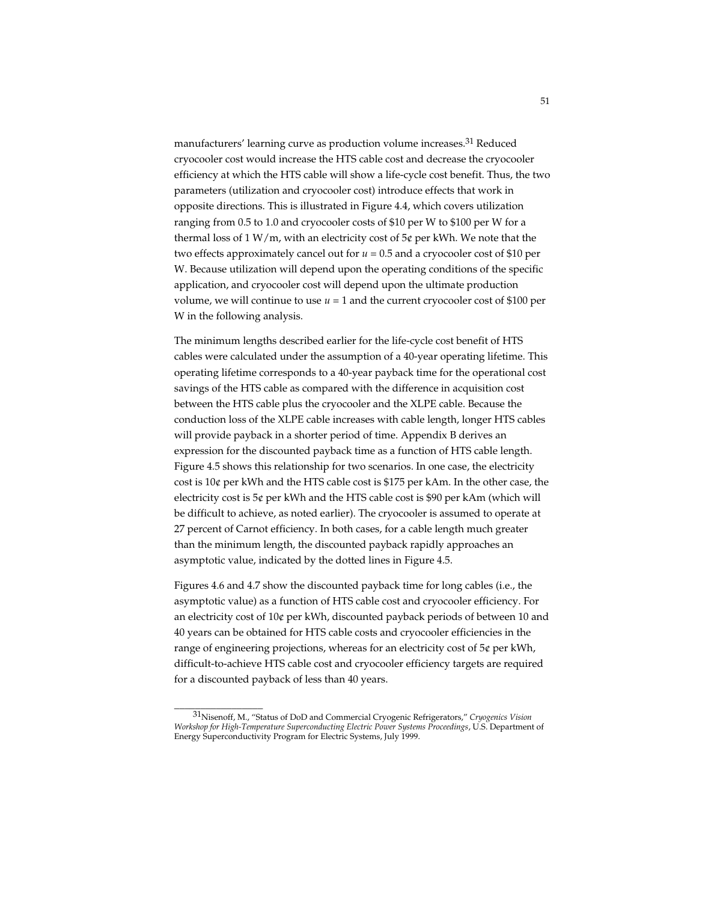manufacturers' learning curve as production volume increases.[31] Reduced cryocooler cost would increase the HTS cable cost and decrease the cryocooler efficiency at which the HTS cable will show a life-cycle cost benefit. Thus, the two parameters (utilization and cryocooler cost) introduce effects that work in opposite directions. This is illustrated in Figure 4.4, which covers utilization ranging from 0.5 to 1.0 and cryocooler costs of \$10 per W to \$100 per W for a thermal loss of 1 W/m, with an electricity cost of 5¢ per kWh. We note that the two effects approximately cancel out for $u = 0.5$ and a cryocooler cost of \$10 per W. Because utilization will depend upon the operating conditions of the specific application, and cryocooler cost will depend upon the ultimate production volume, we will continue to use $u = 1$ and the current cryocooler cost of \$100 per W in the following analysis.

The minimum lengths described earlier for the life-cycle cost benefit of HTS cables were calculated under the assumption of a 40-year operating lifetime. This operating lifetime corresponds to a 40-year payback time for the operational cost savings of the HTS cable as compared with the difference in acquisition cost between the HTS cable plus the cryocooler and the XLPE cable. Because the conduction loss of the XLPE cable increases with cable length, longer HTS cables will provide payback in a shorter period of time. Appendix B derives an expression for the discounted payback time as a function of HTS cable length. Figure 4.5 shows this relationship for two scenarios. In one case, the electricity cost is 10¢ per kWh and the HTS cable cost is \$175 per kAm. In the other case, the electricity cost is 5¢ per kWh and the HTS cable cost is \$90 per kAm (which will be difficult to achieve, as noted earlier). The cryocooler is assumed to operate at 27 percent of Carnot efficiency. In both cases, for a cable length much greater than the minimum length, the discounted payback rapidly approaches an asymptotic value, indicated by the dotted lines in Figure 4.5.

Figures 4.6 and 4.7 show the discounted payback time for long cables (i.e., the asymptotic value) as a function of HTS cable cost and cryocooler efficiency. For an electricity cost of 10¢ per kWh, discounted payback periods of between 10 and 40 years can be obtained for HTS cable costs and cryocooler efficiencies in the range of engineering projections, whereas for an electricity cost of 5¢ per kWh, difficult-to-achieve HTS cable cost and cryocooler efficiency targets are required for a discounted payback of less than 40 years.

---

[31] Nisenoff, M., "Status of DoD and Commercial Cryogenic Refrigerators," *Cryogenics Vision Workshop for High-Temperature Superconducting Electric Power Systems Proceedings*, U.S. Department of Energy Superconductivity Program for Electric Systems, July 1999.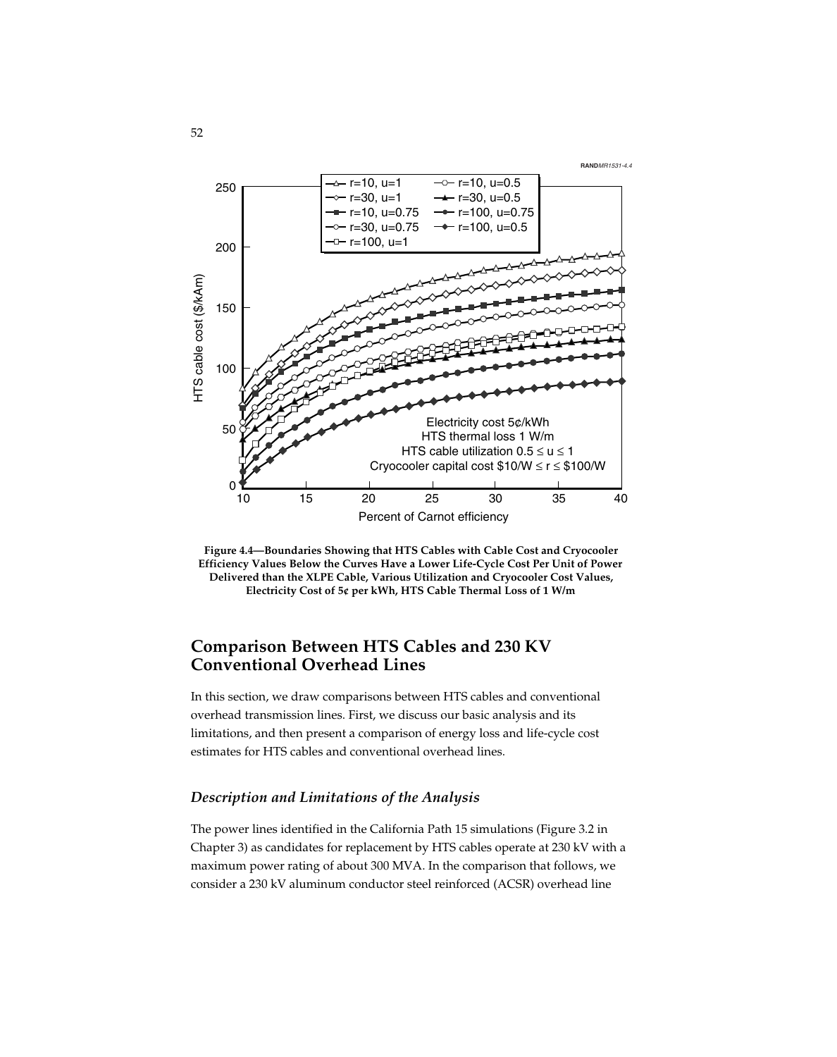**Figure 4.4—Boundaries Showing that HTS Cables with Cable Cost and Cryocooler Efficiency Values Below the Curves Have a Lower Life-Cycle Cost Per Unit of Power Delivered than the XLPE Cable, Various Utilization and Cryocooler Cost Values, Electricity Cost of 5¢ per kWh, HTS Cable Thermal Loss of 1 W/m**

## Comparison Between HTS Cables and 230 KV Conventional Overhead Lines

In this section, we draw comparisons between HTS cables and conventional overhead transmission lines. First, we discuss our basic analysis and its limitations, and then present a comparison of energy loss and life-cycle cost estimates for HTS cables and conventional overhead lines.

### *Description and Limitations of the Analysis*

The power lines identified in the California Path 15 simulations (Figure 3.2 in Chapter 3) as candidates for replacement by HTS cables operate at 230 kV with a maximum power rating of about 300 MVA. In the comparison that follows, we consider a 230 kV aluminum conductor steel reinforced (ACSR) overhead line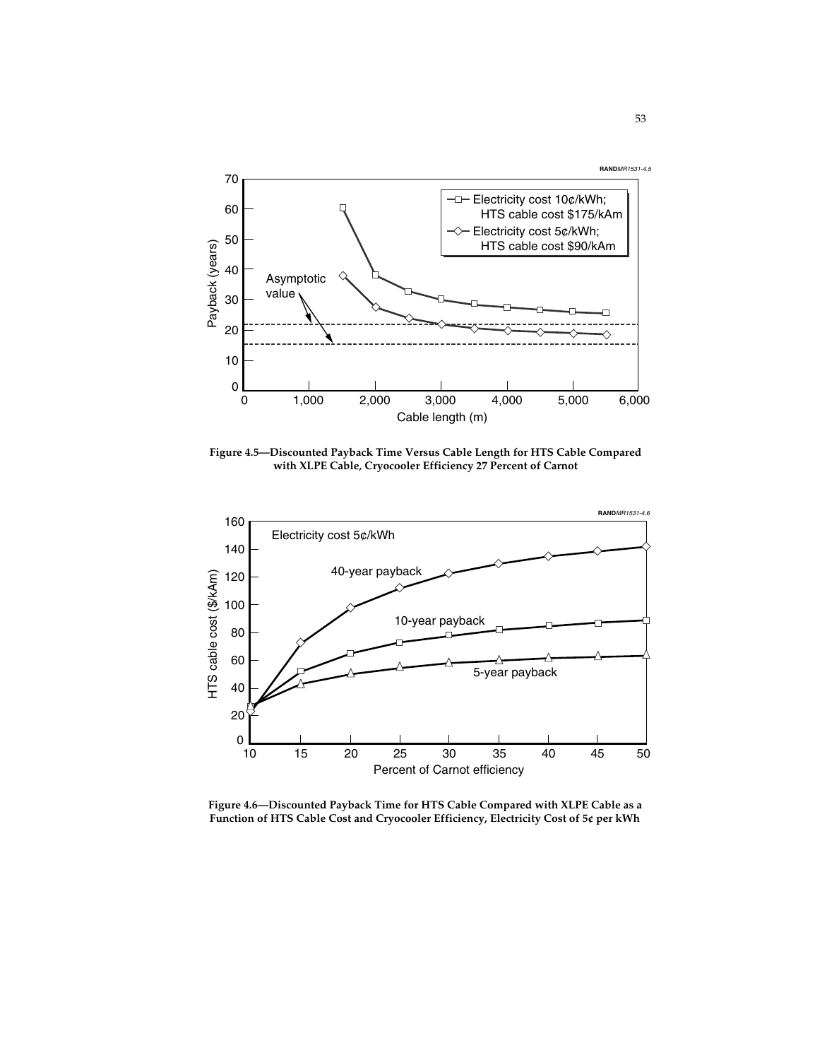Figure 4.5—Discounted Payback Time Versus Cable Length for HTS Cable Compared with XLPE Cable, Cryocooler Efficiency 27 Percent of Carnot

Figure 4.6—Discounted Payback Time for HTS Cable Compared with XLPE Cable as a Function of HTS Cable Cost and Cryocooler Efficiency, Electricity Cost of 5¢ per kWh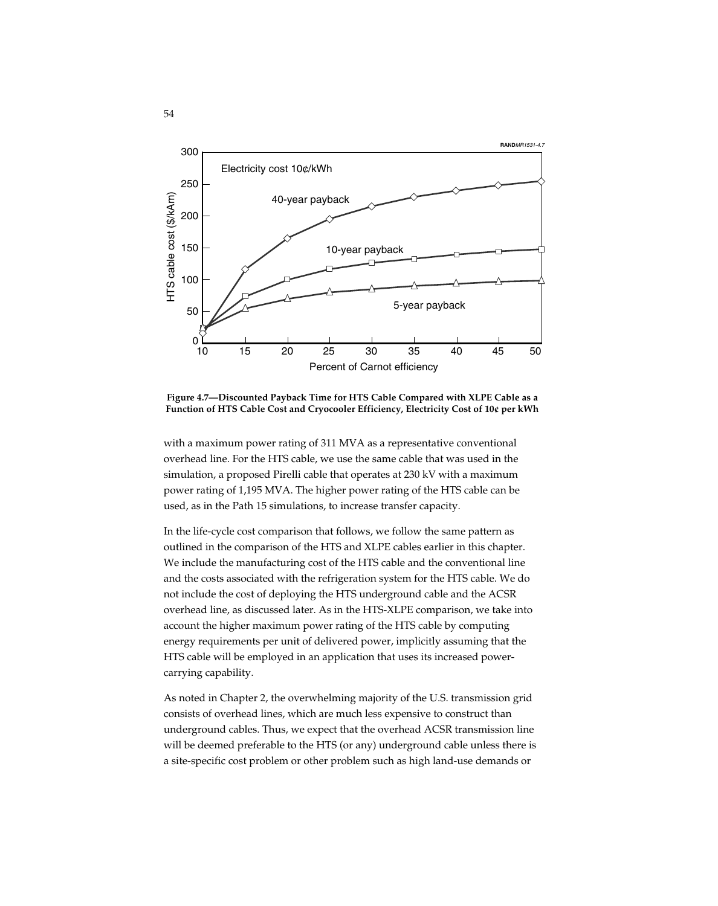**Figure 4.7—Discounted Payback Time for HTS Cable Compared with XLPE Cable as a Function of HTS Cable Cost and Cryocooler Efficiency, Electricity Cost of 10¢ per kWh**

with a maximum power rating of 311 MVA as a representative conventional overhead line. For the HTS cable, we use the same cable that was used in the simulation, a proposed Pirelli cable that operates at 230 kV with a maximum power rating of 1,195 MVA. The higher power rating of the HTS cable can be used, as in the Path 15 simulations, to increase transfer capacity.

In the life-cycle cost comparison that follows, we follow the same pattern as outlined in the comparison of the HTS and XLPE cables earlier in this chapter. We include the manufacturing cost of the HTS cable and the conventional line and the costs associated with the refrigeration system for the HTS cable. We do not include the cost of deploying the HTS underground cable and the ACSR overhead line, as discussed later. As in the HTS-XLPE comparison, we take into account the higher maximum power rating of the HTS cable by computing energy requirements per unit of delivered power, implicitly assuming that the HTS cable will be employed in an application that uses its increased power-carrying capability.

As noted in Chapter 2, the overwhelming majority of the U.S. transmission grid consists of overhead lines, which are much less expensive to construct than underground cables. Thus, we expect that the overhead ACSR transmission line will be deemed preferable to the HTS (or any) underground cable unless there is a site-specific cost problem or other problem such as high land-use demands or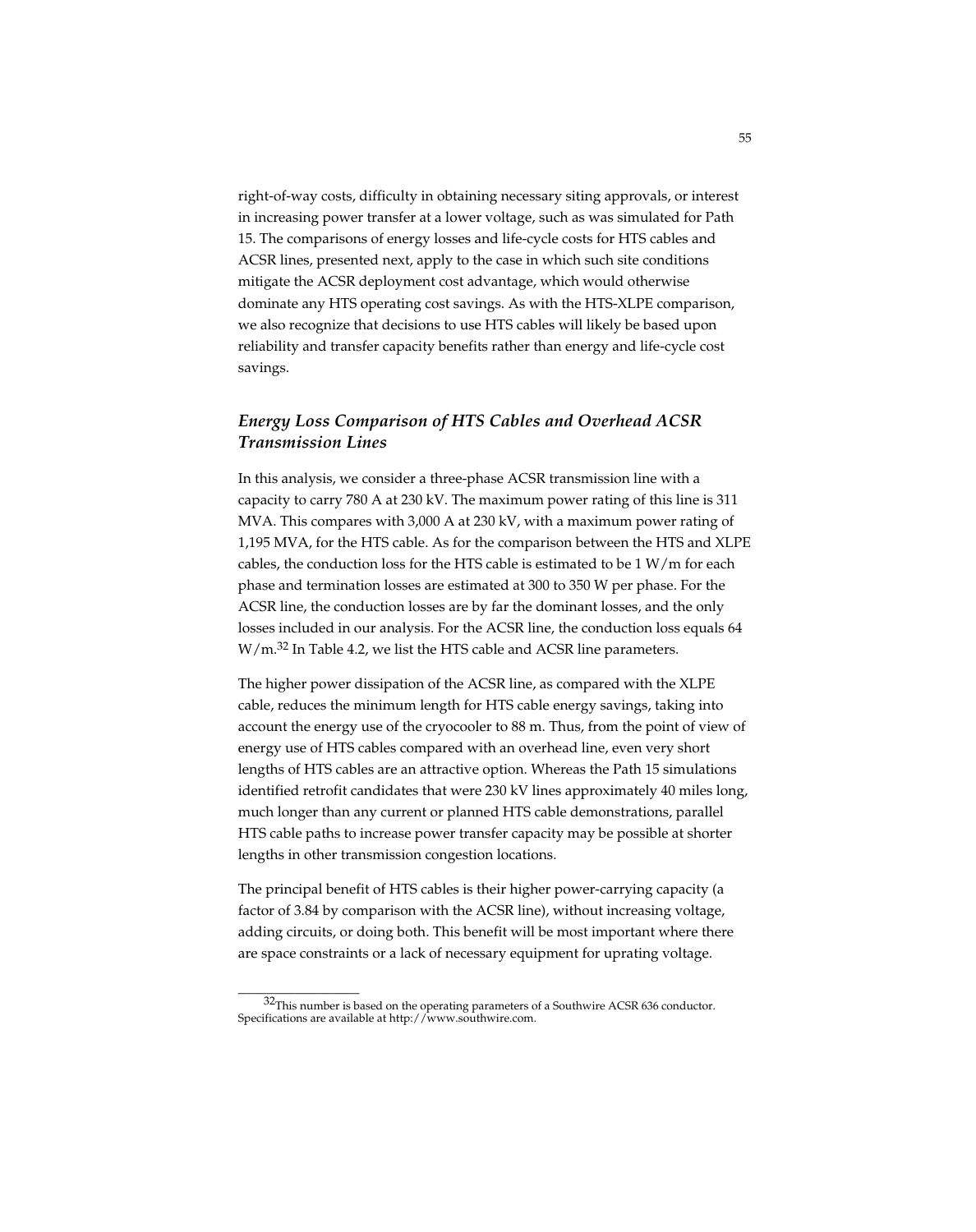right-of-way costs, difficulty in obtaining necessary siting approvals, or interest in increasing power transfer at a lower voltage, such as was simulated for Path 15. The comparisons of energy losses and life-cycle costs for HTS cables and ACSR lines, presented next, apply to the case in which such site conditions mitigate the ACSR deployment cost advantage, which would otherwise dominate any HTS operating cost savings. As with the HTS-XLPE comparison, we also recognize that decisions to use HTS cables will likely be based upon reliability and transfer capacity benefits rather than energy and life-cycle cost savings.

### *Energy Loss Comparison of HTS Cables and Overhead ACSR Transmission Lines*

In this analysis, we consider a three-phase ACSR transmission line with a capacity to carry 780 A at 230 kV. The maximum power rating of this line is 311 MVA. This compares with 3,000 A at 230 kV, with a maximum power rating of 1,195 MVA, for the HTS cable. As for the comparison between the HTS and XLPE cables, the conduction loss for the HTS cable is estimated to be 1 W/m for each phase and termination losses are estimated at 300 to 350 W per phase. For the ACSR line, the conduction losses are by far the dominant losses, and the only losses included in our analysis. For the ACSR line, the conduction loss equals 64 W/m.[32] In Table 4.2, we list the HTS cable and ACSR line parameters.

The higher power dissipation of the ACSR line, as compared with the XLPE cable, reduces the minimum length for HTS cable energy savings, taking into account the energy use of the cryocooler to 88 m. Thus, from the point of view of energy use of HTS cables compared with an overhead line, even very short lengths of HTS cables are an attractive option. Whereas the Path 15 simulations identified retrofit candidates that were 230 kV lines approximately 40 miles long, much longer than any current or planned HTS cable demonstrations, parallel HTS cable paths to increase power transfer capacity may be possible at shorter lengths in other transmission congestion locations.

The principal benefit of HTS cables is their higher power-carrying capacity (a factor of 3.84 by comparison with the ACSR line), without increasing voltage, adding circuits, or doing both. This benefit will be most important where there are space constraints or a lack of necessary equipment for uprating voltage.

---

[32] This number is based on the operating parameters of a Southwire ACSR 636 conductor. Specifications are available at http://www.southwire.com.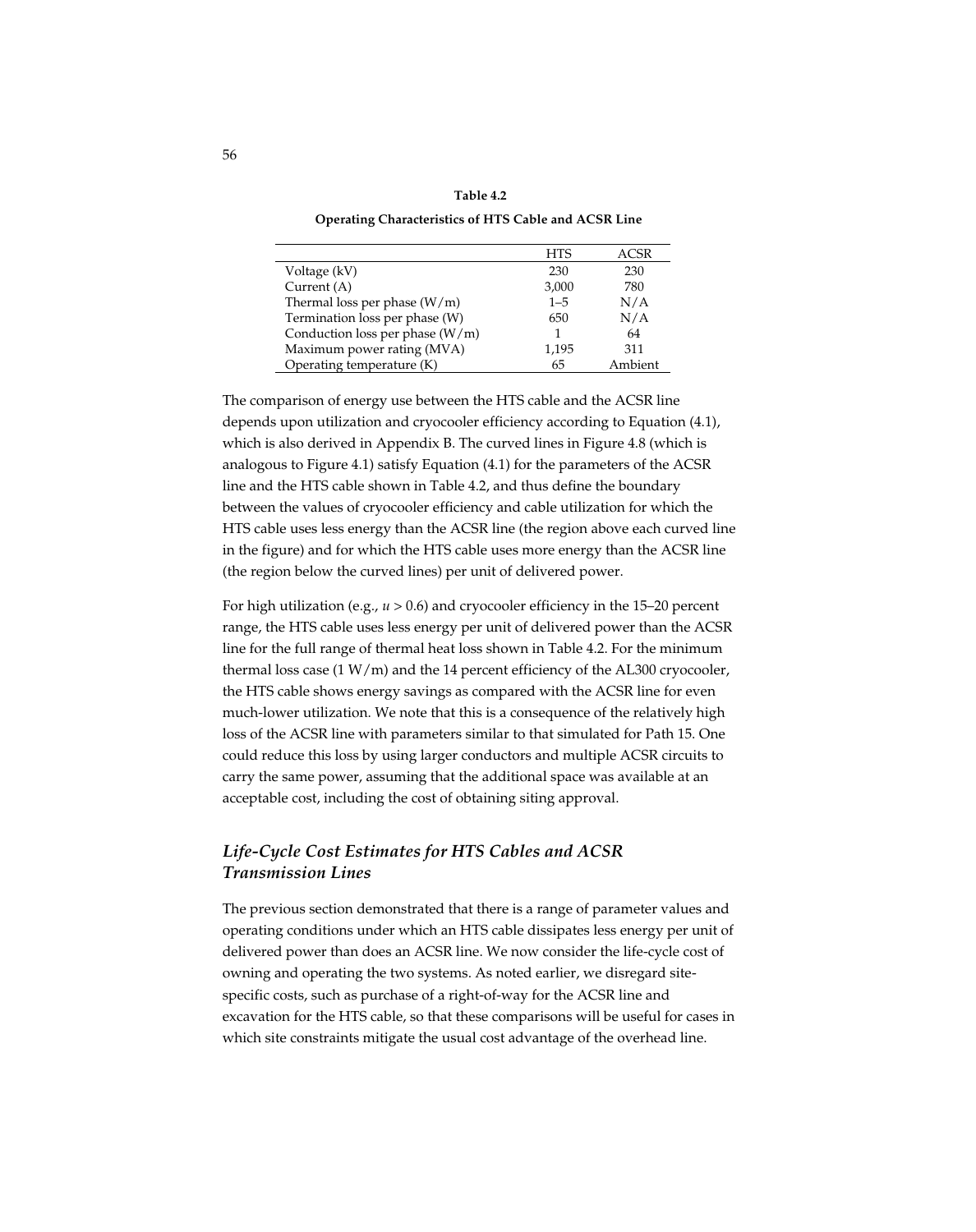**Table 4.2**

**Operating Characteristics of HTS Cable and ACSR Line**

| | HTS | ACSR |
|---|---|---|
| Voltage (kV) | 230 | 230 |
| Current (A) | 3,000 | 780 |
| Thermal loss per phase (W/m) | 1–5 | N/A |
| Termination loss per phase (W) | 650 | N/A |
| Conduction loss per phase (W/m) | 1 | 64 |
| Maximum power rating (MVA) | 1,195 | 311 |
| Operating temperature (K) | 65 | Ambient |

The comparison of energy use between the HTS cable and the ACSR line depends upon utilization and cryocooler efficiency according to Equation (4.1), which is also derived in Appendix B. The curved lines in Figure 4.8 (which is analogous to Figure 4.1) satisfy Equation (4.1) for the parameters of the ACSR line and the HTS cable shown in Table 4.2, and thus define the boundary between the values of cryocooler efficiency and cable utilization for which the HTS cable uses less energy than the ACSR line (the region above each curved line in the figure) and for which the HTS cable uses more energy than the ACSR line (the region below the curved lines) per unit of delivered power.

For high utilization (e.g., $u > 0.6$) and cryocooler efficiency in the 15–20 percent range, the HTS cable uses less energy per unit of delivered power than the ACSR line for the full range of thermal heat loss shown in Table 4.2. For the minimum thermal loss case (1 W/m) and the 14 percent efficiency of the AL300 cryocooler, the HTS cable shows energy savings as compared with the ACSR line for even much-lower utilization. We note that this is a consequence of the relatively high loss of the ACSR line with parameters similar to that simulated for Path 15. One could reduce this loss by using larger conductors and multiple ACSR circuits to carry the same power, assuming that the additional space was available at an acceptable cost, including the cost of obtaining siting approval.

## *Life-Cycle Cost Estimates for HTS Cables and ACSR Transmission Lines*

The previous section demonstrated that there is a range of parameter values and operating conditions under which an HTS cable dissipates less energy per unit of delivered power than does an ACSR line. We now consider the life-cycle cost of owning and operating the two systems. As noted earlier, we disregard site-specific costs, such as purchase of a right-of-way for the ACSR line and excavation for the HTS cable, so that these comparisons will be useful for cases in which site constraints mitigate the usual cost advantage of the overhead line.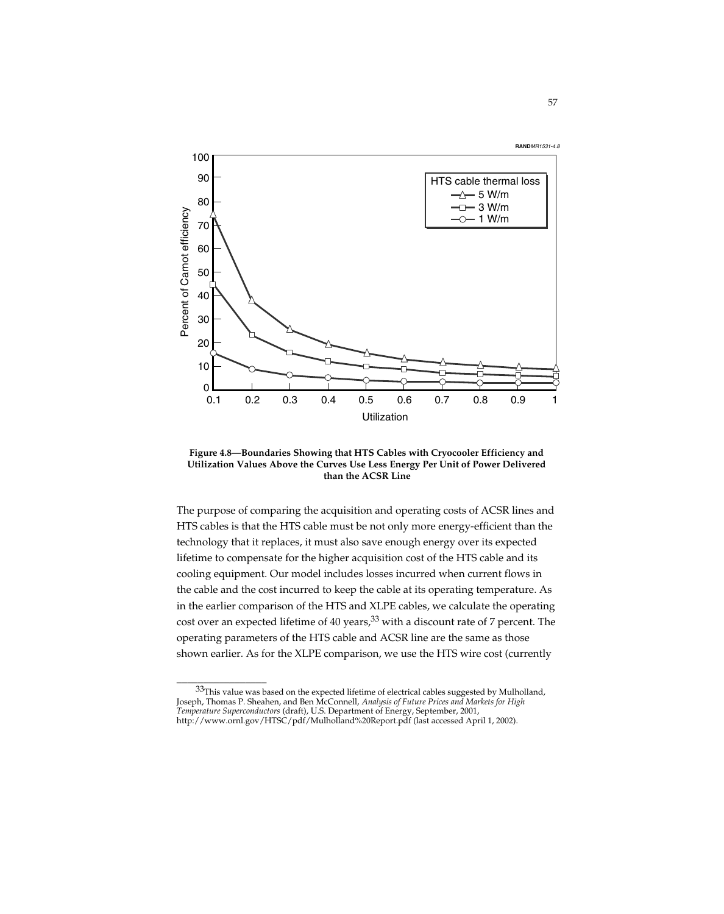**Figure 4.8—Boundaries Showing that HTS Cables with Cryocooler Efficiency and Utilization Values Above the Curves Use Less Energy Per Unit of Power Delivered than the ACSR Line**

The purpose of comparing the acquisition and operating costs of ACSR lines and HTS cables is that the HTS cable must be not only more energy-efficient than the technology that it replaces, it must also save enough energy over its expected lifetime to compensate for the higher acquisition cost of the HTS cable and its cooling equipment. Our model includes losses incurred when current flows in the cable and the cost incurred to keep the cable at its operating temperature. As in the earlier comparison of the HTS and XLPE cables, we calculate the operating cost over an expected lifetime of 40 years,[33] with a discount rate of 7 percent. The operating parameters of the HTS cable and ACSR line are the same as those shown earlier. As for the XLPE comparison, we use the HTS wire cost (currently

---

[33] This value was based on the expected lifetime of electrical cables suggested by Mulholland, Joseph, Thomas P. Sheahen, and Ben McConnell, *Analysis of Future Prices and Markets for High Temperature Superconductors* (draft), U.S. Department of Energy, September, 2001, http://www.ornl.gov/HTSC/pdf/Mulholland%20Report.pdf (last accessed April 1, 2002).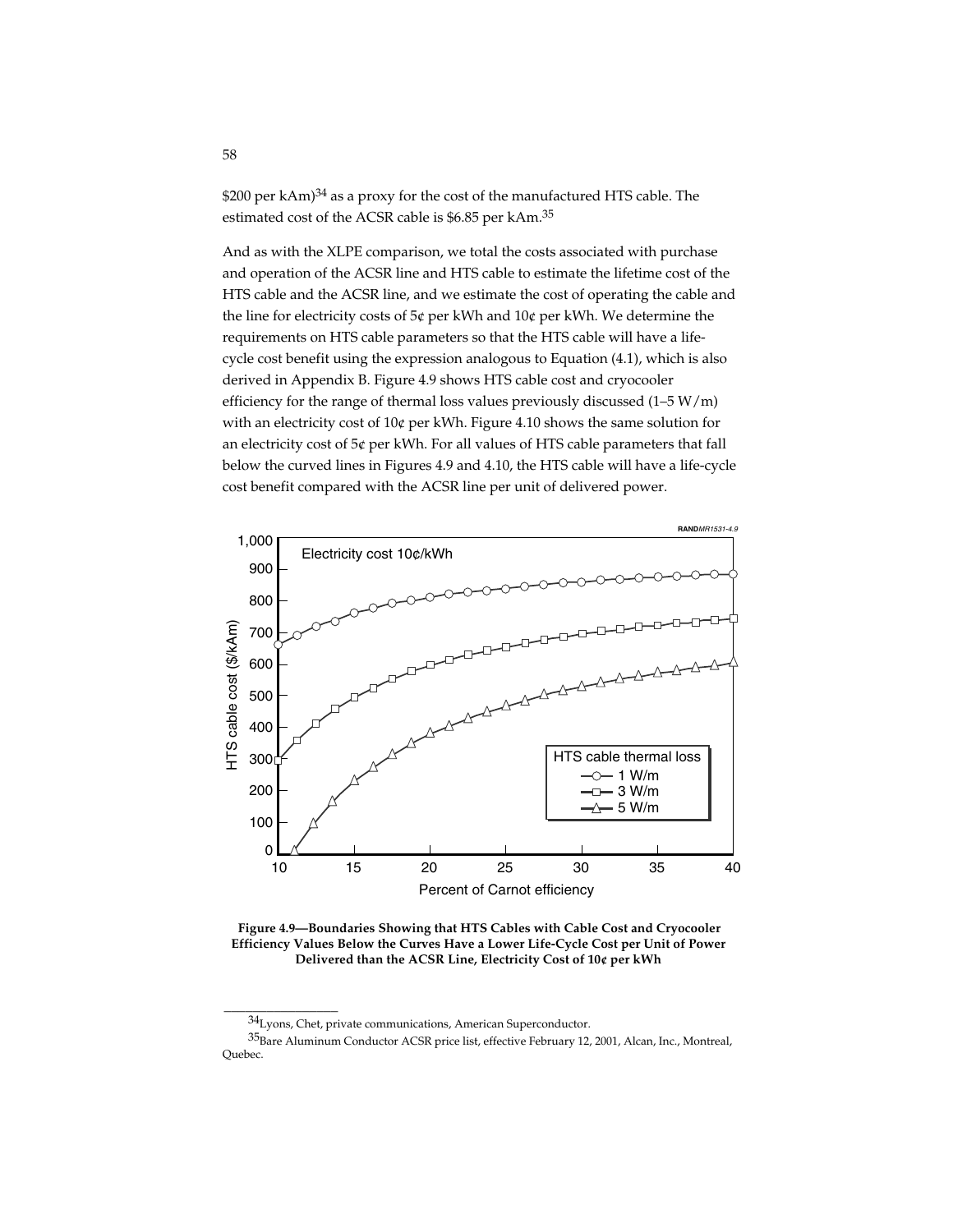$200 per kAm)[34] as a proxy for the cost of the manufactured HTS cable. The estimated cost of the ACSR cable is $6.85 per kAm.[35]

And as with the XLPE comparison, we total the costs associated with purchase and operation of the ACSR line and HTS cable to estimate the lifetime cost of the HTS cable and the ACSR line, and we estimate the cost of operating the cable and the line for electricity costs of 5¢ per kWh and 10¢ per kWh. We determine the requirements on HTS cable parameters so that the HTS cable will have a life-cycle cost benefit using the expression analogous to Equation (4.1), which is also derived in Appendix B. Figure 4.9 shows HTS cable cost and cryocooler efficiency for the range of thermal loss values previously discussed (1–5 W/m) with an electricity cost of 10¢ per kWh. Figure 4.10 shows the same solution for an electricity cost of 5¢ per kWh. For all values of HTS cable parameters that fall below the curved lines in Figures 4.9 and 4.10, the HTS cable will have a life-cycle cost benefit compared with the ACSR line per unit of delivered power.

**Figure 4.9—Boundaries Showing that HTS Cables with Cable Cost and Cryocooler Efficiency Values Below the Curves Have a Lower Life-Cycle Cost per Unit of Power Delivered than the ACSR Line, Electricity Cost of 10¢ per kWh**

---

[34] Lyons, Chet, private communications, American Superconductor.

[35] Bare Aluminum Conductor ACSR price list, effective February 12, 2001, Alcan, Inc., Montreal, Quebec.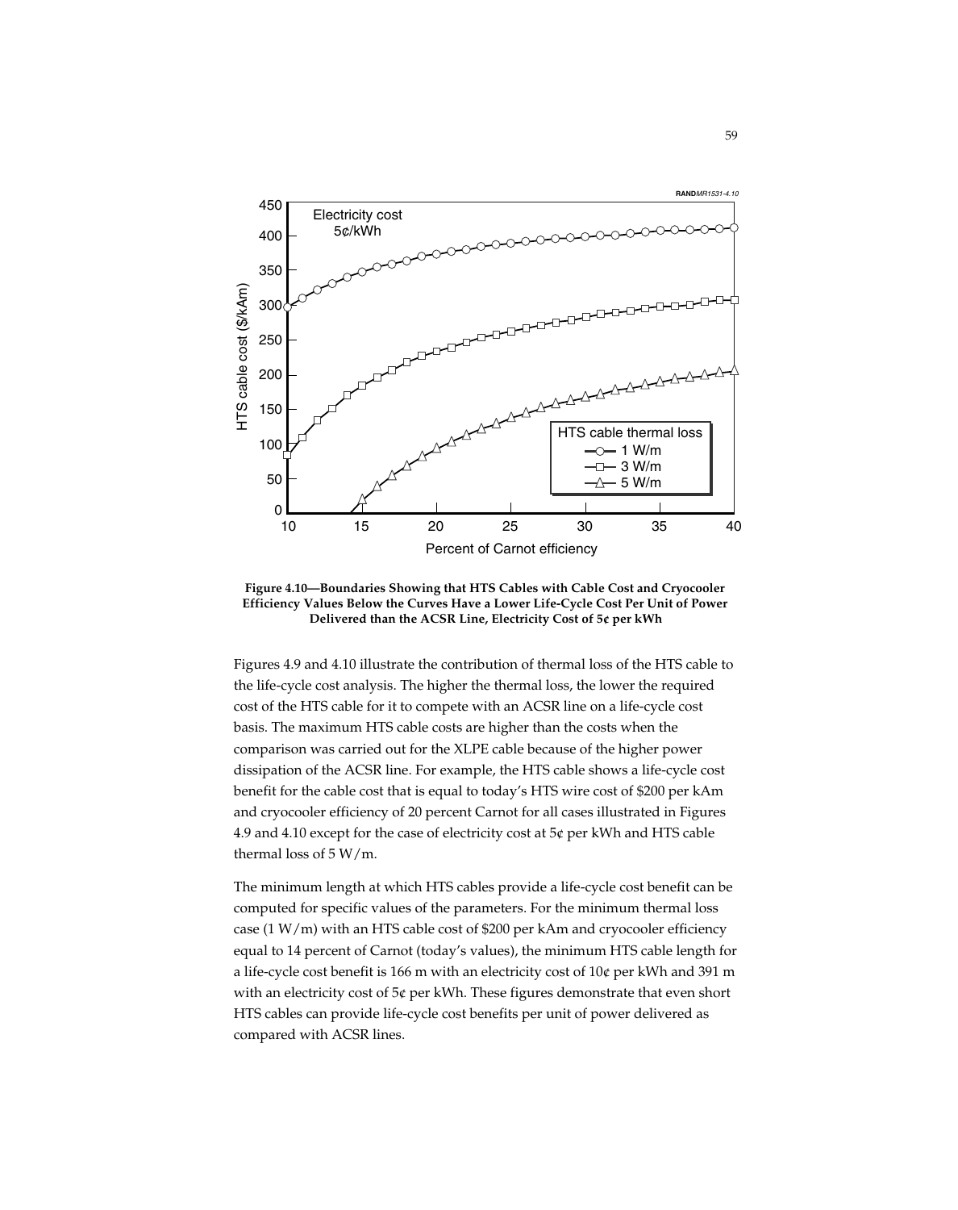**Figure 4.10—Boundaries Showing that HTS Cables with Cable Cost and Cryocooler Efficiency Values Below the Curves Have a Lower Life-Cycle Cost Per Unit of Power Delivered than the ACSR Line, Electricity Cost of 5¢ per kWh**

Figures 4.9 and 4.10 illustrate the contribution of thermal loss of the HTS cable to the life-cycle cost analysis. The higher the thermal loss, the lower the required cost of the HTS cable for it to compete with an ACSR line on a life-cycle cost basis. The maximum HTS cable costs are higher than the costs when the comparison was carried out for the XLPE cable because of the higher power dissipation of the ACSR line. For example, the HTS cable shows a life-cycle cost benefit for the cable cost that is equal to today's HTS wire cost of $200 per kAm and cryocooler efficiency of 20 percent Carnot for all cases illustrated in Figures 4.9 and 4.10 except for the case of electricity cost at 5¢ per kWh and HTS cable thermal loss of 5 W/m.

The minimum length at which HTS cables provide a life-cycle cost benefit can be computed for specific values of the parameters. For the minimum thermal loss case (1 W/m) with an HTS cable cost of $200 per kAm and cryocooler efficiency equal to 14 percent of Carnot (today's values), the minimum HTS cable length for a life-cycle cost benefit is 166 m with an electricity cost of 10¢ per kWh and 391 m with an electricity cost of 5¢ per kWh. These figures demonstrate that even short HTS cables can provide life-cycle cost benefits per unit of power delivered as compared with ACSR lines.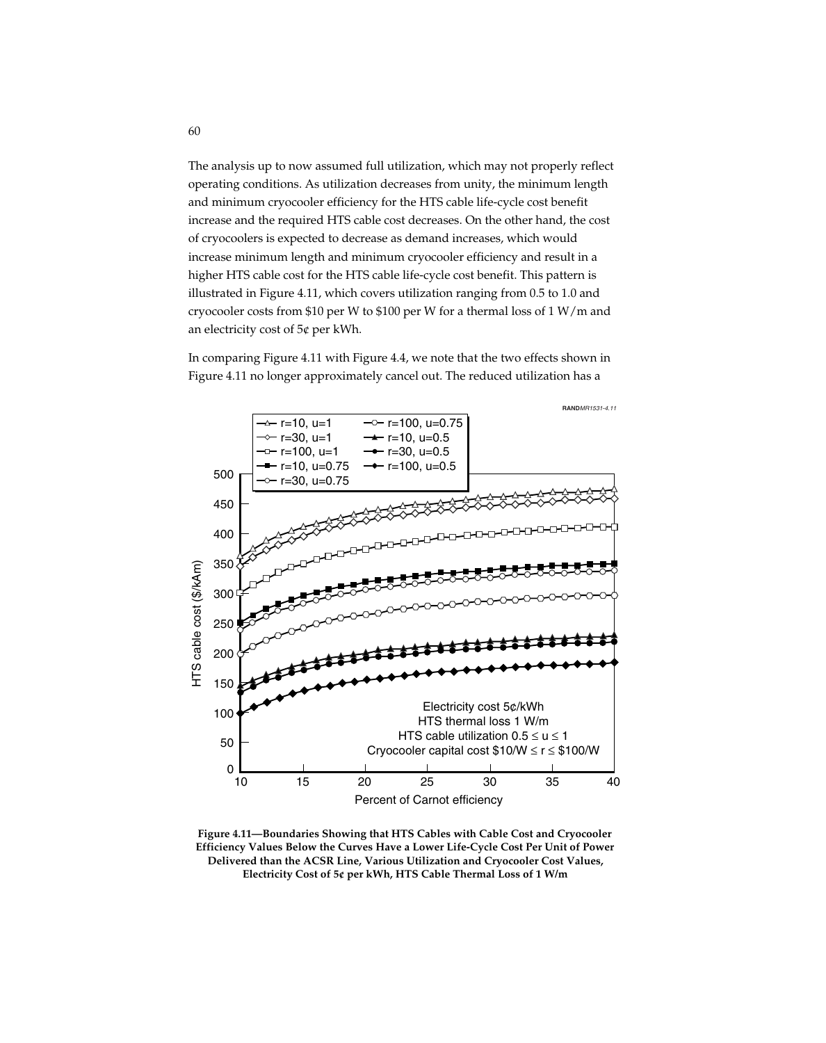The analysis up to now assumed full utilization, which may not properly reflect operating conditions. As utilization decreases from unity, the minimum length and minimum cryocooler efficiency for the HTS cable life-cycle cost benefit increase and the required HTS cable cost decreases. On the other hand, the cost of cryocoolers is expected to decrease as demand increases, which would increase minimum length and minimum cryocooler efficiency and result in a higher HTS cable cost for the HTS cable life-cycle cost benefit. This pattern is illustrated in Figure 4.11, which covers utilization ranging from 0.5 to 1.0 and cryocooler costs from \$10 per W to \$100 per W for a thermal loss of 1 W/m and an electricity cost of 5¢ per kWh.

In comparing Figure 4.11 with Figure 4.4, we note that the two effects shown in Figure 4.11 no longer approximately cancel out. The reduced utilization has a

**Figure 4.11—Boundaries Showing that HTS Cables with Cable Cost and Cryocooler Efficiency Values Below the Curves Have a Lower Life-Cycle Cost Per Unit of Power Delivered than the ACSR Line, Various Utilization and Cryocooler Cost Values, Electricity Cost of 5¢ per kWh, HTS Cable Thermal Loss of 1 W/m**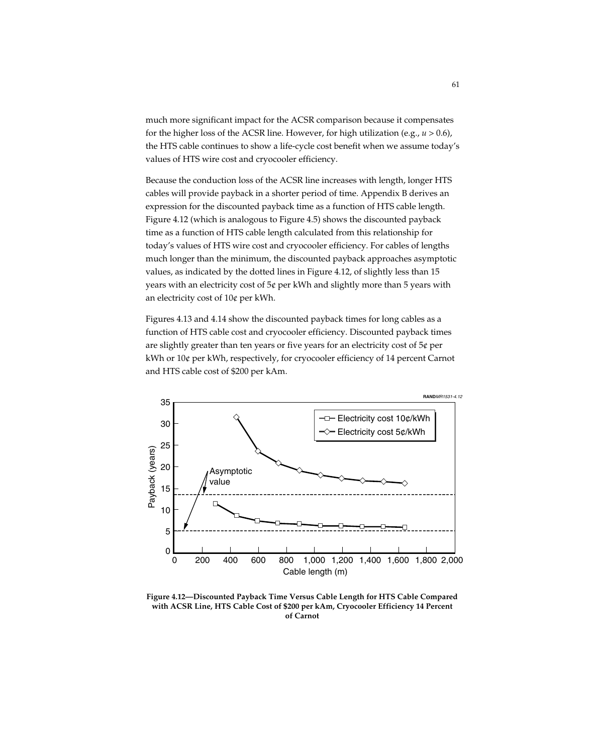much more significant impact for the ACSR comparison because it compensates for the higher loss of the ACSR line. However, for high utilization (e.g., $u > 0.6$), the HTS cable continues to show a life-cycle cost benefit when we assume today's values of HTS wire cost and cryocooler efficiency.

Because the conduction loss of the ACSR line increases with length, longer HTS cables will provide payback in a shorter period of time. Appendix B derives an expression for the discounted payback time as a function of HTS cable length. Figure 4.12 (which is analogous to Figure 4.5) shows the discounted payback time as a function of HTS cable length calculated from this relationship for today's values of HTS wire cost and cryocooler efficiency. For cables of lengths much longer than the minimum, the discounted payback approaches asymptotic values, as indicated by the dotted lines in Figure 4.12, of slightly less than 15 years with an electricity cost of 5¢ per kWh and slightly more than 5 years with an electricity cost of 10¢ per kWh.

Figures 4.13 and 4.14 show the discounted payback times for long cables as a function of HTS cable cost and cryocooler efficiency. Discounted payback times are slightly greater than ten years or five years for an electricity cost of 5¢ per kWh or 10¢ per kWh, respectively, for cryocooler efficiency of 14 percent Carnot and HTS cable cost of $200 per kAm.

**Figure 4.12—Discounted Payback Time Versus Cable Length for HTS Cable Compared with ACSR Line, HTS Cable Cost of $200 per kAm, Cryocooler Efficiency 14 Percent of Carnot**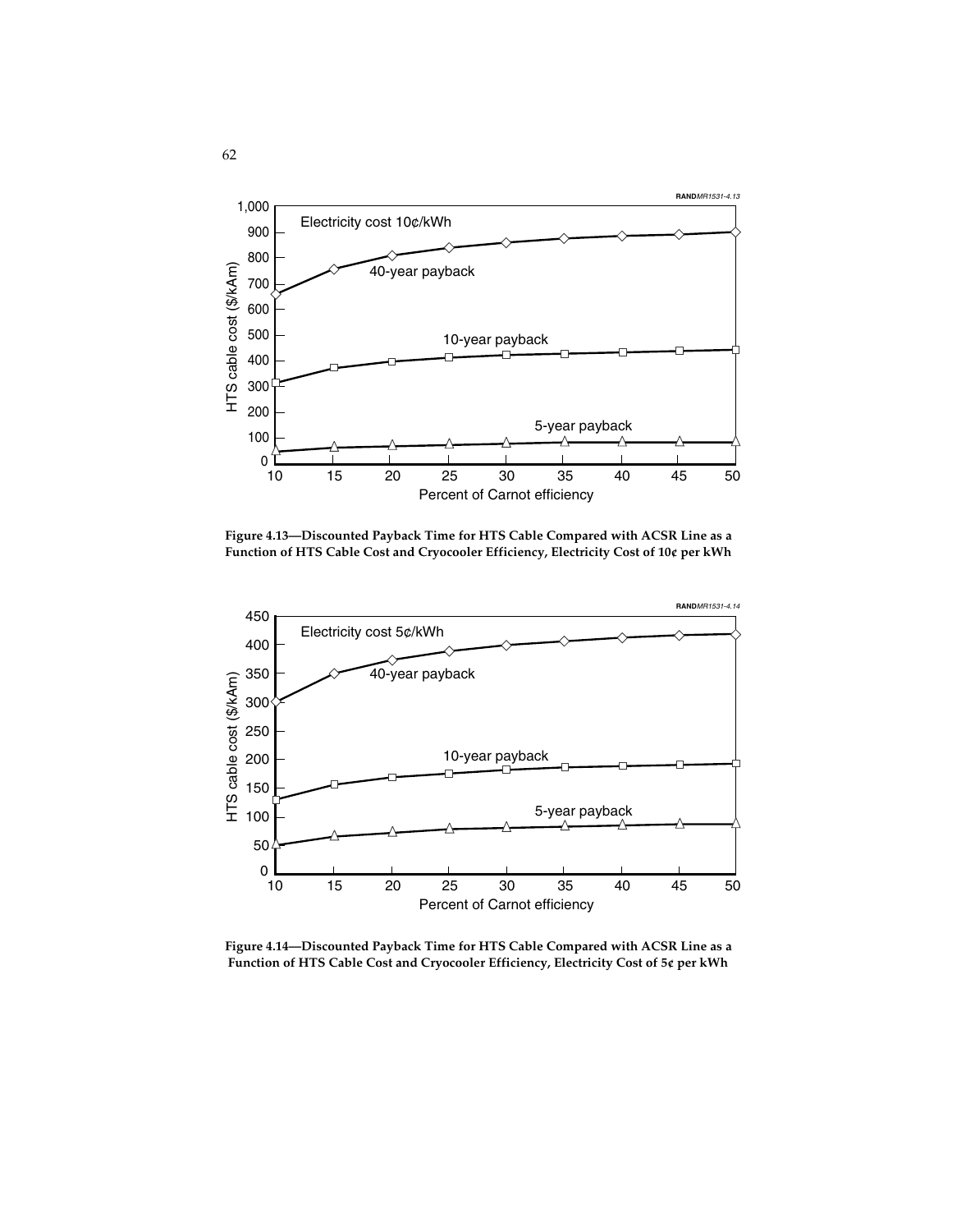**Figure 4.13—Discounted Payback Time for HTS Cable Compared with ACSR Line as a Function of HTS Cable Cost and Cryocooler Efficiency, Electricity Cost of 10¢ per kWh**

**Figure 4.14—Discounted Payback Time for HTS Cable Compared with ACSR Line as a Function of HTS Cable Cost and Cryocooler Efficiency, Electricity Cost of 5¢ per kWh**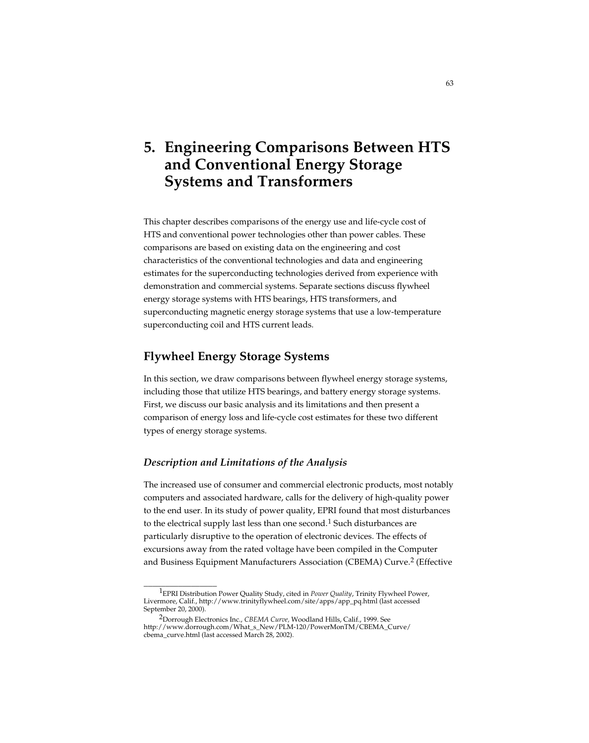# 5. Engineering Comparisons Between HTS and Conventional Energy Storage Systems and Transformers

This chapter describes comparisons of the energy use and life-cycle cost of HTS and conventional power technologies other than power cables. These comparisons are based on existing data on the engineering and cost characteristics of the conventional technologies and data and engineering estimates for the superconducting technologies derived from experience with demonstration and commercial systems. Separate sections discuss flywheel energy storage systems with HTS bearings, HTS transformers, and superconducting magnetic energy storage systems that use a low-temperature superconducting coil and HTS current leads.

## Flywheel Energy Storage Systems

In this section, we draw comparisons between flywheel energy storage systems, including those that utilize HTS bearings, and battery energy storage systems. First, we discuss our basic analysis and its limitations and then present a comparison of energy loss and life-cycle cost estimates for these two different types of energy storage systems.

### *Description and Limitations of the Analysis*

The increased use of consumer and commercial electronic products, most notably computers and associated hardware, calls for the delivery of high-quality power to the end user. In its study of power quality, EPRI found that most disturbances to the electrical supply last less than one second.[1] Such disturbances are particularly disruptive to the operation of electronic devices. The effects of excursions away from the rated voltage have been compiled in the Computer and Business Equipment Manufacturers Association (CBEMA) Curve.[2] (Effective

---

[1] EPRI Distribution Power Quality Study, cited in *Power Quality*, Trinity Flywheel Power, Livermore, Calif., http://www.trinityflywheel.com/site/apps/app_pq.html (last accessed September 20, 2000).

[2] Dorrough Electronics Inc., *CBEMA Curve,* Woodland Hills, Calif., 1999. See http://www.dorrough.com/What_s_New/PLM-120/PowerMonTM/CBEMA_Curve/cbema_curve.html (last accessed March 28, 2002).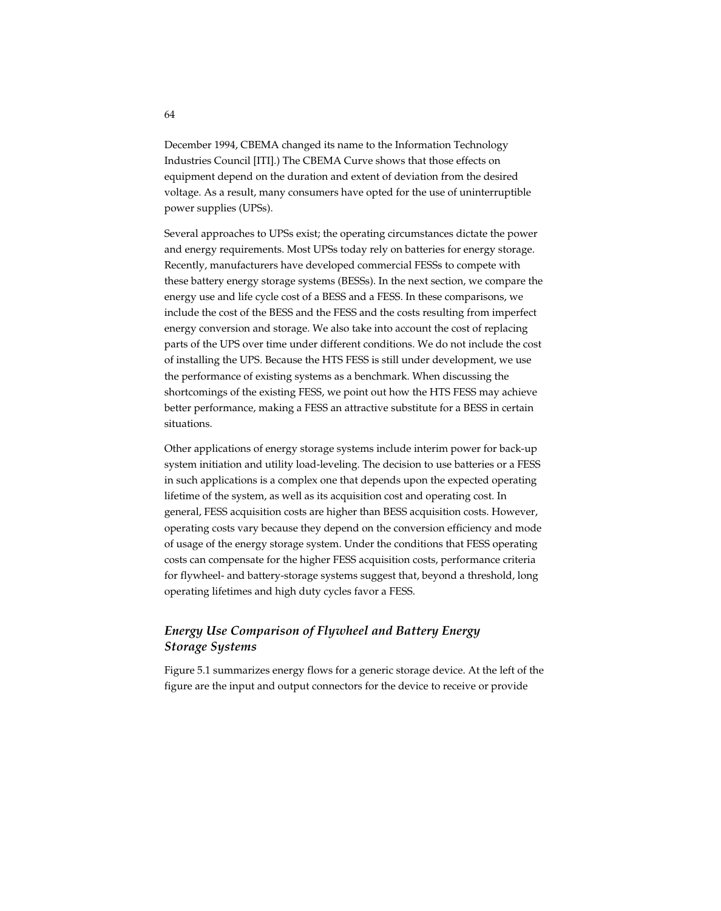December 1994, CBEMA changed its name to the Information Technology Industries Council [ITI].) The CBEMA Curve shows that those effects on equipment depend on the duration and extent of deviation from the desired voltage. As a result, many consumers have opted for the use of uninterruptible power supplies (UPSs).

Several approaches to UPSs exist; the operating circumstances dictate the power and energy requirements. Most UPSs today rely on batteries for energy storage. Recently, manufacturers have developed commercial FESSs to compete with these battery energy storage systems (BESSs). In the next section, we compare the energy use and life cycle cost of a BESS and a FESS. In these comparisons, we include the cost of the BESS and the FESS and the costs resulting from imperfect energy conversion and storage. We also take into account the cost of replacing parts of the UPS over time under different conditions. We do not include the cost of installing the UPS. Because the HTS FESS is still under development, we use the performance of existing systems as a benchmark. When discussing the shortcomings of the existing FESS, we point out how the HTS FESS may achieve better performance, making a FESS an attractive substitute for a BESS in certain situations.

Other applications of energy storage systems include interim power for back-up system initiation and utility load-leveling. The decision to use batteries or a FESS in such applications is a complex one that depends upon the expected operating lifetime of the system, as well as its acquisition cost and operating cost. In general, FESS acquisition costs are higher than BESS acquisition costs. However, operating costs vary because they depend on the conversion efficiency and mode of usage of the energy storage system. Under the conditions that FESS operating costs can compensate for the higher FESS acquisition costs, performance criteria for flywheel- and battery-storage systems suggest that, beyond a threshold, long operating lifetimes and high duty cycles favor a FESS.

### *Energy Use Comparison of Flywheel and Battery Energy Storage Systems*

Figure 5.1 summarizes energy flows for a generic storage device. At the left of the figure are the input and output connectors for the device to receive or provide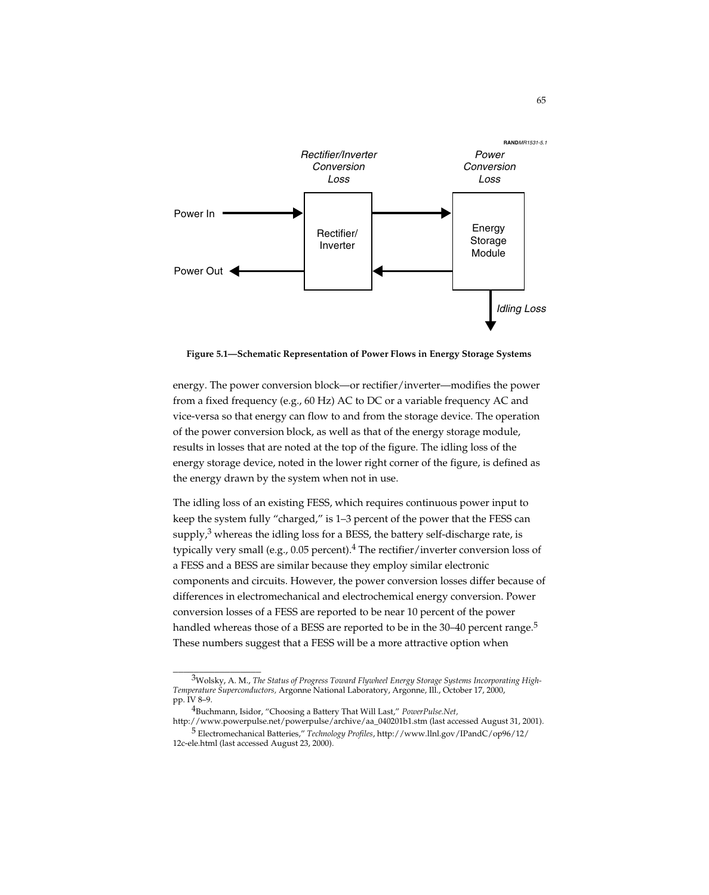Figure 5.1—Schematic Representation of Power Flows in Energy Storage Systems

energy. The power conversion block—or rectifier/inverter—modifies the power from a fixed frequency (e.g., 60 Hz) AC to DC or a variable frequency AC and vice-versa so that energy can flow to and from the storage device. The operation of the power conversion block, as well as that of the energy storage module, results in losses that are noted at the top of the figure. The idling loss of the energy storage device, noted in the lower right corner of the figure, is defined as the energy drawn by the system when not in use.

The idling loss of an existing FESS, which requires continuous power input to keep the system fully "charged," is 1–3 percent of the power that the FESS can supply,[3] whereas the idling loss for a BESS, the battery self-discharge rate, is typically very small (e.g., 0.05 percent).[4] The rectifier/inverter conversion loss of a FESS and a BESS are similar because they employ similar electronic components and circuits. However, the power conversion losses differ because of differences in electromechanical and electrochemical energy conversion. Power conversion losses of a FESS are reported to be near 10 percent of the power handled whereas those of a BESS are reported to be in the 30–40 percent range.[5] These numbers suggest that a FESS will be a more attractive option when

---

[3]Wolsky, A. M., *The Status of Progress Toward Flywheel Energy Storage Systems Incorporating High-Temperature Superconductors,* Argonne National Laboratory, Argonne, Ill., October 17, 2000, pp. IV 8–9.

[4]Buchmann, Isidor, "Choosing a Battery That Will Last," *PowerPulse.Net,* http://www.powerpulse.net/powerpulse/archive/aa_040201b1.stm (last accessed August 31, 2001).

[5] Electromechanical Batteries," *Technology Profiles*, http://www.llnl.gov/IPandC/op96/12/12c-ele.html (last accessed August 23, 2000).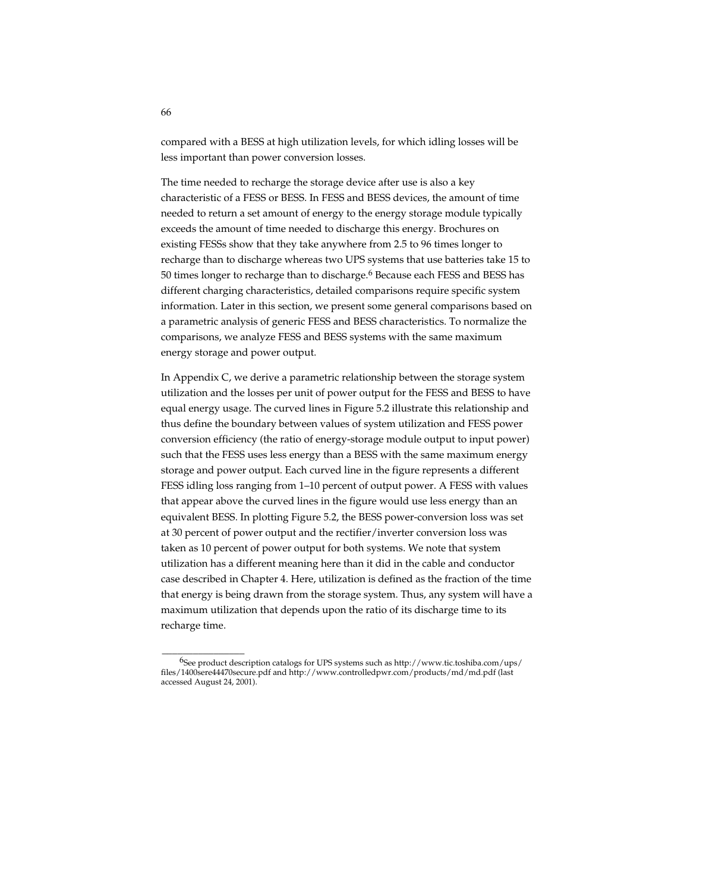compared with a BESS at high utilization levels, for which idling losses will be less important than power conversion losses.

The time needed to recharge the storage device after use is also a key characteristic of a FESS or BESS. In FESS and BESS devices, the amount of time needed to return a set amount of energy to the energy storage module typically exceeds the amount of time needed to discharge this energy. Brochures on existing FESSs show that they take anywhere from 2.5 to 96 times longer to recharge than to discharge whereas two UPS systems that use batteries take 15 to 50 times longer to recharge than to discharge.[6] Because each FESS and BESS has different charging characteristics, detailed comparisons require specific system information. Later in this section, we present some general comparisons based on a parametric analysis of generic FESS and BESS characteristics. To normalize the comparisons, we analyze FESS and BESS systems with the same maximum energy storage and power output.

In Appendix C, we derive a parametric relationship between the storage system utilization and the losses per unit of power output for the FESS and BESS to have equal energy usage. The curved lines in Figure 5.2 illustrate this relationship and thus define the boundary between values of system utilization and FESS power conversion efficiency (the ratio of energy-storage module output to input power) such that the FESS uses less energy than a BESS with the same maximum energy storage and power output. Each curved line in the figure represents a different FESS idling loss ranging from 1–10 percent of output power. A FESS with values that appear above the curved lines in the figure would use less energy than an equivalent BESS. In plotting Figure 5.2, the BESS power-conversion loss was set at 30 percent of power output and the rectifier/inverter conversion loss was taken as 10 percent of power output for both systems. We note that system utilization has a different meaning here than it did in the cable and conductor case described in Chapter 4. Here, utilization is defined as the fraction of the time that energy is being drawn from the storage system. Thus, any system will have a maximum utilization that depends upon the ratio of its discharge time to its recharge time.

---

[6]See product description catalogs for UPS systems such as http://www.tic.toshiba.com/ups/files/1400sere44470secure.pdf and http://www.controlledpwr.com/products/md/md.pdf (last accessed August 24, 2001).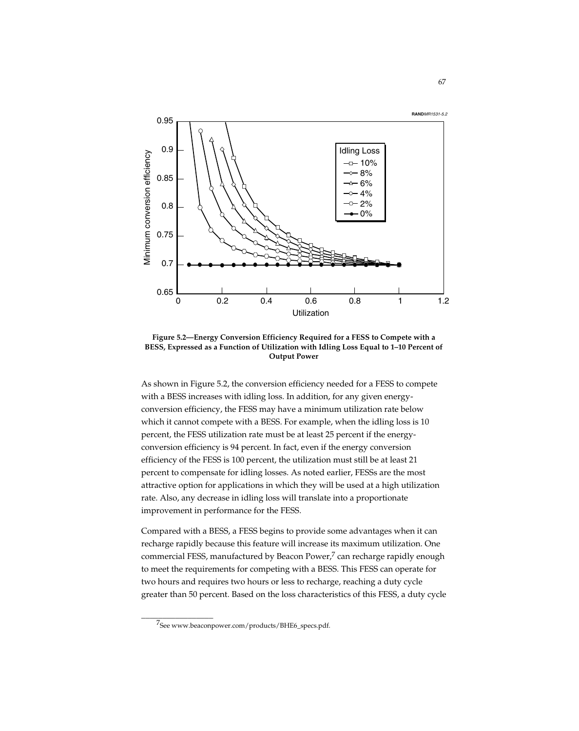**Figure 5.2—Energy Conversion Efficiency Required for a FESS to Compete with a BESS, Expressed as a Function of Utilization with Idling Loss Equal to 1–10 Percent of Output Power**

As shown in Figure 5.2, the conversion efficiency needed for a FESS to compete with a BESS increases with idling loss. In addition, for any given energy-conversion efficiency, the FESS may have a minimum utilization rate below which it cannot compete with a BESS. For example, when the idling loss is 10 percent, the FESS utilization rate must be at least 25 percent if the energy-conversion efficiency is 94 percent. In fact, even if the energy conversion efficiency of the FESS is 100 percent, the utilization must still be at least 21 percent to compensate for idling losses. As noted earlier, FESSs are the most attractive option for applications in which they will be used at a high utilization rate. Also, any decrease in idling loss will translate into a proportionate improvement in performance for the FESS.

Compared with a BESS, a FESS begins to provide some advantages when it can recharge rapidly because this feature will increase its maximum utilization. One commercial FESS, manufactured by Beacon Power,[7] can recharge rapidly enough to meet the requirements for competing with a BESS. This FESS can operate for two hours and requires two hours or less to recharge, reaching a duty cycle greater than 50 percent. Based on the loss characteristics of this FESS, a duty cycle

---

[7]See www.beaconpower.com/products/BHE6_specs.pdf.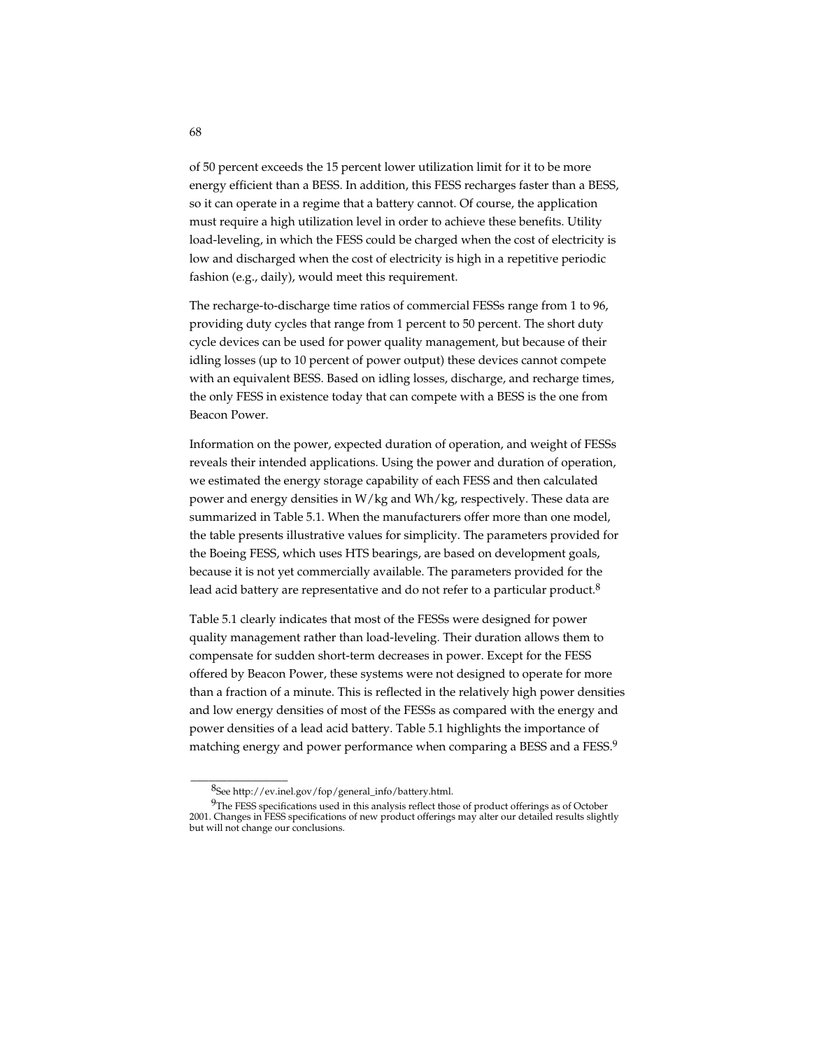of 50 percent exceeds the 15 percent lower utilization limit for it to be more energy efficient than a BESS. In addition, this FESS recharges faster than a BESS, so it can operate in a regime that a battery cannot. Of course, the application must require a high utilization level in order to achieve these benefits. Utility load-leveling, in which the FESS could be charged when the cost of electricity is low and discharged when the cost of electricity is high in a repetitive periodic fashion (e.g., daily), would meet this requirement.

The recharge-to-discharge time ratios of commercial FESSs range from 1 to 96, providing duty cycles that range from 1 percent to 50 percent. The short duty cycle devices can be used for power quality management, but because of their idling losses (up to 10 percent of power output) these devices cannot compete with an equivalent BESS. Based on idling losses, discharge, and recharge times, the only FESS in existence today that can compete with a BESS is the one from Beacon Power.

Information on the power, expected duration of operation, and weight of FESSs reveals their intended applications. Using the power and duration of operation, we estimated the energy storage capability of each FESS and then calculated power and energy densities in W/kg and Wh/kg, respectively. These data are summarized in Table 5.1. When the manufacturers offer more than one model, the table presents illustrative values for simplicity. The parameters provided for the Boeing FESS, which uses HTS bearings, are based on development goals, because it is not yet commercially available. The parameters provided for the lead acid battery are representative and do not refer to a particular product.[8]

Table 5.1 clearly indicates that most of the FESSs were designed for power quality management rather than load-leveling. Their duration allows them to compensate for sudden short-term decreases in power. Except for the FESS offered by Beacon Power, these systems were not designed to operate for more than a fraction of a minute. This is reflected in the relatively high power densities and low energy densities of most of the FESSs as compared with the energy and power densities of a lead acid battery. Table 5.1 highlights the importance of matching energy and power performance when comparing a BESS and a FESS.[9]

---

[8]See http://ev.inel.gov/fop/general_info/battery.html.

[9]The FESS specifications used in this analysis reflect those of product offerings as of October 2001. Changes in FESS specifications of new product offerings may alter our detailed results slightly but will not change our conclusions.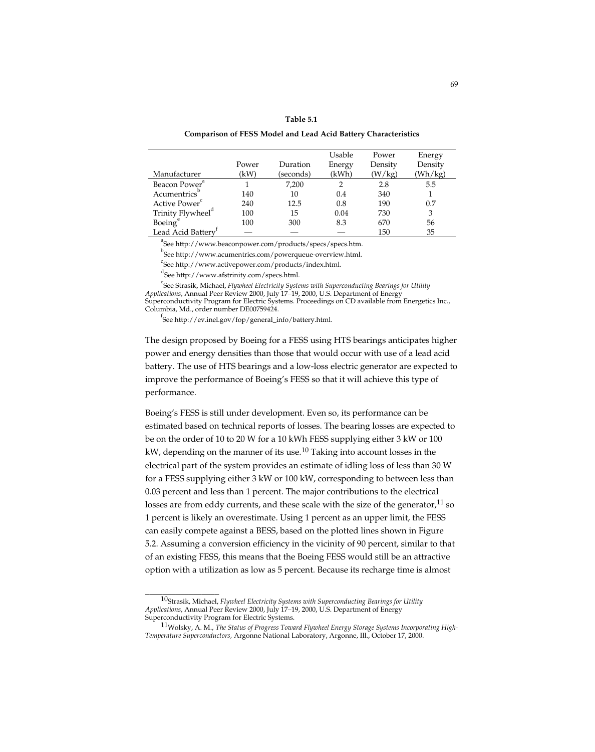**Table 5.1**

**Comparison of FESS Model and Lead Acid Battery Characteristics**

| Manufacturer | Power (kW) | Duration (seconds) | Usable Energy (kWh) | Power Density (W/kg) | Energy Density (Wh/kg) |
|---|---|---|---|---|---|
| Beacon Power[a] | 1 | 7,200 | 2 | 2.8 | 5.5 |
| Acumentrics[b] | 140 | 10 | 0.4 | 340 | 1 |
| Active Power[c] | 240 | 12.5 | 0.8 | 190 | 0.7 |
| Trinity Flywheel[d] | 100 | 15 | 0.04 | 730 | 3 |
| Boeing[e] | 100 | 300 | 8.3 | 670 | 56 |
| Lead Acid Battery[f] | — | — | — | 150 | 35 |

[a]See http://www.beaconpower.com/products/specs/specs.htm.

[b]See http://www.acumentrics.com/powerqueue-overview.html.

[c]See http://www.activepower.com/products/index.html.

[d]See http://www.afstrinity.com/specs.html.

[e]See Strasik, Michael, *Flywheel Electricity Systems with Superconducting Bearings for Utility Applications*, Annual Peer Review 2000, July 17–19, 2000, U.S. Department of Energy Superconductivity Program for Electric Systems. Proceedings on CD available from Energetics Inc., Columbia, Md., order number DE00759424.

[f]See http://ev.inel.gov/fop/general_info/battery.html.

The design proposed by Boeing for a FESS using HTS bearings anticipates higher power and energy densities than those that would occur with use of a lead acid battery. The use of HTS bearings and a low-loss electric generator are expected to improve the performance of Boeing's FESS so that it will achieve this type of performance.

Boeing's FESS is still under development. Even so, its performance can be estimated based on technical reports of losses. The bearing losses are expected to be on the order of 10 to 20 W for a 10 kWh FESS supplying either 3 kW or 100 kW, depending on the manner of its use.[10] Taking into account losses in the electrical part of the system provides an estimate of idling loss of less than 30 W for a FESS supplying either 3 kW or 100 kW, corresponding to between less than 0.03 percent and less than 1 percent. The major contributions to the electrical losses are from eddy currents, and these scale with the size of the generator,[11] so 1 percent is likely an overestimate. Using 1 percent as an upper limit, the FESS can easily compete against a BESS, based on the plotted lines shown in Figure 5.2. Assuming a conversion efficiency in the vicinity of 90 percent, similar to that of an existing FESS, this means that the Boeing FESS would still be an attractive option with a utilization as low as 5 percent. Because its recharge time is almost

---

[10]Strasik, Michael, *Flywheel Electricity Systems with Superconducting Bearings for Utility Applications*, Annual Peer Review 2000, July 17–19, 2000, U.S. Department of Energy Superconductivity Program for Electric Systems.

[11]Wolsky, A. M., *The Status of Progress Toward Flywheel Energy Storage Systems Incorporating High-Temperature Superconductors,* Argonne National Laboratory, Argonne, Ill., October 17, 2000.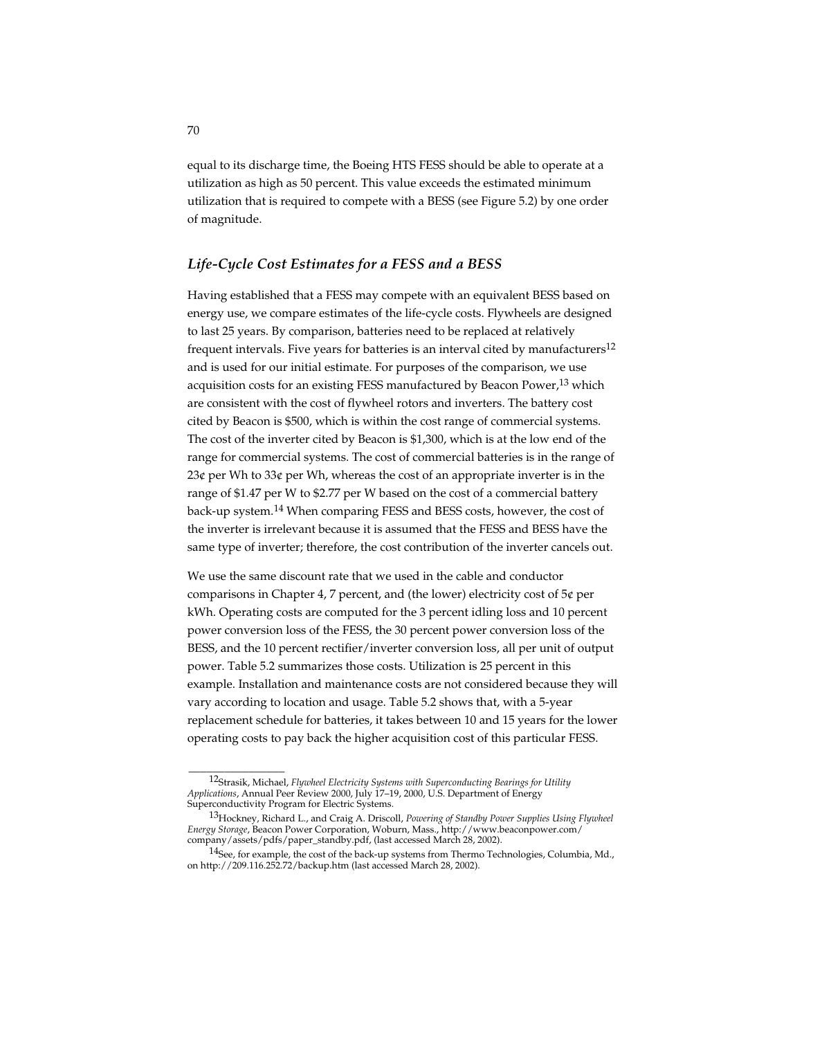equal to its discharge time, the Boeing HTS FESS should be able to operate at a utilization as high as 50 percent. This value exceeds the estimated minimum utilization that is required to compete with a BESS (see Figure 5.2) by one order of magnitude.

### *Life-Cycle Cost Estimates for a FESS and a BESS*

Having established that a FESS may compete with an equivalent BESS based on energy use, we compare estimates of the life-cycle costs. Flywheels are designed to last 25 years. By comparison, batteries need to be replaced at relatively frequent intervals. Five years for batteries is an interval cited by manufacturers[12] and is used for our initial estimate. For purposes of the comparison, we use acquisition costs for an existing FESS manufactured by Beacon Power,[13] which are consistent with the cost of flywheel rotors and inverters. The battery cost cited by Beacon is $500, which is within the cost range of commercial systems. The cost of the inverter cited by Beacon is $1,300, which is at the low end of the range for commercial systems. The cost of commercial batteries is in the range of 23¢ per Wh to 33¢ per Wh, whereas the cost of an appropriate inverter is in the range of $1.47 per W to $2.77 per W based on the cost of a commercial battery back-up system.[14] When comparing FESS and BESS costs, however, the cost of the inverter is irrelevant because it is assumed that the FESS and BESS have the same type of inverter; therefore, the cost contribution of the inverter cancels out.

We use the same discount rate that we used in the cable and conductor comparisons in Chapter 4, 7 percent, and (the lower) electricity cost of 5¢ per kWh. Operating costs are computed for the 3 percent idling loss and 10 percent power conversion loss of the FESS, the 30 percent power conversion loss of the BESS, and the 10 percent rectifier/inverter conversion loss, all per unit of output power. Table 5.2 summarizes those costs. Utilization is 25 percent in this example. Installation and maintenance costs are not considered because they will vary according to location and usage. Table 5.2 shows that, with a 5-year replacement schedule for batteries, it takes between 10 and 15 years for the lower operating costs to pay back the higher acquisition cost of this particular FESS.

---

[12] Strasik, Michael, *Flywheel Electricity Systems with Superconducting Bearings for Utility Applications*, Annual Peer Review 2000, July 17–19, 2000, U.S. Department of Energy Superconductivity Program for Electric Systems.

[13] Hockney, Richard L., and Craig A. Driscoll, *Powering of Standby Power Supplies Using Flywheel Energy Storage*, Beacon Power Corporation, Woburn, Mass., http://www.beaconpower.com/company/assets/pdfs/paper_standby.pdf, (last accessed March 28, 2002).

[14] See, for example, the cost of the back-up systems from Thermo Technologies, Columbia, Md., on http://209.116.252.72/backup.htm (last accessed March 28, 2002).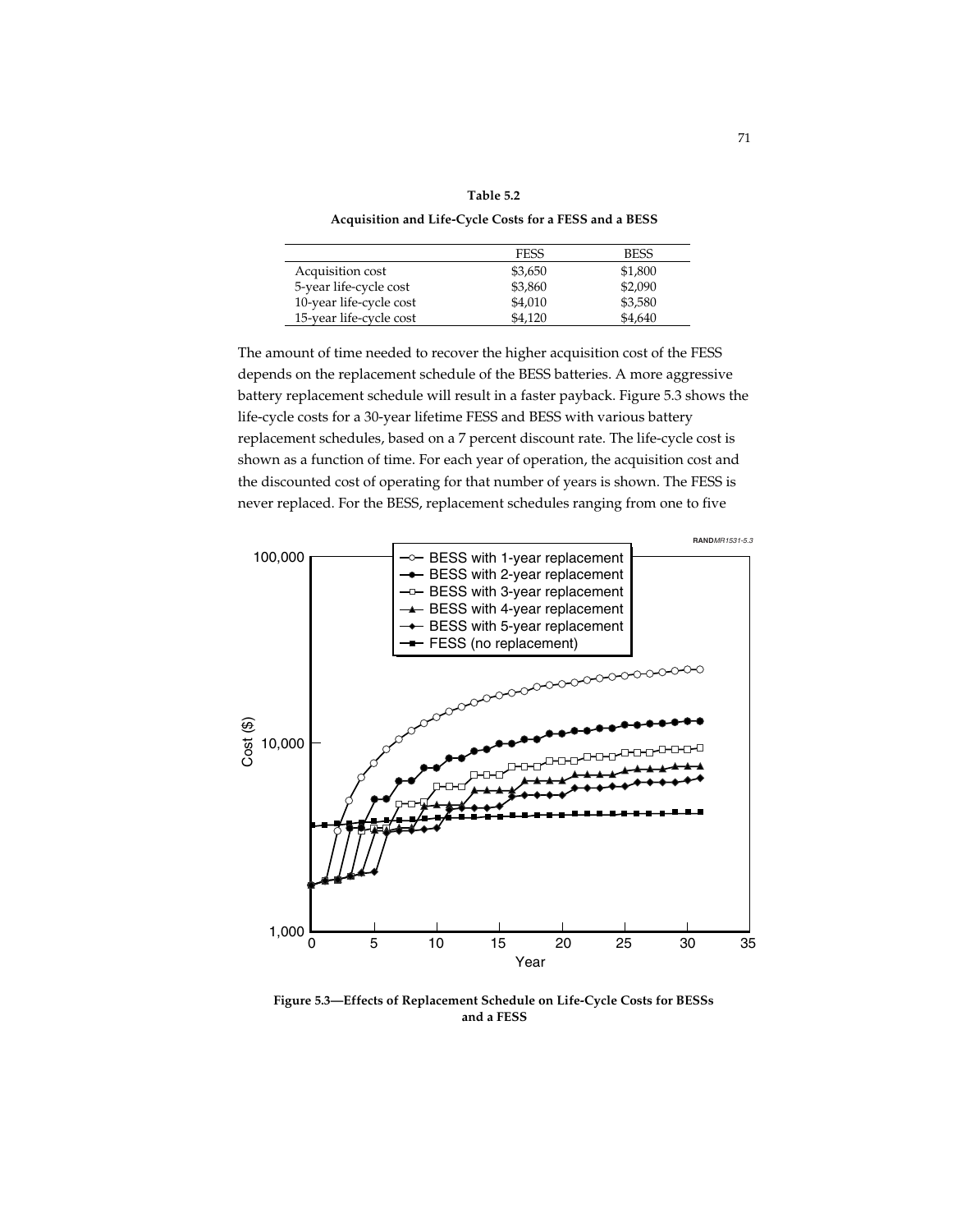**Table 5.2**

**Acquisition and Life-Cycle Costs for a FESS and a BESS**

| | FESS | BESS |
|---|---|---|
| Acquisition cost | $3,650 | $1,800 |
| 5-year life-cycle cost | $3,860 | $2,090 |
| 10-year life-cycle cost | $4,010 | $3,580 |
| 15-year life-cycle cost | $4,120 | $4,640 |

The amount of time needed to recover the higher acquisition cost of the FESS depends on the replacement schedule of the BESS batteries. A more aggressive battery replacement schedule will result in a faster payback. Figure 5.3 shows the life-cycle costs for a 30-year lifetime FESS and BESS with various battery replacement schedules, based on a 7 percent discount rate. The life-cycle cost is shown as a function of time. For each year of operation, the acquisition cost and the discounted cost of operating for that number of years is shown. The FESS is never replaced. For the BESS, replacement schedules ranging from one to five

**Figure 5.3—Effects of Replacement Schedule on Life-Cycle Costs for BESSs and a FESS**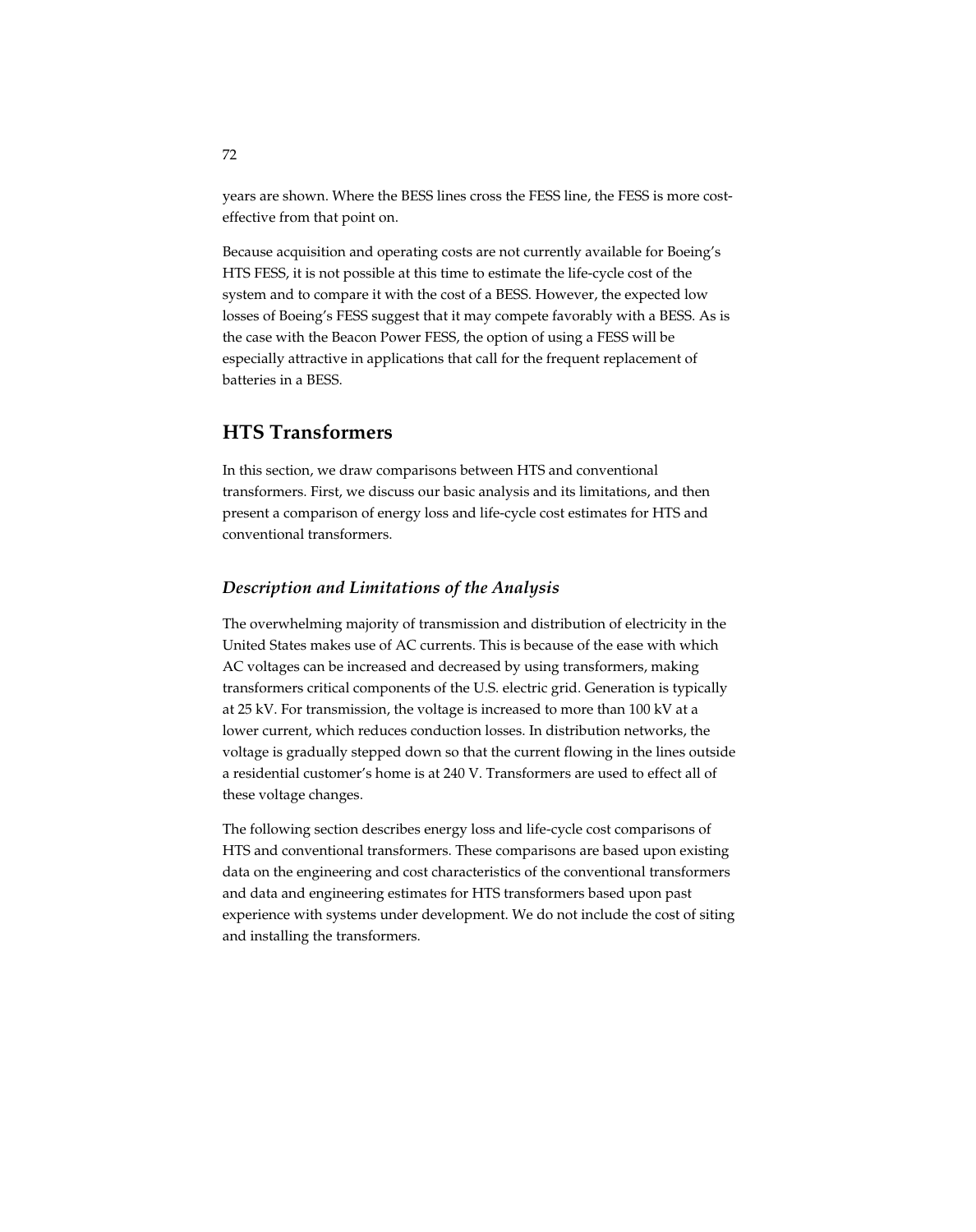years are shown. Where the BESS lines cross the FESS line, the FESS is more cost-effective from that point on.

Because acquisition and operating costs are not currently available for Boeing's HTS FESS, it is not possible at this time to estimate the life-cycle cost of the system and to compare it with the cost of a BESS. However, the expected low losses of Boeing's FESS suggest that it may compete favorably with a BESS. As is the case with the Beacon Power FESS, the option of using a FESS will be especially attractive in applications that call for the frequent replacement of batteries in a BESS.

## HTS Transformers

In this section, we draw comparisons between HTS and conventional transformers. First, we discuss our basic analysis and its limitations, and then present a comparison of energy loss and life-cycle cost estimates for HTS and conventional transformers.

### *Description and Limitations of the Analysis*

The overwhelming majority of transmission and distribution of electricity in the United States makes use of AC currents. This is because of the ease with which AC voltages can be increased and decreased by using transformers, making transformers critical components of the U.S. electric grid. Generation is typically at 25 kV. For transmission, the voltage is increased to more than 100 kV at a lower current, which reduces conduction losses. In distribution networks, the voltage is gradually stepped down so that the current flowing in the lines outside a residential customer's home is at 240 V. Transformers are used to effect all of these voltage changes.

The following section describes energy loss and life-cycle cost comparisons of HTS and conventional transformers. These comparisons are based upon existing data on the engineering and cost characteristics of the conventional transformers and data and engineering estimates for HTS transformers based upon past experience with systems under development. We do not include the cost of siting and installing the transformers.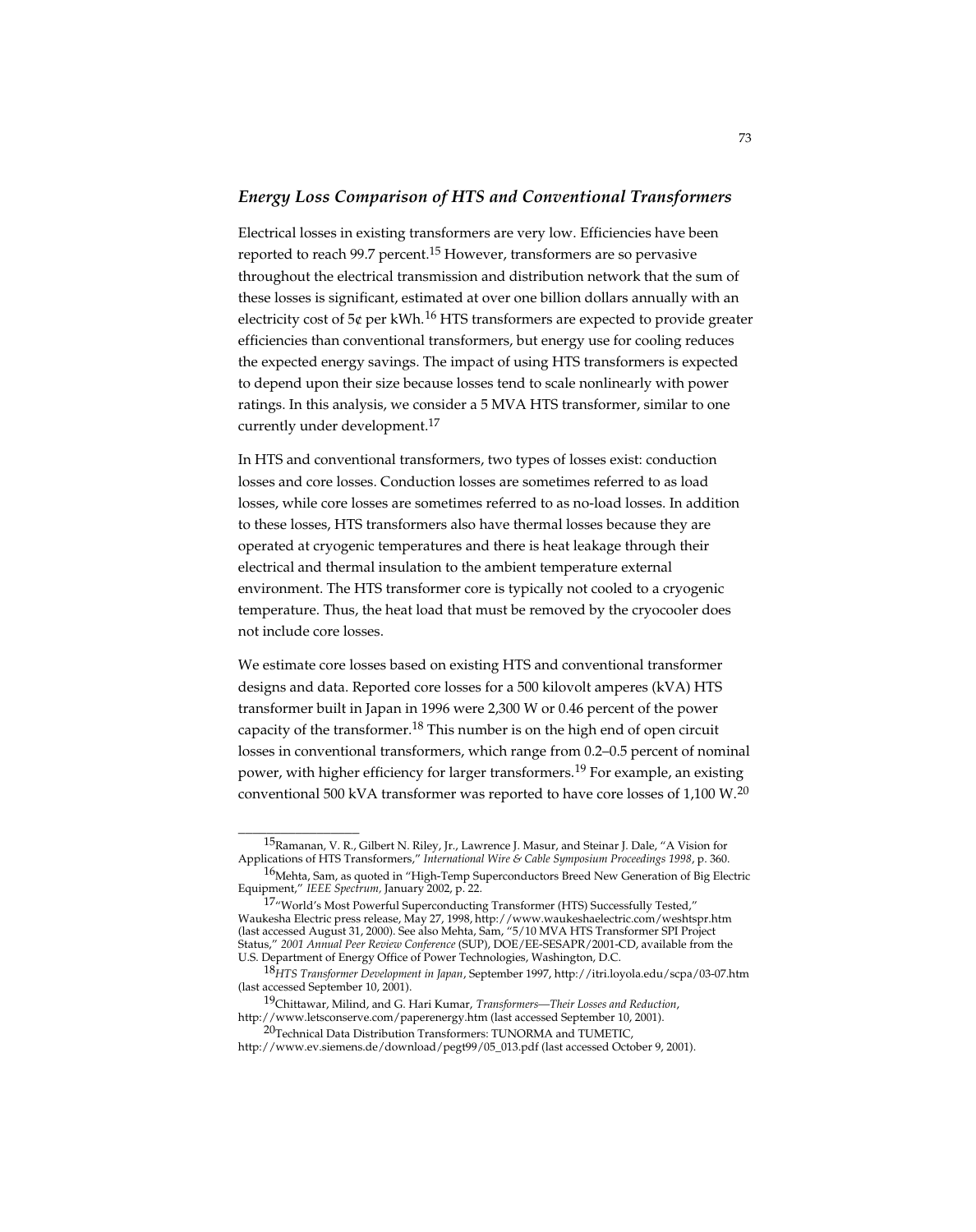### *Energy Loss Comparison of HTS and Conventional Transformers*

Electrical losses in existing transformers are very low. Efficiencies have been reported to reach 99.7 percent.[15] However, transformers are so pervasive throughout the electrical transmission and distribution network that the sum of these losses is significant, estimated at over one billion dollars annually with an electricity cost of 5¢ per kWh.[16] HTS transformers are expected to provide greater efficiencies than conventional transformers, but energy use for cooling reduces the expected energy savings. The impact of using HTS transformers is expected to depend upon their size because losses tend to scale nonlinearly with power ratings. In this analysis, we consider a 5 MVA HTS transformer, similar to one currently under development.[17]

In HTS and conventional transformers, two types of losses exist: conduction losses and core losses. Conduction losses are sometimes referred to as load losses, while core losses are sometimes referred to as no-load losses. In addition to these losses, HTS transformers also have thermal losses because they are operated at cryogenic temperatures and there is heat leakage through their electrical and thermal insulation to the ambient temperature external environment. The HTS transformer core is typically not cooled to a cryogenic temperature. Thus, the heat load that must be removed by the cryocooler does not include core losses.

We estimate core losses based on existing HTS and conventional transformer designs and data. Reported core losses for a 500 kilovolt amperes (kVA) HTS transformer built in Japan in 1996 were 2,300 W or 0.46 percent of the power capacity of the transformer.[18] This number is on the high end of open circuit losses in conventional transformers, which range from 0.2–0.5 percent of nominal power, with higher efficiency for larger transformers.[19] For example, an existing conventional 500 kVA transformer was reported to have core losses of 1,100 W.[20]

---

[15] Ramanan, V. R., Gilbert N. Riley, Jr., Lawrence J. Masur, and Steinar J. Dale, "A Vision for Applications of HTS Transformers," *International Wire & Cable Symposium Proceedings 1998*, p. 360.

[16] Mehta, Sam, as quoted in "High-Temp Superconductors Breed New Generation of Big Electric Equipment," *IEEE Spectrum,* January 2002, p. 22.

[17] "World's Most Powerful Superconducting Transformer (HTS) Successfully Tested," Waukesha Electric press release, May 27, 1998, http://www.waukeshaelectric.com/weshtspr.htm (last accessed August 31, 2000). See also Mehta, Sam, "5/10 MVA HTS Transformer SPI Project Status," *2001 Annual Peer Review Conference* (SUP), DOE/EE-SESAPR/2001-CD, available from the U.S. Department of Energy Office of Power Technologies, Washington, D.C.

[18] *HTS Transformer Development in Japan*, September 1997, http://itri.loyola.edu/scpa/03-07.htm (last accessed September 10, 2001).

[19] Chittawar, Milind, and G. Hari Kumar, *Transformers—Their Losses and Reduction*, http://www.letsconserve.com/paperenergy.htm (last accessed September 10, 2001).

[20] Technical Data Distribution Transformers: TUNORMA and TUMETIC, http://www.ev.siemens.de/download/pegt99/05_013.pdf (last accessed October 9, 2001).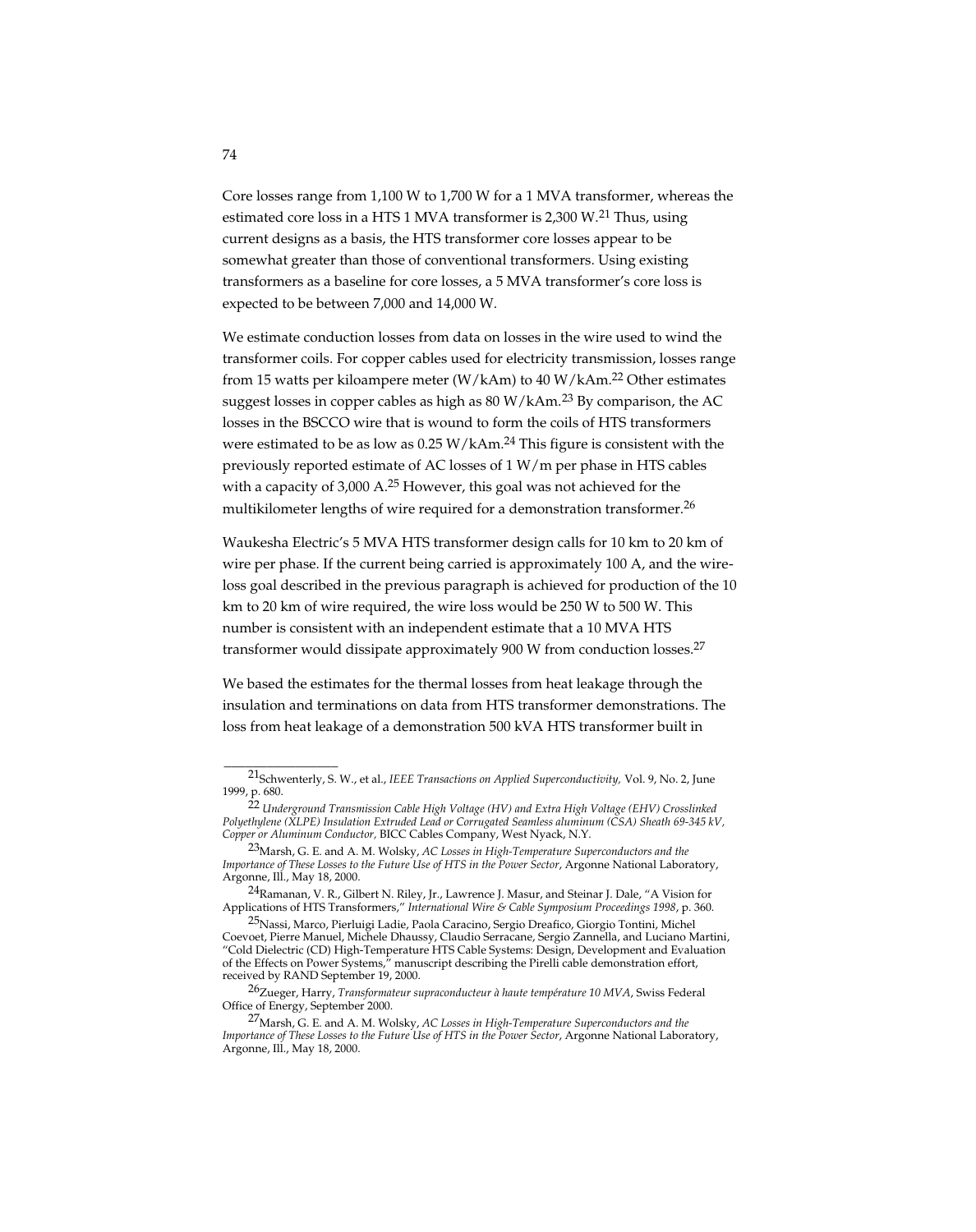Core losses range from 1,100 W to 1,700 W for a 1 MVA transformer, whereas the estimated core loss in a HTS 1 MVA transformer is 2,300 W.[21] Thus, using current designs as a basis, the HTS transformer core losses appear to be somewhat greater than those of conventional transformers. Using existing transformers as a baseline for core losses, a 5 MVA transformer's core loss is expected to be between 7,000 and 14,000 W.

We estimate conduction losses from data on losses in the wire used to wind the transformer coils. For copper cables used for electricity transmission, losses range from 15 watts per kiloampere meter (W/kAm) to 40 W/kAm.[22] Other estimates suggest losses in copper cables as high as 80 W/kAm.[23] By comparison, the AC losses in the BSCCO wire that is wound to form the coils of HTS transformers were estimated to be as low as 0.25 W/kAm.[24] This figure is consistent with the previously reported estimate of AC losses of 1 W/m per phase in HTS cables with a capacity of 3,000 A.[25] However, this goal was not achieved for the multikilometer lengths of wire required for a demonstration transformer.[26]

Waukesha Electric's 5 MVA HTS transformer design calls for 10 km to 20 km of wire per phase. If the current being carried is approximately 100 A, and the wire-loss goal described in the previous paragraph is achieved for production of the 10 km to 20 km of wire required, the wire loss would be 250 W to 500 W. This number is consistent with an independent estimate that a 10 MVA HTS transformer would dissipate approximately 900 W from conduction losses.[27]

We based the estimates for the thermal losses from heat leakage through the insulation and terminations on data from HTS transformer demonstrations. The loss from heat leakage of a demonstration 500 kVA HTS transformer built in

---

[21] Schwenterly, S. W., et al., *IEEE Transactions on Applied Superconductivity,* Vol. 9, No. 2, June 1999, p. 680.

[22] *Underground Transmission Cable High Voltage (HV) and Extra High Voltage (EHV) Crosslinked Polyethylene (XLPE) Insulation Extruded Lead or Corrugated Seamless aluminum (CSA) Sheath 69-345 kV, Copper or Aluminum Conductor,* BICC Cables Company, West Nyack, N.Y.

[23] Marsh, G. E. and A. M. Wolsky, *AC Losses in High-Temperature Superconductors and the Importance of These Losses to the Future Use of HTS in the Power Sector*, Argonne National Laboratory, Argonne, Ill., May 18, 2000.

[24] Ramanan, V. R., Gilbert N. Riley, Jr., Lawrence J. Masur, and Steinar J. Dale, "A Vision for Applications of HTS Transformers," *International Wire & Cable Symposium Proceedings 1998*, p. 360.

[25] Nassi, Marco, Pierluigi Ladie, Paola Caracino, Sergio Dreafico, Giorgio Tontini, Michel Coevoet, Pierre Manuel, Michele Dhaussy, Claudio Serracane, Sergio Zannella, and Luciano Martini, "Cold Dielectric (CD) High-Temperature HTS Cable Systems: Design, Development and Evaluation of the Effects on Power Systems," manuscript describing the Pirelli cable demonstration effort, received by RAND September 19, 2000.

[26] Zueger, Harry, *Transformateur supraconducteur à haute température 10 MVA*, Swiss Federal Office of Energy, September 2000.

[27] Marsh, G. E. and A. M. Wolsky, *AC Losses in High-Temperature Superconductors and the Importance of These Losses to the Future Use of HTS in the Power Sector*, Argonne National Laboratory, Argonne, Ill., May 18, 2000.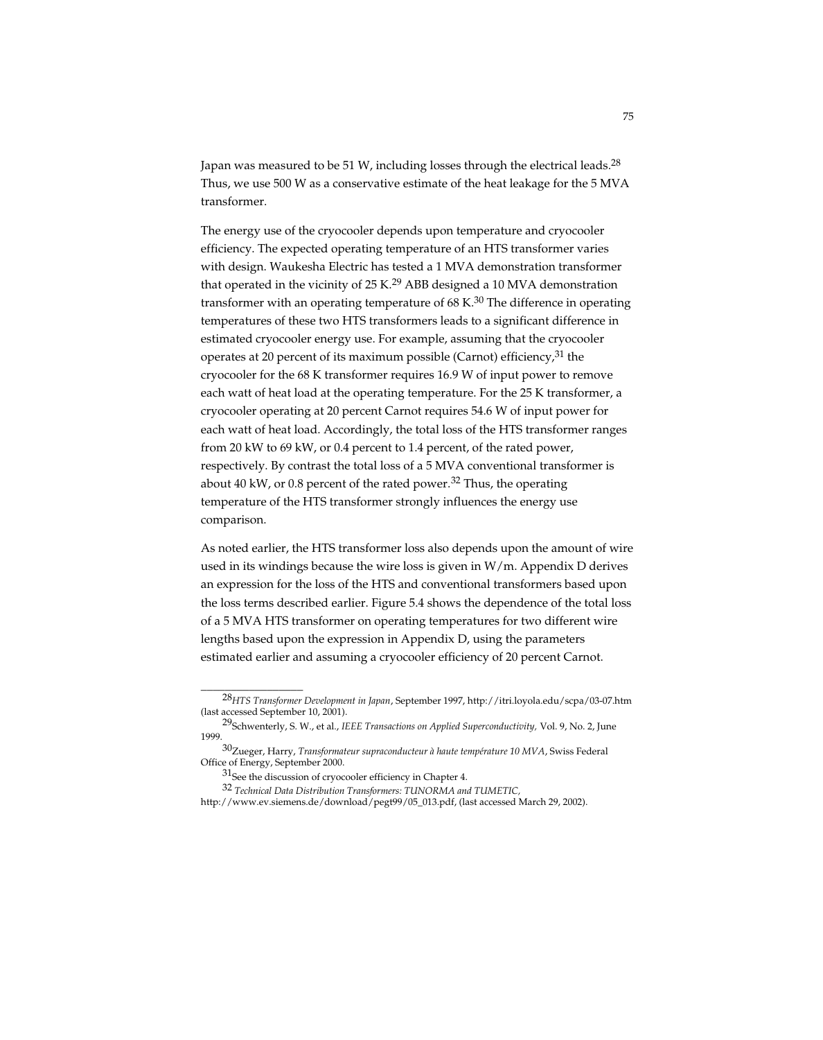Japan was measured to be 51 W, including losses through the electrical leads.[28] Thus, we use 500 W as a conservative estimate of the heat leakage for the 5 MVA transformer.

The energy use of the cryocooler depends upon temperature and cryocooler efficiency. The expected operating temperature of an HTS transformer varies with design. Waukesha Electric has tested a 1 MVA demonstration transformer that operated in the vicinity of 25 K.[29] ABB designed a 10 MVA demonstration transformer with an operating temperature of 68 K.[30] The difference in operating temperatures of these two HTS transformers leads to a significant difference in estimated cryocooler energy use. For example, assuming that the cryocooler operates at 20 percent of its maximum possible (Carnot) efficiency,[31] the cryocooler for the 68 K transformer requires 16.9 W of input power to remove each watt of heat load at the operating temperature. For the 25 K transformer, a cryocooler operating at 20 percent Carnot requires 54.6 W of input power for each watt of heat load. Accordingly, the total loss of the HTS transformer ranges from 20 kW to 69 kW, or 0.4 percent to 1.4 percent, of the rated power, respectively. By contrast the total loss of a 5 MVA conventional transformer is about 40 kW, or 0.8 percent of the rated power.[32] Thus, the operating temperature of the HTS transformer strongly influences the energy use comparison.

As noted earlier, the HTS transformer loss also depends upon the amount of wire used in its windings because the wire loss is given in W/m. Appendix D derives an expression for the loss of the HTS and conventional transformers based upon the loss terms described earlier. Figure 5.4 shows the dependence of the total loss of a 5 MVA HTS transformer on operating temperatures for two different wire lengths based upon the expression in Appendix D, using the parameters estimated earlier and assuming a cryocooler efficiency of 20 percent Carnot.

---

[28] *HTS Transformer Development in Japan*, September 1997, http://itri.loyola.edu/scpa/03-07.htm (last accessed September 10, 2001).

[29] Schwenterly, S. W., et al., *IEEE Transactions on Applied Superconductivity,* Vol. 9, No. 2, June 1999.

[30] Zueger, Harry, *Transformateur supraconducteur à haute température 10 MVA*, Swiss Federal Office of Energy, September 2000.

[31] See the discussion of cryocooler efficiency in Chapter 4.

[32] *Technical Data Distribution Transformers: TUNORMA and TUMETIC,* http://www.ev.siemens.de/download/pegt99/05_013.pdf, (last accessed March 29, 2002).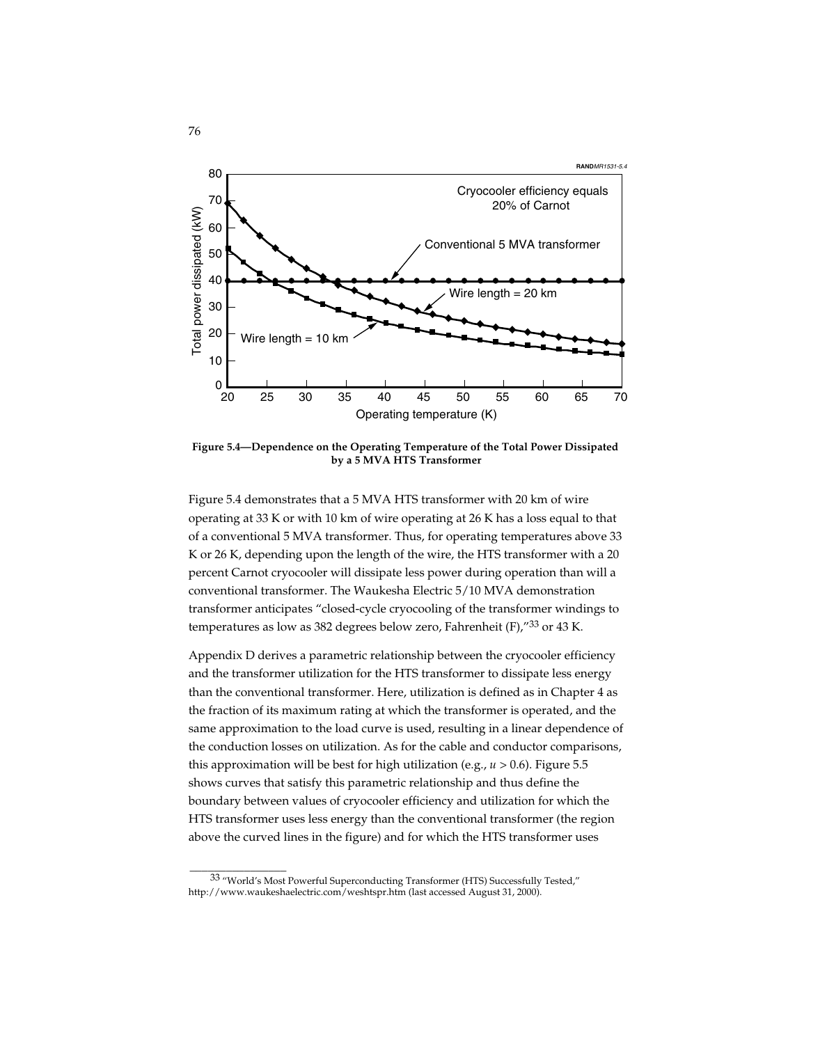**Figure 5.4—Dependence on the Operating Temperature of the Total Power Dissipated by a 5 MVA HTS Transformer**

Figure 5.4 demonstrates that a 5 MVA HTS transformer with 20 km of wire operating at 33 K or with 10 km of wire operating at 26 K has a loss equal to that of a conventional 5 MVA transformer. Thus, for operating temperatures above 33 K or 26 K, depending upon the length of the wire, the HTS transformer with a 20 percent Carnot cryocooler will dissipate less power during operation than will a conventional transformer. The Waukesha Electric 5/10 MVA demonstration transformer anticipates "closed-cycle cryocooling of the transformer windings to temperatures as low as 382 degrees below zero, Fahrenheit (F),"[33] or 43 K.

Appendix D derives a parametric relationship between the cryocooler efficiency and the transformer utilization for the HTS transformer to dissipate less energy than the conventional transformer. Here, utilization is defined as in Chapter 4 as the fraction of its maximum rating at which the transformer is operated, and the same approximation to the load curve is used, resulting in a linear dependence of the conduction losses on utilization. As for the cable and conductor comparisons, this approximation will be best for high utilization (e.g., $u > 0.6$). Figure 5.5 shows curves that satisfy this parametric relationship and thus define the boundary between values of cryocooler efficiency and utilization for which the HTS transformer uses less energy than the conventional transformer (the region above the curved lines in the figure) and for which the HTS transformer uses

[33] "World's Most Powerful Superconducting Transformer (HTS) Successfully Tested," http://www.waukeshaelectric.com/weshtspr.htm (last accessed August 31, 2000).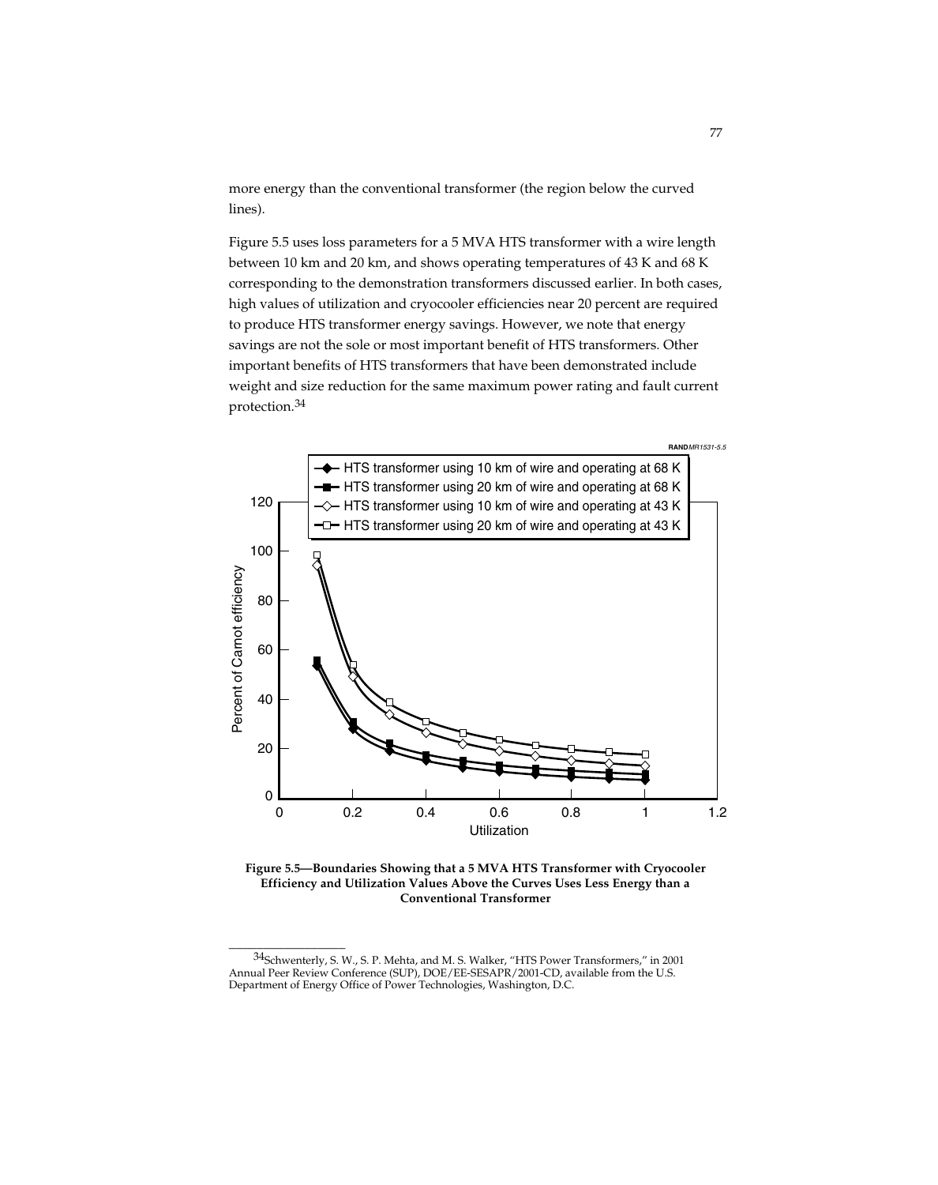more energy than the conventional transformer (the region below the curved lines).

Figure 5.5 uses loss parameters for a 5 MVA HTS transformer with a wire length between 10 km and 20 km, and shows operating temperatures of 43 K and 68 K corresponding to the demonstration transformers discussed earlier. In both cases, high values of utilization and cryocooler efficiencies near 20 percent are required to produce HTS transformer energy savings. However, we note that energy savings are not the sole or most important benefit of HTS transformers. Other important benefits of HTS transformers that have been demonstrated include weight and size reduction for the same maximum power rating and fault current protection.[34]

**Figure 5.5—Boundaries Showing that a 5 MVA HTS Transformer with Cryocooler Efficiency and Utilization Values Above the Curves Uses Less Energy than a Conventional Transformer**

---

[34] Schwenterly, S. W., S. P. Mehta, and M. S. Walker, "HTS Power Transformers," in 2001 Annual Peer Review Conference (SUP), DOE/EE-SESAPR/2001-CD, available from the U.S. Department of Energy Office of Power Technologies, Washington, D.C.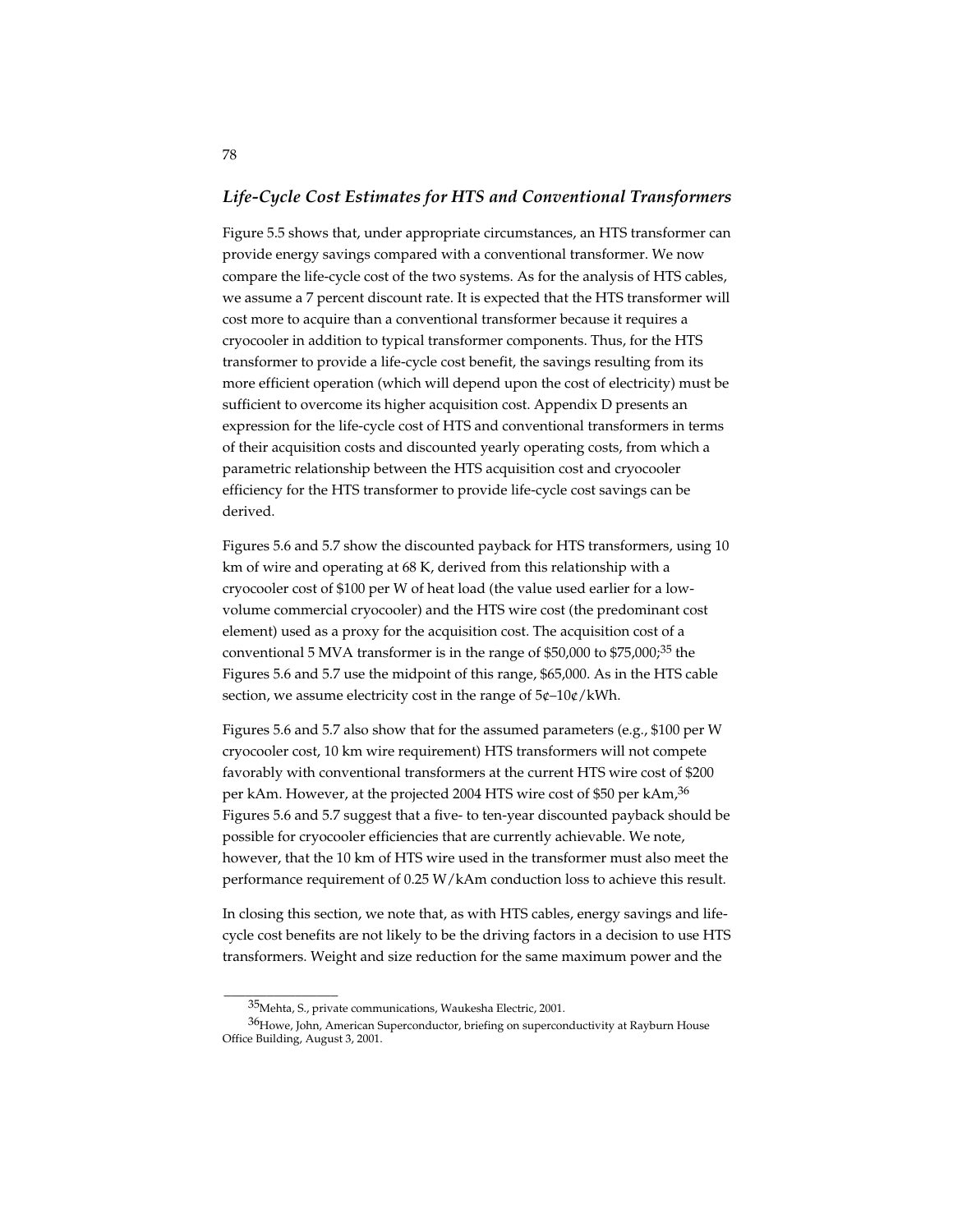### *Life-Cycle Cost Estimates for HTS and Conventional Transformers*

Figure 5.5 shows that, under appropriate circumstances, an HTS transformer can provide energy savings compared with a conventional transformer. We now compare the life-cycle cost of the two systems. As for the analysis of HTS cables, we assume a 7 percent discount rate. It is expected that the HTS transformer will cost more to acquire than a conventional transformer because it requires a cryocooler in addition to typical transformer components. Thus, for the HTS transformer to provide a life-cycle cost benefit, the savings resulting from its more efficient operation (which will depend upon the cost of electricity) must be sufficient to overcome its higher acquisition cost. Appendix D presents an expression for the life-cycle cost of HTS and conventional transformers in terms of their acquisition costs and discounted yearly operating costs, from which a parametric relationship between the HTS acquisition cost and cryocooler efficiency for the HTS transformer to provide life-cycle cost savings can be derived.

Figures 5.6 and 5.7 show the discounted payback for HTS transformers, using 10 km of wire and operating at 68 K, derived from this relationship with a cryocooler cost of $100 per W of heat load (the value used earlier for a low-volume commercial cryocooler) and the HTS wire cost (the predominant cost element) used as a proxy for the acquisition cost. The acquisition cost of a conventional 5 MVA transformer is in the range of $50,000 to $75,000;[35] the Figures 5.6 and 5.7 use the midpoint of this range, $65,000. As in the HTS cable section, we assume electricity cost in the range of 5¢–10¢/kWh.

Figures 5.6 and 5.7 also show that for the assumed parameters (e.g., $100 per W cryocooler cost, 10 km wire requirement) HTS transformers will not compete favorably with conventional transformers at the current HTS wire cost of $200 per kAm. However, at the projected 2004 HTS wire cost of $50 per kAm,[36] Figures 5.6 and 5.7 suggest that a five- to ten-year discounted payback should be possible for cryocooler efficiencies that are currently achievable. We note, however, that the 10 km of HTS wire used in the transformer must also meet the performance requirement of 0.25 W/kAm conduction loss to achieve this result.

In closing this section, we note that, as with HTS cables, energy savings and life-cycle cost benefits are not likely to be the driving factors in a decision to use HTS transformers. Weight and size reduction for the same maximum power and the

---

[35] Mehta, S., private communications, Waukesha Electric, 2001.

[36] Howe, John, American Superconductor, briefing on superconductivity at Rayburn House Office Building, August 3, 2001.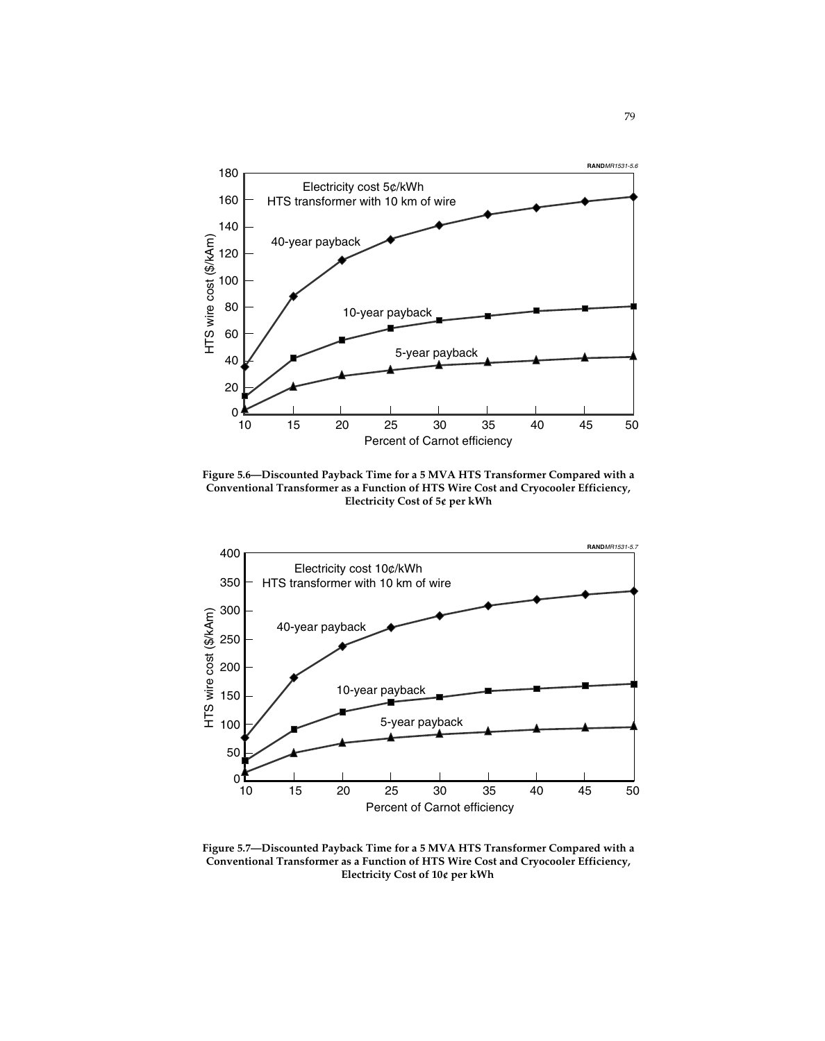Figure 5.6—Discounted Payback Time for a 5 MVA HTS Transformer Compared with a Conventional Transformer as a Function of HTS Wire Cost and Cryocooler Efficiency, Electricity Cost of 5¢ per kWh

Figure 5.7—Discounted Payback Time for a 5 MVA HTS Transformer Compared with a Conventional Transformer as a Function of HTS Wire Cost and Cryocooler Efficiency, Electricity Cost of 10¢ per kWh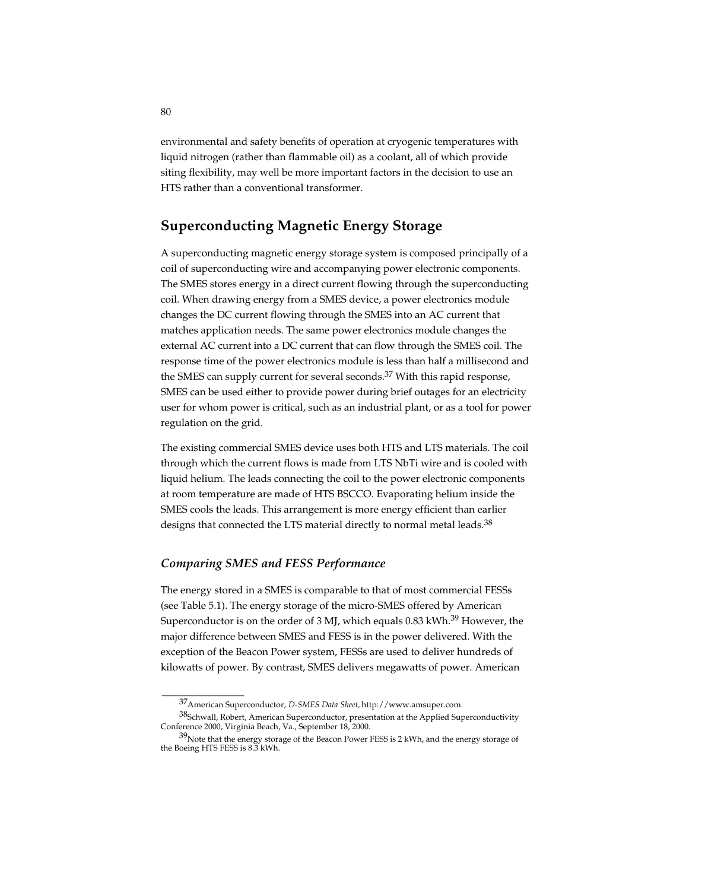environmental and safety benefits of operation at cryogenic temperatures with liquid nitrogen (rather than flammable oil) as a coolant, all of which provide siting flexibility, may well be more important factors in the decision to use an HTS rather than a conventional transformer.

## Superconducting Magnetic Energy Storage

A superconducting magnetic energy storage system is composed principally of a coil of superconducting wire and accompanying power electronic components. The SMES stores energy in a direct current flowing through the superconducting coil. When drawing energy from a SMES device, a power electronics module changes the DC current flowing through the SMES into an AC current that matches application needs. The same power electronics module changes the external AC current into a DC current that can flow through the SMES coil. The response time of the power electronics module is less than half a millisecond and the SMES can supply current for several seconds.[37] With this rapid response, SMES can be used either to provide power during brief outages for an electricity user for whom power is critical, such as an industrial plant, or as a tool for power regulation on the grid.

The existing commercial SMES device uses both HTS and LTS materials. The coil through which the current flows is made from LTS NbTi wire and is cooled with liquid helium. The leads connecting the coil to the power electronic components at room temperature are made of HTS BSCCO. Evaporating helium inside the SMES cools the leads. This arrangement is more energy efficient than earlier designs that connected the LTS material directly to normal metal leads.[38]

### *Comparing SMES and FESS Performance*

The energy stored in a SMES is comparable to that of most commercial FESSs (see Table 5.1). The energy storage of the micro-SMES offered by American Superconductor is on the order of 3 MJ, which equals 0.83 kWh.[39] However, the major difference between SMES and FESS is in the power delivered. With the exception of the Beacon Power system, FESSs are used to deliver hundreds of kilowatts of power. By contrast, SMES delivers megawatts of power. American

---

[37] American Superconductor, *D-SMES Data Sheet,* http://www.amsuper.com.

[38] Schwall, Robert, American Superconductor, presentation at the Applied Superconductivity Conference 2000, Virginia Beach, Va., September 18, 2000.

[39] Note that the energy storage of the Beacon Power FESS is 2 kWh, and the energy storage of the Boeing HTS FESS is 8.3 kWh.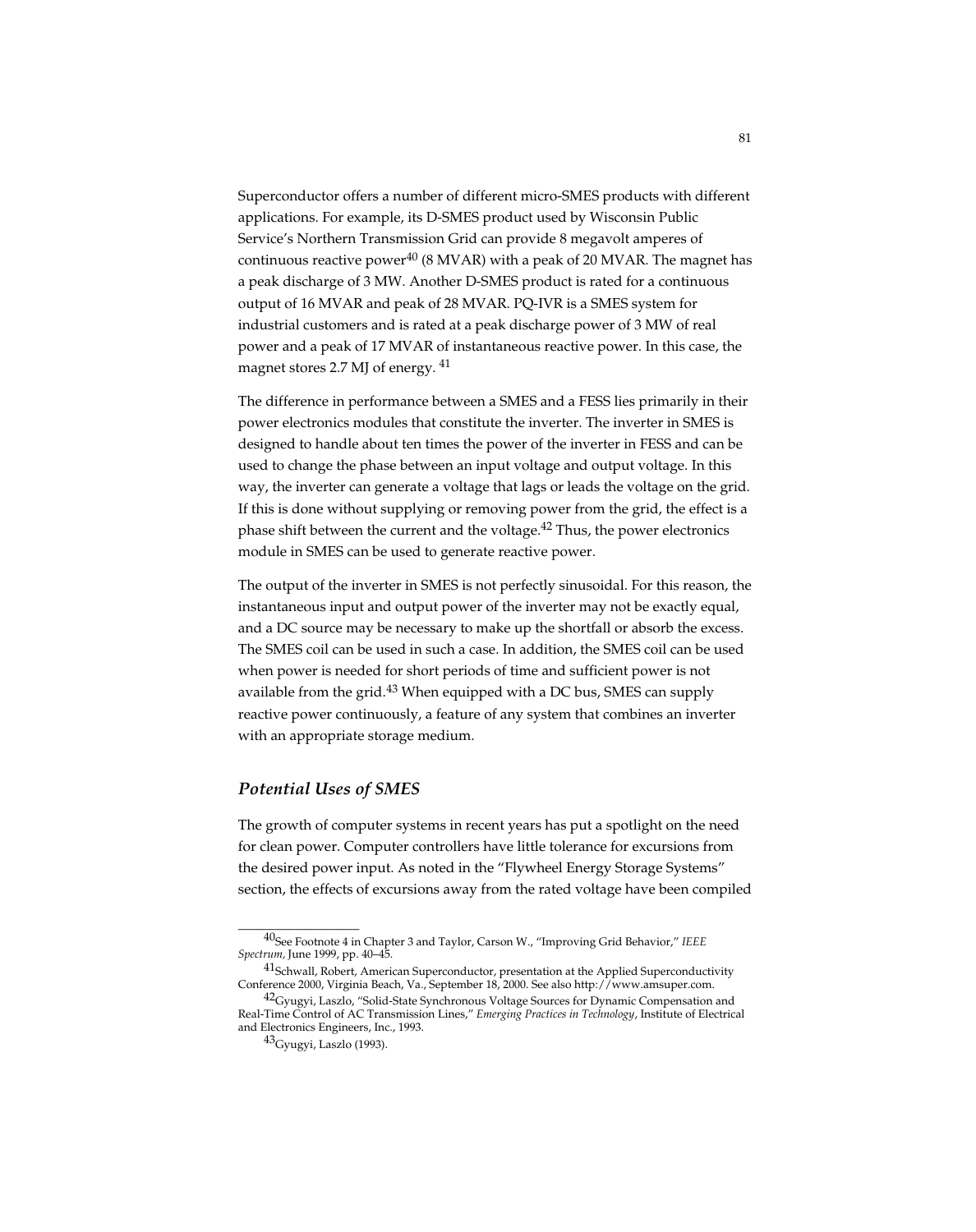Superconductor offers a number of different micro-SMES products with different applications. For example, its D-SMES product used by Wisconsin Public Service's Northern Transmission Grid can provide 8 megavolt amperes of continuous reactive power[40] (8 MVAR) with a peak of 20 MVAR. The magnet has a peak discharge of 3 MW. Another D-SMES product is rated for a continuous output of 16 MVAR and peak of 28 MVAR. PQ-IVR is a SMES system for industrial customers and is rated at a peak discharge power of 3 MW of real power and a peak of 17 MVAR of instantaneous reactive power. In this case, the magnet stores 2.7 MJ of energy. [41]

The difference in performance between a SMES and a FESS lies primarily in their power electronics modules that constitute the inverter. The inverter in SMES is designed to handle about ten times the power of the inverter in FESS and can be used to change the phase between an input voltage and output voltage. In this way, the inverter can generate a voltage that lags or leads the voltage on the grid. If this is done without supplying or removing power from the grid, the effect is a phase shift between the current and the voltage.[42] Thus, the power electronics module in SMES can be used to generate reactive power.

The output of the inverter in SMES is not perfectly sinusoidal. For this reason, the instantaneous input and output power of the inverter may not be exactly equal, and a DC source may be necessary to make up the shortfall or absorb the excess. The SMES coil can be used in such a case. In addition, the SMES coil can be used when power is needed for short periods of time and sufficient power is not available from the grid.[43] When equipped with a DC bus, SMES can supply reactive power continuously, a feature of any system that combines an inverter with an appropriate storage medium.

### *Potential Uses of SMES*

The growth of computer systems in recent years has put a spotlight on the need for clean power. Computer controllers have little tolerance for excursions from the desired power input. As noted in the "Flywheel Energy Storage Systems" section, the effects of excursions away from the rated voltage have been compiled

---

[40] See Footnote 4 in Chapter 3 and Taylor, Carson W., "Improving Grid Behavior," *IEEE Spectrum*, June 1999, pp. 40–45.

[41] Schwall, Robert, American Superconductor, presentation at the Applied Superconductivity Conference 2000, Virginia Beach, Va., September 18, 2000. See also http://www.amsuper.com.

[42] Gyugyi, Laszlo, "Solid-State Synchronous Voltage Sources for Dynamic Compensation and Real-Time Control of AC Transmission Lines," *Emerging Practices in Technology*, Institute of Electrical and Electronics Engineers, Inc., 1993.

[43] Gyugyi, Laszlo (1993).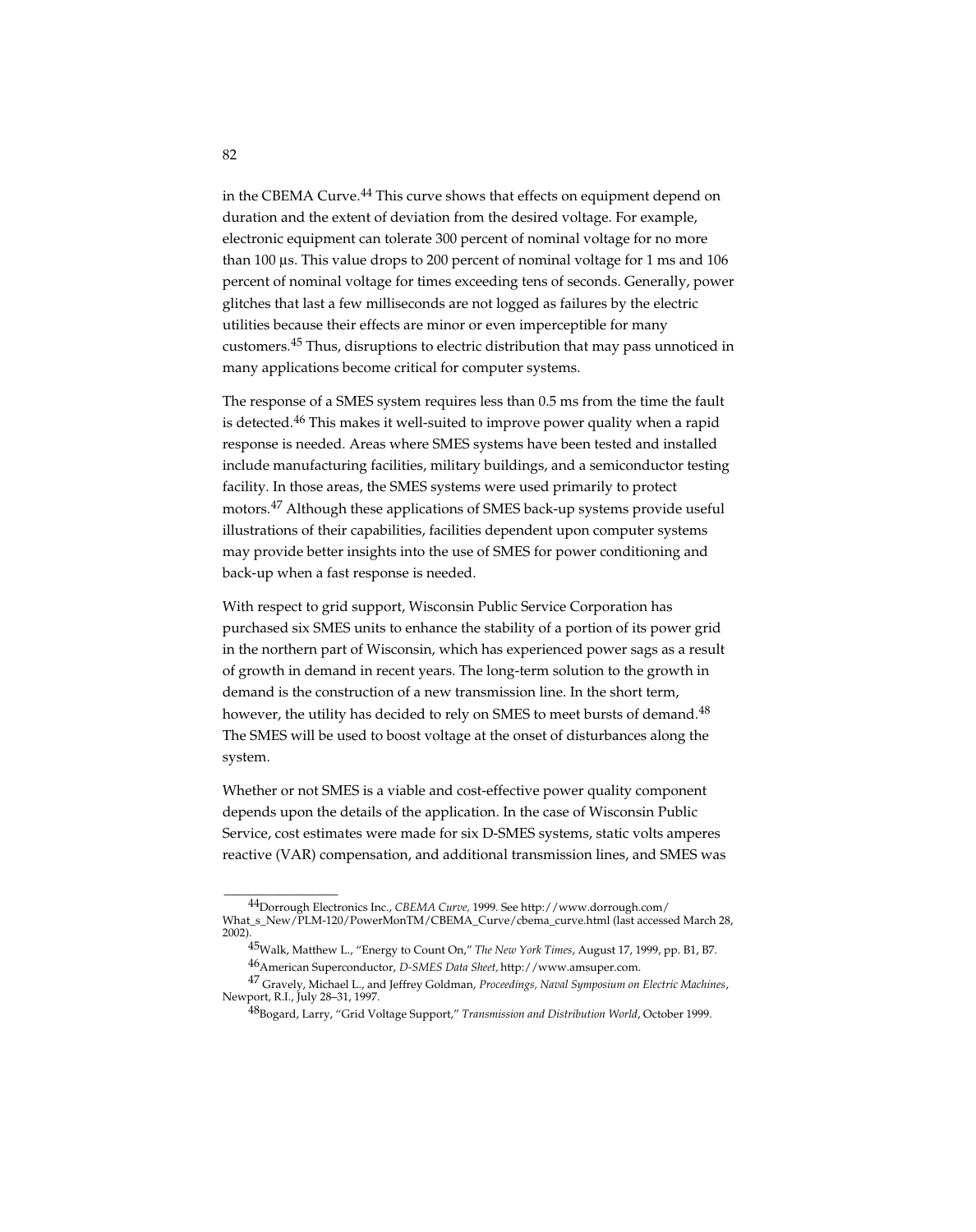in the CBEMA Curve.[44] This curve shows that effects on equipment depend on duration and the extent of deviation from the desired voltage. For example, electronic equipment can tolerate 300 percent of nominal voltage for no more than 100 μs. This value drops to 200 percent of nominal voltage for 1 ms and 106 percent of nominal voltage for times exceeding tens of seconds. Generally, power glitches that last a few milliseconds are not logged as failures by the electric utilities because their effects are minor or even imperceptible for many customers.[45] Thus, disruptions to electric distribution that may pass unnoticed in many applications become critical for computer systems.

The response of a SMES system requires less than 0.5 ms from the time the fault is detected.[46] This makes it well-suited to improve power quality when a rapid response is needed. Areas where SMES systems have been tested and installed include manufacturing facilities, military buildings, and a semiconductor testing facility. In those areas, the SMES systems were used primarily to protect motors.[47] Although these applications of SMES back-up systems provide useful illustrations of their capabilities, facilities dependent upon computer systems may provide better insights into the use of SMES for power conditioning and back-up when a fast response is needed.

With respect to grid support, Wisconsin Public Service Corporation has purchased six SMES units to enhance the stability of a portion of its power grid in the northern part of Wisconsin, which has experienced power sags as a result of growth in demand in recent years. The long-term solution to the growth in demand is the construction of a new transmission line. In the short term, however, the utility has decided to rely on SMES to meet bursts of demand.[48] The SMES will be used to boost voltage at the onset of disturbances along the system.

Whether or not SMES is a viable and cost-effective power quality component depends upon the details of the application. In the case of Wisconsin Public Service, cost estimates were made for six D-SMES systems, static volts amperes reactive (VAR) compensation, and additional transmission lines, and SMES was

---

[44] Dorrough Electronics Inc., *CBEMA Curve,* 1999. See http://www.dorrough.com/What_s_New/PLM-120/PowerMonTM/CBEMA_Curve/cbema_curve.html (last accessed March 28, 2002).

[45] Walk, Matthew L., "Energy to Count On," *The New York Times*, August 17, 1999, pp. B1, B7.

[46] American Superconductor, *D-SMES Data Sheet,* http://www.amsuper.com.

[47] Gravely, Michael L., and Jeffrey Goldman, *Proceedings, Naval Symposium on Electric Machines*, Newport, R.I., July 28–31, 1997.

[48] Bogard, Larry, "Grid Voltage Support," *Transmission and Distribution World*, October 1999.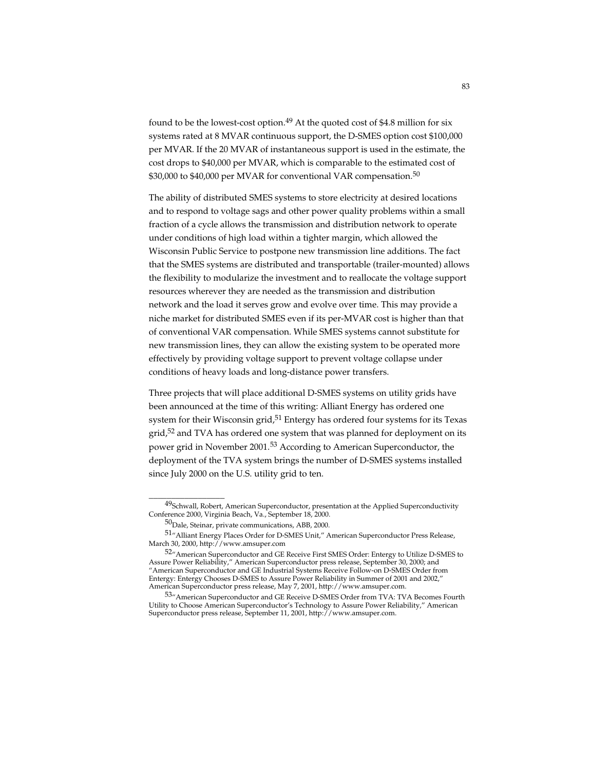found to be the lowest-cost option.[49] At the quoted cost of $4.8 million for six systems rated at 8 MVAR continuous support, the D-SMES option cost $100,000 per MVAR. If the 20 MVAR of instantaneous support is used in the estimate, the cost drops to $40,000 per MVAR, which is comparable to the estimated cost of $30,000 to $40,000 per MVAR for conventional VAR compensation.[50]

The ability of distributed SMES systems to store electricity at desired locations and to respond to voltage sags and other power quality problems within a small fraction of a cycle allows the transmission and distribution network to operate under conditions of high load within a tighter margin, which allowed the Wisconsin Public Service to postpone new transmission line additions. The fact that the SMES systems are distributed and transportable (trailer-mounted) allows the flexibility to modularize the investment and to reallocate the voltage support resources wherever they are needed as the transmission and distribution network and the load it serves grow and evolve over time. This may provide a niche market for distributed SMES even if its per-MVAR cost is higher than that of conventional VAR compensation. While SMES systems cannot substitute for new transmission lines, they can allow the existing system to be operated more effectively by providing voltage support to prevent voltage collapse under conditions of heavy loads and long-distance power transfers.

Three projects that will place additional D-SMES systems on utility grids have been announced at the time of this writing: Alliant Energy has ordered one system for their Wisconsin grid,[51] Entergy has ordered four systems for its Texas grid,[52] and TVA has ordered one system that was planned for deployment on its power grid in November 2001.[53] According to American Superconductor, the deployment of the TVA system brings the number of D-SMES systems installed since July 2000 on the U.S. utility grid to ten.

---

[49] Schwall, Robert, American Superconductor, presentation at the Applied Superconductivity Conference 2000, Virginia Beach, Va., September 18, 2000.

[50] Dale, Steinar, private communications, ABB, 2000.

[51] "Alliant Energy Places Order for D-SMES Unit," American Superconductor Press Release, March 30, 2000, http://www.amsuper.com

[52] "American Superconductor and GE Receive First SMES Order: Entergy to Utilize D-SMES to Assure Power Reliability," American Superconductor press release, September 30, 2000; and "American Superconductor and GE Industrial Systems Receive Follow-on D-SMES Order from Entergy: Entergy Chooses D-SMES to Assure Power Reliability in Summer of 2001 and 2002," American Superconductor press release, May 7, 2001, http://www.amsuper.com.

[53] "American Superconductor and GE Receive D-SMES Order from TVA: TVA Becomes Fourth Utility to Choose American Superconductor's Technology to Assure Power Reliability," American Superconductor press release, September 11, 2001, http://www.amsuper.com.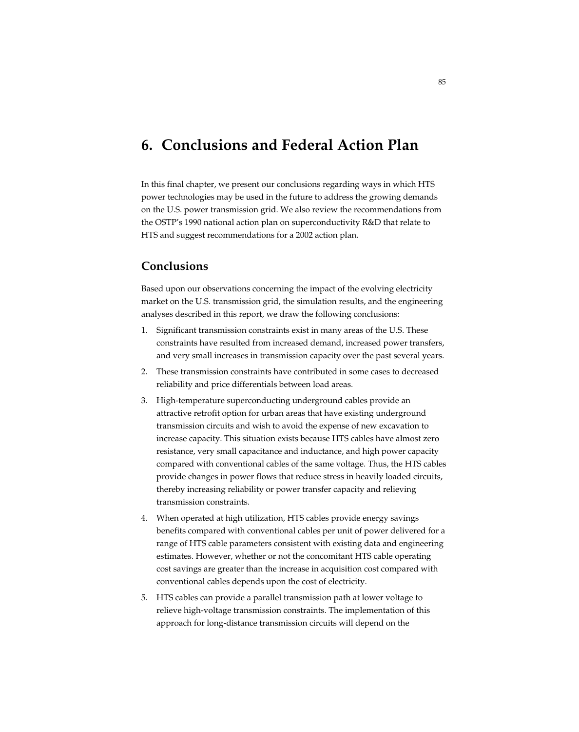# 6. Conclusions and Federal Action Plan

In this final chapter, we present our conclusions regarding ways in which HTS power technologies may be used in the future to address the growing demands on the U.S. power transmission grid. We also review the recommendations from the OSTP's 1990 national action plan on superconductivity R&D that relate to HTS and suggest recommendations for a 2002 action plan.

## Conclusions

Based upon our observations concerning the impact of the evolving electricity market on the U.S. transmission grid, the simulation results, and the engineering analyses described in this report, we draw the following conclusions:

1. Significant transmission constraints exist in many areas of the U.S. These constraints have resulted from increased demand, increased power transfers, and very small increases in transmission capacity over the past several years.
2. These transmission constraints have contributed in some cases to decreased reliability and price differentials between load areas.
3. High-temperature superconducting underground cables provide an attractive retrofit option for urban areas that have existing underground transmission circuits and wish to avoid the expense of new excavation to increase capacity. This situation exists because HTS cables have almost zero resistance, very small capacitance and inductance, and high power capacity compared with conventional cables of the same voltage. Thus, the HTS cables provide changes in power flows that reduce stress in heavily loaded circuits, thereby increasing reliability or power transfer capacity and relieving transmission constraints.
4. When operated at high utilization, HTS cables provide energy savings benefits compared with conventional cables per unit of power delivered for a range of HTS cable parameters consistent with existing data and engineering estimates. However, whether or not the concomitant HTS cable operating cost savings are greater than the increase in acquisition cost compared with conventional cables depends upon the cost of electricity.
5. HTS cables can provide a parallel transmission path at lower voltage to relieve high-voltage transmission constraints. The implementation of this approach for long-distance transmission circuits will depend on the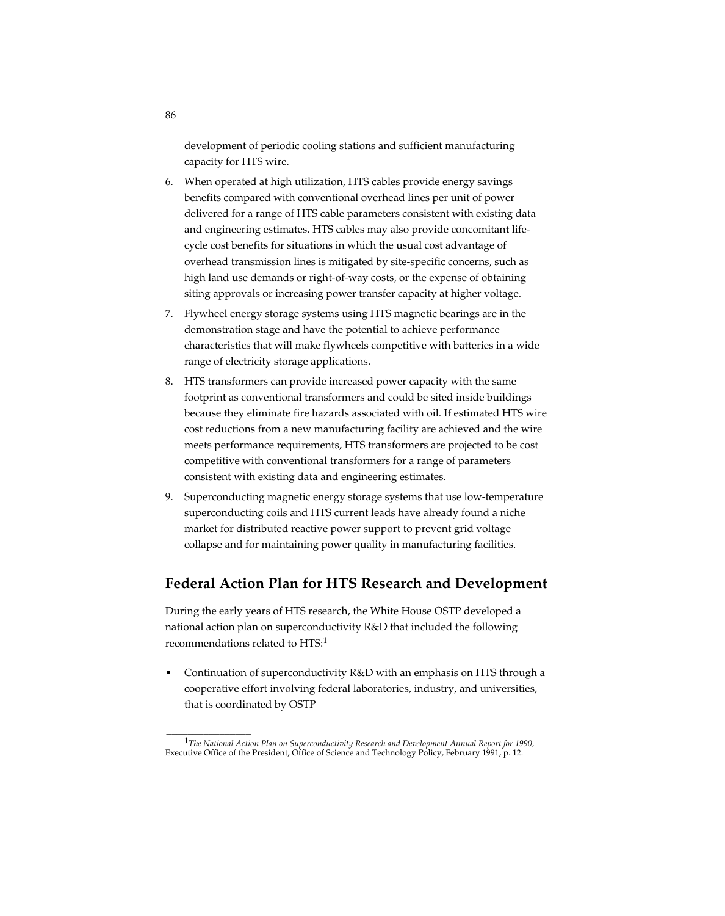development of periodic cooling stations and sufficient manufacturing capacity for HTS wire.

6. When operated at high utilization, HTS cables provide energy savings benefits compared with conventional overhead lines per unit of power delivered for a range of HTS cable parameters consistent with existing data and engineering estimates. HTS cables may also provide concomitant life-cycle cost benefits for situations in which the usual cost advantage of overhead transmission lines is mitigated by site-specific concerns, such as high land use demands or right-of-way costs, or the expense of obtaining siting approvals or increasing power transfer capacity at higher voltage.
7. Flywheel energy storage systems using HTS magnetic bearings are in the demonstration stage and have the potential to achieve performance characteristics that will make flywheels competitive with batteries in a wide range of electricity storage applications.
8. HTS transformers can provide increased power capacity with the same footprint as conventional transformers and could be sited inside buildings because they eliminate fire hazards associated with oil. If estimated HTS wire cost reductions from a new manufacturing facility are achieved and the wire meets performance requirements, HTS transformers are projected to be cost competitive with conventional transformers for a range of parameters consistent with existing data and engineering estimates.
9. Superconducting magnetic energy storage systems that use low-temperature superconducting coils and HTS current leads have already found a niche market for distributed reactive power support to prevent grid voltage collapse and for maintaining power quality in manufacturing facilities.

## Federal Action Plan for HTS Research and Development

During the early years of HTS research, the White House OSTP developed a national action plan on superconductivity R&D that included the following recommendations related to HTS:[1]

- Continuation of superconductivity R&D with an emphasis on HTS through a cooperative effort involving federal laboratories, industry, and universities, that is coordinated by OSTP

---

[1] *The National Action Plan on Superconductivity Research and Development Annual Report for 1990*, Executive Office of the President, Office of Science and Technology Policy, February 1991, p. 12.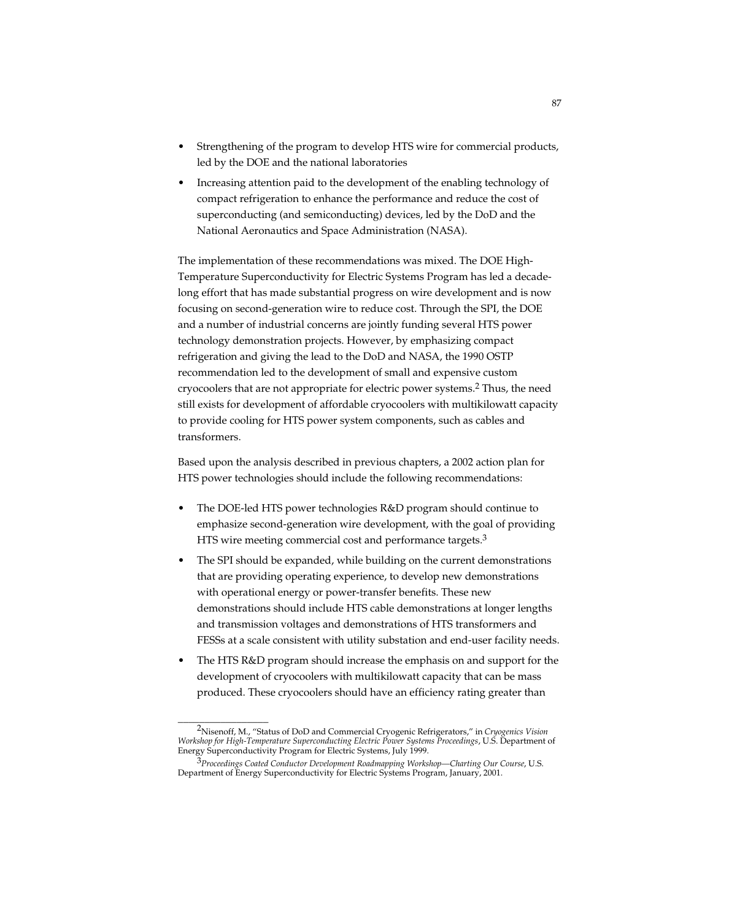- Strengthening of the program to develop HTS wire for commercial products, led by the DOE and the national laboratories
- Increasing attention paid to the development of the enabling technology of compact refrigeration to enhance the performance and reduce the cost of superconducting (and semiconducting) devices, led by the DoD and the National Aeronautics and Space Administration (NASA).

The implementation of these recommendations was mixed. The DOE High-Temperature Superconductivity for Electric Systems Program has led a decade-long effort that has made substantial progress on wire development and is now focusing on second-generation wire to reduce cost. Through the SPI, the DOE and a number of industrial concerns are jointly funding several HTS power technology demonstration projects. However, by emphasizing compact refrigeration and giving the lead to the DoD and NASA, the 1990 OSTP recommendation led to the development of small and expensive custom cryocoolers that are not appropriate for electric power systems.[2] Thus, the need still exists for development of affordable cryocoolers with multikilowatt capacity to provide cooling for HTS power system components, such as cables and transformers.

Based upon the analysis described in previous chapters, a 2002 action plan for HTS power technologies should include the following recommendations:

- The DOE-led HTS power technologies R&D program should continue to emphasize second-generation wire development, with the goal of providing HTS wire meeting commercial cost and performance targets.[3]
- The SPI should be expanded, while building on the current demonstrations that are providing operating experience, to develop new demonstrations with operational energy or power-transfer benefits. These new demonstrations should include HTS cable demonstrations at longer lengths and transmission voltages and demonstrations of HTS transformers and FESSs at a scale consistent with utility substation and end-user facility needs.
- The HTS R&D program should increase the emphasis on and support for the development of cryocoolers with multikilowatt capacity that can be mass produced. These cryocoolers should have an efficiency rating greater than

---

[2] Nisenoff, M., "Status of DoD and Commercial Cryogenic Refrigerators," in *Cryogenics Vision Workshop for High-Temperature Superconducting Electric Power Systems Proceedings*, U.S. Department of Energy Superconductivity Program for Electric Systems, July 1999.

[3] *Proceedings Coated Conductor Development Roadmapping Workshop—Charting Our Course*, U.S. Department of Energy Superconductivity for Electric Systems Program, January, 2001.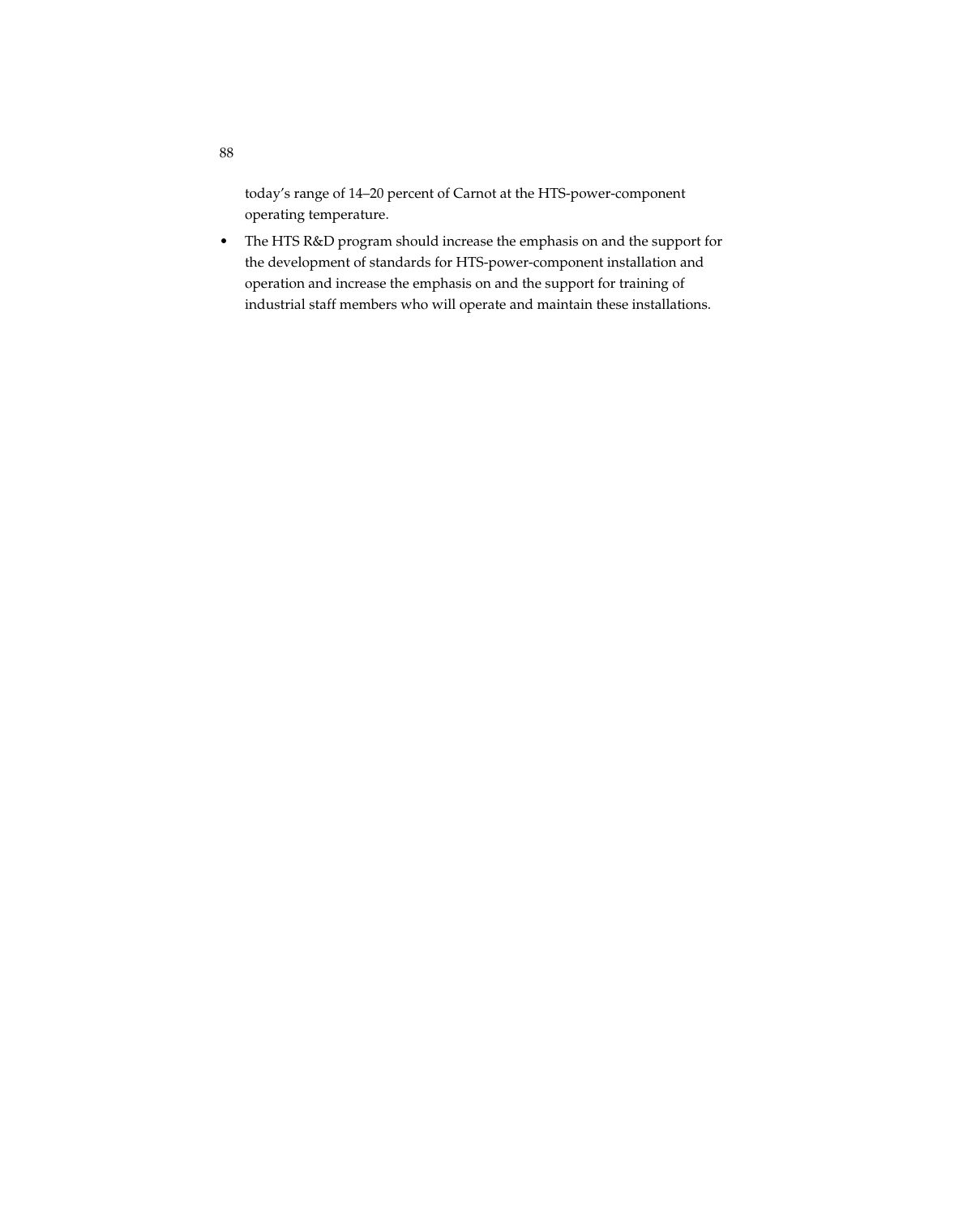today's range of 14–20 percent of Carnot at the HTS-power-component operating temperature.

- The HTS R&D program should increase the emphasis on and the support for the development of standards for HTS-power-component installation and operation and increase the emphasis on and the support for training of industrial staff members who will operate and maintain these installations.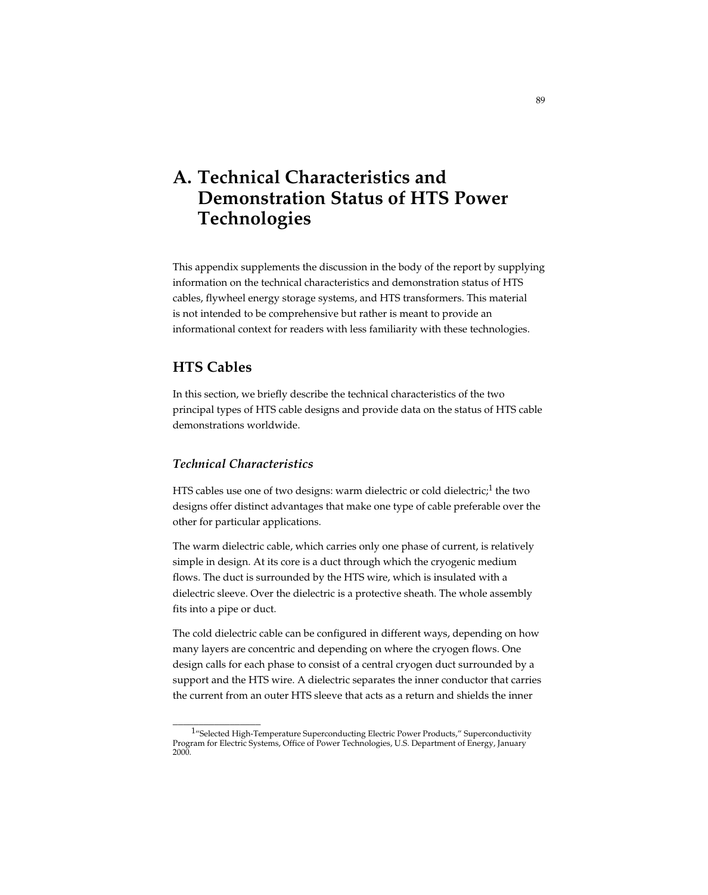# A. Technical Characteristics and Demonstration Status of HTS Power Technologies

This appendix supplements the discussion in the body of the report by supplying information on the technical characteristics and demonstration status of HTS cables, flywheel energy storage systems, and HTS transformers. This material is not intended to be comprehensive but rather is meant to provide an informational context for readers with less familiarity with these technologies.

## HTS Cables

In this section, we briefly describe the technical characteristics of the two principal types of HTS cable designs and provide data on the status of HTS cable demonstrations worldwide.

### *Technical Characteristics*

HTS cables use one of two designs: warm dielectric or cold dielectric;[1] the two designs offer distinct advantages that make one type of cable preferable over the other for particular applications.

The warm dielectric cable, which carries only one phase of current, is relatively simple in design. At its core is a duct through which the cryogenic medium flows. The duct is surrounded by the HTS wire, which is insulated with a dielectric sleeve. Over the dielectric is a protective sheath. The whole assembly fits into a pipe or duct.

The cold dielectric cable can be configured in different ways, depending on how many layers are concentric and depending on where the cryogen flows. One design calls for each phase to consist of a central cryogen duct surrounded by a support and the HTS wire. A dielectric separates the inner conductor that carries the current from an outer HTS sleeve that acts as a return and shields the inner

---

[1] "Selected High-Temperature Superconducting Electric Power Products," Superconductivity Program for Electric Systems, Office of Power Technologies, U.S. Department of Energy, January 2000.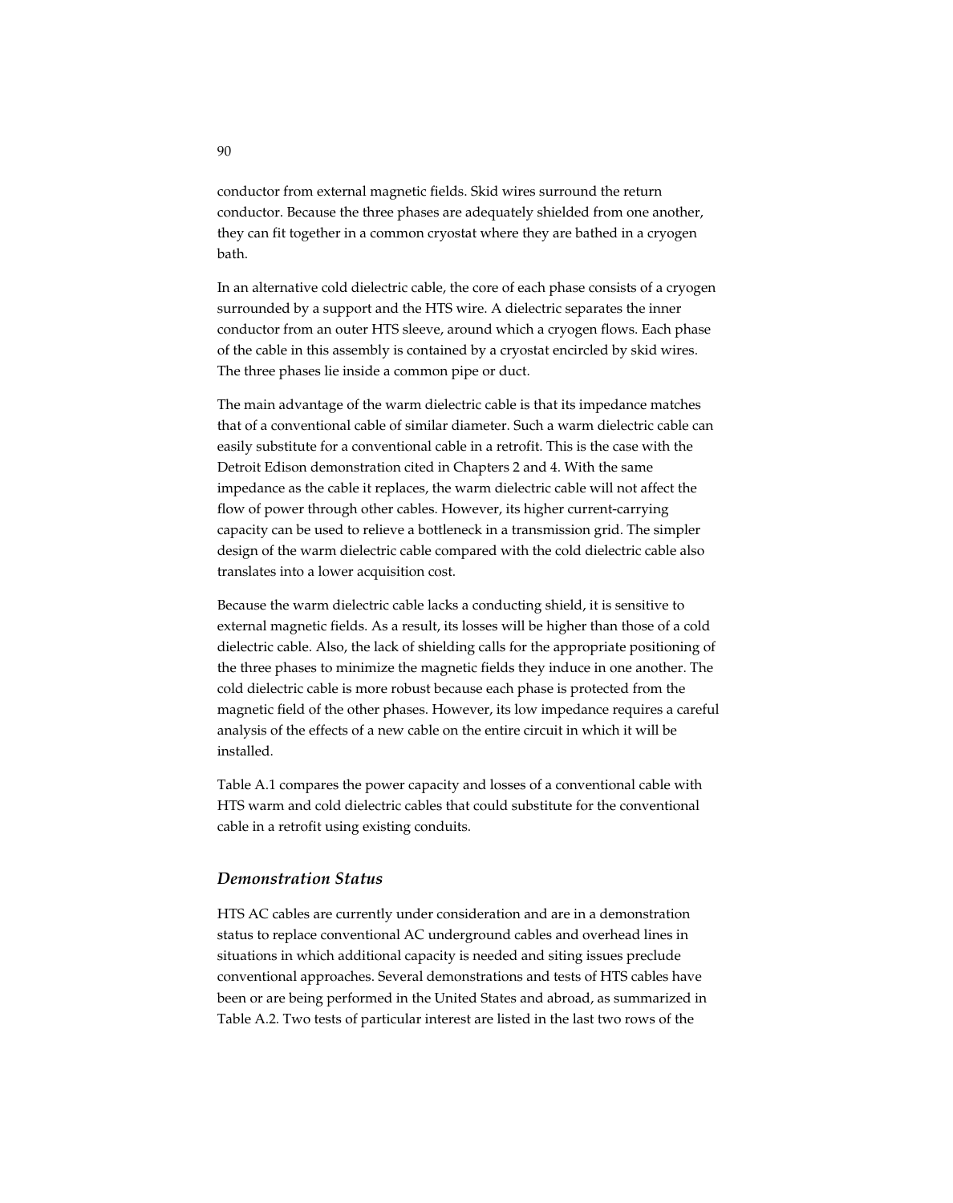conductor from external magnetic fields. Skid wires surround the return conductor. Because the three phases are adequately shielded from one another, they can fit together in a common cryostat where they are bathed in a cryogen bath.

In an alternative cold dielectric cable, the core of each phase consists of a cryogen surrounded by a support and the HTS wire. A dielectric separates the inner conductor from an outer HTS sleeve, around which a cryogen flows. Each phase of the cable in this assembly is contained by a cryostat encircled by skid wires. The three phases lie inside a common pipe or duct.

The main advantage of the warm dielectric cable is that its impedance matches that of a conventional cable of similar diameter. Such a warm dielectric cable can easily substitute for a conventional cable in a retrofit. This is the case with the Detroit Edison demonstration cited in Chapters 2 and 4. With the same impedance as the cable it replaces, the warm dielectric cable will not affect the flow of power through other cables. However, its higher current-carrying capacity can be used to relieve a bottleneck in a transmission grid. The simpler design of the warm dielectric cable compared with the cold dielectric cable also translates into a lower acquisition cost.

Because the warm dielectric cable lacks a conducting shield, it is sensitive to external magnetic fields. As a result, its losses will be higher than those of a cold dielectric cable. Also, the lack of shielding calls for the appropriate positioning of the three phases to minimize the magnetic fields they induce in one another. The cold dielectric cable is more robust because each phase is protected from the magnetic field of the other phases. However, its low impedance requires a careful analysis of the effects of a new cable on the entire circuit in which it will be installed.

Table A.1 compares the power capacity and losses of a conventional cable with HTS warm and cold dielectric cables that could substitute for the conventional cable in a retrofit using existing conduits.

### *Demonstration Status*

HTS AC cables are currently under consideration and are in a demonstration status to replace conventional AC underground cables and overhead lines in situations in which additional capacity is needed and siting issues preclude conventional approaches. Several demonstrations and tests of HTS cables have been or are being performed in the United States and abroad, as summarized in Table A.2. Two tests of particular interest are listed in the last two rows of the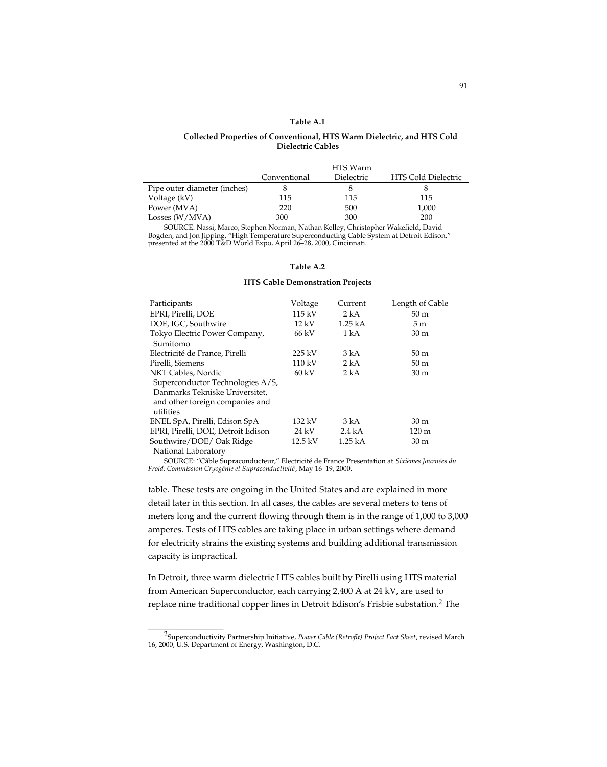**Table A.1**

**Collected Properties of Conventional, HTS Warm Dielectric, and HTS Cold Dielectric Cables**

| | Conventional | HTS Warm Dielectric | HTS Cold Dielectric |
|---|---|---|---|
| Pipe outer diameter (inches) | 8 | 8 | 8 |
| Voltage (kV) | 115 | 115 | 115 |
| Power (MVA) | 220 | 500 | 1,000 |
| Losses (W/MVA) | 300 | 300 | 200 |

SOURCE: Nassi, Marco, Stephen Norman, Nathan Kelley, Christopher Wakefield, David Bogden, and Jon Jipping, "High Temperature Superconducting Cable System at Detroit Edison," presented at the 2000 T&D World Expo, April 26–28, 2000, Cincinnati.

**Table A.2**

**HTS Cable Demonstration Projects**

| Participants | Voltage | Current | Length of Cable |
|---|---|---|---|
| EPRI, Pirelli, DOE | 115 kV | 2 kA | 50 m |
| DOE, IGC, Southwire | 12 kV | 1.25 kA | 5 m |
| Tokyo Electric Power Company, Sumitomo | 66 kV | 1 kA | 30 m |
| Electricité de France, Pirelli | 225 kV | 3 kA | 50 m |
| Pirelli, Siemens | 110 kV | 2 kA | 50 m |
| NKT Cables, Nordic Superconductor Technologies A/S, Danmarks Tekniske Universitet, and other foreign companies and utilities | 60 kV | 2 kA | 30 m |
| ENEL SpA, Pirelli, Edison SpA | 132 kV | 3 kA | 30 m |
| EPRI, Pirelli, DOE, Detroit Edison | 24 kV | 2.4 kA | 120 m |
| Southwire/DOE/ Oak Ridge National Laboratory | 12.5 kV | 1.25 kA | 30 m |

SOURCE: "Câble Supraconducteur," Electricité de France Presentation at *Sixièmes Journées du Froid: Commission Cryogénie et Supraconductivité*, May 16–19, 2000.

table. These tests are ongoing in the United States and are explained in more detail later in this section. In all cases, the cables are several meters to tens of meters long and the current flowing through them is in the range of 1,000 to 3,000 amperes. Tests of HTS cables are taking place in urban settings where demand for electricity strains the existing systems and building additional transmission capacity is impractical.

In Detroit, three warm dielectric HTS cables built by Pirelli using HTS material from American Superconductor, each carrying 2,400 A at 24 kV, are used to replace nine traditional copper lines in Detroit Edison's Frisbie substation.[2] The

---

[2] Superconductivity Partnership Initiative, *Power Cable (Retrofit) Project Fact Sheet*, revised March 16, 2000, U.S. Department of Energy, Washington, D.C.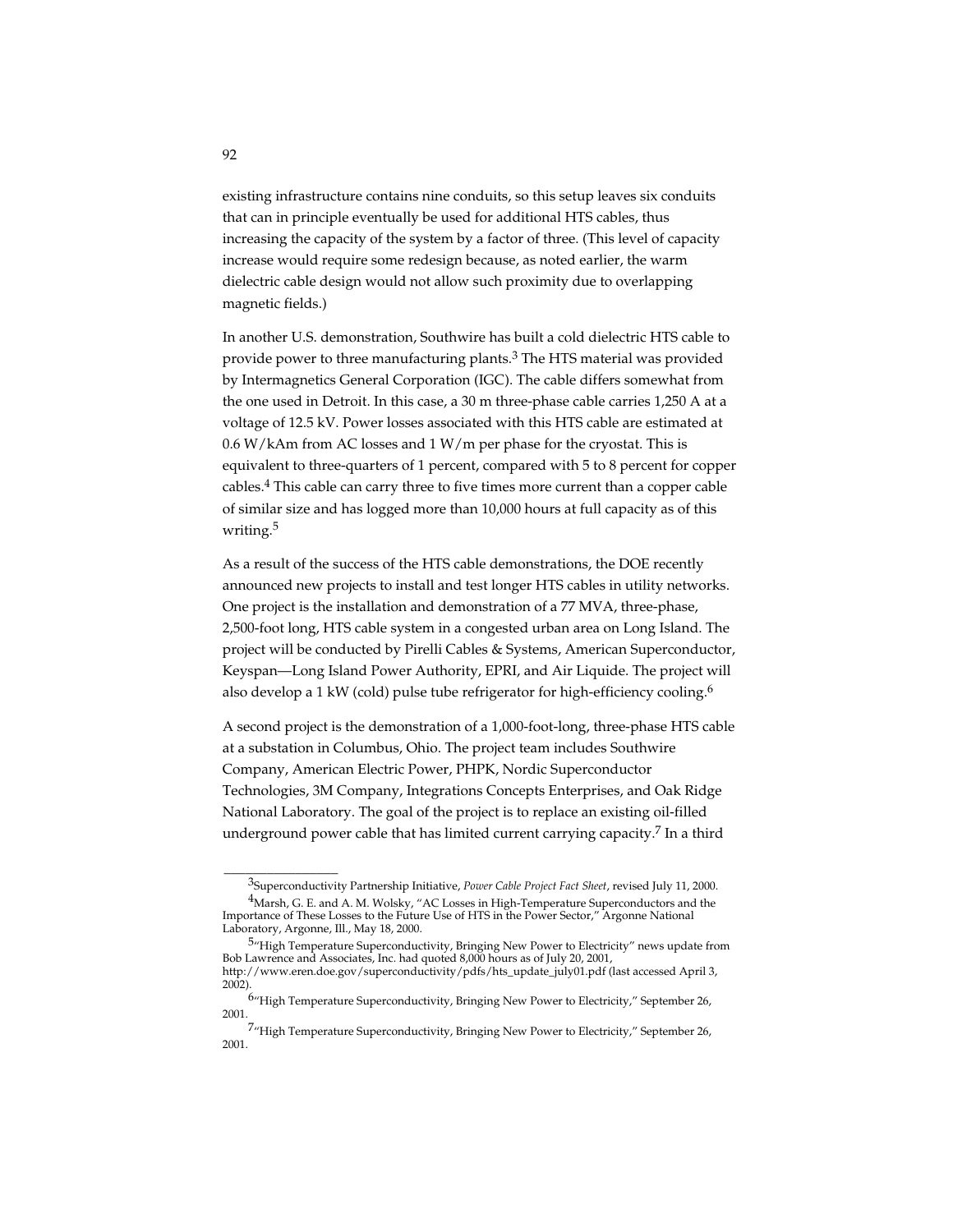existing infrastructure contains nine conduits, so this setup leaves six conduits that can in principle eventually be used for additional HTS cables, thus increasing the capacity of the system by a factor of three. (This level of capacity increase would require some redesign because, as noted earlier, the warm dielectric cable design would not allow such proximity due to overlapping magnetic fields.)

In another U.S. demonstration, Southwire has built a cold dielectric HTS cable to provide power to three manufacturing plants.[3] The HTS material was provided by Intermagnetics General Corporation (IGC). The cable differs somewhat from the one used in Detroit. In this case, a 30 m three-phase cable carries 1,250 A at a voltage of 12.5 kV. Power losses associated with this HTS cable are estimated at 0.6 W/kAm from AC losses and 1 W/m per phase for the cryostat. This is equivalent to three-quarters of 1 percent, compared with 5 to 8 percent for copper cables.[4] This cable can carry three to five times more current than a copper cable of similar size and has logged more than 10,000 hours at full capacity as of this writing.[5]

As a result of the success of the HTS cable demonstrations, the DOE recently announced new projects to install and test longer HTS cables in utility networks. One project is the installation and demonstration of a 77 MVA, three-phase, 2,500-foot long, HTS cable system in a congested urban area on Long Island. The project will be conducted by Pirelli Cables & Systems, American Superconductor, Keyspan—Long Island Power Authority, EPRI, and Air Liquide. The project will also develop a 1 kW (cold) pulse tube refrigerator for high-efficiency cooling.[6]

A second project is the demonstration of a 1,000-foot-long, three-phase HTS cable at a substation in Columbus, Ohio. The project team includes Southwire Company, American Electric Power, PHPK, Nordic Superconductor Technologies, 3M Company, Integrations Concepts Enterprises, and Oak Ridge National Laboratory. The goal of the project is to replace an existing oil-filled underground power cable that has limited current carrying capacity.[7] In a third

---

[3] Superconductivity Partnership Initiative, *Power Cable Project Fact Sheet*, revised July 11, 2000.

[4] Marsh, G. E. and A. M. Wolsky, "AC Losses in High-Temperature Superconductors and the Importance of These Losses to the Future Use of HTS in the Power Sector," Argonne National Laboratory, Argonne, Ill., May 18, 2000.

[5] "High Temperature Superconductivity, Bringing New Power to Electricity" news update from Bob Lawrence and Associates, Inc. had quoted 8,000 hours as of July 20, 2001, http://www.eren.doe.gov/superconductivity/pdfs/hts_update_july01.pdf (last accessed April 3, 2002).

[6] "High Temperature Superconductivity, Bringing New Power to Electricity," September 26, 2001.

[7] "High Temperature Superconductivity, Bringing New Power to Electricity," September 26, 2001.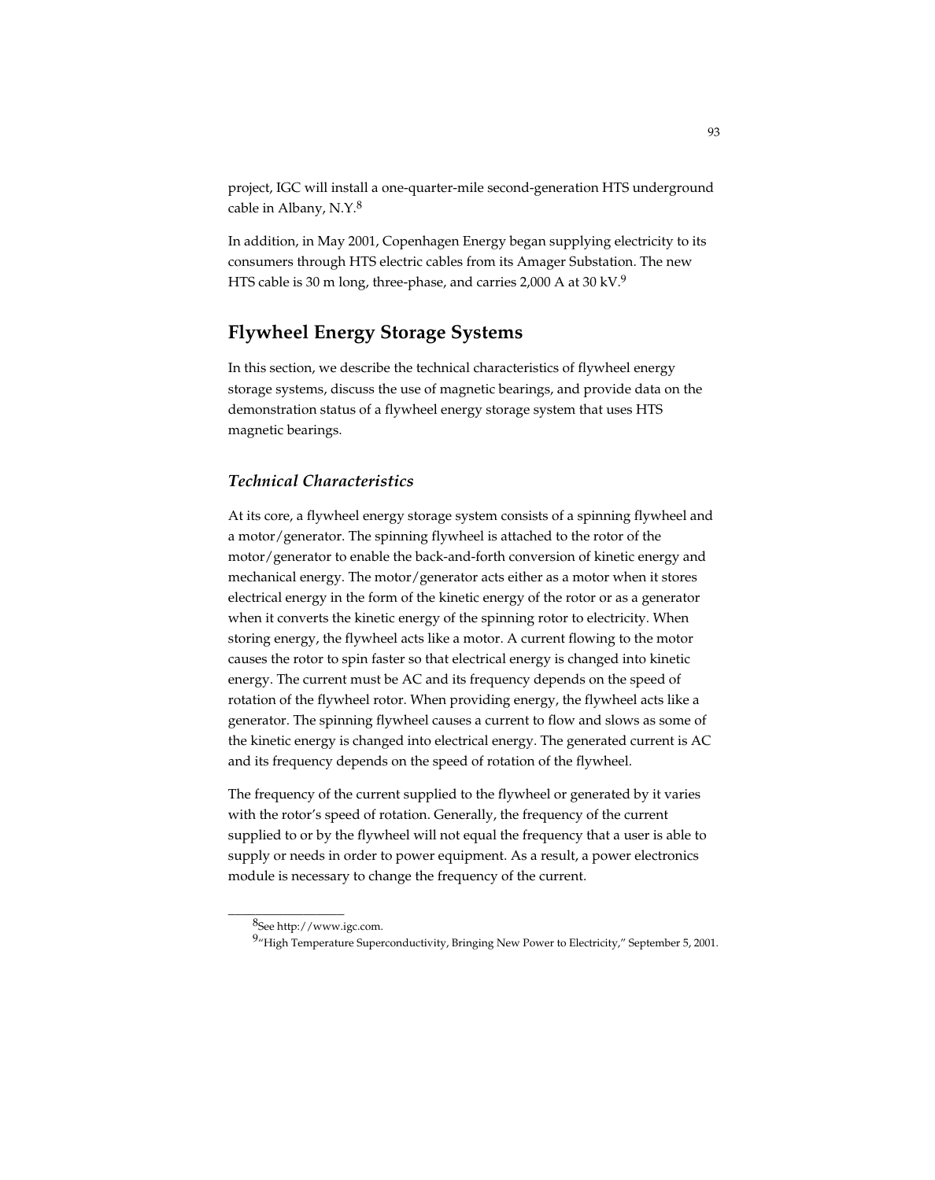project, IGC will install a one-quarter-mile second-generation HTS underground cable in Albany, N.Y.[8]

In addition, in May 2001, Copenhagen Energy began supplying electricity to its consumers through HTS electric cables from its Amager Substation. The new HTS cable is 30 m long, three-phase, and carries 2,000 A at 30 kV.[9]

## Flywheel Energy Storage Systems

In this section, we describe the technical characteristics of flywheel energy storage systems, discuss the use of magnetic bearings, and provide data on the demonstration status of a flywheel energy storage system that uses HTS magnetic bearings.

### *Technical Characteristics*

At its core, a flywheel energy storage system consists of a spinning flywheel and a motor/generator. The spinning flywheel is attached to the rotor of the motor/generator to enable the back-and-forth conversion of kinetic energy and mechanical energy. The motor/generator acts either as a motor when it stores electrical energy in the form of the kinetic energy of the rotor or as a generator when it converts the kinetic energy of the spinning rotor to electricity. When storing energy, the flywheel acts like a motor. A current flowing to the motor causes the rotor to spin faster so that electrical energy is changed into kinetic energy. The current must be AC and its frequency depends on the speed of rotation of the flywheel rotor. When providing energy, the flywheel acts like a generator. The spinning flywheel causes a current to flow and slows as some of the kinetic energy is changed into electrical energy. The generated current is AC and its frequency depends on the speed of rotation of the flywheel.

The frequency of the current supplied to the flywheel or generated by it varies with the rotor's speed of rotation. Generally, the frequency of the current supplied to or by the flywheel will not equal the frequency that a user is able to supply or needs in order to power equipment. As a result, a power electronics module is necessary to change the frequency of the current.

---

[8]See http://www.igc.com.

[9]"High Temperature Superconductivity, Bringing New Power to Electricity," September 5, 2001.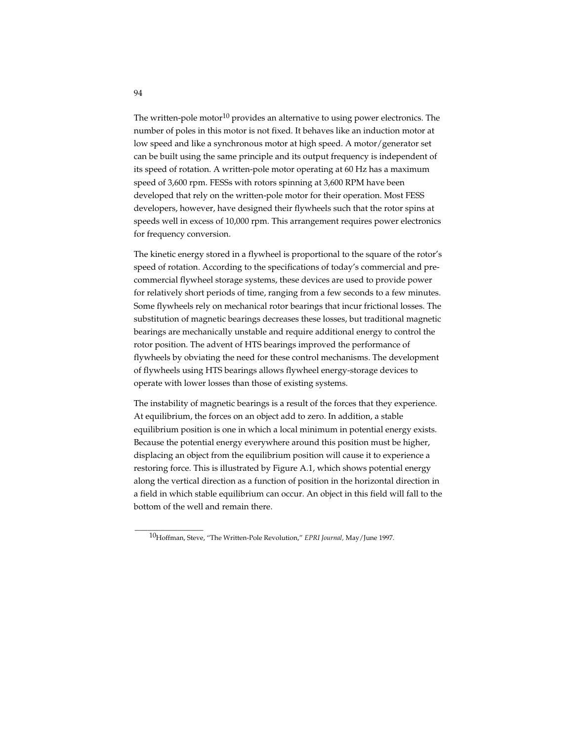The written-pole motor[10] provides an alternative to using power electronics. The number of poles in this motor is not fixed. It behaves like an induction motor at low speed and like a synchronous motor at high speed. A motor/generator set can be built using the same principle and its output frequency is independent of its speed of rotation. A written-pole motor operating at 60 Hz has a maximum speed of 3,600 rpm. FESSs with rotors spinning at 3,600 RPM have been developed that rely on the written-pole motor for their operation. Most FESS developers, however, have designed their flywheels such that the rotor spins at speeds well in excess of 10,000 rpm. This arrangement requires power electronics for frequency conversion.

The kinetic energy stored in a flywheel is proportional to the square of the rotor's speed of rotation. According to the specifications of today's commercial and pre-commercial flywheel storage systems, these devices are used to provide power for relatively short periods of time, ranging from a few seconds to a few minutes. Some flywheels rely on mechanical rotor bearings that incur frictional losses. The substitution of magnetic bearings decreases these losses, but traditional magnetic bearings are mechanically unstable and require additional energy to control the rotor position. The advent of HTS bearings improved the performance of flywheels by obviating the need for these control mechanisms. The development of flywheels using HTS bearings allows flywheel energy-storage devices to operate with lower losses than those of existing systems.

The instability of magnetic bearings is a result of the forces that they experience. At equilibrium, the forces on an object add to zero. In addition, a stable equilibrium position is one in which a local minimum in potential energy exists. Because the potential energy everywhere around this position must be higher, displacing an object from the equilibrium position will cause it to experience a restoring force. This is illustrated by Figure A.1, which shows potential energy along the vertical direction as a function of position in the horizontal direction in a field in which stable equilibrium can occur. An object in this field will fall to the bottom of the well and remain there.

---

[10] Hoffman, Steve, "The Written-Pole Revolution," *EPRI Journal,* May/June 1997.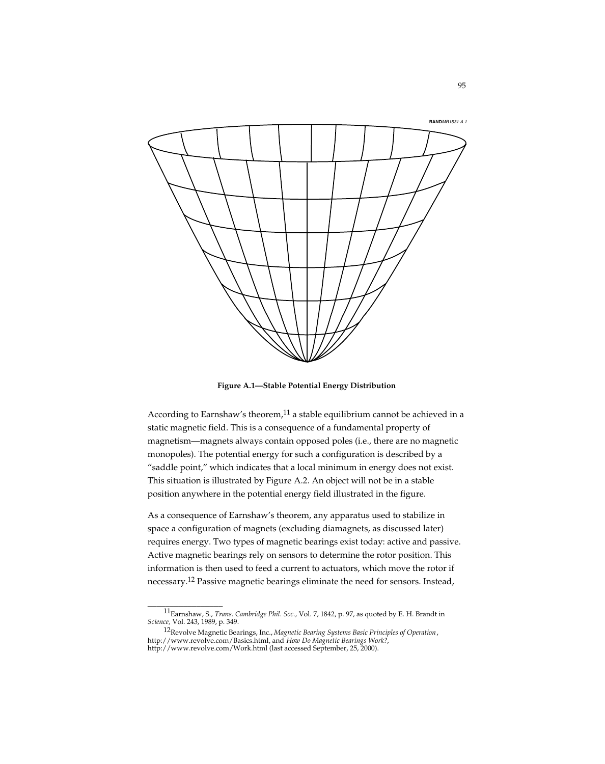RANDMR1531-A.1

**Figure A.1—Stable Potential Energy Distribution**

According to Earnshaw's theorem,[11] a stable equilibrium cannot be achieved in a static magnetic field. This is a consequence of a fundamental property of magnetism—magnets always contain opposed poles (i.e., there are no magnetic monopoles). The potential energy for such a configuration is described by a "saddle point," which indicates that a local minimum in energy does not exist. This situation is illustrated by Figure A.2. An object will not be in a stable position anywhere in the potential energy field illustrated in the figure.

As a consequence of Earnshaw's theorem, any apparatus used to stabilize in space a configuration of magnets (excluding diamagnets, as discussed later) requires energy. Two types of magnetic bearings exist today: active and passive. Active magnetic bearings rely on sensors to determine the rotor position. This information is then used to feed a current to actuators, which move the rotor if necessary.[12] Passive magnetic bearings eliminate the need for sensors. Instead,

---

[11] Earnshaw, S., *Trans. Cambridge Phil. Soc.,* Vol. 7, 1842, p. 97, as quoted by E. H. Brandt in *Science,* Vol. 243, 1989, p. 349.

[12] Revolve Magnetic Bearings, Inc., *Magnetic Bearing Systems Basic Principles of Operation*, http://www.revolve.com/Basics.html, and *How Do Magnetic Bearings Work?*, http://www.revolve.com/Work.html (last accessed September, 25, 2000).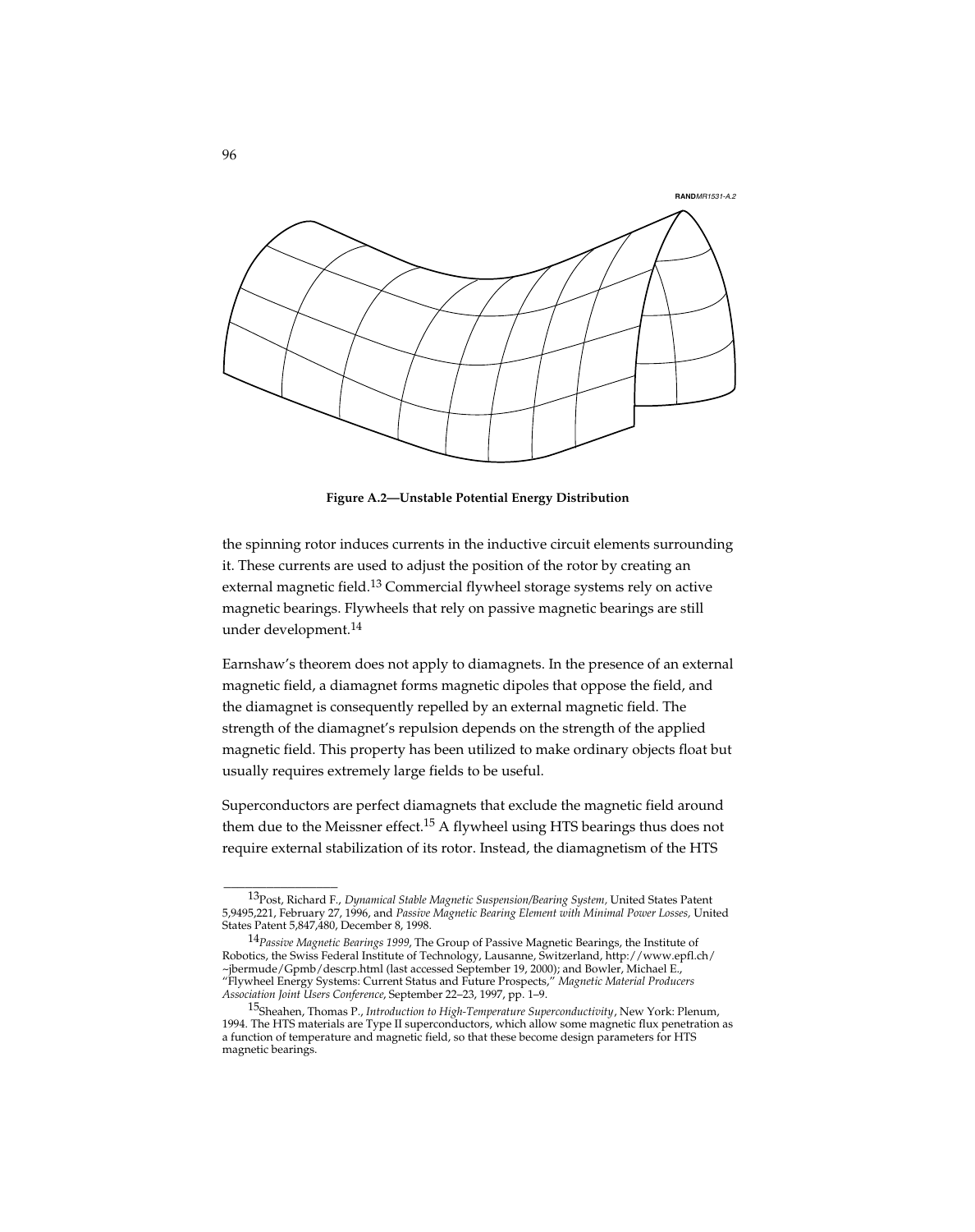RANDMR1531-A.2

**Figure A.2—Unstable Potential Energy Distribution**

the spinning rotor induces currents in the inductive circuit elements surrounding it. These currents are used to adjust the position of the rotor by creating an external magnetic field.[13] Commercial flywheel storage systems rely on active magnetic bearings. Flywheels that rely on passive magnetic bearings are still under development.[14]

Earnshaw's theorem does not apply to diamagnets. In the presence of an external magnetic field, a diamagnet forms magnetic dipoles that oppose the field, and the diamagnet is consequently repelled by an external magnetic field. The strength of the diamagnet's repulsion depends on the strength of the applied magnetic field. This property has been utilized to make ordinary objects float but usually requires extremely large fields to be useful.

Superconductors are perfect diamagnets that exclude the magnetic field around them due to the Meissner effect.[15] A flywheel using HTS bearings thus does not require external stabilization of its rotor. Instead, the diamagnetism of the HTS

---

[13] Post, Richard F., *Dynamical Stable Magnetic Suspension/Bearing System*, United States Patent 5,9495,221, February 27, 1996, and *Passive Magnetic Bearing Element with Minimal Power Losses,* United States Patent 5,847,480, December 8, 1998.

[14] *Passive Magnetic Bearings 1999*, The Group of Passive Magnetic Bearings, the Institute of Robotics, the Swiss Federal Institute of Technology, Lausanne, Switzerland, http://www.epfl.ch/~jbermude/Gpmb/descrp.html (last accessed September 19, 2000); and Bowler, Michael E., "Flywheel Energy Systems: Current Status and Future Prospects," *Magnetic Material Producers Association Joint Users Conference*, September 22–23, 1997, pp. 1–9.

[15] Sheahen, Thomas P., *Introduction to High-Temperature Superconductivity*, New York: Plenum, 1994. The HTS materials are Type II superconductors, which allow some magnetic flux penetration as a function of temperature and magnetic field, so that these become design parameters for HTS magnetic bearings.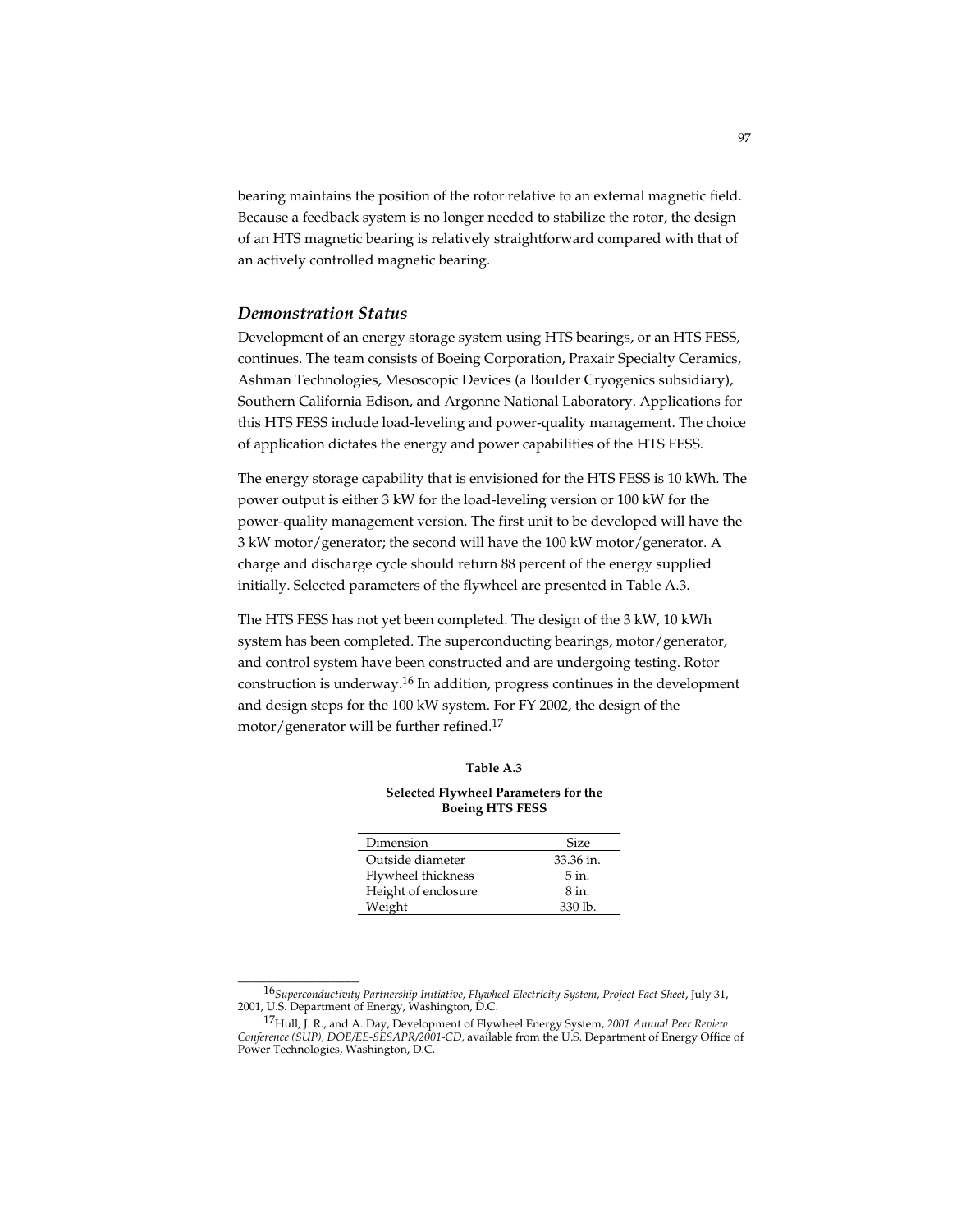bearing maintains the position of the rotor relative to an external magnetic field. Because a feedback system is no longer needed to stabilize the rotor, the design of an HTS magnetic bearing is relatively straightforward compared with that of an actively controlled magnetic bearing.

### *Demonstration Status*

Development of an energy storage system using HTS bearings, or an HTS FESS, continues. The team consists of Boeing Corporation, Praxair Specialty Ceramics, Ashman Technologies, Mesoscopic Devices (a Boulder Cryogenics subsidiary), Southern California Edison, and Argonne National Laboratory. Applications for this HTS FESS include load-leveling and power-quality management. The choice of application dictates the energy and power capabilities of the HTS FESS.

The energy storage capability that is envisioned for the HTS FESS is 10 kWh. The power output is either 3 kW for the load-leveling version or 100 kW for the power-quality management version. The first unit to be developed will have the 3 kW motor/generator; the second will have the 100 kW motor/generator. A charge and discharge cycle should return 88 percent of the energy supplied initially. Selected parameters of the flywheel are presented in Table A.3.

The HTS FESS has not yet been completed. The design of the 3 kW, 10 kWh system has been completed. The superconducting bearings, motor/generator, and control system have been constructed and are undergoing testing. Rotor construction is underway.[16] In addition, progress continues in the development and design steps for the 100 kW system. For FY 2002, the design of the motor/generator will be further refined.[17]

**Table A.3**

**Selected Flywheel Parameters for the Boeing HTS FESS**

| Dimension | Size |
|---|---|
| Outside diameter | 33.36 in. |
| Flywheel thickness | 5 in. |
| Height of enclosure | 8 in. |
| Weight | 330 lb. |

---

[16] *Superconductivity Partnership Initiative, Flywheel Electricity System, Project Fact Sheet*, July 31, 2001, U.S. Department of Energy, Washington, D.C.

[17] Hull, J. R., and A. Day, Development of Flywheel Energy System, *2001 Annual Peer Review Conference (SUP), DOE/EE-SESAPR/2001-CD*, available from the U.S. Department of Energy Office of Power Technologies, Washington, D.C.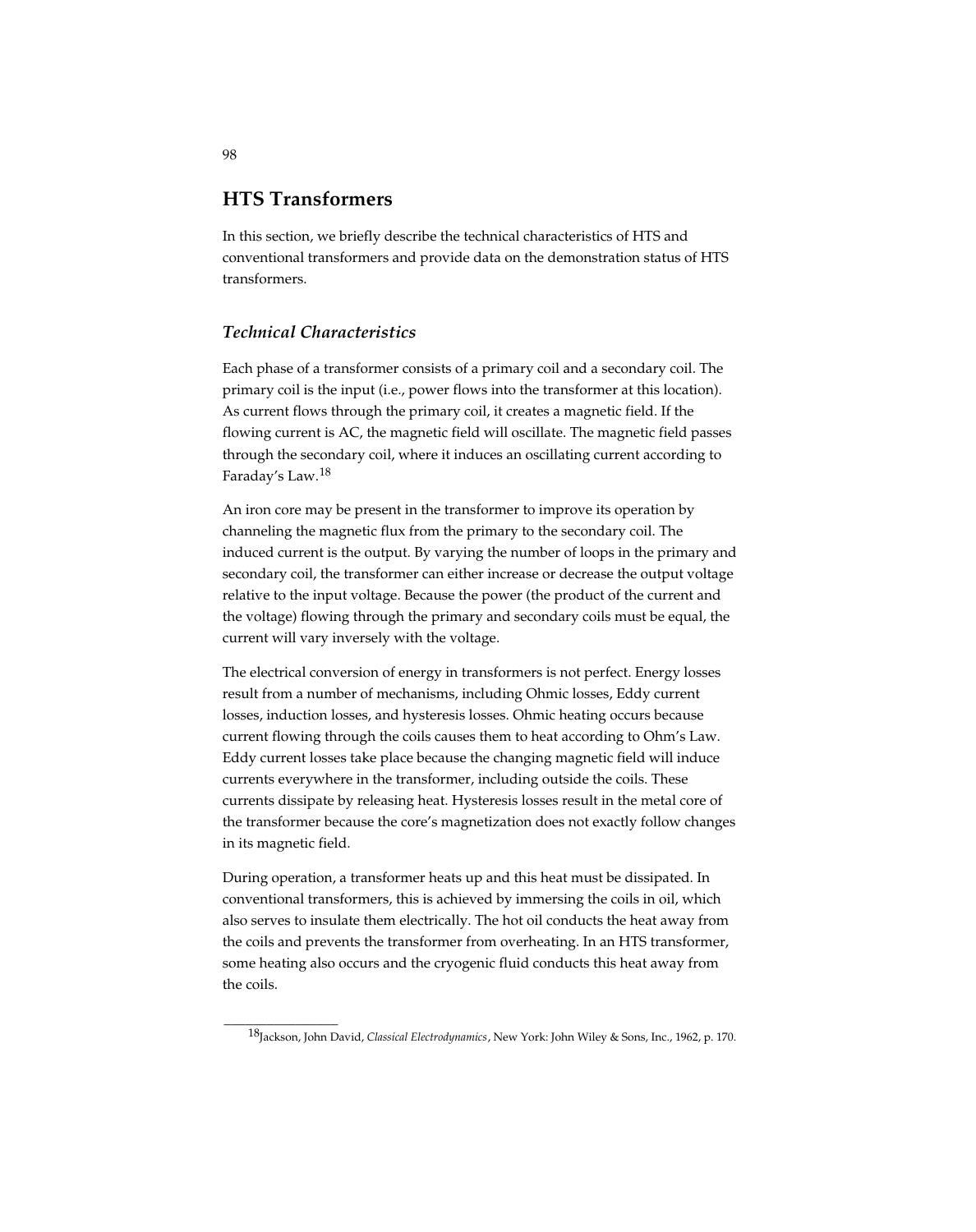## HTS Transformers

In this section, we briefly describe the technical characteristics of HTS and conventional transformers and provide data on the demonstration status of HTS transformers.

### *Technical Characteristics*

Each phase of a transformer consists of a primary coil and a secondary coil. The primary coil is the input (i.e., power flows into the transformer at this location). As current flows through the primary coil, it creates a magnetic field. If the flowing current is AC, the magnetic field will oscillate. The magnetic field passes through the secondary coil, where it induces an oscillating current according to Faraday's Law.[18]

An iron core may be present in the transformer to improve its operation by channeling the magnetic flux from the primary to the secondary coil. The induced current is the output. By varying the number of loops in the primary and secondary coil, the transformer can either increase or decrease the output voltage relative to the input voltage. Because the power (the product of the current and the voltage) flowing through the primary and secondary coils must be equal, the current will vary inversely with the voltage.

The electrical conversion of energy in transformers is not perfect. Energy losses result from a number of mechanisms, including Ohmic losses, Eddy current losses, induction losses, and hysteresis losses. Ohmic heating occurs because current flowing through the coils causes them to heat according to Ohm's Law. Eddy current losses take place because the changing magnetic field will induce currents everywhere in the transformer, including outside the coils. These currents dissipate by releasing heat. Hysteresis losses result in the metal core of the transformer because the core's magnetization does not exactly follow changes in its magnetic field.

During operation, a transformer heats up and this heat must be dissipated. In conventional transformers, this is achieved by immersing the coils in oil, which also serves to insulate them electrically. The hot oil conducts the heat away from the coils and prevents the transformer from overheating. In an HTS transformer, some heating also occurs and the cryogenic fluid conducts this heat away from the coils.

---

[18] Jackson, John David, *Classical Electrodynamics*, New York: John Wiley & Sons, Inc., 1962, p. 170.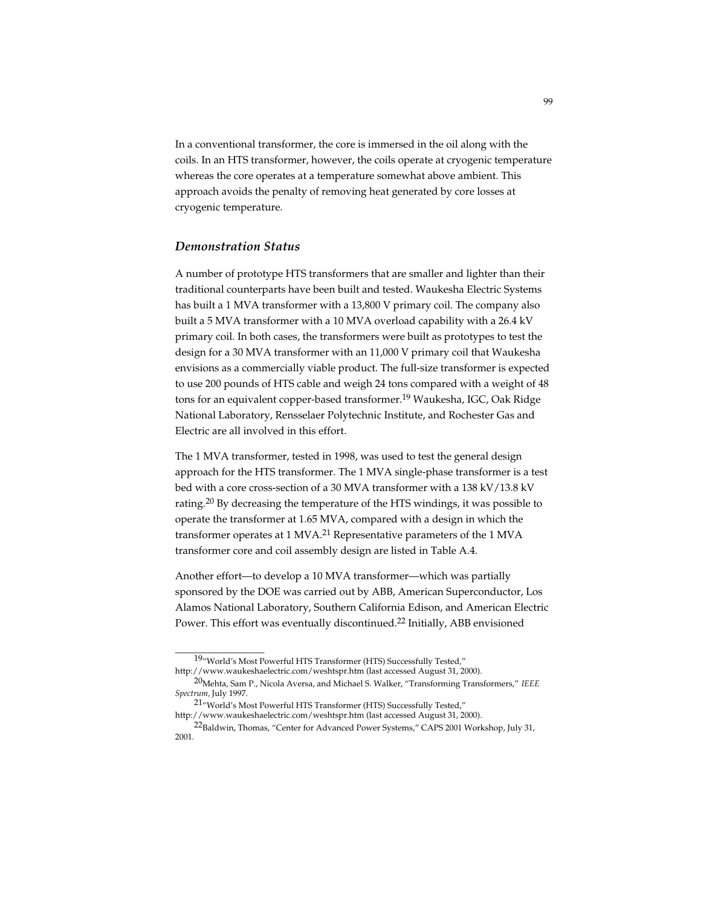In a conventional transformer, the core is immersed in the oil along with the coils. In an HTS transformer, however, the coils operate at cryogenic temperature whereas the core operates at a temperature somewhat above ambient. This approach avoids the penalty of removing heat generated by core losses at cryogenic temperature.

### *Demonstration Status*

A number of prototype HTS transformers that are smaller and lighter than their traditional counterparts have been built and tested. Waukesha Electric Systems has built a 1 MVA transformer with a 13,800 V primary coil. The company also built a 5 MVA transformer with a 10 MVA overload capability with a 26.4 kV primary coil. In both cases, the transformers were built as prototypes to test the design for a 30 MVA transformer with an 11,000 V primary coil that Waukesha envisions as a commercially viable product. The full-size transformer is expected to use 200 pounds of HTS cable and weigh 24 tons compared with a weight of 48 tons for an equivalent copper-based transformer.[19] Waukesha, IGC, Oak Ridge National Laboratory, Rensselaer Polytechnic Institute, and Rochester Gas and Electric are all involved in this effort.

The 1 MVA transformer, tested in 1998, was used to test the general design approach for the HTS transformer. The 1 MVA single-phase transformer is a test bed with a core cross-section of a 30 MVA transformer with a 138 kV/13.8 kV rating.[20] By decreasing the temperature of the HTS windings, it was possible to operate the transformer at 1.65 MVA, compared with a design in which the transformer operates at 1 MVA.[21] Representative parameters of the 1 MVA transformer core and coil assembly design are listed in Table A.4.

Another effort—to develop a 10 MVA transformer—which was partially sponsored by the DOE was carried out by ABB, American Superconductor, Los Alamos National Laboratory, Southern California Edison, and American Electric Power. This effort was eventually discontinued.[22] Initially, ABB envisioned

---

[19]"World's Most Powerful HTS Transformer (HTS) Successfully Tested," http://www.waukeshaelectric.com/weshtspr.htm (last accessed August 31, 2000).

[20]Mehta, Sam P., Nicola Aversa, and Michael S. Walker, "Transforming Transformers," *IEEE Spectrum*, July 1997.

[21]"World's Most Powerful HTS Transformer (HTS) Successfully Tested," http://www.waukeshaelectric.com/weshtspr.htm (last accessed August 31, 2000).

[22]Baldwin, Thomas, "Center for Advanced Power Systems," CAPS 2001 Workshop, July 31, 2001.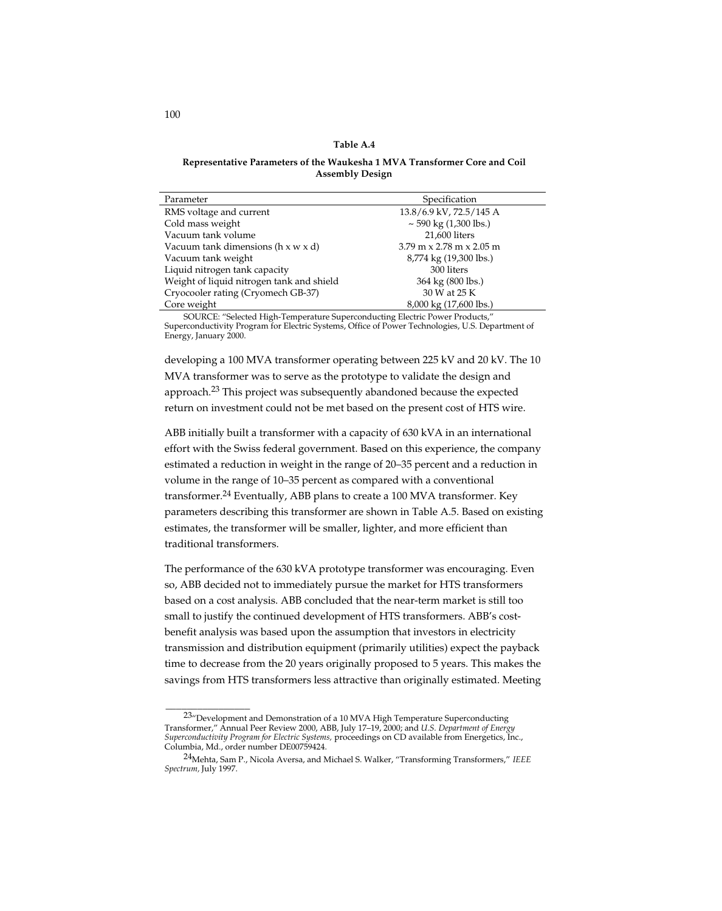**Table A.4**

**Representative Parameters of the Waukesha 1 MVA Transformer Core and Coil Assembly Design**

| Parameter | Specification |
|---|---|
| RMS voltage and current | 13.8/6.9 kV, 72.5/145 A |
| Cold mass weight | ~ 590 kg (1,300 lbs.) |
| Vacuum tank volume | 21,600 liters |
| Vacuum tank dimensions (h x w x d) | 3.79 m x 2.78 m x 2.05 m |
| Vacuum tank weight | 8,774 kg (19,300 lbs.) |
| Liquid nitrogen tank capacity | 300 liters |
| Weight of liquid nitrogen tank and shield | 364 kg (800 lbs.) |
| Cryocooler rating (Cryomech GB-37) | 30 W at 25 K |
| Core weight | 8,000 kg (17,600 lbs.) |

SOURCE: "Selected High-Temperature Superconducting Electric Power Products," Superconductivity Program for Electric Systems, Office of Power Technologies, U.S. Department of Energy, January 2000.

developing a 100 MVA transformer operating between 225 kV and 20 kV. The 10 MVA transformer was to serve as the prototype to validate the design and approach.[23] This project was subsequently abandoned because the expected return on investment could not be met based on the present cost of HTS wire.

ABB initially built a transformer with a capacity of 630 kVA in an international effort with the Swiss federal government. Based on this experience, the company estimated a reduction in weight in the range of 20–35 percent and a reduction in volume in the range of 10–35 percent as compared with a conventional transformer.[24] Eventually, ABB plans to create a 100 MVA transformer. Key parameters describing this transformer are shown in Table A.5. Based on existing estimates, the transformer will be smaller, lighter, and more efficient than traditional transformers.

The performance of the 630 kVA prototype transformer was encouraging. Even so, ABB decided not to immediately pursue the market for HTS transformers based on a cost analysis. ABB concluded that the near-term market is still too small to justify the continued development of HTS transformers. ABB's cost-benefit analysis was based upon the assumption that investors in electricity transmission and distribution equipment (primarily utilities) expect the payback time to decrease from the 20 years originally proposed to 5 years. This makes the savings from HTS transformers less attractive than originally estimated. Meeting

---

[23] "Development and Demonstration of a 10 MVA High Temperature Superconducting Transformer," Annual Peer Review 2000, ABB, July 17–19, 2000; and *U.S. Department of Energy Superconductivity Program for Electric Systems,* proceedings on CD available from Energetics, Inc., Columbia, Md., order number DE00759424.

[24] Mehta, Sam P., Nicola Aversa, and Michael S. Walker, "Transforming Transformers," *IEEE Spectrum,* July 1997.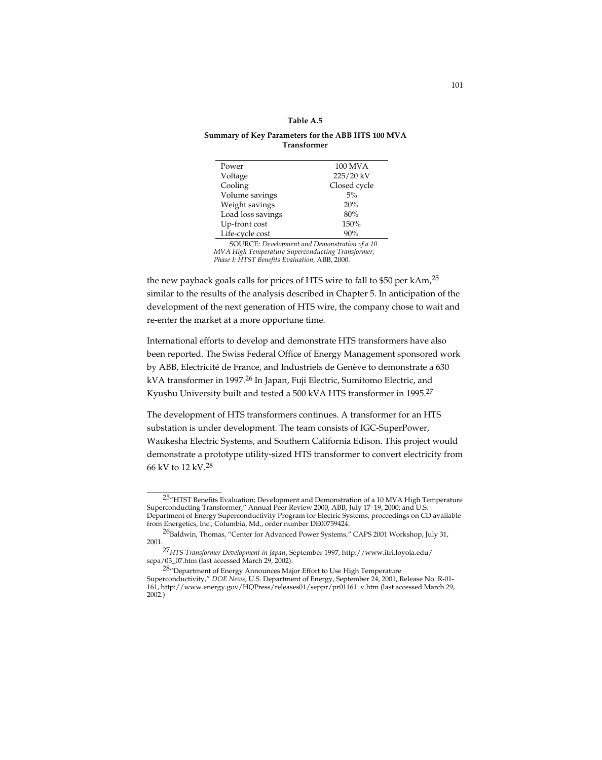**Table A.5**

**Summary of Key Parameters for the ABB HTS 100 MVA Transformer**

| | |
|---|---|
| Power | 100 MVA |
| Voltage | 225/20 kV |
| Cooling | Closed cycle |
| Volume savings | 5% |
| Weight savings | 20% |
| Load loss savings | 80% |
| Up-front cost | 150% |
| Life-cycle cost | 90% |

SOURCE: *Development and Demonstration of a 10 MVA High Temperature Superconducting Transformer; Phase I: HTST Benefits Evaluation,* ABB, 2000.

the new payback goals calls for prices of HTS wire to fall to $50 per kAm,[25] similar to the results of the analysis described in Chapter 5. In anticipation of the development of the next generation of HTS wire, the company chose to wait and re-enter the market at a more opportune time.

International efforts to develop and demonstrate HTS transformers have also been reported. The Swiss Federal Office of Energy Management sponsored work by ABB, Electricité de France, and Industriels de Genève to demonstrate a 630 kVA transformer in 1997.[26] In Japan, Fuji Electric, Sumitomo Electric, and Kyushu University built and tested a 500 kVA HTS transformer in 1995.[27]

The development of HTS transformers continues. A transformer for an HTS substation is under development. The team consists of IGC-SuperPower, Waukesha Electric Systems, and Southern California Edison. This project would demonstrate a prototype utility-sized HTS transformer to convert electricity from 66 kV to 12 kV.[28]

---

[25] "HTST Benefits Evaluation; Development and Demonstration of a 10 MVA High Temperature Superconducting Transformer," Annual Peer Review 2000, ABB, July 17–19, 2000; and U.S. Department of Energy Superconductivity Program for Electric Systems, proceedings on CD available from Energetics, Inc., Columbia, Md., order number DE00759424.

[26] Baldwin, Thomas, "Center for Advanced Power Systems," CAPS 2001 Workshop, July 31, 2001.

[27] *HTS Transformer Development in Japan*, September 1997, http://www.itri.loyola.edu/scpa/03_07.htm (last accessed March 29, 2002).

[28] "Department of Energy Announces Major Effort to Use High Temperature Superconductivity," *DOE News,* U.S. Department of Energy, September 24, 2001, Release No. R-01-161, http://www.energy.gov/HQPress/releases01/seppr/pr01161_v.htm (last accessed March 29, 2002.)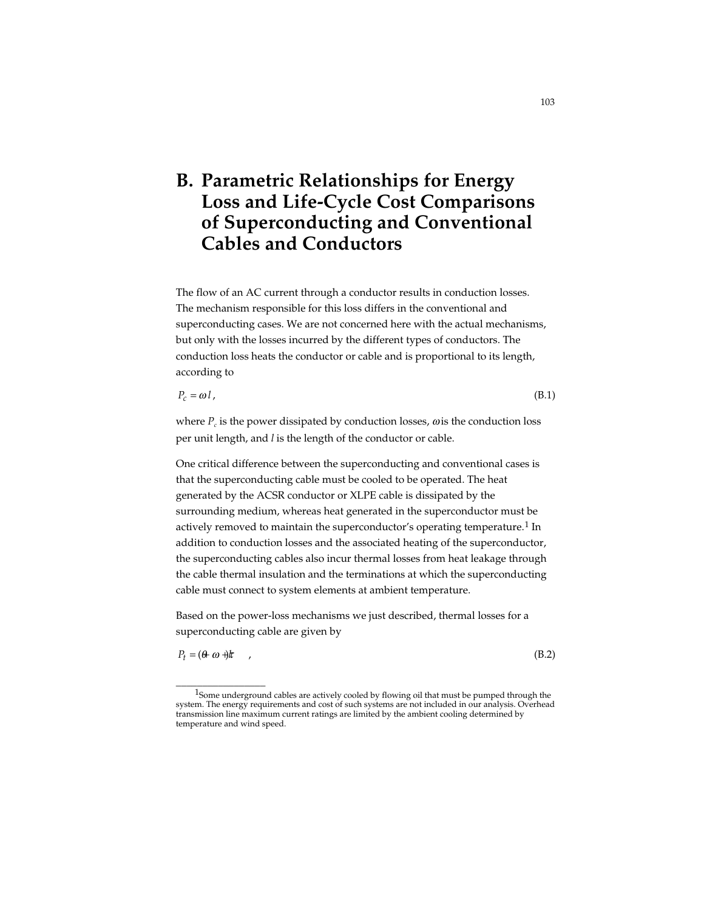# B. Parametric Relationships for Energy Loss and Life-Cycle Cost Comparisons of Superconducting and Conventional Cables and Conductors

The flow of an AC current through a conductor results in conduction losses. The mechanism responsible for this loss differs in the conventional and superconducting cases. We are not concerned here with the actual mechanisms, but only with the losses incurred by the different types of conductors. The conduction loss heats the conductor or cable and is proportional to its length, according to

$$P_c = \omega l \,, \tag{B.1}$$

where $P_c$ is the power dissipated by conduction losses, $\omega$ is the conduction loss per unit length, and $l$ is the length of the conductor or cable.

One critical difference between the superconducting and conventional cases is that the superconducting cable must be cooled to be operated. The heat generated by the ACSR conductor or XLPE cable is dissipated by the surrounding medium, whereas heat generated in the superconductor must be actively removed to maintain the superconductor's operating temperature.[1] In addition to conduction losses and the associated heating of the superconductor, the superconducting cables also incur thermal losses from heat leakage through the cable thermal insulation and the terminations at which the superconducting cable must connect to system elements at ambient temperature.

Based on the power-loss mechanisms we just described, thermal losses for a superconducting cable are given by

$$P_t = (\theta + \omega)l + \tau \,, \tag{B.2}$$

---

[1] Some underground cables are actively cooled by flowing oil that must be pumped through the system. The energy requirements and cost of such systems are not included in our analysis. Overhead transmission line maximum current ratings are limited by the ambient cooling determined by temperature and wind speed.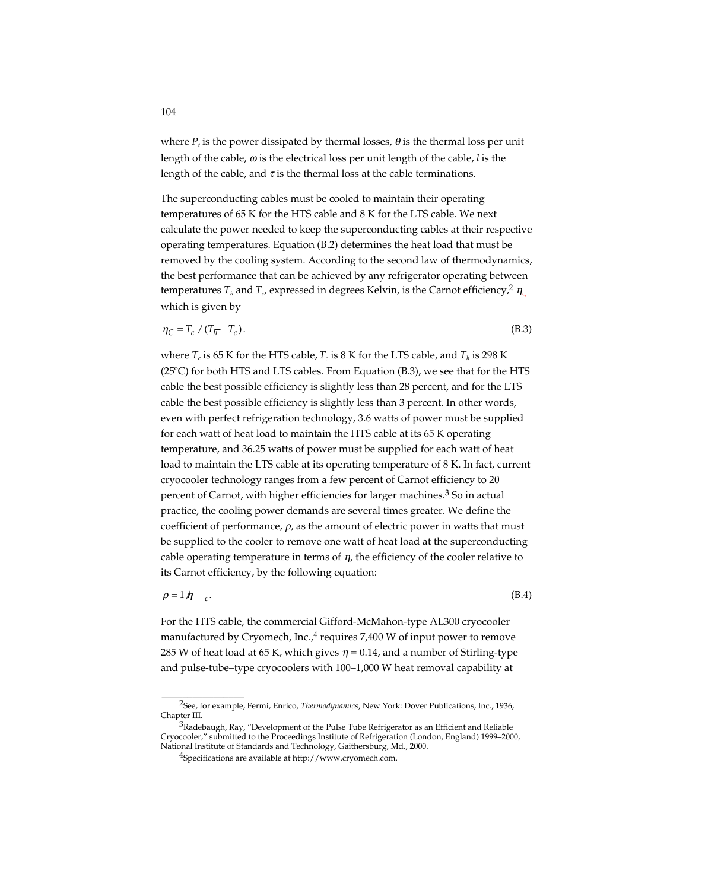where $P_t$ is the power dissipated by thermal losses, $\theta$ is the thermal loss per unit length of the cable, $\omega$ is the electrical loss per unit length of the cable, $l$ is the length of the cable, and $\tau$ is the thermal loss at the cable terminations.

The superconducting cables must be cooled to maintain their operating temperatures of 65 K for the HTS cable and 8 K for the LTS cable. We next calculate the power needed to keep the superconducting cables at their respective operating temperatures. Equation (B.2) determines the heat load that must be removed by the cooling system. According to the second law of thermodynamics, the best performance that can be achieved by any refrigerator operating between temperatures $T_h$ and $T_c$, expressed in degrees Kelvin, is the Carnot efficiency,[2] $\eta_c$, which is given by

$$\eta_C = T_c \,/\, (T_h - T_c)\,. \tag{B.3}$$

where $T_c$ is 65 K for the HTS cable, $T_c$ is 8 K for the LTS cable, and $T_h$ is 298 K (25ºC) for both HTS and LTS cables. From Equation (B.3), we see that for the HTS cable the best possible efficiency is slightly less than 28 percent, and for the LTS cable the best possible efficiency is slightly less than 3 percent. In other words, even with perfect refrigeration technology, 3.6 watts of power must be supplied for each watt of heat load to maintain the HTS cable at its 65 K operating temperature, and 36.25 watts of power must be supplied for each watt of heat load to maintain the LTS cable at its operating temperature of 8 K. In fact, current cryocooler technology ranges from a few percent of Carnot efficiency to 20 percent of Carnot, with higher efficiencies for larger machines.[3] So in actual practice, the cooling power demands are several times greater. We define the coefficient of performance, $\rho$, as the amount of electric power in watts that must be supplied to the cooler to remove one watt of heat load at the superconducting cable operating temperature in terms of $\eta$, the efficiency of the cooler relative to its Carnot efficiency, by the following equation:

$$\rho = 1/\eta\eta_c\,. \tag{B.4}$$

For the HTS cable, the commercial Gifford-McMahon-type AL300 cryocooler manufactured by Cryomech, Inc.,[4] requires 7,400 W of input power to remove 285 W of heat load at 65 K, which gives $\eta = 0.14$, and a number of Stirling-type and pulse-tube–type cryocoolers with 100–1,000 W heat removal capability at

---

[2] See, for example, Fermi, Enrico, *Thermodynamics*, New York: Dover Publications, Inc., 1936, Chapter III.

[3] Radebaugh, Ray, "Development of the Pulse Tube Refrigerator as an Efficient and Reliable Cryocooler," submitted to the Proceedings Institute of Refrigeration (London, England) 1999–2000, National Institute of Standards and Technology, Gaithersburg, Md., 2000.

[4] Specifications are available at http://www.cryomech.com.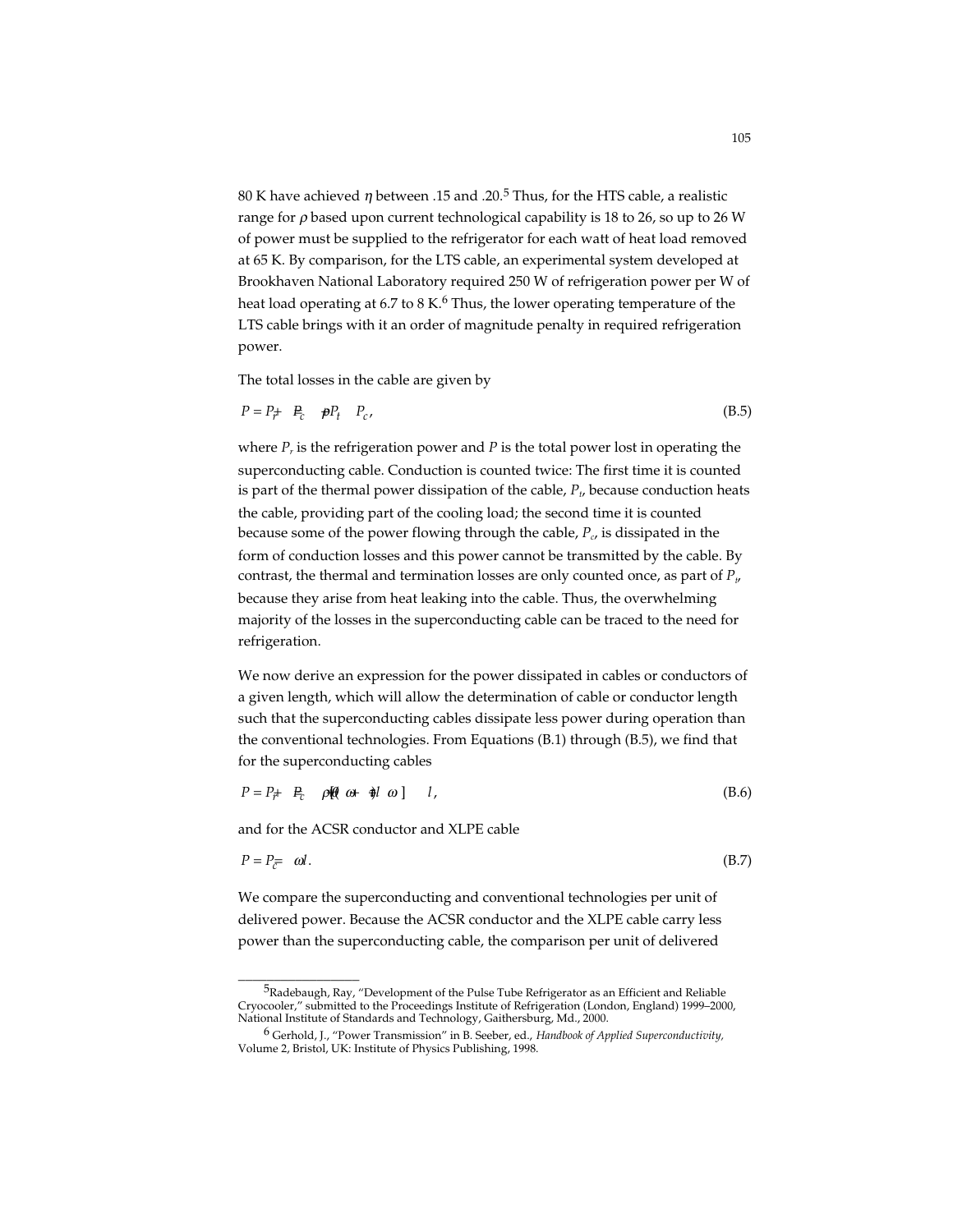80 K have achieved $\eta$ between .15 and .20.[5] Thus, for the HTS cable, a realistic range for $\rho$ based upon current technological capability is 18 to 26, so up to 26 W of power must be supplied to the refrigerator for each watt of heat load removed at 65 K. By comparison, for the LTS cable, an experimental system developed at Brookhaven National Laboratory required 250 W of refrigeration power per W of heat load operating at 6.7 to 8 K.[6] Thus, the lower operating temperature of the LTS cable brings with it an order of magnitude penalty in required refrigeration power.

The total losses in the cable are given by

$$P = P_r + P_c = \rho P_t + P_c, \tag{B.5}$$

where $P_r$ is the refrigeration power and $P$ is the total power lost in operating the superconducting cable. Conduction is counted twice: The first time it is counted is part of the thermal power dissipation of the cable, $P_t$, because conduction heats the cable, providing part of the cooling load; the second time it is counted because some of the power flowing through the cable, $P_c$, is dissipated in the form of conduction losses and this power cannot be transmitted by the cable. By contrast, the thermal and termination losses are only counted once, as part of $P_t$, because they arise from heat leaking into the cable. Thus, the overwhelming majority of the losses in the superconducting cable can be traced to the need for refrigeration.

We now derive an expression for the power dissipated in cables or conductors of a given length, which will allow the determination of cable or conductor length such that the superconducting cables dissipate less power during operation than the conventional technologies. From Equations (B.1) through (B.5), we find that for the superconducting cables

$$P = P_r + P_c = \rho[(\theta + \omega)l + \psi] + \omega l, \tag{B.6}$$

and for the ACSR conductor and XLPE cable

$$P = P_c = \omega l. \tag{B.7}$$

We compare the superconducting and conventional technologies per unit of delivered power. Because the ACSR conductor and the XLPE cable carry less power than the superconducting cable, the comparison per unit of delivered

---

[5] Radebaugh, Ray, "Development of the Pulse Tube Refrigerator as an Efficient and Reliable Cryocooler," submitted to the Proceedings Institute of Refrigeration (London, England) 1999–2000, National Institute of Standards and Technology, Gaithersburg, Md., 2000.

[6] Gerhold, J., "Power Transmission" in B. Seeber, ed., *Handbook of Applied Superconductivity*, Volume 2, Bristol, UK: Institute of Physics Publishing, 1998.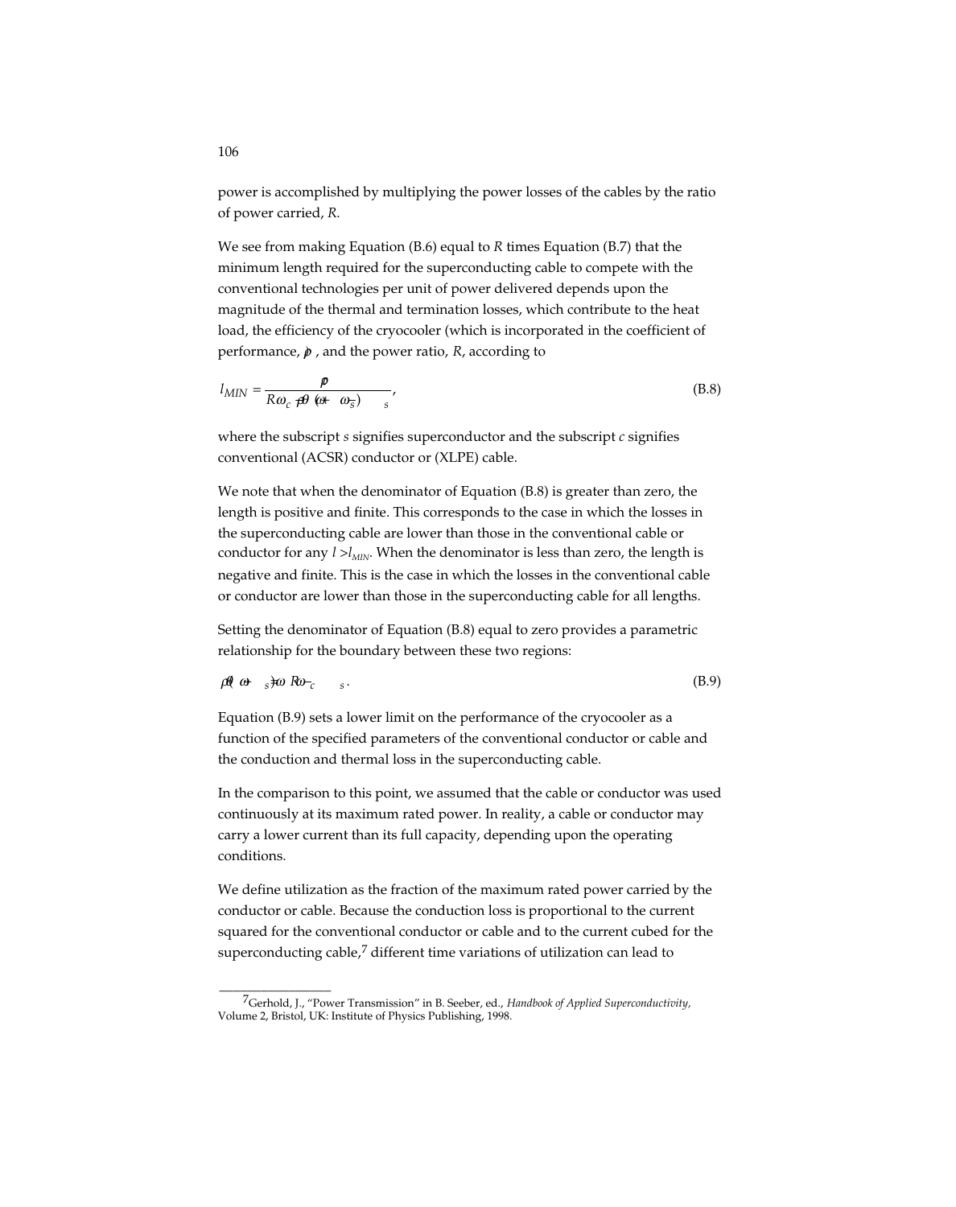power is accomplished by multiplying the power losses of the cables by the ratio of power carried, $R$.

We see from making Equation (B.6) equal to $R$ times Equation (B.7) that the minimum length required for the superconducting cable to compete with the conventional technologies per unit of power delivered depends upon the magnitude of the thermal and termination losses, which contribute to the heat load, the efficiency of the cryocooler (which is incorporated in the coefficient of performance, $\phi$ , and the power ratio, $R$, according to

$$l_{MIN} = \frac{\phi}{R\omega_c - \phi(\theta + \omega_s)}, \tag{B.8}$$

where the subscript $s$ signifies superconductor and the subscript $c$ signifies conventional (ACSR) conductor or (XLPE) cable.

We note that when the denominator of Equation (B.8) is greater than zero, the length is positive and finite. This corresponds to the case in which the losses in the superconducting cable are lower than those in the conventional cable or conductor for any $l > l_{MIN}$. When the denominator is less than zero, the length is negative and finite. This is the case in which the losses in the conventional cable or conductor are lower than those in the superconducting cable for all lengths.

Setting the denominator of Equation (B.8) equal to zero provides a parametric relationship for the boundary between these two regions:

$$\phi(\theta + \omega_s) = R\omega_c. \tag{B.9}$$

Equation (B.9) sets a lower limit on the performance of the cryocooler as a function of the specified parameters of the conventional conductor or cable and the conduction and thermal loss in the superconducting cable.

In the comparison to this point, we assumed that the cable or conductor was used continuously at its maximum rated power. In reality, a cable or conductor may carry a lower current than its full capacity, depending upon the operating conditions.

We define utilization as the fraction of the maximum rated power carried by the conductor or cable. Because the conduction loss is proportional to the current squared for the conventional conductor or cable and to the current cubed for the superconducting cable,[7] different time variations of utilization can lead to

---

[7] Gerhold, J., "Power Transmission" in B. Seeber, ed., *Handbook of Applied Superconductivity*, Volume 2, Bristol, UK: Institute of Physics Publishing, 1998.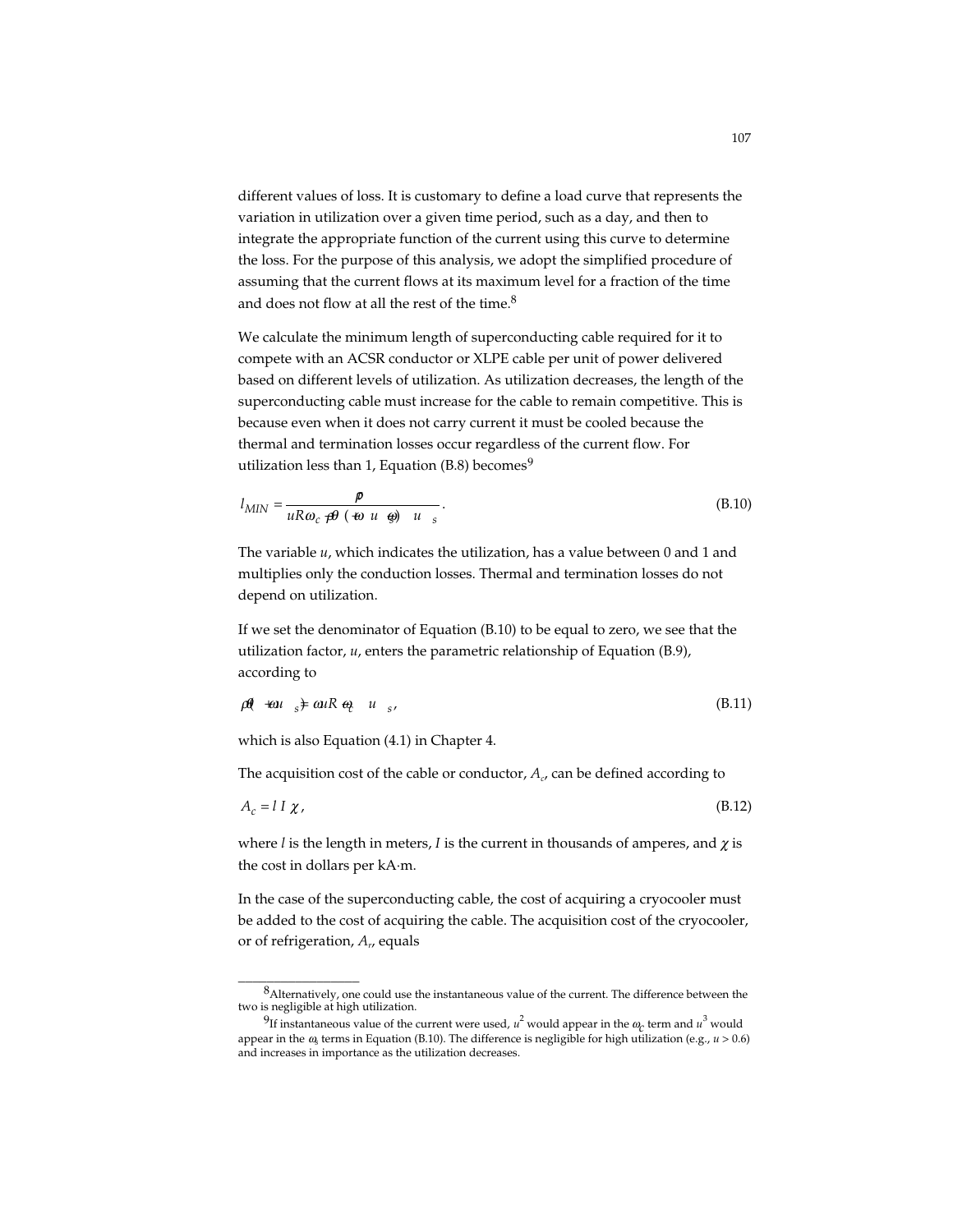different values of loss. It is customary to define a load curve that represents the variation in utilization over a given time period, such as a day, and then to integrate the appropriate function of the current using this curve to determine the loss. For the purpose of this analysis, we adopt the simplified procedure of assuming that the current flows at its maximum level for a fraction of the time and does not flow at all the rest of the time.[8]

We calculate the minimum length of superconducting cable required for it to compete with an ACSR conductor or XLPE cable per unit of power delivered based on different levels of utilization. As utilization decreases, the length of the superconducting cable must increase for the cable to remain competitive. This is because even when it does not carry current it must be cooled because the thermal and termination losses occur regardless of the current flow. For utilization less than 1, Equation (B.8) becomes[9]

$$l_{MIN} = \frac{\beta}{uR\omega_c - \beta\theta(\omega_t + u\omega_s) - u\omega_s}. \tag{B.10}$$

The variable $u$, which indicates the utilization, has a value between 0 and 1 and multiplies only the conduction losses. Thermal and termination losses do not depend on utilization.

If we set the denominator of Equation (B.10) to be equal to zero, we see that the utilization factor, $u$, enters the parametric relationship of Equation (B.9), according to

$$\beta\theta(\omega_t + u\omega_s) = uR\omega_c - u\omega_s, \tag{B.11}$$

which is also Equation (4.1) in Chapter 4.

The acquisition cost of the cable or conductor, $A_c$, can be defined according to

$$A_c = l\, I\, \chi, \tag{B.12}$$

where $l$ is the length in meters, $I$ is the current in thousands of amperes, and $\chi$ is the cost in dollars per kA·m.

In the case of the superconducting cable, the cost of acquiring a cryocooler must be added to the cost of acquiring the cable. The acquisition cost of the cryocooler, or of refrigeration, $A_r$, equals

---

[8] Alternatively, one could use the instantaneous value of the current. The difference between the two is negligible at high utilization.

[9] If instantaneous value of the current were used, $u^2$ would appear in the $\omega_c$ term and $u^3$ would appear in the $\omega_s$ terms in Equation (B.10). The difference is negligible for high utilization (e.g., $u > 0.6$) and increases in importance as the utilization decreases.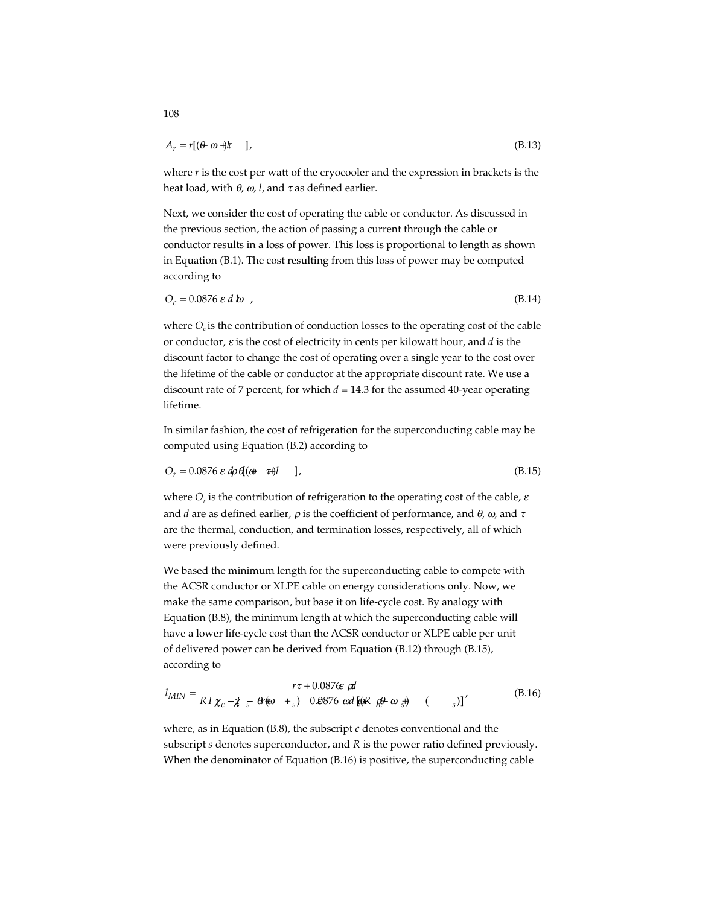$$A_r = r[(\theta + \omega)l + \tau], \tag{B.13}$$

where $r$ is the cost per watt of the cryocooler and the expression in brackets is the heat load, with $\theta$, $\omega$, $l$, and $\tau$ as defined earlier.

Next, we consider the cost of operating the cable or conductor. As discussed in the previous section, the action of passing a current through the cable or conductor results in a loss of power. This loss is proportional to length as shown in Equation (B.1). The cost resulting from this loss of power may be computed according to

$$O_c = 0.0876\, \varepsilon\, d\, l\omega\ , \tag{B.14}$$

where $O_c$ is the contribution of conduction losses to the operating cost of the cable or conductor, $\varepsilon$ is the cost of electricity in cents per kilowatt hour, and $d$ is the discount factor to change the cost of operating over a single year to the cost over the lifetime of the cable or conductor at the appropriate discount rate. We use a discount rate of 7 percent, for which $d = 14.3$ for the assumed 40-year operating lifetime.

In similar fashion, the cost of refrigeration for the superconducting cable may be computed using Equation (B.2) according to

$$O_r = 0.0876\, \varepsilon\, d\rho[(\theta + \omega)l + \tau], \tag{B.15}$$

where $O_r$ is the contribution of refrigeration to the operating cost of the cable, $\varepsilon$ and $d$ are as defined earlier, $\rho$ is the coefficient of performance, and $\theta$, $\omega$, and $\tau$ are the thermal, conduction, and termination losses, respectively, all of which were previously defined.

We based the minimum length for the superconducting cable to compete with the ACSR conductor or XLPE cable on energy considerations only. Now, we make the same comparison, but base it on life-cycle cost. By analogy with Equation (B.8), the minimum length at which the superconducting cable will have a lower life-cycle cost than the ACSR conductor or XLPE cable per unit of delivered power can be derived from Equation (B.12) through (B.15), according to

$$l_{MIN} = \frac{r\tau + 0.0876\varepsilon\rho d\tau}{RI\chi_c - I\chi_s - r(\theta + \omega_s) - 0.0876\,\varepsilon d[(R\omega_c - \omega_s) + \rho(\theta + \omega_s)]}, \tag{B.16}$$

where, as in Equation (B.8), the subscript $c$ denotes conventional and the subscript $s$ denotes superconductor, and $R$ is the power ratio defined previously. When the denominator of Equation (B.16) is positive, the superconducting cable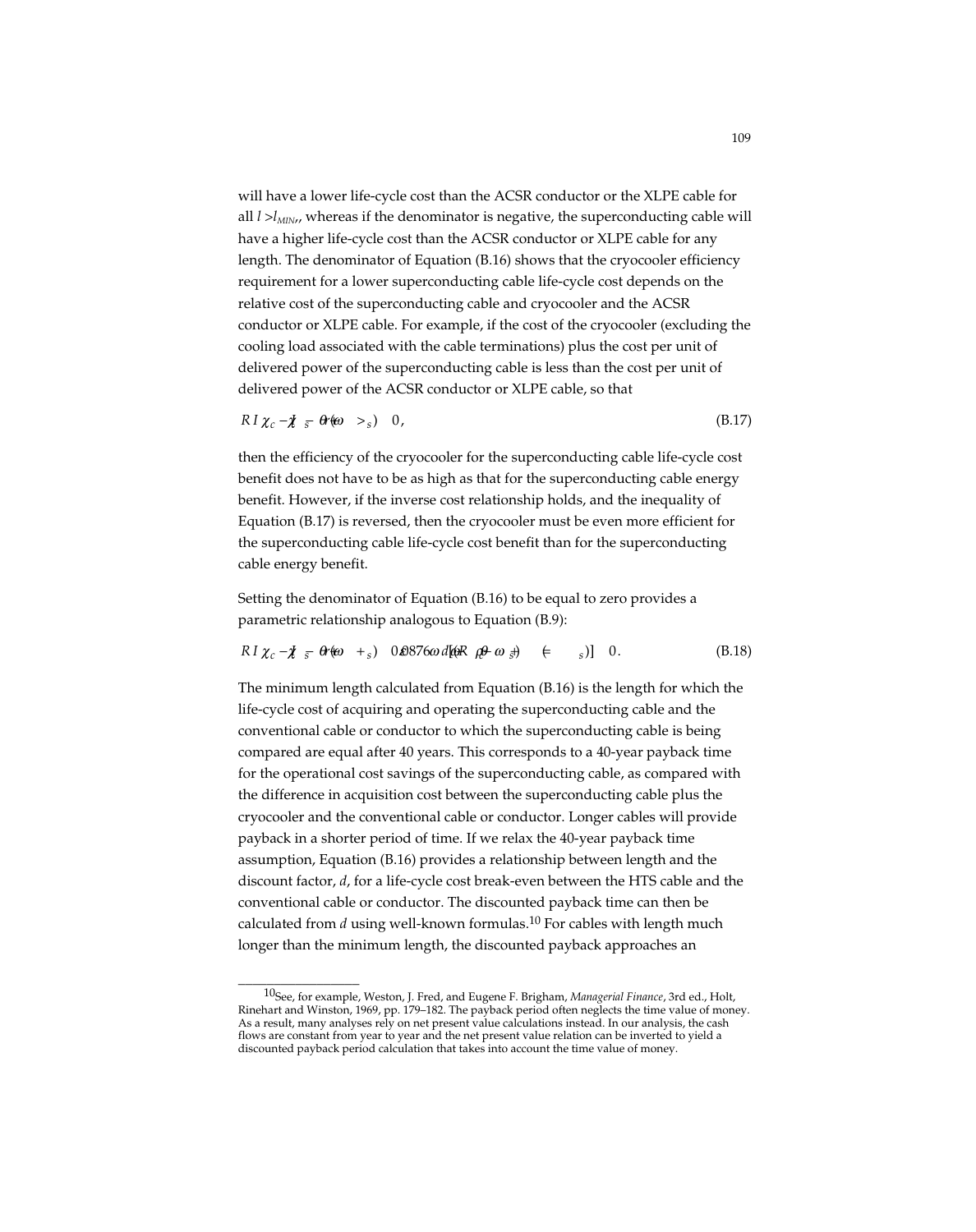will have a lower life-cycle cost than the ACSR conductor or the XLPE cable for all $l > l_{MIN}$, whereas if the denominator is negative, the superconducting cable will have a higher life-cycle cost than the ACSR conductor or XLPE cable for any length. The denominator of Equation (B.16) shows that the cryocooler efficiency requirement for a lower superconducting cable life-cycle cost depends on the relative cost of the superconducting cable and cryocooler and the ACSR conductor or XLPE cable. For example, if the cost of the cryocooler (excluding the cooling load associated with the cable terminations) plus the cost per unit of delivered power of the superconducting cable is less than the cost per unit of delivered power of the ACSR conductor or XLPE cable, so that

$$R I \chi_c + \chi_s - \theta(\omega_r - \omega_s) > 0, \tag{B.17}$$

then the efficiency of the cryocooler for the superconducting cable life-cycle cost benefit does not have to be as high as that for the superconducting cable energy benefit. However, if the inverse cost relationship holds, and the inequality of Equation (B.17) is reversed, then the cryocooler must be even more efficient for the superconducting cable life-cycle cost benefit than for the superconducting cable energy benefit.

Setting the denominator of Equation (B.16) to be equal to zero provides a parametric relationship analogous to Equation (B.9):

$$R I \chi_c + \chi_s - \theta(\omega_r - \omega_s) + 0.0876\, \omega\, d\, [\theta(R_p - \omega_s) - (\ldots_s)] = 0. \tag{B.18}$$

The minimum length calculated from Equation (B.16) is the length for which the life-cycle cost of acquiring and operating the superconducting cable and the conventional cable or conductor to which the superconducting cable is being compared are equal after 40 years. This corresponds to a 40-year payback time for the operational cost savings of the superconducting cable, as compared with the difference in acquisition cost between the superconducting cable plus the cryocooler and the conventional cable or conductor. Longer cables will provide payback in a shorter period of time. If we relax the 40-year payback time assumption, Equation (B.16) provides a relationship between length and the discount factor, $d$, for a life-cycle cost break-even between the HTS cable and the conventional cable or conductor. The discounted payback time can then be calculated from $d$ using well-known formulas.[10] For cables with length much longer than the minimum length, the discounted payback approaches an

---

[10] See, for example, Weston, J. Fred, and Eugene F. Brigham, *Managerial Finance*, 3rd ed., Holt, Rinehart and Winston, 1969, pp. 179–182. The payback period often neglects the time value of money. As a result, many analyses rely on net present value calculations instead. In our analysis, the cash flows are constant from year to year and the net present value relation can be inverted to yield a discounted payback period calculation that takes into account the time value of money.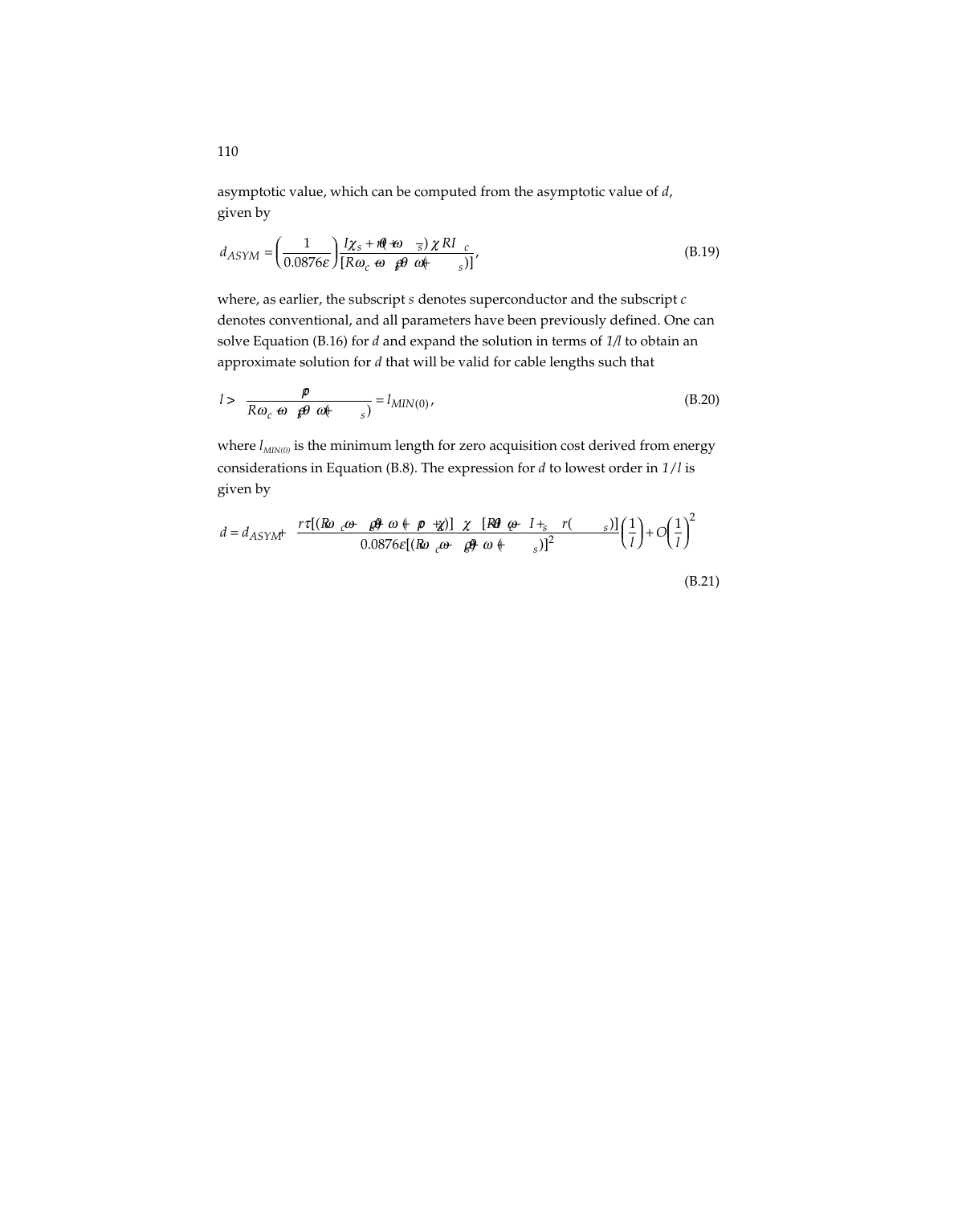asymptotic value, which can be computed from the asymptotic value of *d*, given by

$$d_{ASYM} = \left(\frac{1}{0.0876\varepsilon}\right)\frac{I\chi_s + r\theta(\omega + \omega_s) - \chi RI_c}{[R\omega_c - \omega_s - \rho\theta(\omega + \omega_s)]}, \tag{B.19}$$

where, as earlier, the subscript *s* denotes superconductor and the subscript *c* denotes conventional, and all parameters have been previously defined. One can solve Equation (B.16) for *d* and expand the solution in terms of *1/l* to obtain an approximate solution for *d* that will be valid for cable lengths such that

$$l > \frac{\rho\theta}{R\omega_c - \omega_s - \rho\theta(\omega + \omega_s)} = l_{MIN(0)}, \tag{B.20}$$

where $l_{MIN(0)}$ is the minimum length for zero acquisition cost derived from energy considerations in Equation (B.8). The expression for *d* to lowest order in $1/l$ is given by

$$d = d_{ASYM} + \frac{r\tau[(R\omega_c - \omega_s - \rho\theta(\omega + \omega_s))(\rho + \chi)] - \chi[R\theta(\omega I_s + r(\omega + \omega_s))]}{0.0876\varepsilon[(R\omega_c - \omega_s - \rho\theta(\omega + \omega_s))]^2}\left(\frac{1}{l}\right) + O\left(\frac{1}{l}\right)^2 \tag{B.21}$$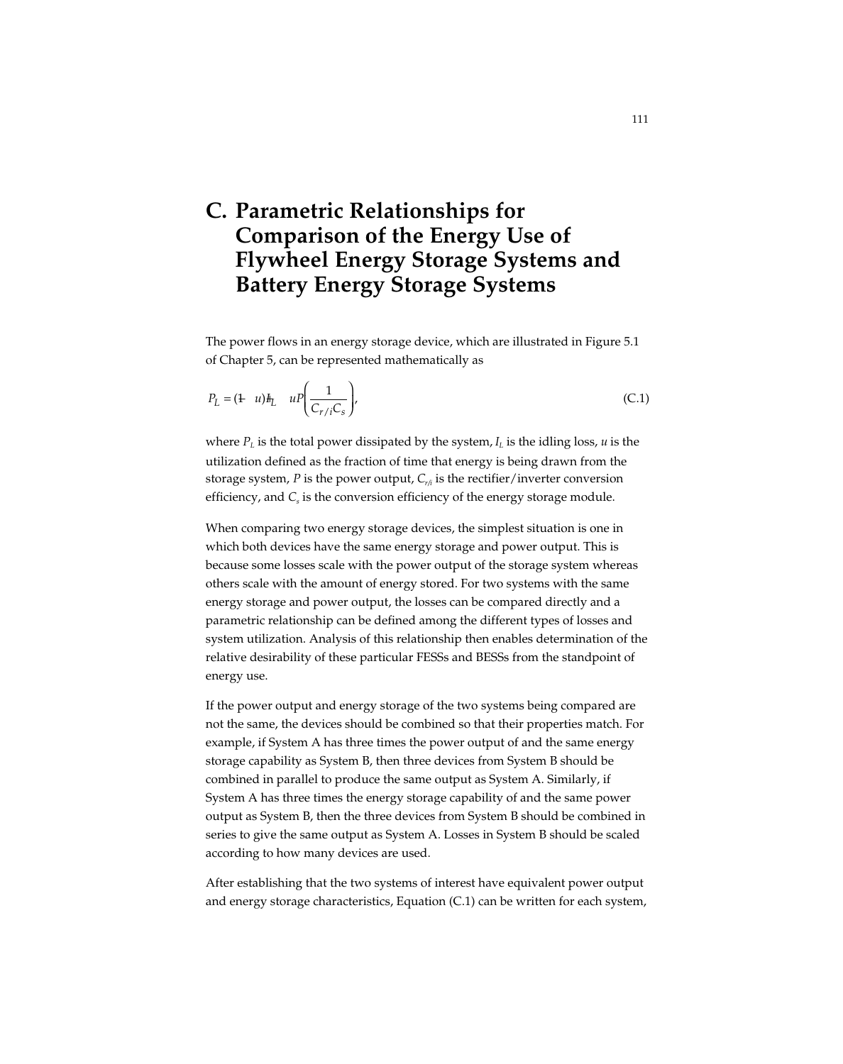# C. Parametric Relationships for Comparison of the Energy Use of Flywheel Energy Storage Systems and Battery Energy Storage Systems

The power flows in an energy storage device, which are illustrated in Figure 5.1 of Chapter 5, can be represented mathematically as

$$P_L = (1 - u)I_L + uP\left(\frac{1}{C_{r/i}C_s}\right), \tag{C.1}$$

where $P_L$ is the total power dissipated by the system, $I_L$ is the idling loss, $u$ is the utilization defined as the fraction of time that energy is being drawn from the storage system, $P$ is the power output, $C_{r/i}$ is the rectifier/inverter conversion efficiency, and $C_s$ is the conversion efficiency of the energy storage module.

When comparing two energy storage devices, the simplest situation is one in which both devices have the same energy storage and power output. This is because some losses scale with the power output of the storage system whereas others scale with the amount of energy stored. For two systems with the same energy storage and power output, the losses can be compared directly and a parametric relationship can be defined among the different types of losses and system utilization. Analysis of this relationship then enables determination of the relative desirability of these particular FESSs and BESSs from the standpoint of energy use.

If the power output and energy storage of the two systems being compared are not the same, the devices should be combined so that their properties match. For example, if System A has three times the power output of and the same energy storage capability as System B, then three devices from System B should be combined in parallel to produce the same output as System A. Similarly, if System A has three times the energy storage capability of and the same power output as System B, then the three devices from System B should be combined in series to give the same output as System A. Losses in System B should be scaled according to how many devices are used.

After establishing that the two systems of interest have equivalent power output and energy storage characteristics, Equation (C.1) can be written for each system,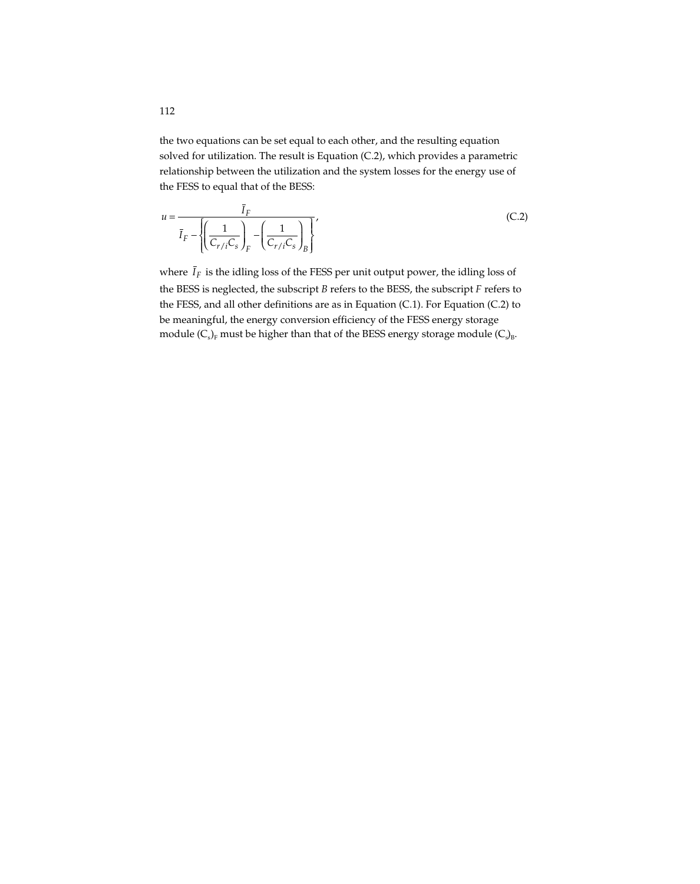the two equations can be set equal to each other, and the resulting equation solved for utilization. The result is Equation (C.2), which provides a parametric relationship between the utilization and the system losses for the energy use of the FESS to equal that of the BESS:

$$u = \frac{\bar{I}_F}{\bar{I}_F - \left\{ \left( \frac{1}{C_{r/i} C_s} \right)_F - \left( \frac{1}{C_{r/i} C_s} \right)_B \right\}}, \tag{C.2}$$

where $\bar{I}_F$ is the idling loss of the FESS per unit output power, the idling loss of the BESS is neglected, the subscript *B* refers to the BESS, the subscript *F* refers to the FESS, and all other definitions are as in Equation (C.1). For Equation (C.2) to be meaningful, the energy conversion efficiency of the FESS energy storage module $(C_s)_F$ must be higher than that of the BESS energy storage module $(C_s)_B$.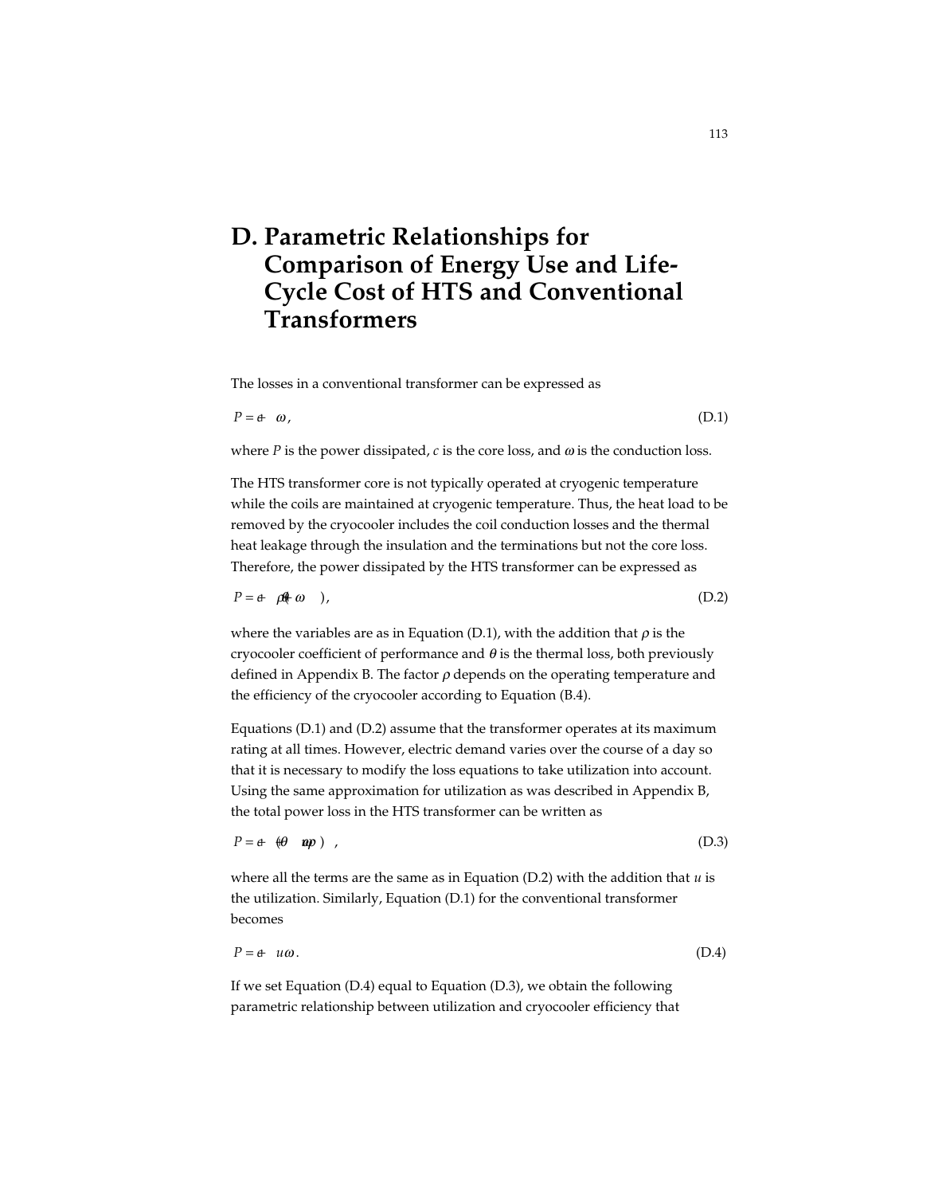# D. Parametric Relationships for Comparison of Energy Use and Life-Cycle Cost of HTS and Conventional Transformers

The losses in a conventional transformer can be expressed as

$$P = c + \omega, \tag{D.1}$$

where $P$ is the power dissipated, $c$ is the core loss, and $\omega$ is the conduction loss.

The HTS transformer core is not typically operated at cryogenic temperature while the coils are maintained at cryogenic temperature. Thus, the heat load to be removed by the cryocooler includes the coil conduction losses and the thermal heat leakage through the insulation and the terminations but not the core loss. Therefore, the power dissipated by the HTS transformer can be expressed as

$$P = c + \rho(\theta + \omega), \tag{D.2}$$

where the variables are as in Equation (D.1), with the addition that $\rho$ is the cryocooler coefficient of performance and $\theta$ is the thermal loss, both previously defined in Appendix B. The factor $\rho$ depends on the operating temperature and the efficiency of the cryocooler according to Equation (B.4).

Equations (D.1) and (D.2) assume that the transformer operates at its maximum rating at all times. However, electric demand varies over the course of a day so that it is necessary to modify the loss equations to take utilization into account. Using the same approximation for utilization as was described in Appendix B, the total power loss in the HTS transformer can be written as

$$P = c + \rho(\theta + u\omega), \tag{D.3}$$

where all the terms are the same as in Equation (D.2) with the addition that $u$ is the utilization. Similarly, Equation (D.1) for the conventional transformer becomes

$$P = c + u\omega. \tag{D.4}$$

If we set Equation (D.4) equal to Equation (D.3), we obtain the following parametric relationship between utilization and cryocooler efficiency that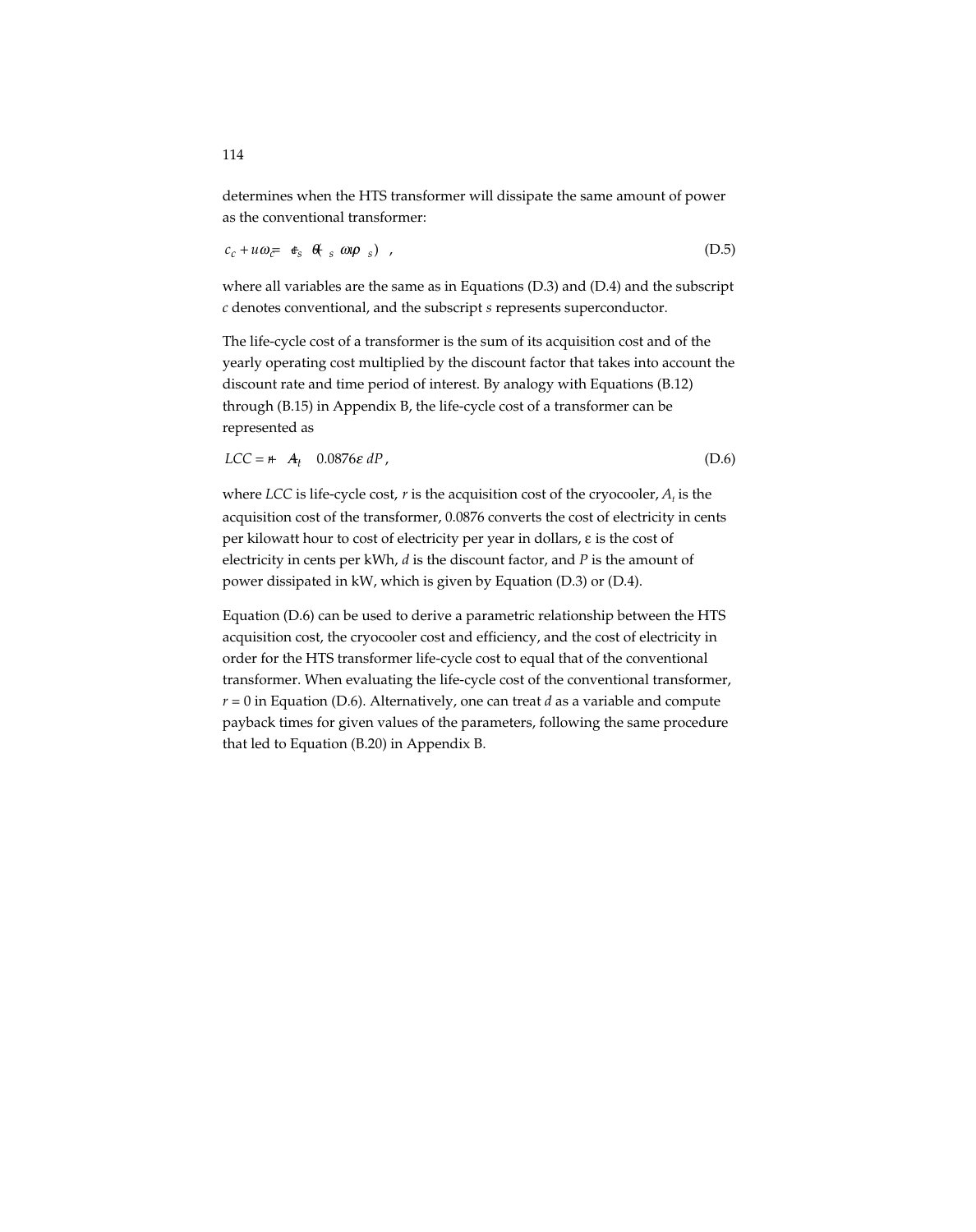determines when the HTS transformer will dissipate the same amount of power as the conventional transformer:

$$c_c + u\omega_c = c_s + \theta(c_s + \omega\rho_s) \quad , \tag{D.5}$$

where all variables are the same as in Equations (D.3) and (D.4) and the subscript *c* denotes conventional, and the subscript *s* represents superconductor.

The life-cycle cost of a transformer is the sum of its acquisition cost and of the yearly operating cost multiplied by the discount factor that takes into account the discount rate and time period of interest. By analogy with Equations (B.12) through (B.15) in Appendix B, the life-cycle cost of a transformer can be represented as

$$LCC = r + A_t + 0.0876\varepsilon\, dP \,, \tag{D.6}$$

where *LCC* is life-cycle cost, *r* is the acquisition cost of the cryocooler, $A_t$ is the acquisition cost of the transformer, 0.0876 converts the cost of electricity in cents per kilowatt hour to cost of electricity per year in dollars, ε is the cost of electricity in cents per kWh, *d* is the discount factor, and *P* is the amount of power dissipated in kW, which is given by Equation (D.3) or (D.4).

Equation (D.6) can be used to derive a parametric relationship between the HTS acquisition cost, the cryocooler cost and efficiency, and the cost of electricity in order for the HTS transformer life-cycle cost to equal that of the conventional transformer. When evaluating the life-cycle cost of the conventional transformer, $r = 0$ in Equation (D.6). Alternatively, one can treat *d* as a variable and compute payback times for given values of the parameters, following the same procedure that led to Equation (B.20) in Appendix B.